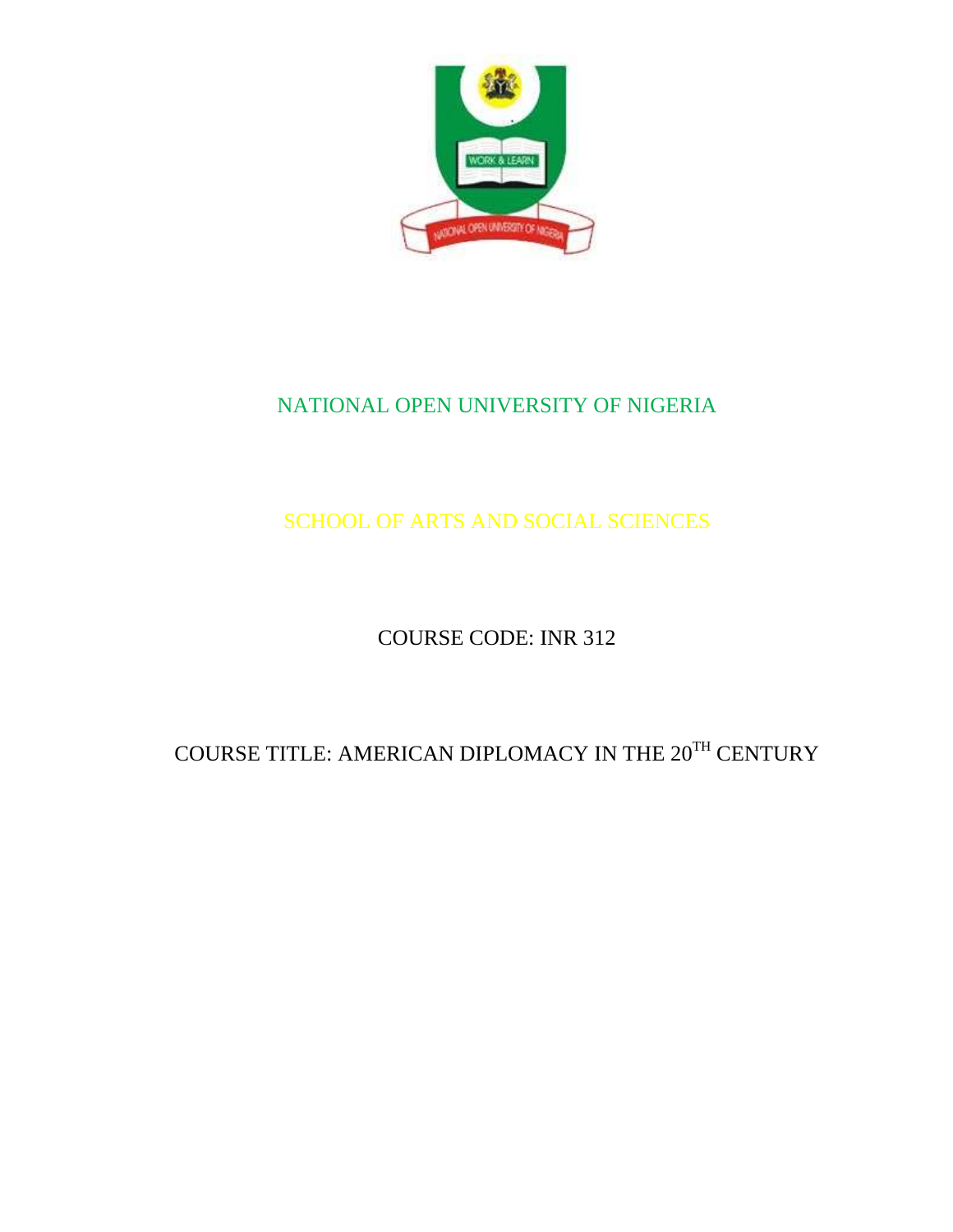NATIONAL OPEN UNIVERSITY OF NIGERIA

SCHOOL OF ARTS AND SOCIAL SCIENCES

COURSE CODE: INR 312

COURSE TITLE: AMERICAN DIPLOMACY IN THE 20TH CENTURY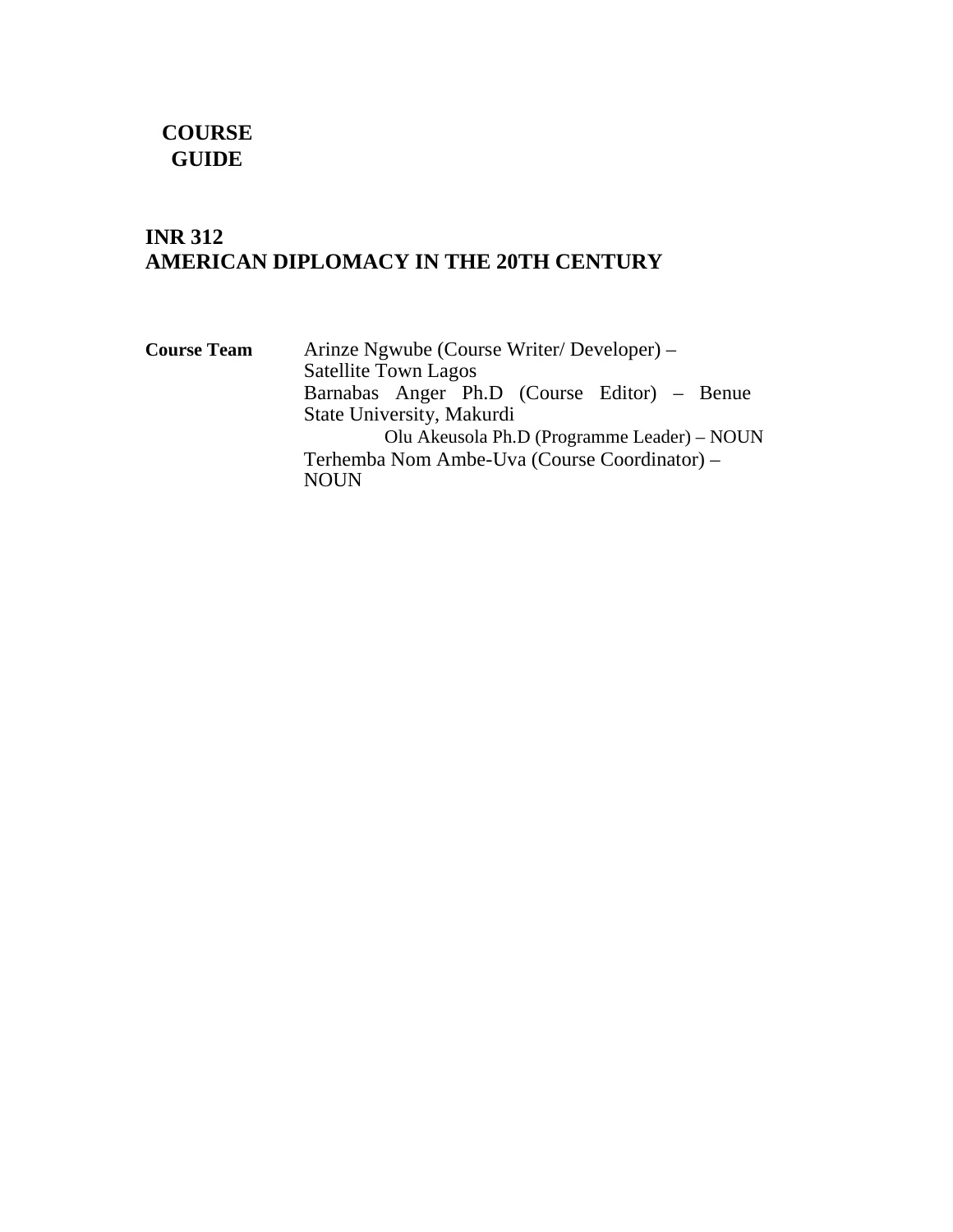# COURSE GUIDE

## INR 312
## AMERICAN DIPLOMACY IN THE 20TH CENTURY

**Course Team**

Arinze Ngwube (Course Writer/ Developer) – Satellite Town Lagos
Barnabas Anger Ph.D (Course Editor) – Benue State University, Makurdi
Olu Akeusola Ph.D (Programme Leader) – NOUN
Terhemba Nom Ambe-Uva (Course Coordinator) – NOUN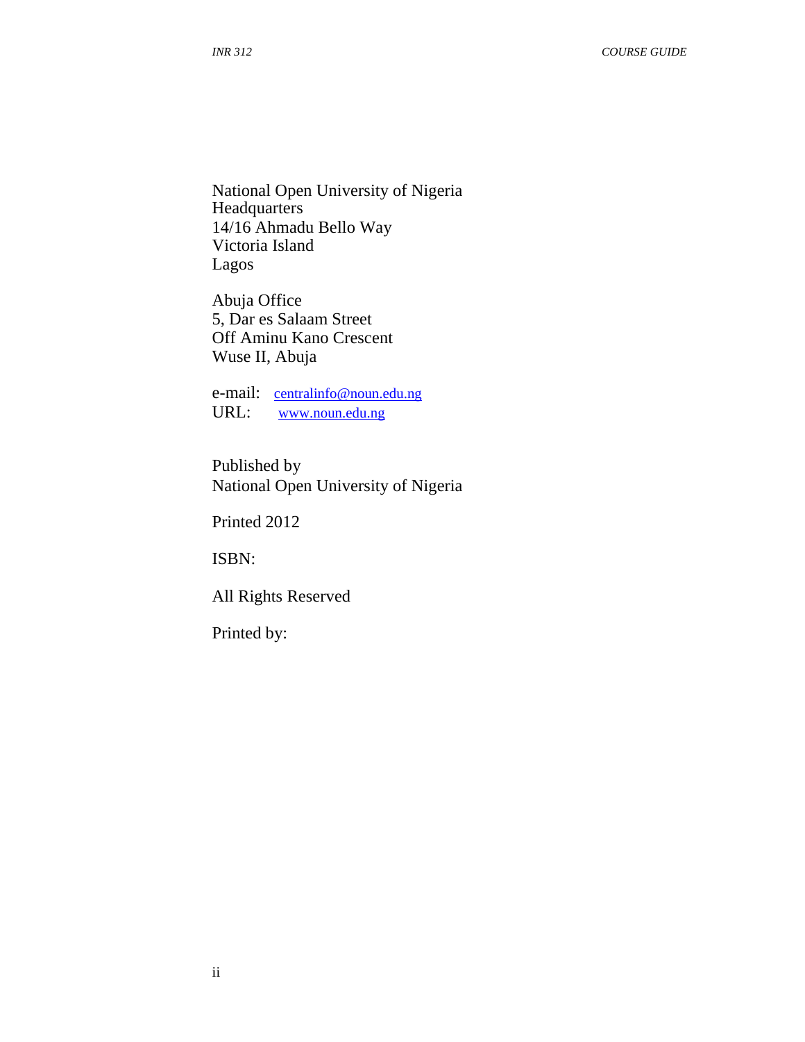National Open University of Nigeria
Headquarters
14/16 Ahmadu Bello Way
Victoria Island
Lagos

Abuja Office
5, Dar es Salaam Street
Off Aminu Kano Crescent
Wuse II, Abuja

e-mail: centralinfo@noun.edu.ng
URL: www.noun.edu.ng

Published by
National Open University of Nigeria

Printed 2012

ISBN:

All Rights Reserved

Printed by: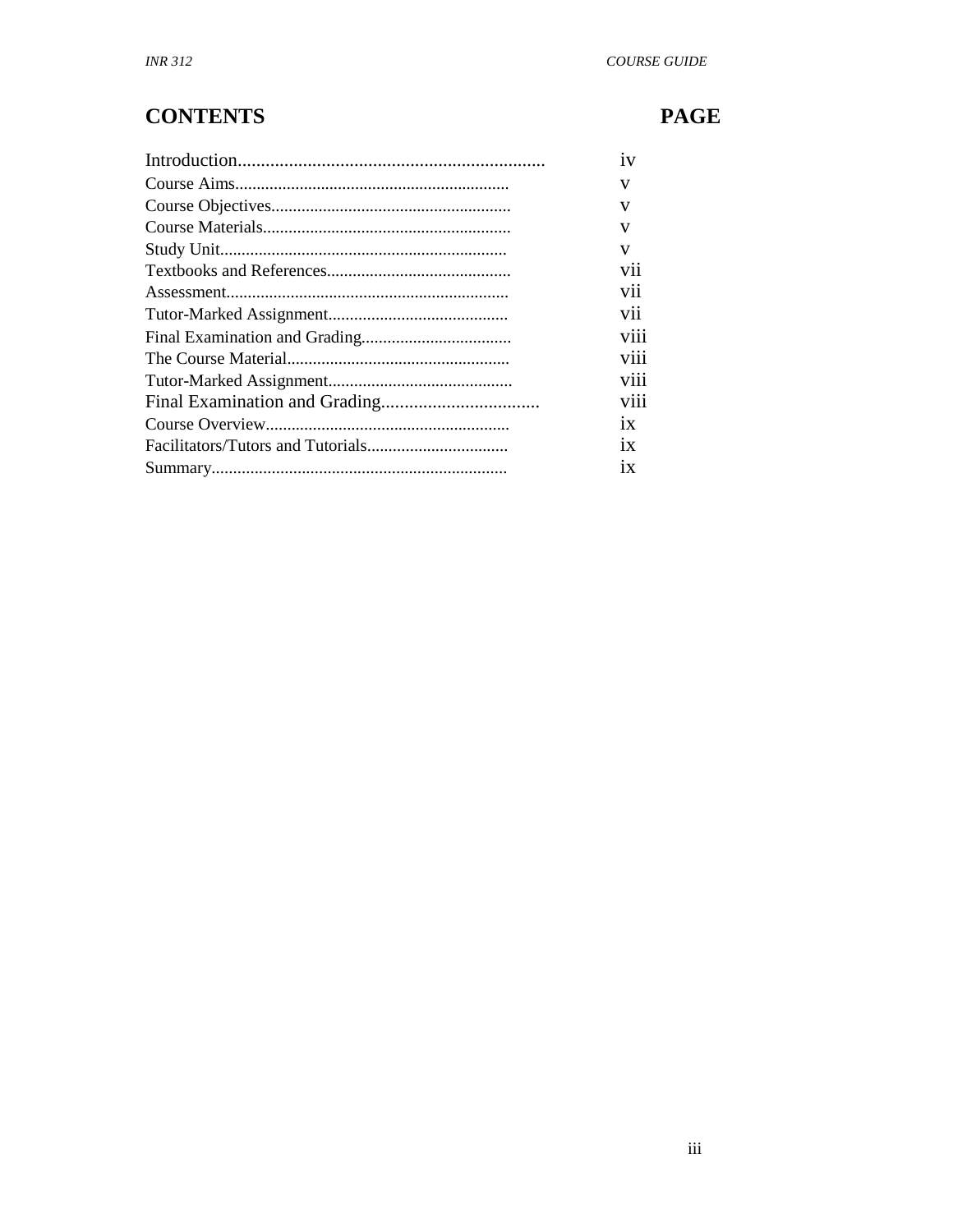# CONTENTS PAGE

| CONTENTS | PAGE |
|---|---|
| Introduction | iv |
| Course Aims | v |
| Course Objectives | v |
| Course Materials | v |
| Study Unit | v |
| Textbooks and References | vii |
| Assessment | vii |
| Tutor-Marked Assignment | vii |
| Final Examination and Grading | viii |
| The Course Material | viii |
| Tutor-Marked Assignment | viii |
| Final Examination and Grading | viii |
| Course Overview | ix |
| Facilitators/Tutors and Tutorials | ix |
| Summary | ix |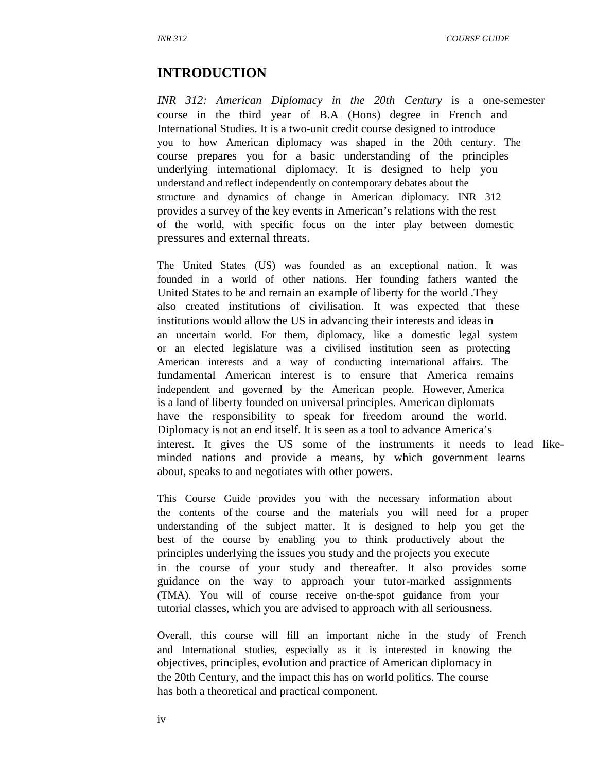# INTRODUCTION

*INR 312: American Diplomacy in the 20th Century* is a one-semester course in the third year of B.A (Hons) degree in French and International Studies. It is a two-unit credit course designed to introduce you to how American diplomacy was shaped in the 20th century. The course prepares you for a basic understanding of the principles underlying international diplomacy. It is designed to help you understand and reflect independently on contemporary debates about the structure and dynamics of change in American diplomacy. INR 312 provides a survey of the key events in American's relations with the rest of the world, with specific focus on the inter play between domestic pressures and external threats.

The United States (US) was founded as an exceptional nation. It was founded in a world of other nations. Her founding fathers wanted the United States to be and remain an example of liberty for the world .They also created institutions of civilisation. It was expected that these institutions would allow the US in advancing their interests and ideas in an uncertain world. For them, diplomacy, like a domestic legal system or an elected legislature was a civilised institution seen as protecting American interests and a way of conducting international affairs. The fundamental American interest is to ensure that America remains independent and governed by the American people. However, America is a land of liberty founded on universal principles. American diplomats have the responsibility to speak for freedom around the world. Diplomacy is not an end itself. It is seen as a tool to advance America's interest. It gives the US some of the instruments it needs to lead like-minded nations and provide a means, by which government learns about, speaks to and negotiates with other powers.

This Course Guide provides you with the necessary information about the contents of the course and the materials you will need for a proper understanding of the subject matter. It is designed to help you get the best of the course by enabling you to think productively about the principles underlying the issues you study and the projects you execute in the course of your study and thereafter. It also provides some guidance on the way to approach your tutor-marked assignments (TMA). You will of course receive on-the-spot guidance from your tutorial classes, which you are advised to approach with all seriousness.

Overall, this course will fill an important niche in the study of French and International studies, especially as it is interested in knowing the objectives, principles, evolution and practice of American diplomacy in the 20th Century, and the impact this has on world politics. The course has both a theoretical and practical component.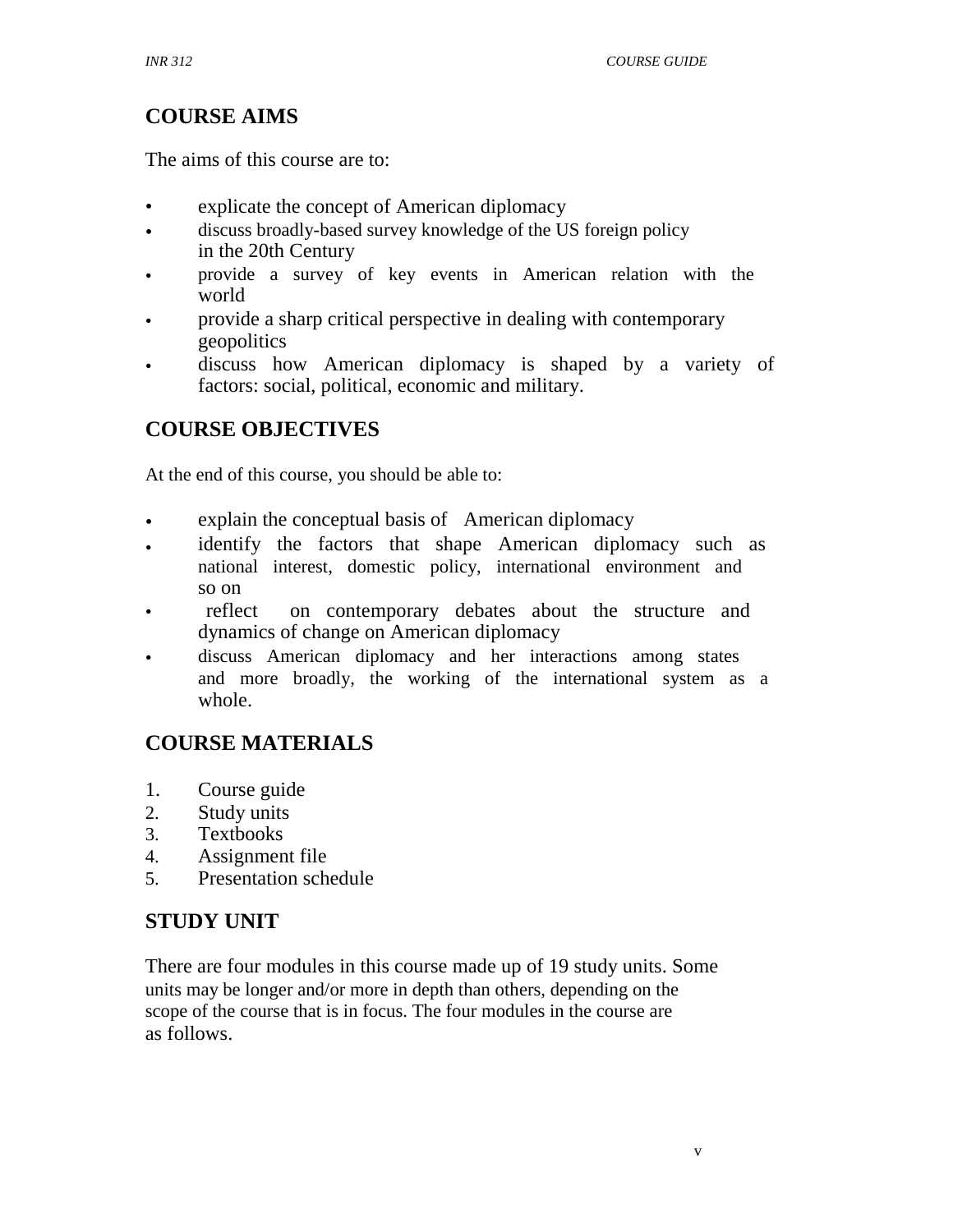## COURSE AIMS

The aims of this course are to:

- explicate the concept of American diplomacy
- discuss broadly-based survey knowledge of the US foreign policy in the 20th Century
- provide a survey of key events in American relation with the world
- provide a sharp critical perspective in dealing with contemporary geopolitics
- discuss how American diplomacy is shaped by a variety of factors: social, political, economic and military.

## COURSE OBJECTIVES

At the end of this course, you should be able to:

- explain the conceptual basis of American diplomacy
- identify the factors that shape American diplomacy such as national interest, domestic policy, international environment and so on
- reflect on contemporary debates about the structure and dynamics of change on American diplomacy
- discuss American diplomacy and her interactions among states and more broadly, the working of the international system as a whole.

## COURSE MATERIALS

1. Course guide
2. Study units
3. Textbooks
4. Assignment file
5. Presentation schedule

## STUDY UNIT

There are four modules in this course made up of 19 study units. Some units may be longer and/or more in depth than others, depending on the scope of the course that is in focus. The four modules in the course are as follows.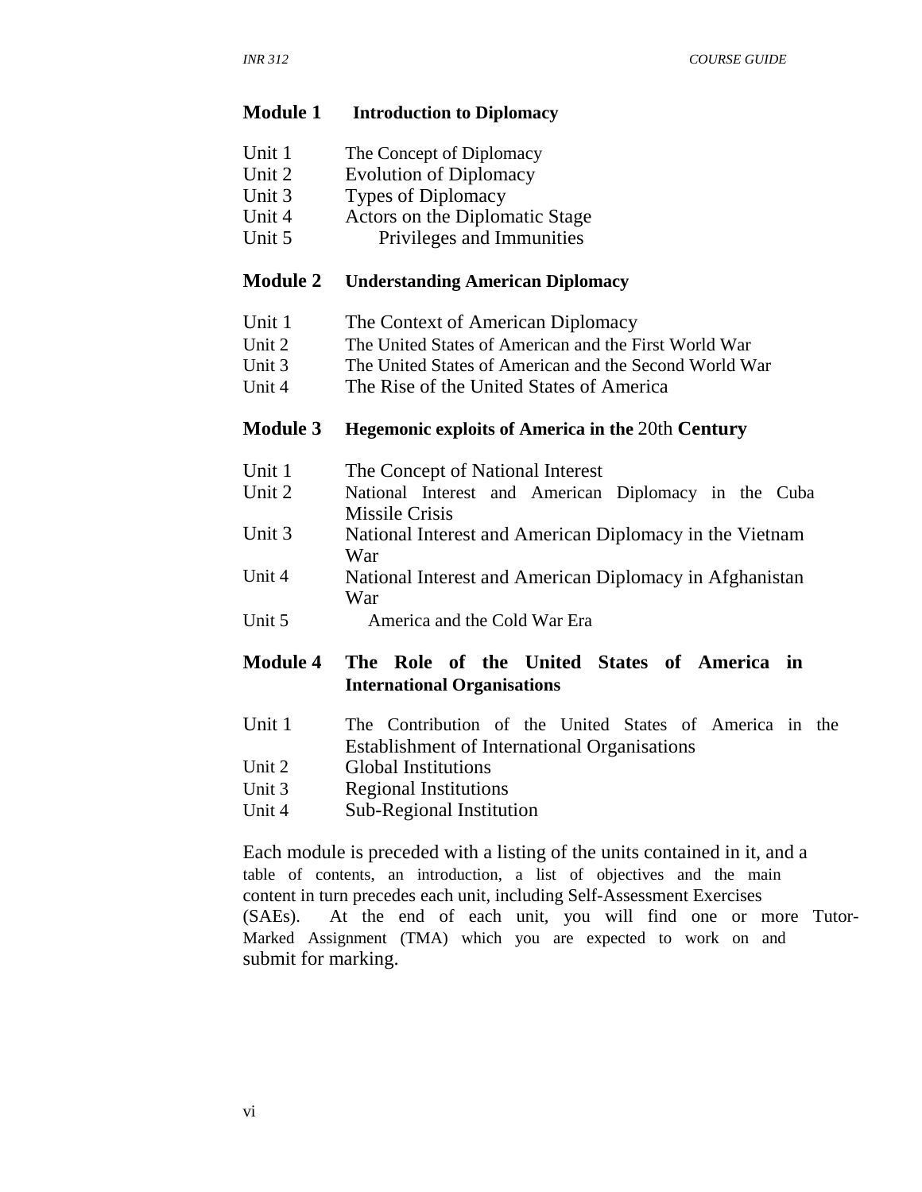**Module 1 Introduction to Diplomacy**

Unit 1 The Concept of Diplomacy
Unit 2 Evolution of Diplomacy
Unit 3 Types of Diplomacy
Unit 4 Actors on the Diplomatic Stage
Unit 5 Privileges and Immunities

**Module 2 Understanding American Diplomacy**

Unit 1 The Context of American Diplomacy
Unit 2 The United States of American and the First World War
Unit 3 The United States of American and the Second World War
Unit 4 The Rise of the United States of America

**Module 3 Hegemonic exploits of America in the 20th Century**

Unit 1 The Concept of National Interest
Unit 2 National Interest and American Diplomacy in the Cuba Missile Crisis
Unit 3 National Interest and American Diplomacy in the Vietnam War
Unit 4 National Interest and American Diplomacy in Afghanistan War
Unit 5 America and the Cold War Era

**Module 4 The Role of the United States of America in International Organisations**

Unit 1 The Contribution of the United States of America in the Establishment of International Organisations
Unit 2 Global Institutions
Unit 3 Regional Institutions
Unit 4 Sub-Regional Institution

Each module is preceded with a listing of the units contained in it, and a table of contents, an introduction, a list of objectives and the main content in turn precedes each unit, including Self-Assessment Exercises (SAEs). At the end of each unit, you will find one or more Tutor-Marked Assignment (TMA) which you are expected to work on and submit for marking.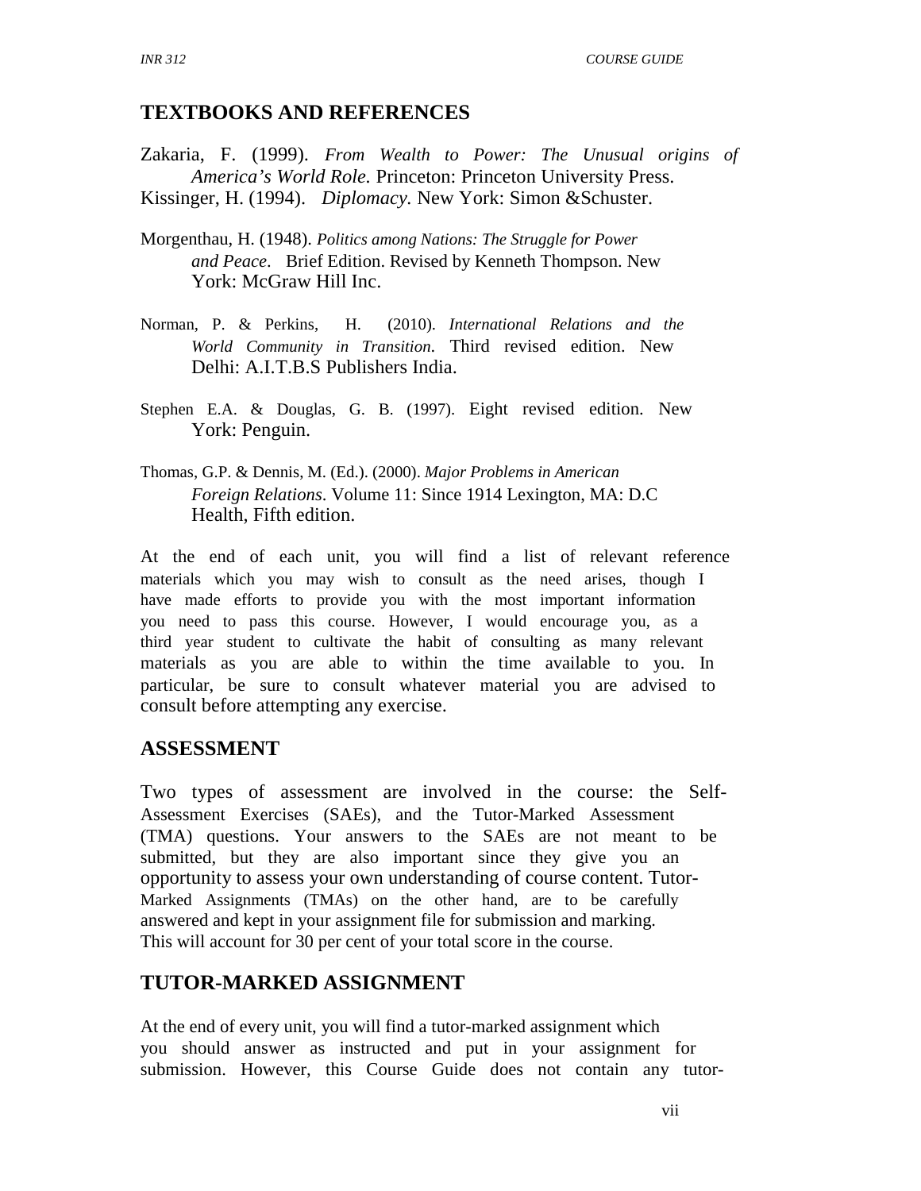## TEXTBOOKS AND REFERENCES

Zakaria, F. (1999). *From Wealth to Power: The Unusual origins of America's World Role.* Princeton: Princeton University Press.

Kissinger, H. (1994). *Diplomacy.* New York: Simon &Schuster.

Morgenthau, H. (1948). *Politics among Nations: The Struggle for Power and Peace*. Brief Edition. Revised by Kenneth Thompson. New York: McGraw Hill Inc.

Norman, P. & Perkins, H. (2010). *International Relations and the World Community in Transition*. Third revised edition. New Delhi: A.I.T.B.S Publishers India.

Stephen E.A. & Douglas, G. B. (1997). Eight revised edition. New York: Penguin.

Thomas, G.P. & Dennis, M. (Ed.). (2000). *Major Problems in American Foreign Relations*. Volume 11: Since 1914 Lexington, MA: D.C Health, Fifth edition.

At the end of each unit, you will find a list of relevant reference materials which you may wish to consult as the need arises, though I have made efforts to provide you with the most important information you need to pass this course. However, I would encourage you, as a third year student to cultivate the habit of consulting as many relevant materials as you are able to within the time available to you. In particular, be sure to consult whatever material you are advised to consult before attempting any exercise.

## ASSESSMENT

Two types of assessment are involved in the course: the Self-Assessment Exercises (SAEs), and the Tutor-Marked Assessment (TMA) questions. Your answers to the SAEs are not meant to be submitted, but they are also important since they give you an opportunity to assess your own understanding of course content. Tutor-Marked Assignments (TMAs) on the other hand, are to be carefully answered and kept in your assignment file for submission and marking. This will account for 30 per cent of your total score in the course.

## TUTOR-MARKED ASSIGNMENT

At the end of every unit, you will find a tutor-marked assignment which you should answer as instructed and put in your assignment for submission. However, this Course Guide does not contain any tutor-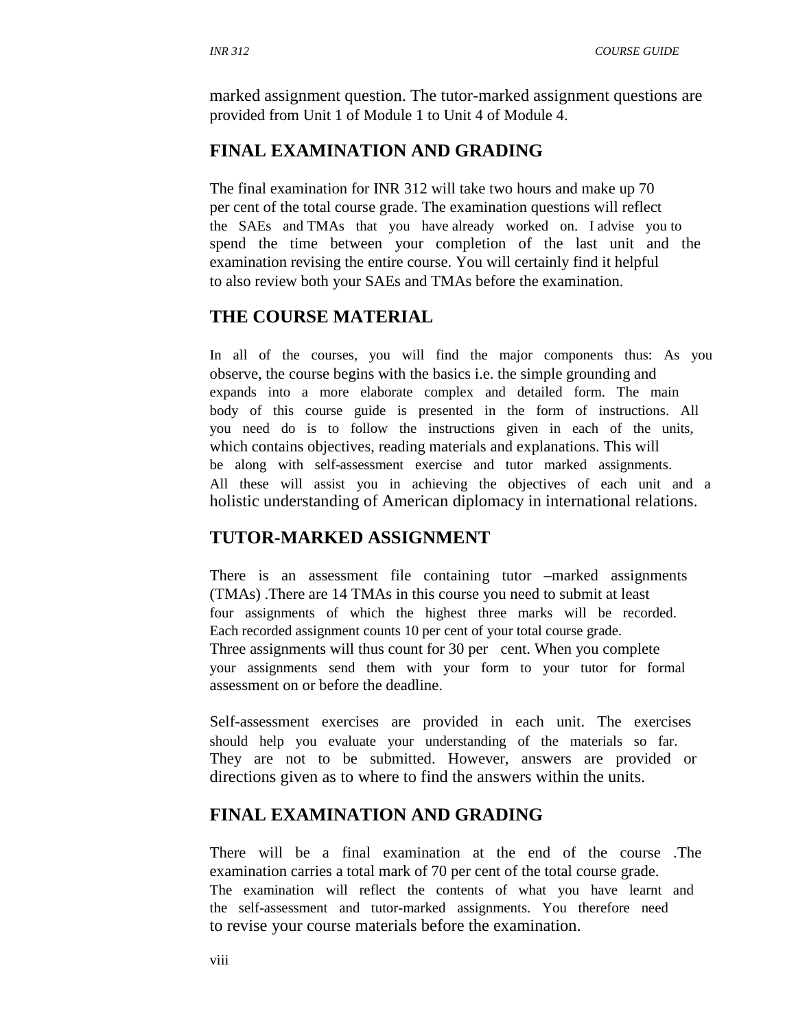marked assignment question. The tutor-marked assignment questions are provided from Unit 1 of Module 1 to Unit 4 of Module 4.

## FINAL EXAMINATION AND GRADING

The final examination for INR 312 will take two hours and make up 70 per cent of the total course grade. The examination questions will reflect the SAEs and TMAs that you have already worked on. I advise you to spend the time between your completion of the last unit and the examination revising the entire course. You will certainly find it helpful to also review both your SAEs and TMAs before the examination.

## THE COURSE MATERIAL

In all of the courses, you will find the major components thus: As you observe, the course begins with the basics i.e. the simple grounding and expands into a more elaborate complex and detailed form. The main body of this course guide is presented in the form of instructions. All you need do is to follow the instructions given in each of the units, which contains objectives, reading materials and explanations. This will be along with self-assessment exercise and tutor marked assignments. All these will assist you in achieving the objectives of each unit and a holistic understanding of American diplomacy in international relations.

## TUTOR-MARKED ASSIGNMENT

There is an assessment file containing tutor –marked assignments (TMAs) .There are 14 TMAs in this course you need to submit at least four assignments of which the highest three marks will be recorded. Each recorded assignment counts 10 per cent of your total course grade. Three assignments will thus count for 30 per cent. When you complete your assignments send them with your form to your tutor for formal assessment on or before the deadline.

Self-assessment exercises are provided in each unit. The exercises should help you evaluate your understanding of the materials so far. They are not to be submitted. However, answers are provided or directions given as to where to find the answers within the units.

## FINAL EXAMINATION AND GRADING

There will be a final examination at the end of the course .The examination carries a total mark of 70 per cent of the total course grade. The examination will reflect the contents of what you have learnt and the self-assessment and tutor-marked assignments. You therefore need to revise your course materials before the examination.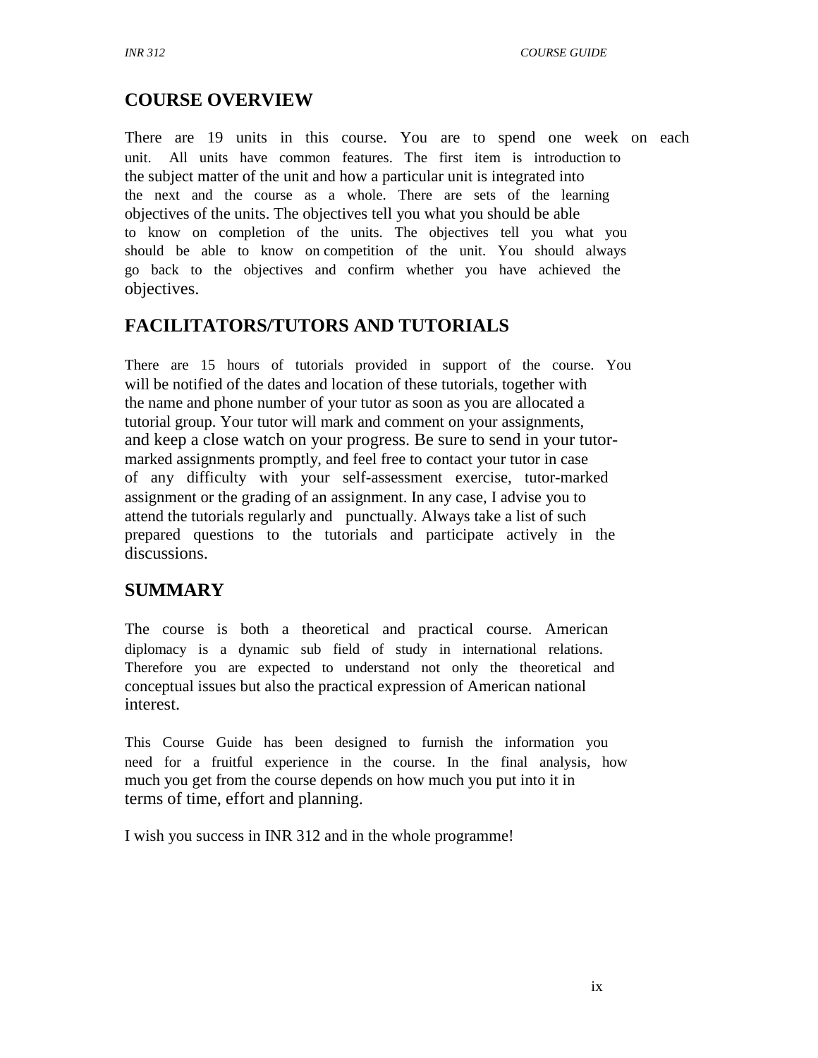## COURSE OVERVIEW

There are 19 units in this course. You are to spend one week on each unit. All units have common features. The first item is introduction to the subject matter of the unit and how a particular unit is integrated into the next and the course as a whole. There are sets of the learning objectives of the units. The objectives tell you what you should be able to know on completion of the units. The objectives tell you what you should be able to know on competition of the unit. You should always go back to the objectives and confirm whether you have achieved the objectives.

## FACILITATORS/TUTORS AND TUTORIALS

There are 15 hours of tutorials provided in support of the course. You will be notified of the dates and location of these tutorials, together with the name and phone number of your tutor as soon as you are allocated a tutorial group. Your tutor will mark and comment on your assignments, and keep a close watch on your progress. Be sure to send in your tutor-marked assignments promptly, and feel free to contact your tutor in case of any difficulty with your self-assessment exercise, tutor-marked assignment or the grading of an assignment. In any case, I advise you to attend the tutorials regularly and punctually. Always take a list of such prepared questions to the tutorials and participate actively in the discussions.

## SUMMARY

The course is both a theoretical and practical course. American diplomacy is a dynamic sub field of study in international relations. Therefore you are expected to understand not only the theoretical and conceptual issues but also the practical expression of American national interest.

This Course Guide has been designed to furnish the information you need for a fruitful experience in the course. In the final analysis, how much you get from the course depends on how much you put into it in terms of time, effort and planning.

I wish you success in INR 312 and in the whole programme!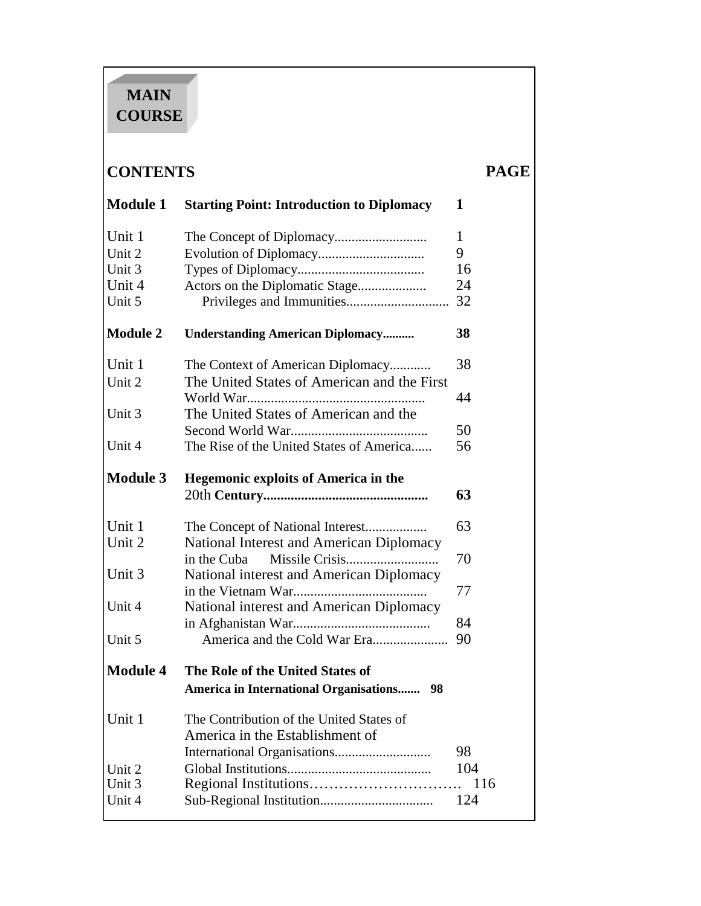# MAIN COURSE

| CONTENTS | | PAGE |
|---|---|---|
| **Module 1** | **Starting Point: Introduction to Diplomacy** | **1** |
| Unit 1 | The Concept of Diplomacy........................... | 1 |
| Unit 2 | Evolution of Diplomacy............................... | 9 |
| Unit 3 | Types of Diplomacy..................................... | 16 |
| Unit 4 | Actors on the Diplomatic Stage.................... | 24 |
| Unit 5 | Privileges and Immunities.............................. | 32 |
| **Module 2** | **Understanding American Diplomacy..........** | **38** |
| Unit 1 | The Context of American Diplomacy............ | 38 |
| Unit 2 | The United States of American and the First World War.................................................... | 44 |
| Unit 3 | The United States of American and the Second World War........................................ | 50 |
| Unit 4 | The Rise of the United States of America...... | 56 |
| **Module 3** | **Hegemonic exploits of America in the 20th Century...............................................** | **63** |
| Unit 1 | The Concept of National Interest.................. | 63 |
| Unit 2 | National Interest and American Diplomacy in the Cuba Missile Crisis........................... | 70 |
| Unit 3 | National interest and American Diplomacy in the Vietnam War....................................... | 77 |
| Unit 4 | National interest and American Diplomacy in Afghanistan War........................................ | 84 |
| Unit 5 | America and the Cold War Era...................... | 90 |
| **Module 4** | **The Role of the United States of America in International Organisations.......** | **98** |
| Unit 1 | The Contribution of the United States of America in the Establishment of International Organisations............................ | 98 |
| Unit 2 | Global Institutions.......................................... | 104 |
| Unit 3 | Regional Institutions………………………… | 116 |
| Unit 4 | Sub-Regional Institution................................. | 124 |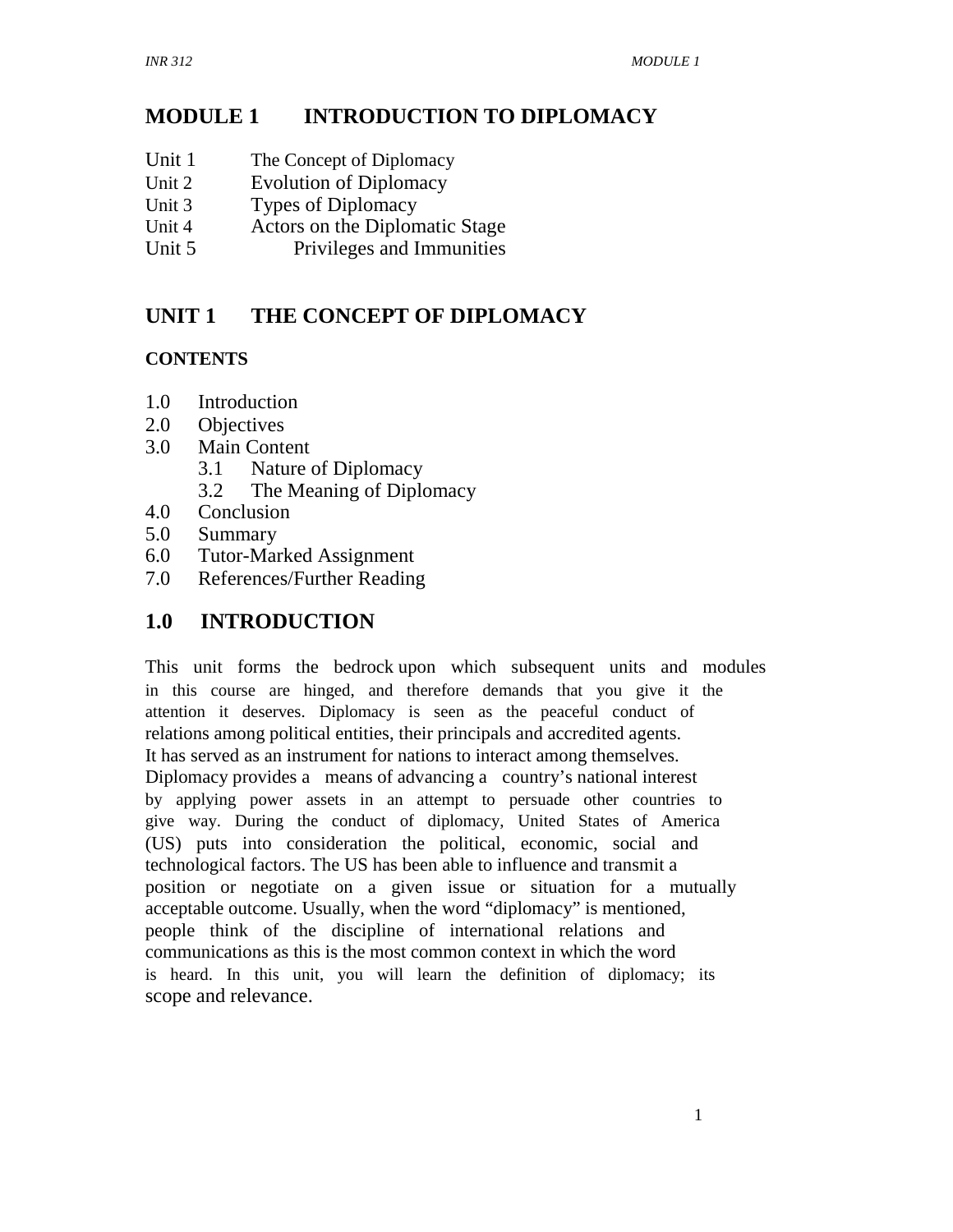# MODULE 1 INTRODUCTION TO DIPLOMACY

Unit 1 The Concept of Diplomacy
Unit 2 Evolution of Diplomacy
Unit 3 Types of Diplomacy
Unit 4 Actors on the Diplomatic Stage
Unit 5 Privileges and Immunities

## UNIT 1 THE CONCEPT OF DIPLOMACY

**CONTENTS**

1.0 Introduction
2.0 Objectives
3.0 Main Content
  3.1 Nature of Diplomacy
  3.2 The Meaning of Diplomacy
4.0 Conclusion
5.0 Summary
6.0 Tutor-Marked Assignment
7.0 References/Further Reading

## 1.0 INTRODUCTION

This unit forms the bedrock upon which subsequent units and modules in this course are hinged, and therefore demands that you give it the attention it deserves. Diplomacy is seen as the peaceful conduct of relations among political entities, their principals and accredited agents. It has served as an instrument for nations to interact among themselves. Diplomacy provides a means of advancing a country's national interest by applying power assets in an attempt to persuade other countries to give way. During the conduct of diplomacy, United States of America (US) puts into consideration the political, economic, social and technological factors. The US has been able to influence and transmit a position or negotiate on a given issue or situation for a mutually acceptable outcome. Usually, when the word "diplomacy" is mentioned, people think of the discipline of international relations and communications as this is the most common context in which the word is heard. In this unit, you will learn the definition of diplomacy; its scope and relevance.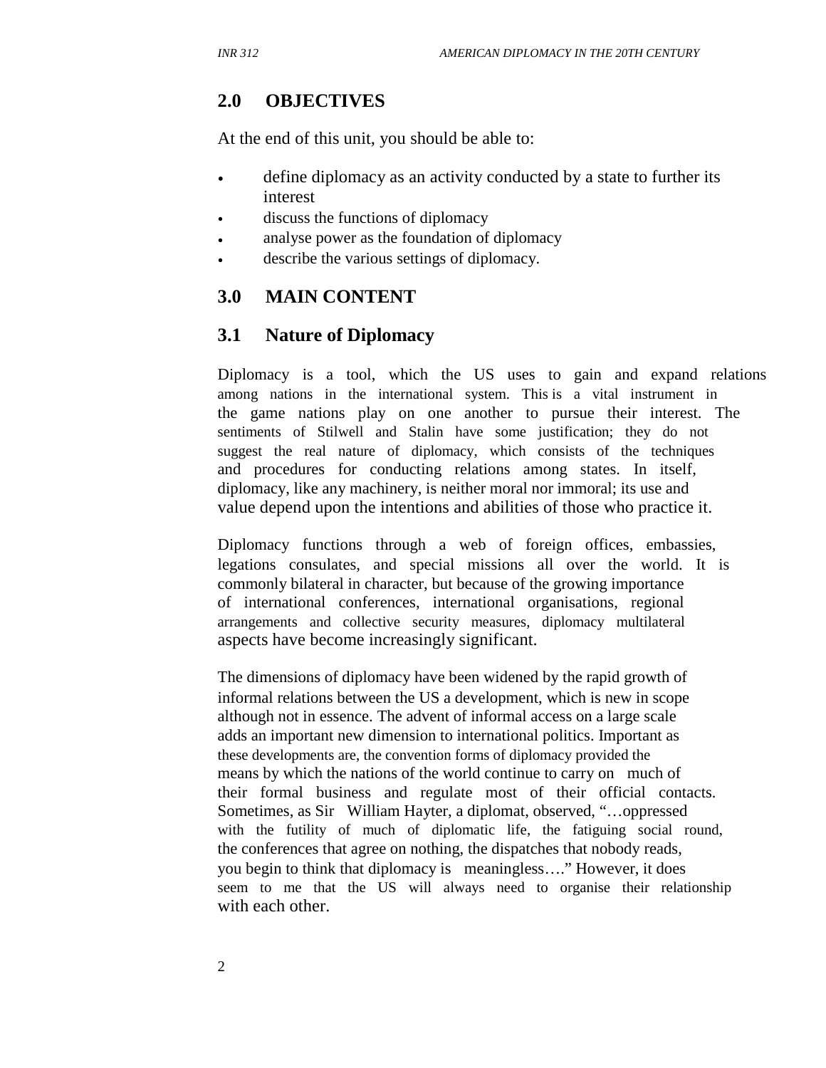## 2.0 OBJECTIVES

At the end of this unit, you should be able to:

- define diplomacy as an activity conducted by a state to further its interest
- discuss the functions of diplomacy
- analyse power as the foundation of diplomacy
- describe the various settings of diplomacy.

## 3.0 MAIN CONTENT

### 3.1 Nature of Diplomacy

Diplomacy is a tool, which the US uses to gain and expand relations among nations in the international system. This is a vital instrument in the game nations play on one another to pursue their interest. The sentiments of Stilwell and Stalin have some justification; they do not suggest the real nature of diplomacy, which consists of the techniques and procedures for conducting relations among states. In itself, diplomacy, like any machinery, is neither moral nor immoral; its use and value depend upon the intentions and abilities of those who practice it.

Diplomacy functions through a web of foreign offices, embassies, legations consulates, and special missions all over the world. It is commonly bilateral in character, but because of the growing importance of international conferences, international organisations, regional arrangements and collective security measures, diplomacy multilateral aspects have become increasingly significant.

The dimensions of diplomacy have been widened by the rapid growth of informal relations between the US a development, which is new in scope although not in essence. The advent of informal access on a large scale adds an important new dimension to international politics. Important as these developments are, the convention forms of diplomacy provided the means by which the nations of the world continue to carry on much of their formal business and regulate most of their official contacts. Sometimes, as Sir William Hayter, a diplomat, observed, "…oppressed with the futility of much of diplomatic life, the fatiguing social round, the conferences that agree on nothing, the dispatches that nobody reads, you begin to think that diplomacy is meaningless…." However, it does seem to me that the US will always need to organise their relationship with each other.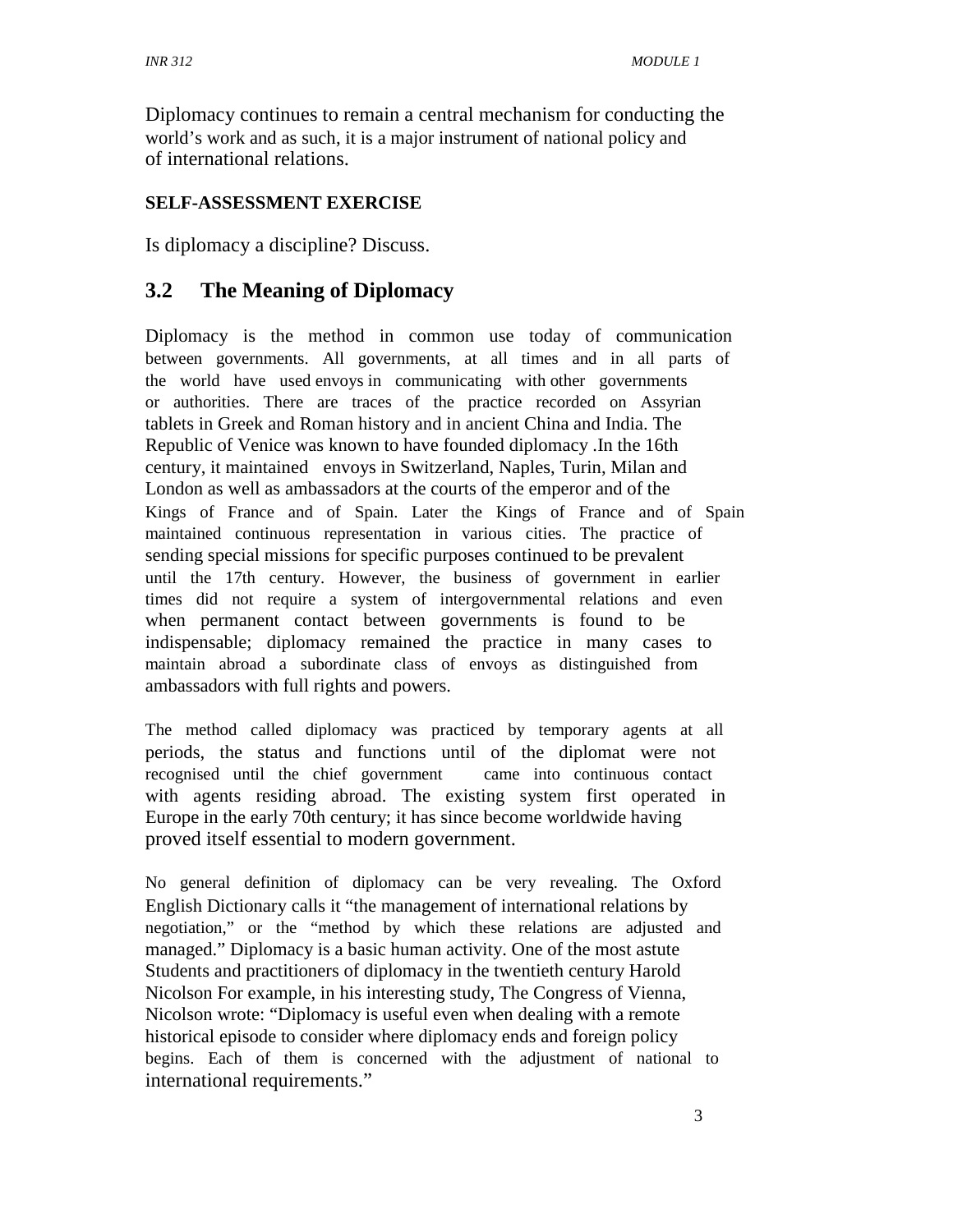Diplomacy continues to remain a central mechanism for conducting the world's work and as such, it is a major instrument of national policy and of international relations.

**SELF-ASSESSMENT EXERCISE**

Is diplomacy a discipline? Discuss.

## 3.2 The Meaning of Diplomacy

Diplomacy is the method in common use today of communication between governments. All governments, at all times and in all parts of the world have used envoys in communicating with other governments or authorities. There are traces of the practice recorded on Assyrian tablets in Greek and Roman history and in ancient China and India. The Republic of Venice was known to have founded diplomacy .In the 16th century, it maintained envoys in Switzerland, Naples, Turin, Milan and London as well as ambassadors at the courts of the emperor and of the Kings of France and of Spain. Later the Kings of France and of Spain maintained continuous representation in various cities. The practice of sending special missions for specific purposes continued to be prevalent until the 17th century. However, the business of government in earlier times did not require a system of intergovernmental relations and even when permanent contact between governments is found to be indispensable; diplomacy remained the practice in many cases to maintain abroad a subordinate class of envoys as distinguished from ambassadors with full rights and powers.

The method called diplomacy was practiced by temporary agents at all periods, the status and functions until of the diplomat were not recognised until the chief government came into continuous contact with agents residing abroad. The existing system first operated in Europe in the early 70th century; it has since become worldwide having proved itself essential to modern government.

No general definition of diplomacy can be very revealing. The Oxford English Dictionary calls it "the management of international relations by negotiation," or the "method by which these relations are adjusted and managed." Diplomacy is a basic human activity. One of the most astute Students and practitioners of diplomacy in the twentieth century Harold Nicolson For example, in his interesting study, The Congress of Vienna, Nicolson wrote: "Diplomacy is useful even when dealing with a remote historical episode to consider where diplomacy ends and foreign policy begins. Each of them is concerned with the adjustment of national to international requirements."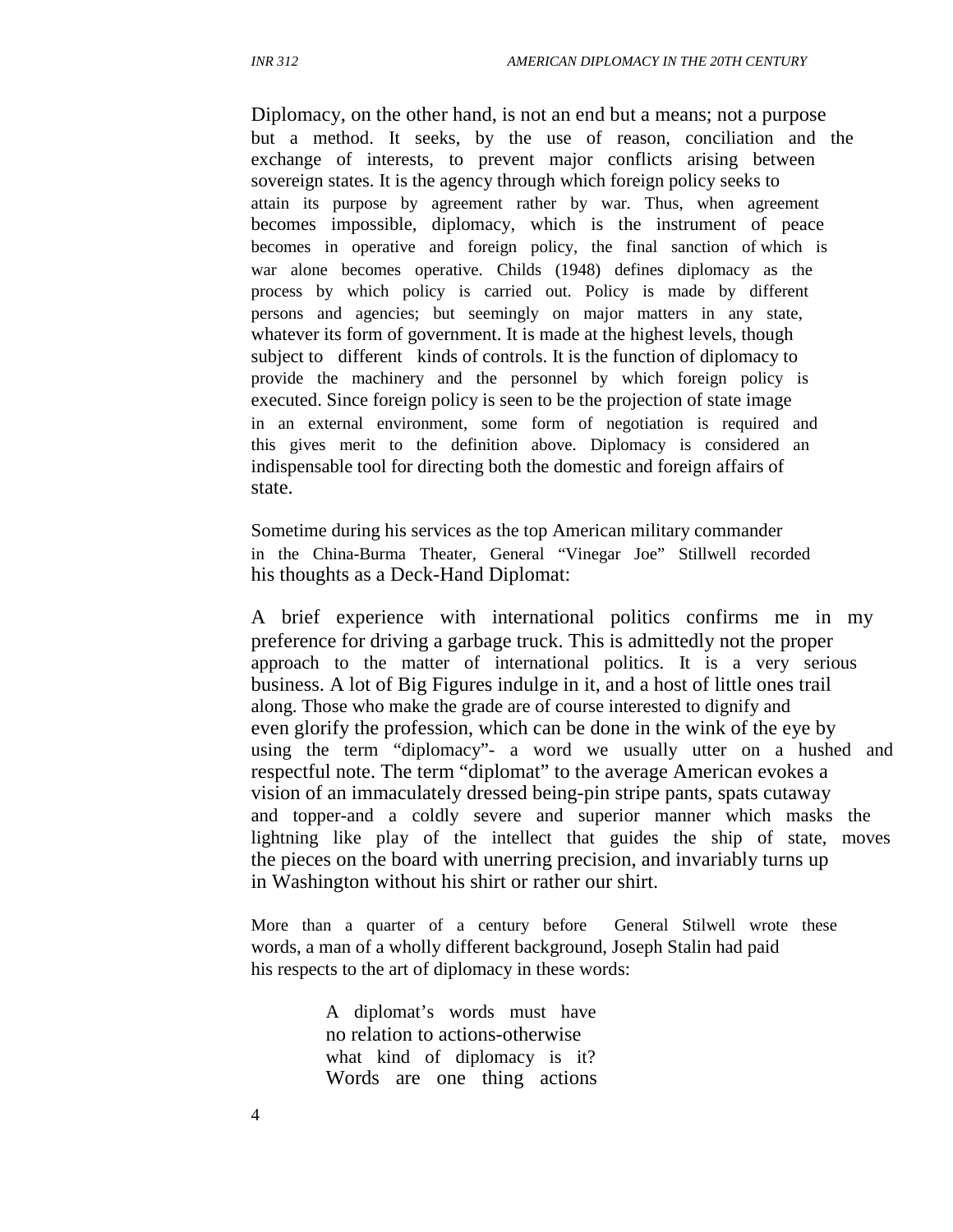Diplomacy, on the other hand, is not an end but a means; not a purpose but a method. It seeks, by the use of reason, conciliation and the exchange of interests, to prevent major conflicts arising between sovereign states. It is the agency through which foreign policy seeks to attain its purpose by agreement rather by war. Thus, when agreement becomes impossible, diplomacy, which is the instrument of peace becomes in operative and foreign policy, the final sanction of which is war alone becomes operative. Childs (1948) defines diplomacy as the process by which policy is carried out. Policy is made by different persons and agencies; but seemingly on major matters in any state, whatever its form of government. It is made at the highest levels, though subject to different kinds of controls. It is the function of diplomacy to provide the machinery and the personnel by which foreign policy is executed. Since foreign policy is seen to be the projection of state image in an external environment, some form of negotiation is required and this gives merit to the definition above. Diplomacy is considered an indispensable tool for directing both the domestic and foreign affairs of state.

Sometime during his services as the top American military commander in the China-Burma Theater, General "Vinegar Joe" Stillwell recorded his thoughts as a Deck-Hand Diplomat:

A brief experience with international politics confirms me in my preference for driving a garbage truck. This is admittedly not the proper approach to the matter of international politics. It is a very serious business. A lot of Big Figures indulge in it, and a host of little ones trail along. Those who make the grade are of course interested to dignify and even glorify the profession, which can be done in the wink of the eye by using the term "diplomacy"- a word we usually utter on a hushed and respectful note. The term "diplomat" to the average American evokes a vision of an immaculately dressed being-pin stripe pants, spats cutaway and topper-and a coldly severe and superior manner which masks the lightning like play of the intellect that guides the ship of state, moves the pieces on the board with unerring precision, and invariably turns up in Washington without his shirt or rather our shirt.

More than a quarter of a century before General Stilwell wrote these words, a man of a wholly different background, Joseph Stalin had paid his respects to the art of diplomacy in these words:

> A diplomat's words must have no relation to actions-otherwise what kind of diplomacy is it? Words are one thing actions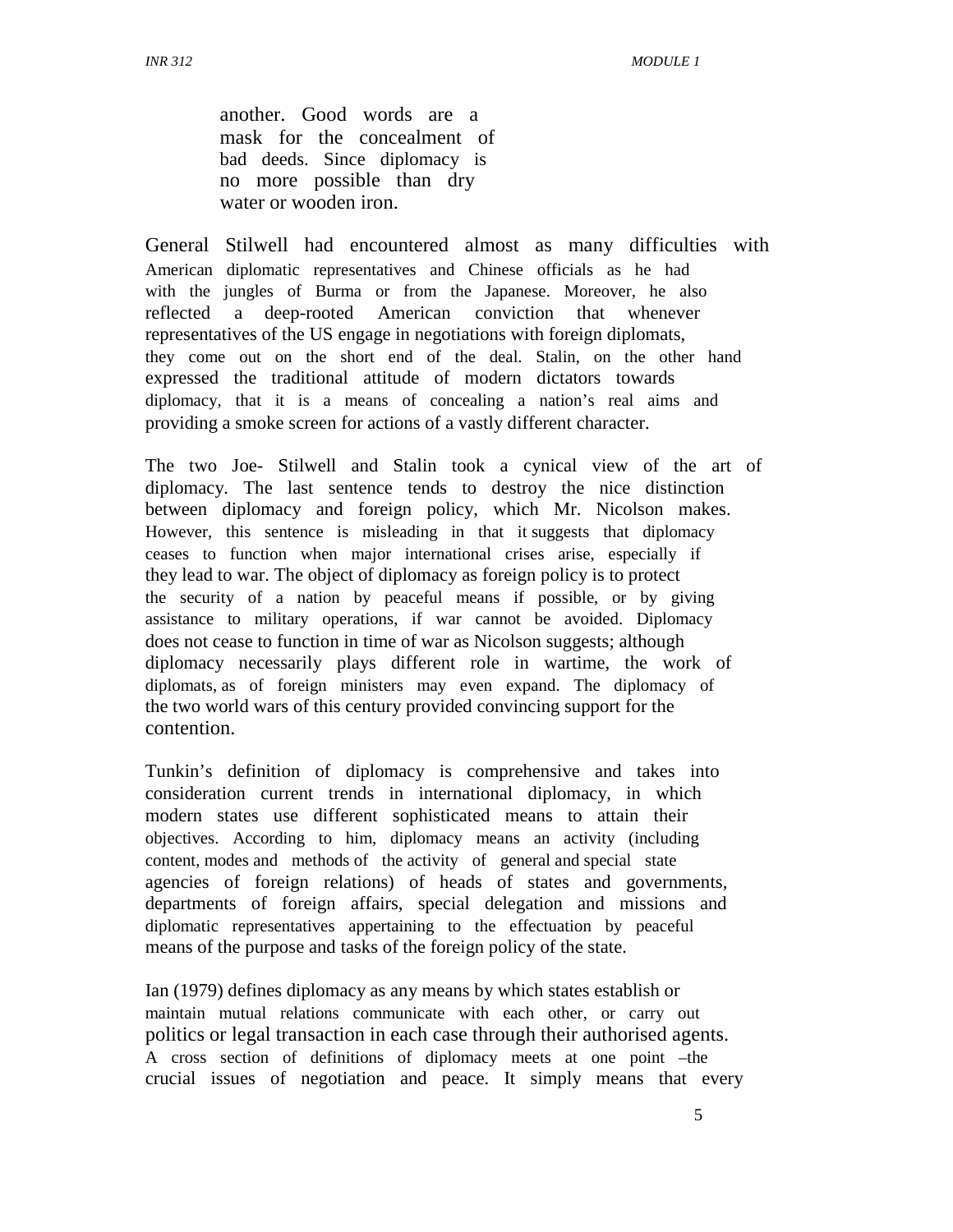> another. Good words are a mask for the concealment of bad deeds. Since diplomacy is no more possible than dry water or wooden iron.

General Stilwell had encountered almost as many difficulties with American diplomatic representatives and Chinese officials as he had with the jungles of Burma or from the Japanese. Moreover, he also reflected a deep-rooted American conviction that whenever representatives of the US engage in negotiations with foreign diplomats, they come out on the short end of the deal. Stalin, on the other hand expressed the traditional attitude of modern dictators towards diplomacy, that it is a means of concealing a nation's real aims and providing a smoke screen for actions of a vastly different character.

The two Joe- Stilwell and Stalin took a cynical view of the art of diplomacy. The last sentence tends to destroy the nice distinction between diplomacy and foreign policy, which Mr. Nicolson makes. However, this sentence is misleading in that it suggests that diplomacy ceases to function when major international crises arise, especially if they lead to war. The object of diplomacy as foreign policy is to protect the security of a nation by peaceful means if possible, or by giving assistance to military operations, if war cannot be avoided. Diplomacy does not cease to function in time of war as Nicolson suggests; although diplomacy necessarily plays different role in wartime, the work of diplomats, as of foreign ministers may even expand. The diplomacy of the two world wars of this century provided convincing support for the contention.

Tunkin's definition of diplomacy is comprehensive and takes into consideration current trends in international diplomacy, in which modern states use different sophisticated means to attain their objectives. According to him, diplomacy means an activity (including content, modes and methods of the activity of general and special state agencies of foreign relations) of heads of states and governments, departments of foreign affairs, special delegation and missions and diplomatic representatives appertaining to the effectuation by peaceful means of the purpose and tasks of the foreign policy of the state.

Ian (1979) defines diplomacy as any means by which states establish or maintain mutual relations communicate with each other, or carry out politics or legal transaction in each case through their authorised agents. A cross section of definitions of diplomacy meets at one point –the crucial issues of negotiation and peace. It simply means that every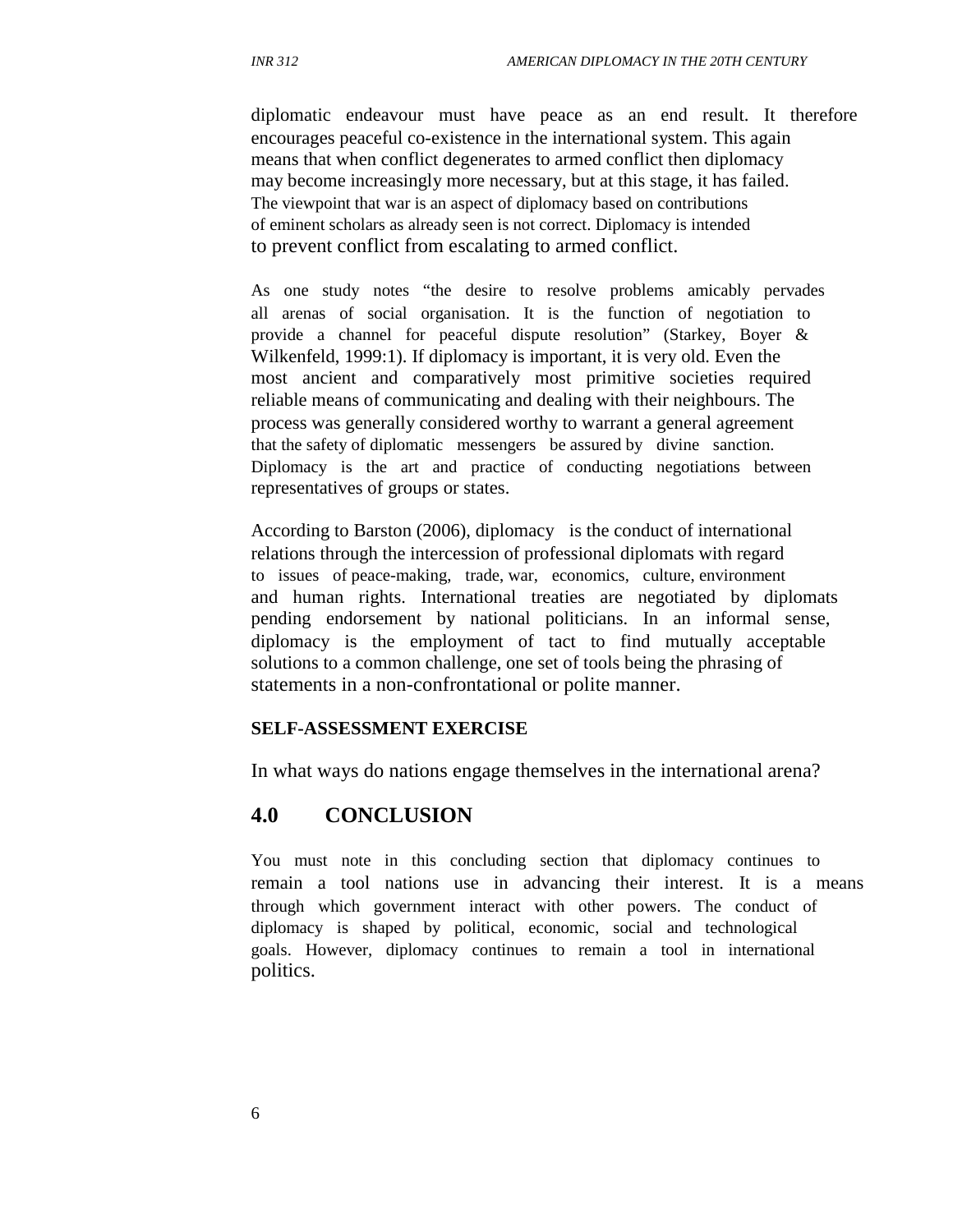diplomatic endeavour must have peace as an end result. It therefore encourages peaceful co-existence in the international system. This again means that when conflict degenerates to armed conflict then diplomacy may become increasingly more necessary, but at this stage, it has failed. The viewpoint that war is an aspect of diplomacy based on contributions of eminent scholars as already seen is not correct. Diplomacy is intended to prevent conflict from escalating to armed conflict.

As one study notes "the desire to resolve problems amicably pervades all arenas of social organisation. It is the function of negotiation to provide a channel for peaceful dispute resolution" (Starkey, Boyer & Wilkenfeld, 1999:1). If diplomacy is important, it is very old. Even the most ancient and comparatively most primitive societies required reliable means of communicating and dealing with their neighbours. The process was generally considered worthy to warrant a general agreement that the safety of diplomatic messengers be assured by divine sanction. Diplomacy is the art and practice of conducting negotiations between representatives of groups or states.

According to Barston (2006), diplomacy is the conduct of international relations through the intercession of professional diplomats with regard to issues of peace-making, trade, war, economics, culture, environment and human rights. International treaties are negotiated by diplomats pending endorsement by national politicians. In an informal sense, diplomacy is the employment of tact to find mutually acceptable solutions to a common challenge, one set of tools being the phrasing of statements in a non-confrontational or polite manner.

**SELF-ASSESSMENT EXERCISE**

In what ways do nations engage themselves in the international arena?

## 4.0 CONCLUSION

You must note in this concluding section that diplomacy continues to remain a tool nations use in advancing their interest. It is a means through which government interact with other powers. The conduct of diplomacy is shaped by political, economic, social and technological goals. However, diplomacy continues to remain a tool in international politics.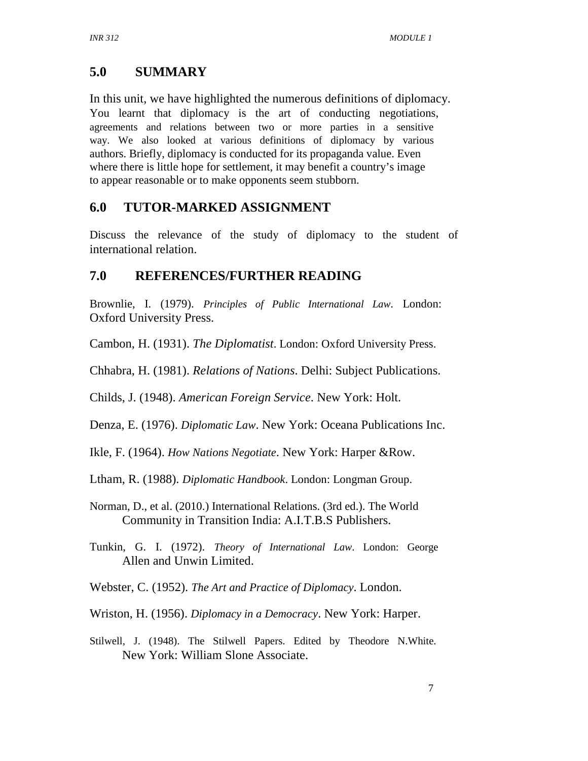## 5.0 SUMMARY

In this unit, we have highlighted the numerous definitions of diplomacy. You learnt that diplomacy is the art of conducting negotiations, agreements and relations between two or more parties in a sensitive way. We also looked at various definitions of diplomacy by various authors. Briefly, diplomacy is conducted for its propaganda value. Even where there is little hope for settlement, it may benefit a country's image to appear reasonable or to make opponents seem stubborn.

## 6.0 TUTOR-MARKED ASSIGNMENT

Discuss the relevance of the study of diplomacy to the student of international relation.

## 7.0 REFERENCES/FURTHER READING

Brownlie, I. (1979). *Principles of Public International Law*. London: Oxford University Press.

Cambon, H. (1931). *The Diplomatist*. London: Oxford University Press.

Chhabra, H. (1981). *Relations of Nations*. Delhi: Subject Publications.

Childs, J. (1948). *American Foreign Service*. New York: Holt.

Denza, E. (1976). *Diplomatic Law*. New York: Oceana Publications Inc.

Ikle, F. (1964). *How Nations Negotiate*. New York: Harper &Row.

Ltham, R. (1988). *Diplomatic Handbook*. London: Longman Group.

Norman, D., et al. (2010.) International Relations. (3rd ed.). The World Community in Transition India: A.I.T.B.S Publishers.

Tunkin, G. I. (1972). *Theory of International Law*. London: George Allen and Unwin Limited.

Webster, C. (1952). *The Art and Practice of Diplomacy*. London.

Wriston, H. (1956). *Diplomacy in a Democracy*. New York: Harper.

Stilwell, J. (1948). The Stilwell Papers. Edited by Theodore N.White. New York: William Slone Associate.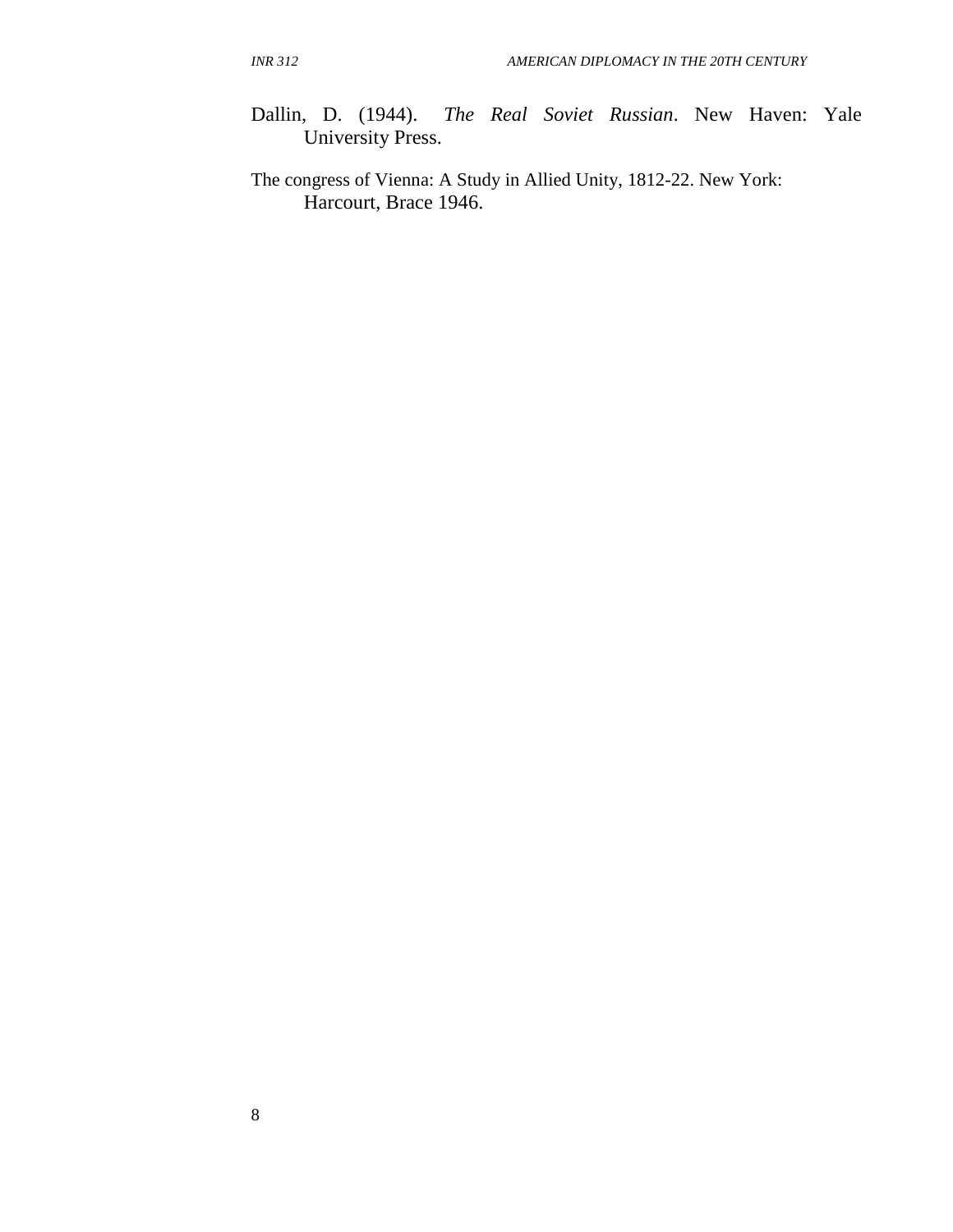Dallin, D. (1944). *The Real Soviet Russian*. New Haven: Yale University Press.

The congress of Vienna: A Study in Allied Unity, 1812-22. New York: Harcourt, Brace 1946.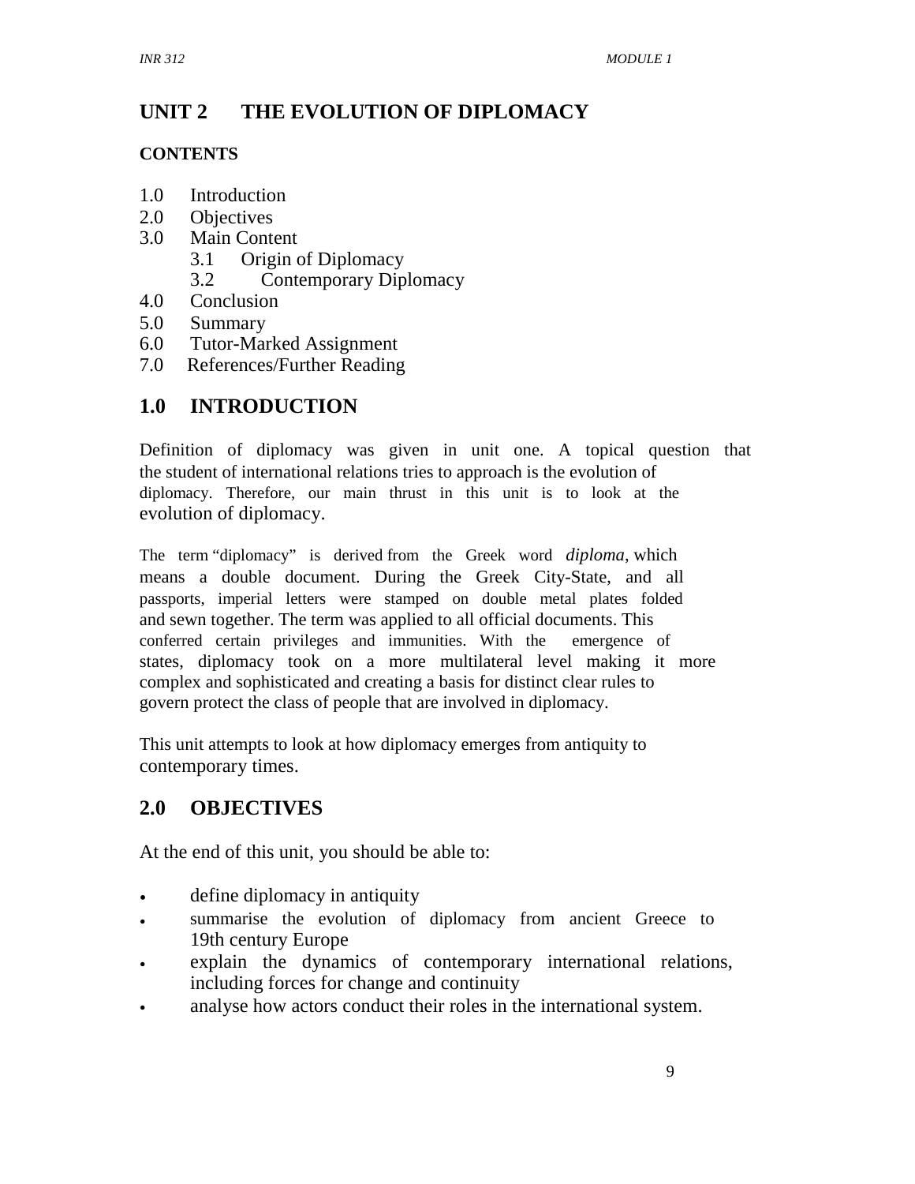# UNIT 2 THE EVOLUTION OF DIPLOMACY

**CONTENTS**

1.0 Introduction
2.0 Objectives
3.0 Main Content
   3.1 Origin of Diplomacy
   3.2 Contemporary Diplomacy
4.0 Conclusion
5.0 Summary
6.0 Tutor-Marked Assignment
7.0 References/Further Reading

## 1.0 INTRODUCTION

Definition of diplomacy was given in unit one. A topical question that the student of international relations tries to approach is the evolution of diplomacy. Therefore, our main thrust in this unit is to look at the evolution of diplomacy.

The term "diplomacy" is derived from the Greek word *diploma*, which means a double document. During the Greek City-State, and all passports, imperial letters were stamped on double metal plates folded and sewn together. The term was applied to all official documents. This conferred certain privileges and immunities. With the emergence of states, diplomacy took on a more multilateral level making it more complex and sophisticated and creating a basis for distinct clear rules to govern protect the class of people that are involved in diplomacy.

This unit attempts to look at how diplomacy emerges from antiquity to contemporary times.

## 2.0 OBJECTIVES

At the end of this unit, you should be able to:

- define diplomacy in antiquity
- summarise the evolution of diplomacy from ancient Greece to 19th century Europe
- explain the dynamics of contemporary international relations, including forces for change and continuity
- analyse how actors conduct their roles in the international system.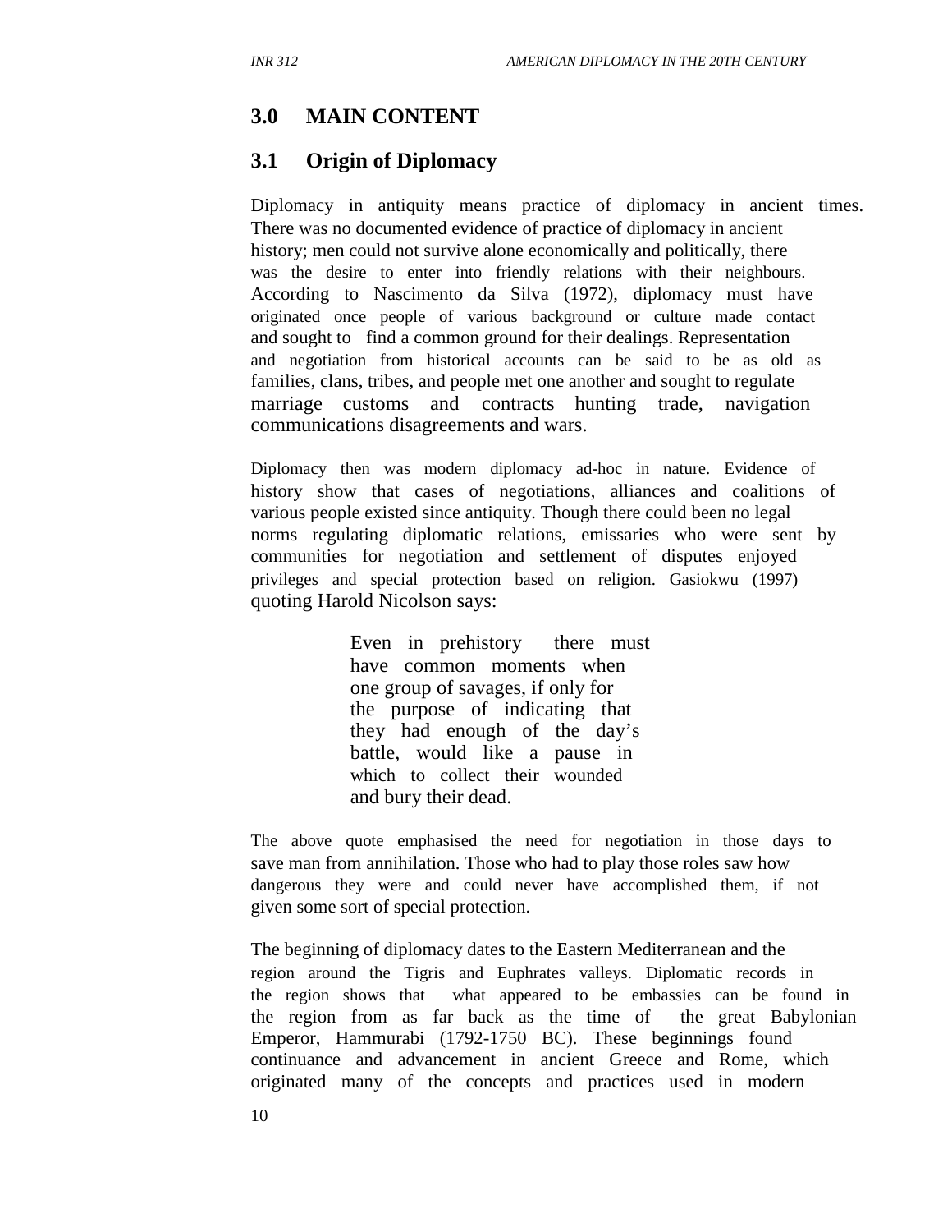## 3.0 MAIN CONTENT

### 3.1 Origin of Diplomacy

Diplomacy in antiquity means practice of diplomacy in ancient times. There was no documented evidence of practice of diplomacy in ancient history; men could not survive alone economically and politically, there was the desire to enter into friendly relations with their neighbours. According to Nascimento da Silva (1972), diplomacy must have originated once people of various background or culture made contact and sought to find a common ground for their dealings. Representation and negotiation from historical accounts can be said to be as old as families, clans, tribes, and people met one another and sought to regulate marriage customs and contracts hunting trade, navigation communications disagreements and wars.

Diplomacy then was modern diplomacy ad-hoc in nature. Evidence of history show that cases of negotiations, alliances and coalitions of various people existed since antiquity. Though there could been no legal norms regulating diplomatic relations, emissaries who were sent by communities for negotiation and settlement of disputes enjoyed privileges and special protection based on religion. Gasiokwu (1997) quoting Harold Nicolson says:

> Even in prehistory there must have common moments when one group of savages, if only for the purpose of indicating that they had enough of the day's battle, would like a pause in which to collect their wounded and bury their dead.

The above quote emphasised the need for negotiation in those days to save man from annihilation. Those who had to play those roles saw how dangerous they were and could never have accomplished them, if not given some sort of special protection.

The beginning of diplomacy dates to the Eastern Mediterranean and the region around the Tigris and Euphrates valleys. Diplomatic records in the region shows that what appeared to be embassies can be found in the region from as far back as the time of the great Babylonian Emperor, Hammurabi (1792-1750 BC). These beginnings found continuance and advancement in ancient Greece and Rome, which originated many of the concepts and practices used in modern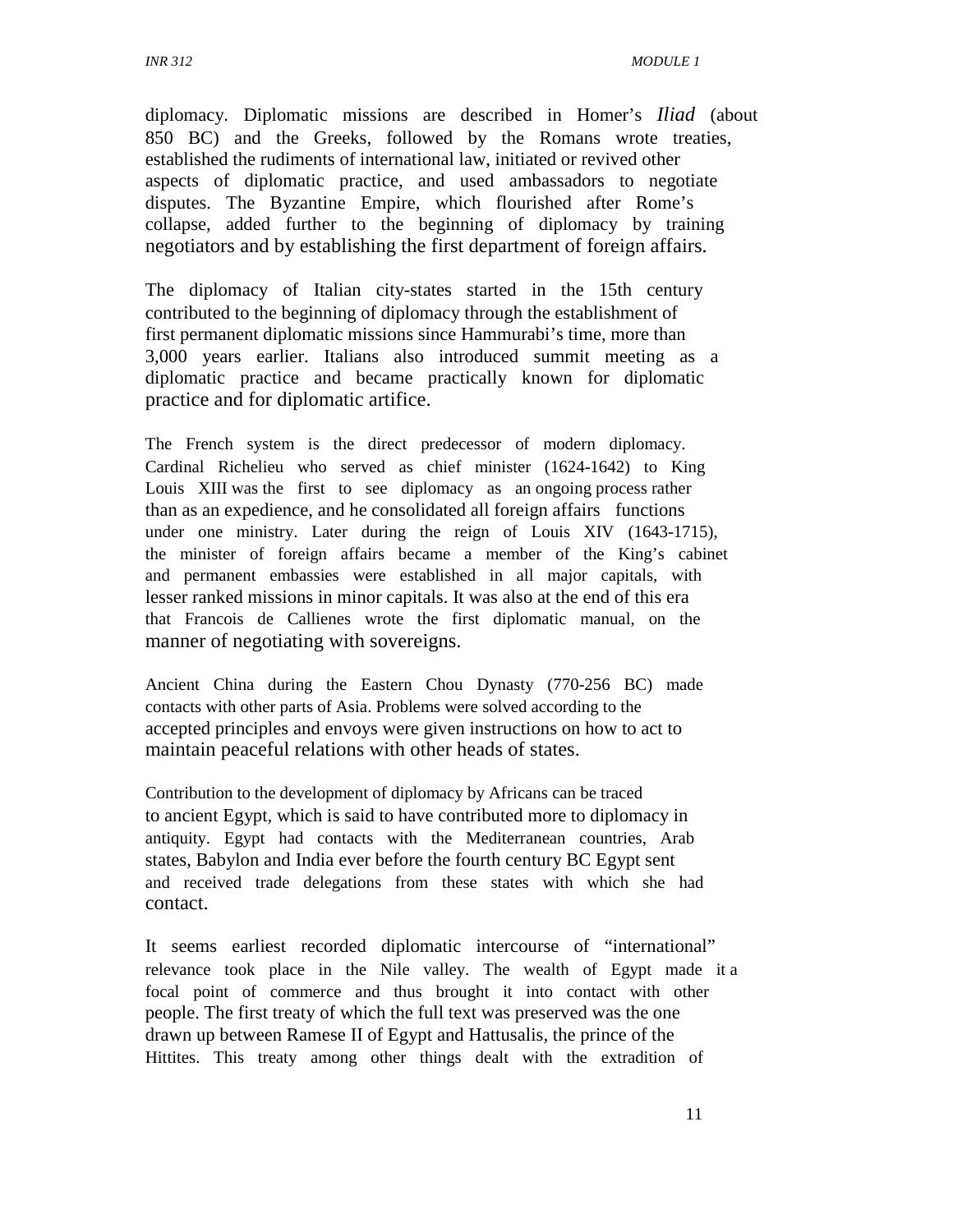diplomacy. Diplomatic missions are described in Homer's *Iliad* (about 850 BC) and the Greeks, followed by the Romans wrote treaties, established the rudiments of international law, initiated or revived other aspects of diplomatic practice, and used ambassadors to negotiate disputes. The Byzantine Empire, which flourished after Rome's collapse, added further to the beginning of diplomacy by training negotiators and by establishing the first department of foreign affairs.

The diplomacy of Italian city-states started in the 15th century contributed to the beginning of diplomacy through the establishment of first permanent diplomatic missions since Hammurabi's time, more than 3,000 years earlier. Italians also introduced summit meeting as a diplomatic practice and became practically known for diplomatic practice and for diplomatic artifice.

The French system is the direct predecessor of modern diplomacy. Cardinal Richelieu who served as chief minister (1624-1642) to King Louis XIII was the first to see diplomacy as an ongoing process rather than as an expedience, and he consolidated all foreign affairs functions under one ministry. Later during the reign of Louis XIV (1643-1715), the minister of foreign affairs became a member of the King's cabinet and permanent embassies were established in all major capitals, with lesser ranked missions in minor capitals. It was also at the end of this era that Francois de Callienes wrote the first diplomatic manual, on the manner of negotiating with sovereigns.

Ancient China during the Eastern Chou Dynasty (770-256 BC) made contacts with other parts of Asia. Problems were solved according to the accepted principles and envoys were given instructions on how to act to maintain peaceful relations with other heads of states.

Contribution to the development of diplomacy by Africans can be traced to ancient Egypt, which is said to have contributed more to diplomacy in antiquity. Egypt had contacts with the Mediterranean countries, Arab states, Babylon and India ever before the fourth century BC Egypt sent and received trade delegations from these states with which she had contact.

It seems earliest recorded diplomatic intercourse of "international" relevance took place in the Nile valley. The wealth of Egypt made it a focal point of commerce and thus brought it into contact with other people. The first treaty of which the full text was preserved was the one drawn up between Ramese II of Egypt and Hattusalis, the prince of the Hittites. This treaty among other things dealt with the extradition of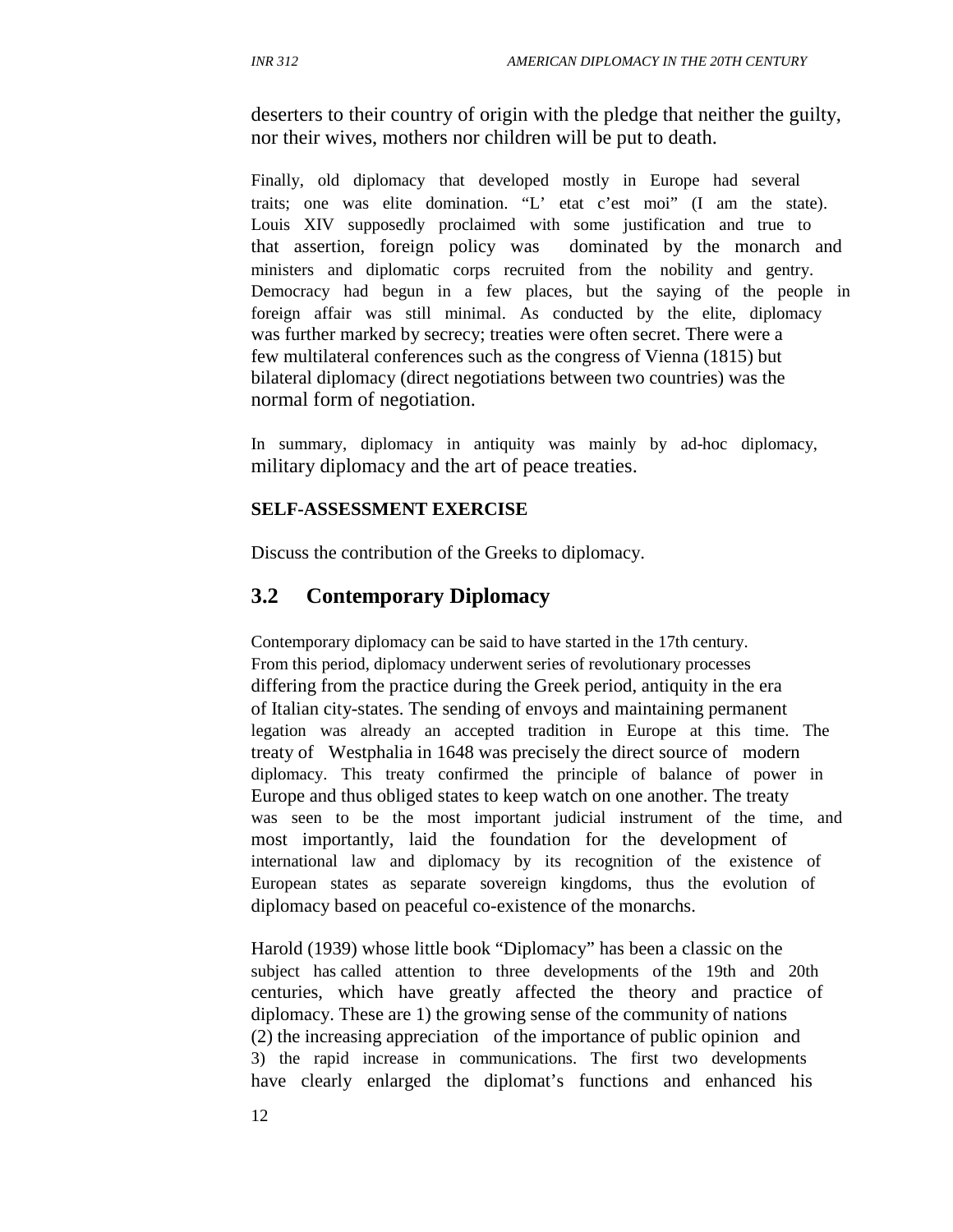deserters to their country of origin with the pledge that neither the guilty, nor their wives, mothers nor children will be put to death.

Finally, old diplomacy that developed mostly in Europe had several traits; one was elite domination. “L’ etat c’est moi” (I am the state). Louis XIV supposedly proclaimed with some justification and true to that assertion, foreign policy was dominated by the monarch and ministers and diplomatic corps recruited from the nobility and gentry. Democracy had begun in a few places, but the saying of the people in foreign affair was still minimal. As conducted by the elite, diplomacy was further marked by secrecy; treaties were often secret. There were a few multilateral conferences such as the congress of Vienna (1815) but bilateral diplomacy (direct negotiations between two countries) was the normal form of negotiation.

In summary, diplomacy in antiquity was mainly by ad-hoc diplomacy, military diplomacy and the art of peace treaties.

**SELF-ASSESSMENT EXERCISE**

Discuss the contribution of the Greeks to diplomacy.

## 3.2 Contemporary Diplomacy

Contemporary diplomacy can be said to have started in the 17th century. From this period, diplomacy underwent series of revolutionary processes differing from the practice during the Greek period, antiquity in the era of Italian city-states. The sending of envoys and maintaining permanent legation was already an accepted tradition in Europe at this time. The treaty of Westphalia in 1648 was precisely the direct source of modern diplomacy. This treaty confirmed the principle of balance of power in Europe and thus obliged states to keep watch on one another. The treaty was seen to be the most important judicial instrument of the time, and most importantly, laid the foundation for the development of international law and diplomacy by its recognition of the existence of European states as separate sovereign kingdoms, thus the evolution of diplomacy based on peaceful co-existence of the monarchs.

Harold (1939) whose little book “Diplomacy” has been a classic on the subject has called attention to three developments of the 19th and 20th centuries, which have greatly affected the theory and practice of diplomacy. These are 1) the growing sense of the community of nations (2) the increasing appreciation of the importance of public opinion and 3) the rapid increase in communications. The first two developments have clearly enlarged the diplomat’s functions and enhanced his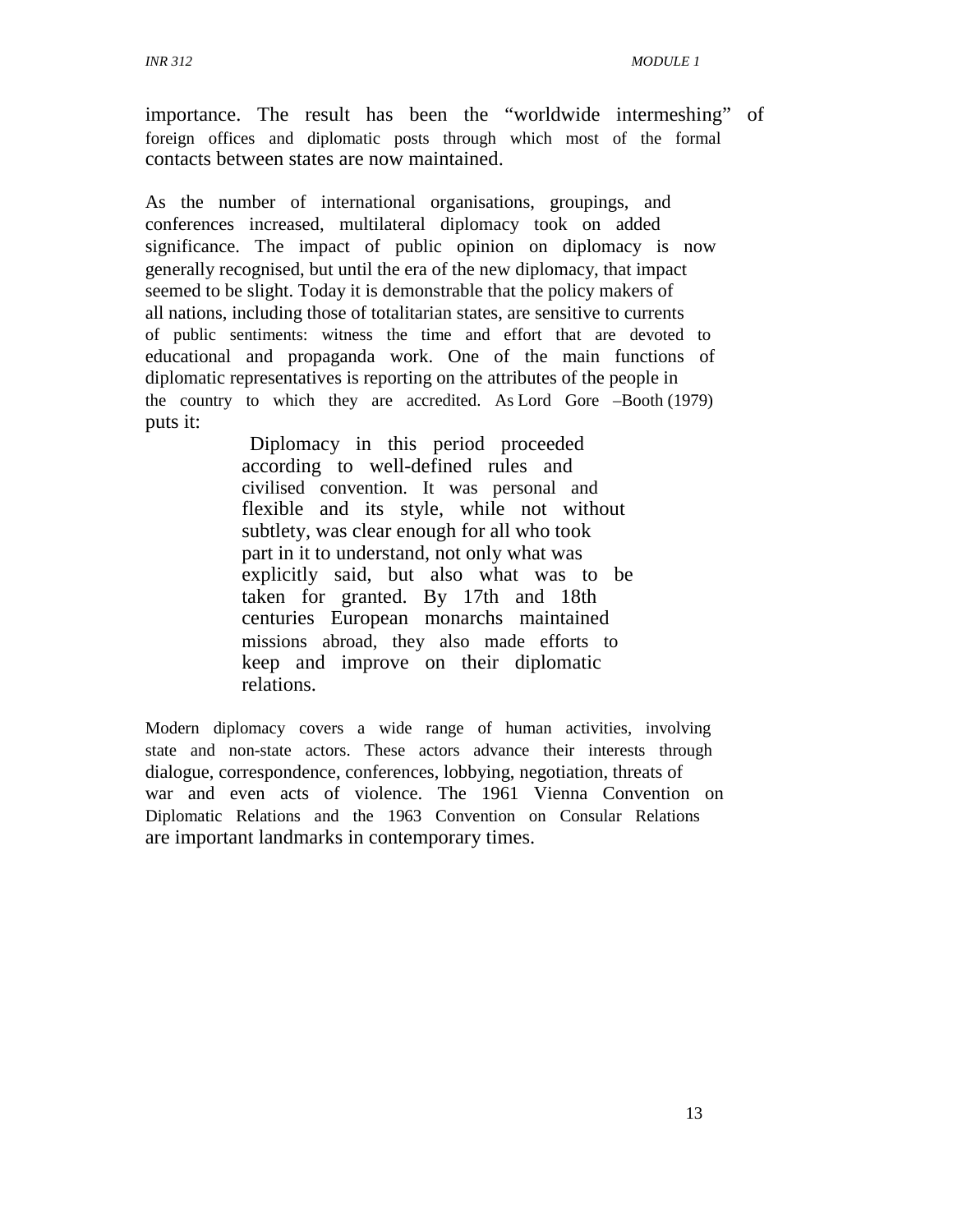importance. The result has been the "worldwide intermeshing" of foreign offices and diplomatic posts through which most of the formal contacts between states are now maintained.

As the number of international organisations, groupings, and conferences increased, multilateral diplomacy took on added significance. The impact of public opinion on diplomacy is now generally recognised, but until the era of the new diplomacy, that impact seemed to be slight. Today it is demonstrable that the policy makers of all nations, including those of totalitarian states, are sensitive to currents of public sentiments: witness the time and effort that are devoted to educational and propaganda work. One of the main functions of diplomatic representatives is reporting on the attributes of the people in the country to which they are accredited. As Lord Gore –Booth (1979) puts it:

> Diplomacy in this period proceeded according to well-defined rules and civilised convention. It was personal and flexible and its style, while not without subtlety, was clear enough for all who took part in it to understand, not only what was explicitly said, but also what was to be taken for granted. By 17th and 18th centuries European monarchs maintained missions abroad, they also made efforts to keep and improve on their diplomatic relations.

Modern diplomacy covers a wide range of human activities, involving state and non-state actors. These actors advance their interests through dialogue, correspondence, conferences, lobbying, negotiation, threats of war and even acts of violence. The 1961 Vienna Convention on Diplomatic Relations and the 1963 Convention on Consular Relations are important landmarks in contemporary times.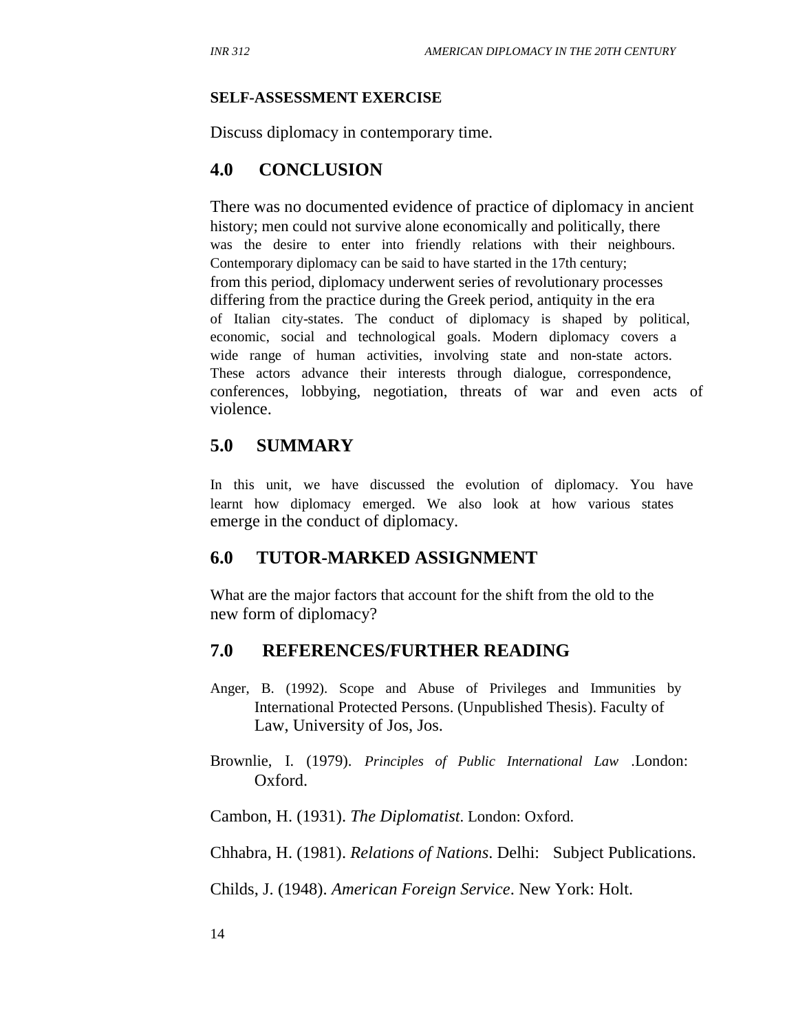**SELF-ASSESSMENT EXERCISE**

Discuss diplomacy in contemporary time.

## 4.0 CONCLUSION

There was no documented evidence of practice of diplomacy in ancient history; men could not survive alone economically and politically, there was the desire to enter into friendly relations with their neighbours. Contemporary diplomacy can be said to have started in the 17th century; from this period, diplomacy underwent series of revolutionary processes differing from the practice during the Greek period, antiquity in the era of Italian city-states. The conduct of diplomacy is shaped by political, economic, social and technological goals. Modern diplomacy covers a wide range of human activities, involving state and non-state actors. These actors advance their interests through dialogue, correspondence, conferences, lobbying, negotiation, threats of war and even acts of violence.

## 5.0 SUMMARY

In this unit, we have discussed the evolution of diplomacy. You have learnt how diplomacy emerged. We also look at how various states emerge in the conduct of diplomacy.

## 6.0 TUTOR-MARKED ASSIGNMENT

What are the major factors that account for the shift from the old to the new form of diplomacy?

## 7.0 REFERENCES/FURTHER READING

Anger, B. (1992). Scope and Abuse of Privileges and Immunities by International Protected Persons. (Unpublished Thesis). Faculty of Law, University of Jos, Jos.

Brownlie, I. (1979). *Principles of Public International Law* .London: Oxford.

Cambon, H. (1931). *The Diplomatist*. London: Oxford.

Chhabra, H. (1981). *Relations of Nations*. Delhi: Subject Publications.

Childs, J. (1948). *American Foreign Service*. New York: Holt.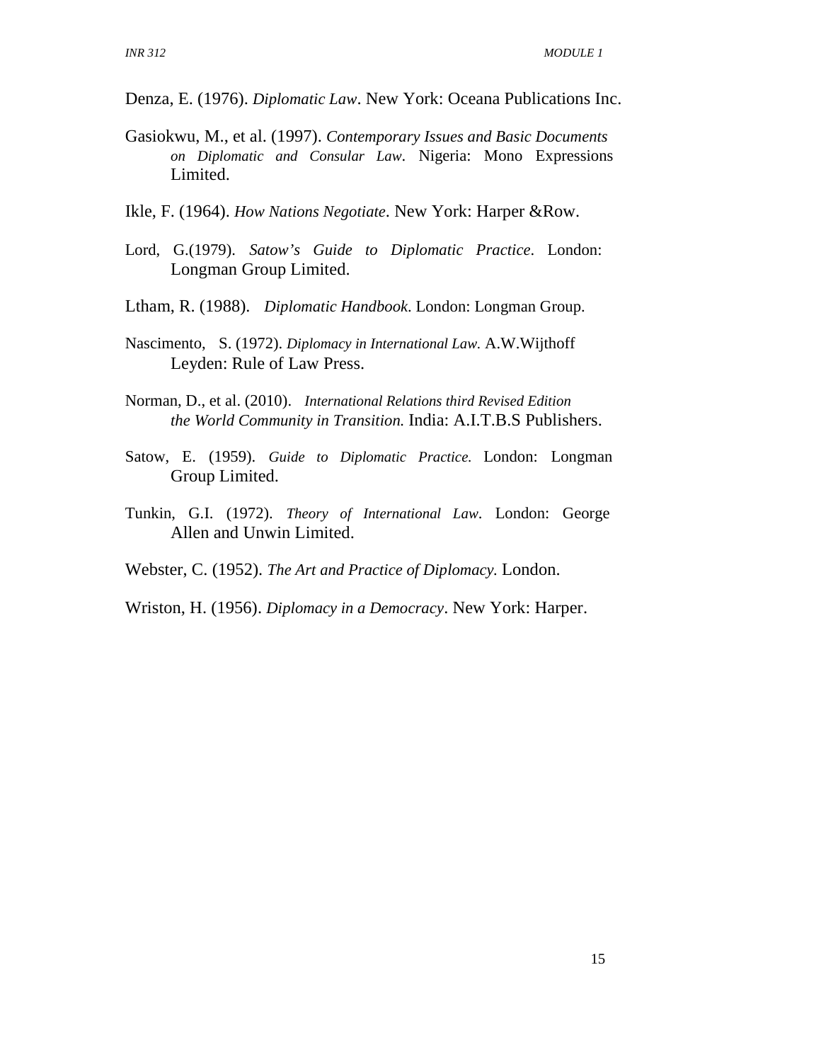Denza, E. (1976). *Diplomatic Law*. New York: Oceana Publications Inc.

Gasiokwu, M., et al. (1997). *Contemporary Issues and Basic Documents on Diplomatic and Consular Law*. Nigeria: Mono Expressions Limited.

Ikle, F. (1964). *How Nations Negotiate*. New York: Harper &Row.

Lord, G.(1979). *Satow's Guide to Diplomatic Practice*. London: Longman Group Limited.

Ltham, R. (1988). *Diplomatic Handbook*. London: Longman Group.

Nascimento, S. (1972). *Diplomacy in International Law.* A.W.Wijthoff Leyden: Rule of Law Press.

Norman, D., et al. (2010). *International Relations third Revised Edition the World Community in Transition.* India: A.I.T.B.S Publishers.

Satow, E. (1959). *Guide to Diplomatic Practice.* London: Longman Group Limited.

Tunkin, G.I. (1972). *Theory of International Law*. London: George Allen and Unwin Limited.

Webster, C. (1952). *The Art and Practice of Diplomacy.* London.

Wriston, H. (1956). *Diplomacy in a Democracy*. New York: Harper.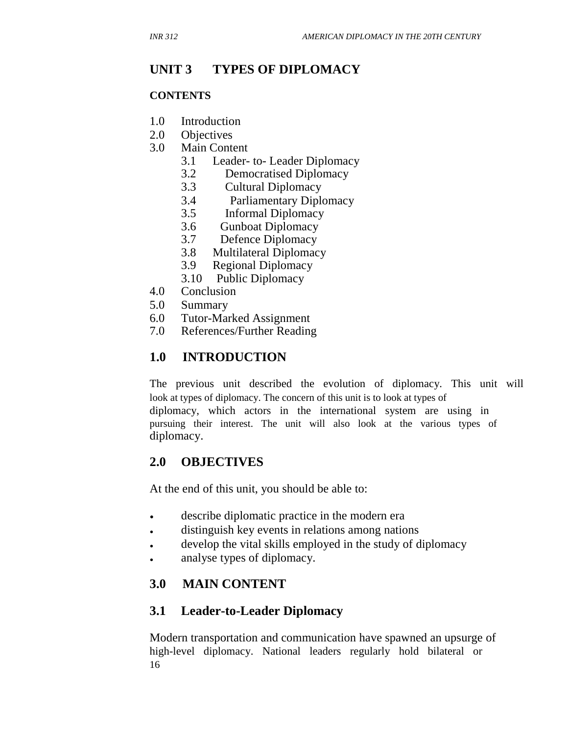# UNIT 3 TYPES OF DIPLOMACY

**CONTENTS**

1.0 Introduction
2.0 Objectives
3.0 Main Content
   - 3.1 Leader- to- Leader Diplomacy
   - 3.2 Democratised Diplomacy
   - 3.3 Cultural Diplomacy
   - 3.4 Parliamentary Diplomacy
   - 3.5 Informal Diplomacy
   - 3.6 Gunboat Diplomacy
   - 3.7 Defence Diplomacy
   - 3.8 Multilateral Diplomacy
   - 3.9 Regional Diplomacy
   - 3.10 Public Diplomacy

4.0 Conclusion
5.0 Summary
6.0 Tutor-Marked Assignment
7.0 References/Further Reading

## 1.0 INTRODUCTION

The previous unit described the evolution of diplomacy. This unit will look at types of diplomacy. The concern of this unit is to look at types of diplomacy, which actors in the international system are using in pursuing their interest. The unit will also look at the various types of diplomacy.

## 2.0 OBJECTIVES

At the end of this unit, you should be able to:

- describe diplomatic practice in the modern era
- distinguish key events in relations among nations
- develop the vital skills employed in the study of diplomacy
- analyse types of diplomacy.

## 3.0 MAIN CONTENT

### 3.1 Leader-to-Leader Diplomacy

Modern transportation and communication have spawned an upsurge of high-level diplomacy. National leaders regularly hold bilateral or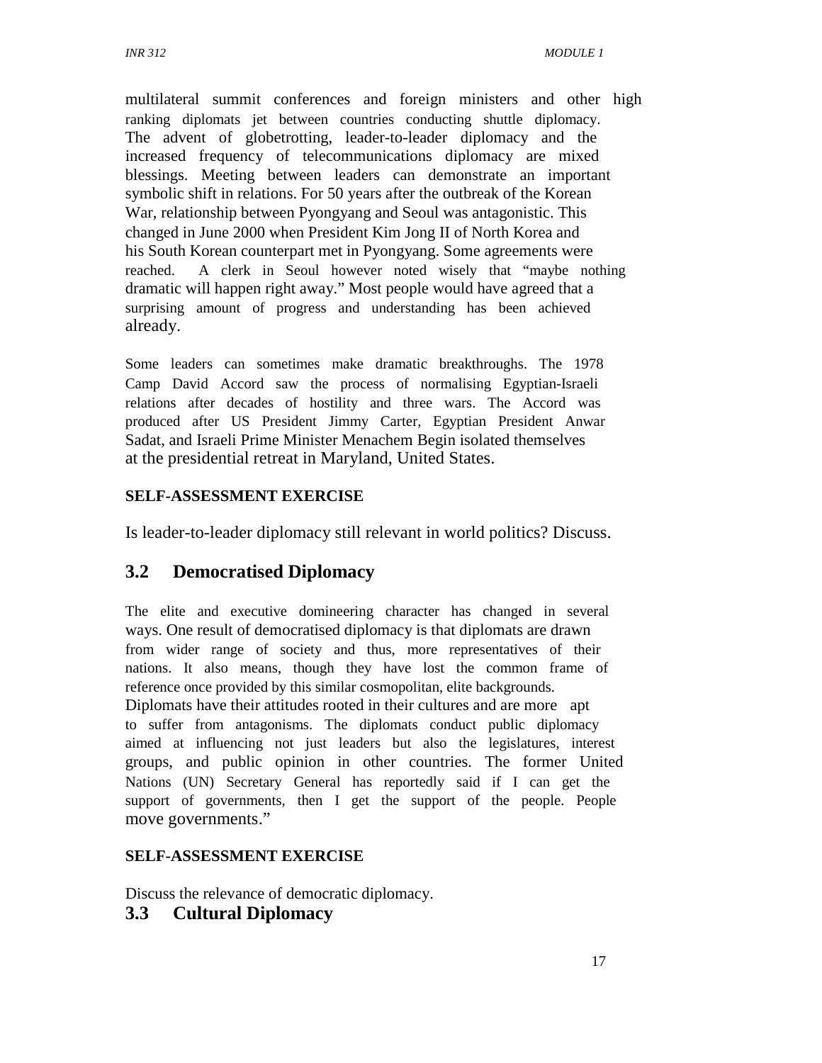multilateral summit conferences and foreign ministers and other high ranking diplomats jet between countries conducting shuttle diplomacy. The advent of globetrotting, leader-to-leader diplomacy and the increased frequency of telecommunications diplomacy are mixed blessings. Meeting between leaders can demonstrate an important symbolic shift in relations. For 50 years after the outbreak of the Korean War, relationship between Pyongyang and Seoul was antagonistic. This changed in June 2000 when President Kim Jong II of North Korea and his South Korean counterpart met in Pyongyang. Some agreements were reached. A clerk in Seoul however noted wisely that "maybe nothing dramatic will happen right away." Most people would have agreed that a surprising amount of progress and understanding has been achieved already.

Some leaders can sometimes make dramatic breakthroughs. The 1978 Camp David Accord saw the process of normalising Egyptian-Israeli relations after decades of hostility and three wars. The Accord was produced after US President Jimmy Carter, Egyptian President Anwar Sadat, and Israeli Prime Minister Menachem Begin isolated themselves at the presidential retreat in Maryland, United States.

**SELF-ASSESSMENT EXERCISE**

Is leader-to-leader diplomacy still relevant in world politics? Discuss.

## 3.2 Democratised Diplomacy

The elite and executive domineering character has changed in several ways. One result of democratised diplomacy is that diplomats are drawn from wider range of society and thus, more representatives of their nations. It also means, though they have lost the common frame of reference once provided by this similar cosmopolitan, elite backgrounds. Diplomats have their attitudes rooted in their cultures and are more apt to suffer from antagonisms. The diplomats conduct public diplomacy aimed at influencing not just leaders but also the legislatures, interest groups, and public opinion in other countries. The former United Nations (UN) Secretary General has reportedly said if I can get the support of governments, then I get the support of the people. People move governments."

**SELF-ASSESSMENT EXERCISE**

Discuss the relevance of democratic diplomacy.

## 3.3 Cultural Diplomacy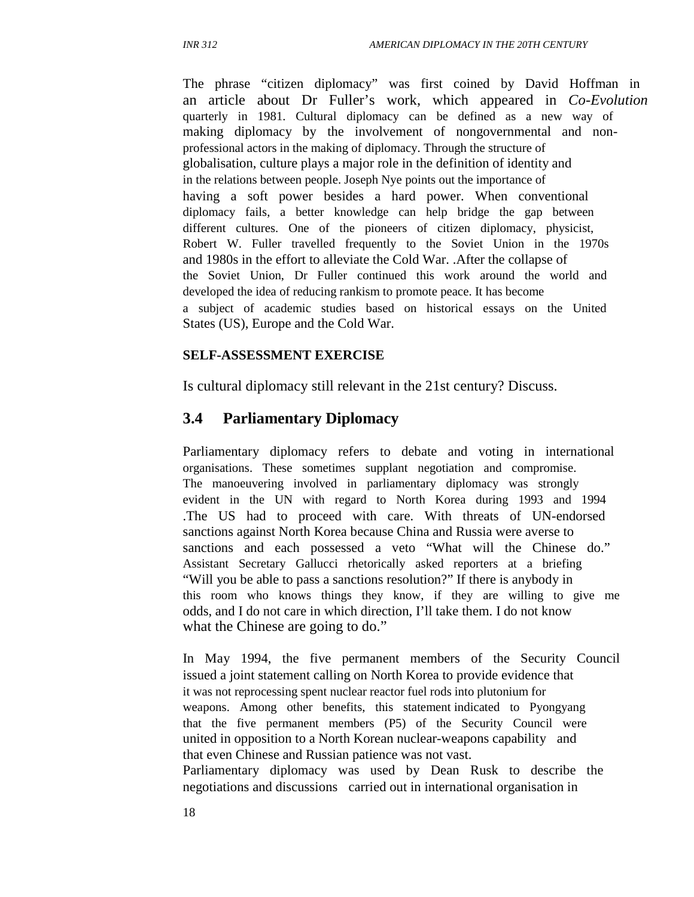The phrase "citizen diplomacy" was first coined by David Hoffman in an article about Dr Fuller's work, which appeared in *Co-Evolution* quarterly in 1981. Cultural diplomacy can be defined as a new way of making diplomacy by the involvement of nongovernmental and non-professional actors in the making of diplomacy. Through the structure of globalisation, culture plays a major role in the definition of identity and in the relations between people. Joseph Nye points out the importance of having a soft power besides a hard power. When conventional diplomacy fails, a better knowledge can help bridge the gap between different cultures. One of the pioneers of citizen diplomacy, physicist, Robert W. Fuller travelled frequently to the Soviet Union in the 1970s and 1980s in the effort to alleviate the Cold War. .After the collapse of the Soviet Union, Dr Fuller continued this work around the world and developed the idea of reducing rankism to promote peace. It has become a subject of academic studies based on historical essays on the United States (US), Europe and the Cold War.

**SELF-ASSESSMENT EXERCISE**

Is cultural diplomacy still relevant in the 21st century? Discuss.

## 3.4 Parliamentary Diplomacy

Parliamentary diplomacy refers to debate and voting in international organisations. These sometimes supplant negotiation and compromise. The manoeuvering involved in parliamentary diplomacy was strongly evident in the UN with regard to North Korea during 1993 and 1994 .The US had to proceed with care. With threats of UN-endorsed sanctions against North Korea because China and Russia were averse to sanctions and each possessed a veto "What will the Chinese do." Assistant Secretary Gallucci rhetorically asked reporters at a briefing "Will you be able to pass a sanctions resolution?" If there is anybody in this room who knows things they know, if they are willing to give me odds, and I do not care in which direction, I'll take them. I do not know what the Chinese are going to do."

In May 1994, the five permanent members of the Security Council issued a joint statement calling on North Korea to provide evidence that it was not reprocessing spent nuclear reactor fuel rods into plutonium for weapons. Among other benefits, this statement indicated to Pyongyang that the five permanent members (P5) of the Security Council were united in opposition to a North Korean nuclear-weapons capability and that even Chinese and Russian patience was not vast.

Parliamentary diplomacy was used by Dean Rusk to describe the negotiations and discussions carried out in international organisation in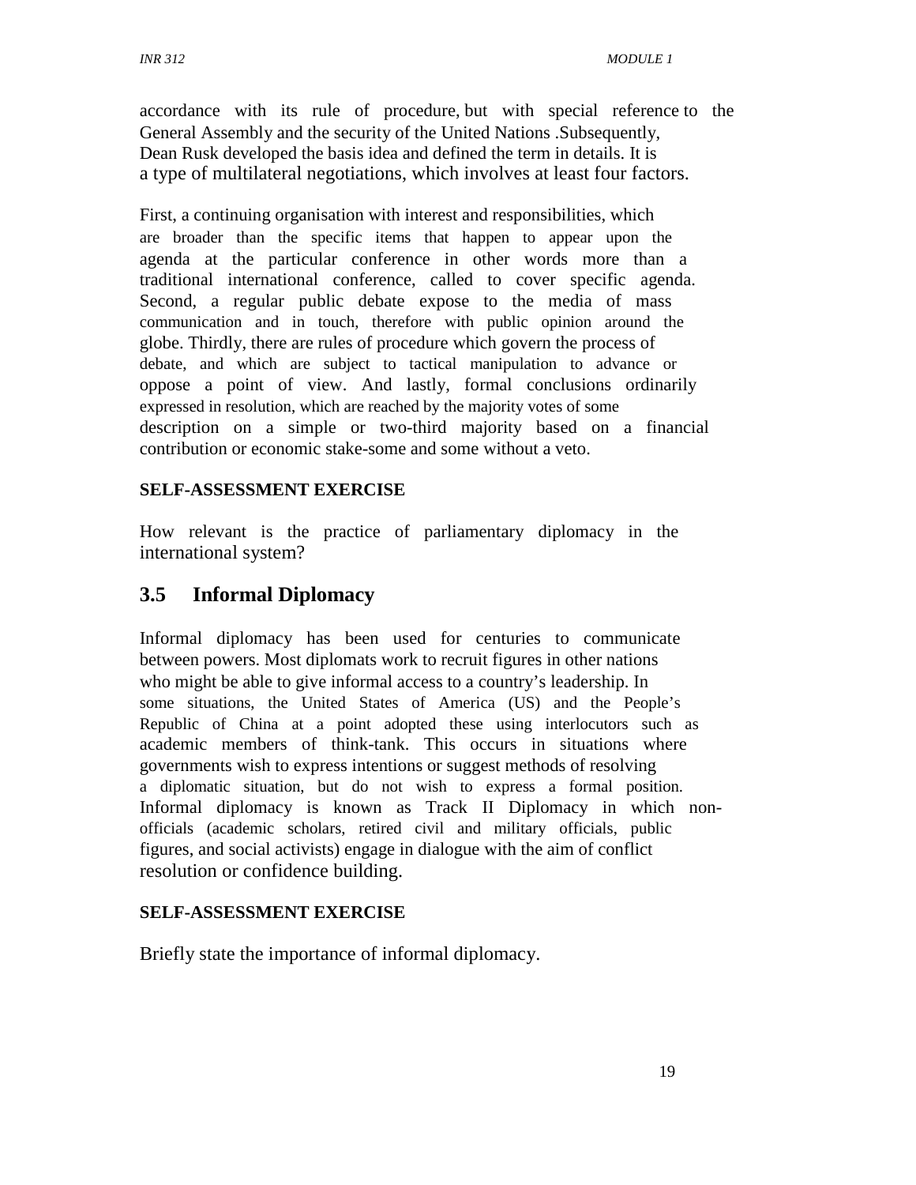accordance with its rule of procedure, but with special reference to the General Assembly and the security of the United Nations .Subsequently, Dean Rusk developed the basis idea and defined the term in details. It is a type of multilateral negotiations, which involves at least four factors.

First, a continuing organisation with interest and responsibilities, which are broader than the specific items that happen to appear upon the agenda at the particular conference in other words more than a traditional international conference, called to cover specific agenda. Second, a regular public debate expose to the media of mass communication and in touch, therefore with public opinion around the globe. Thirdly, there are rules of procedure which govern the process of debate, and which are subject to tactical manipulation to advance or oppose a point of view. And lastly, formal conclusions ordinarily expressed in resolution, which are reached by the majority votes of some description on a simple or two-third majority based on a financial contribution or economic stake-some and some without a veto.

**SELF-ASSESSMENT EXERCISE**

How relevant is the practice of parliamentary diplomacy in the international system?

## 3.5 Informal Diplomacy

Informal diplomacy has been used for centuries to communicate between powers. Most diplomats work to recruit figures in other nations who might be able to give informal access to a country's leadership. In some situations, the United States of America (US) and the People's Republic of China at a point adopted these using interlocutors such as academic members of think-tank. This occurs in situations where governments wish to express intentions or suggest methods of resolving a diplomatic situation, but do not wish to express a formal position. Informal diplomacy is known as Track II Diplomacy in which non-officials (academic scholars, retired civil and military officials, public figures, and social activists) engage in dialogue with the aim of conflict resolution or confidence building.

**SELF-ASSESSMENT EXERCISE**

Briefly state the importance of informal diplomacy.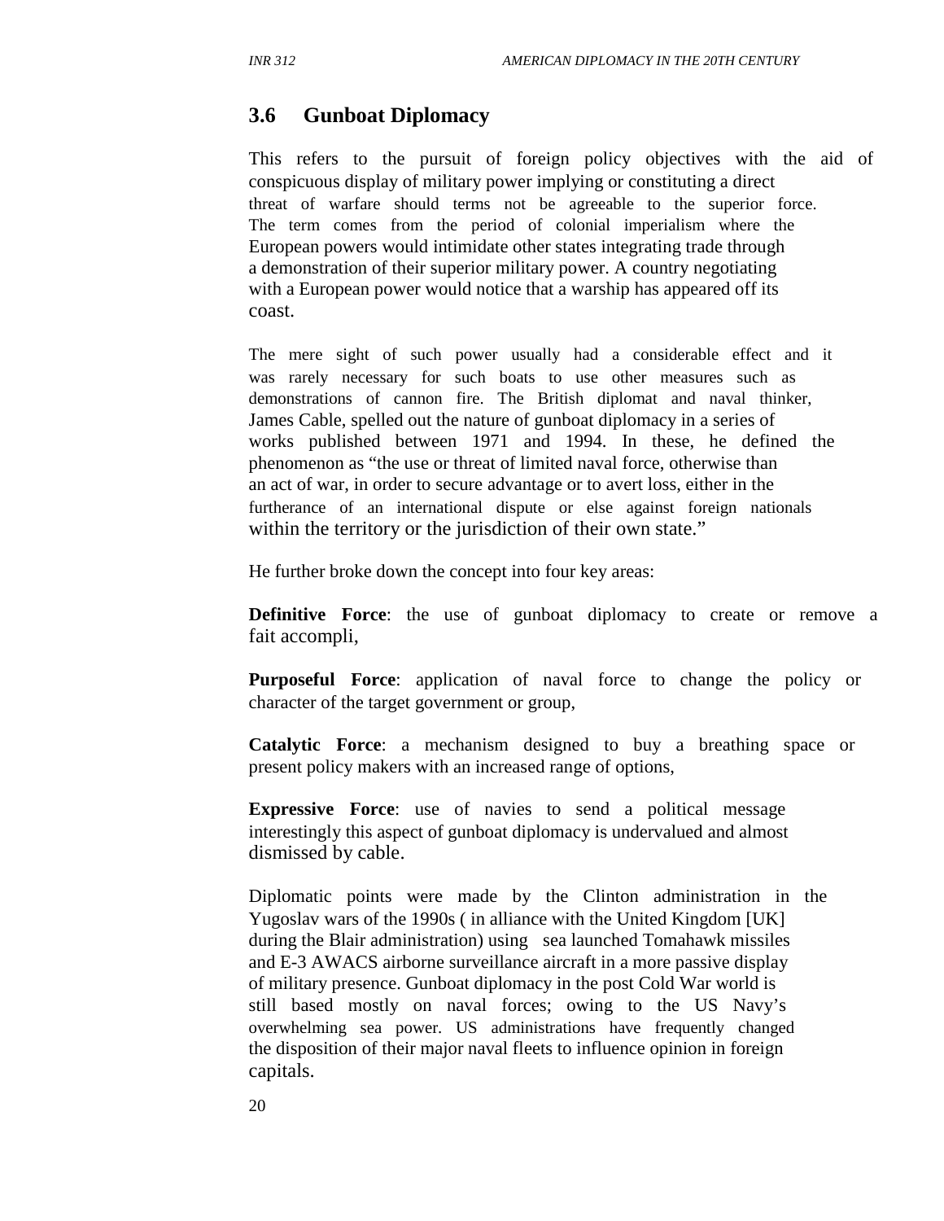## 3.6 Gunboat Diplomacy

This refers to the pursuit of foreign policy objectives with the aid of conspicuous display of military power implying or constituting a direct threat of warfare should terms not be agreeable to the superior force. The term comes from the period of colonial imperialism where the European powers would intimidate other states integrating trade through a demonstration of their superior military power. A country negotiating with a European power would notice that a warship has appeared off its coast.

The mere sight of such power usually had a considerable effect and it was rarely necessary for such boats to use other measures such as demonstrations of cannon fire. The British diplomat and naval thinker, James Cable, spelled out the nature of gunboat diplomacy in a series of works published between 1971 and 1994. In these, he defined the phenomenon as "the use or threat of limited naval force, otherwise than an act of war, in order to secure advantage or to avert loss, either in the furtherance of an international dispute or else against foreign nationals within the territory or the jurisdiction of their own state."

He further broke down the concept into four key areas:

**Definitive Force**: the use of gunboat diplomacy to create or remove a fait accompli,

**Purposeful Force**: application of naval force to change the policy or character of the target government or group,

**Catalytic Force**: a mechanism designed to buy a breathing space or present policy makers with an increased range of options,

**Expressive Force**: use of navies to send a political message interestingly this aspect of gunboat diplomacy is undervalued and almost dismissed by cable.

Diplomatic points were made by the Clinton administration in the Yugoslav wars of the 1990s ( in alliance with the United Kingdom [UK] during the Blair administration) using sea launched Tomahawk missiles and E-3 AWACS airborne surveillance aircraft in a more passive display of military presence. Gunboat diplomacy in the post Cold War world is still based mostly on naval forces; owing to the US Navy's overwhelming sea power. US administrations have frequently changed the disposition of their major naval fleets to influence opinion in foreign capitals.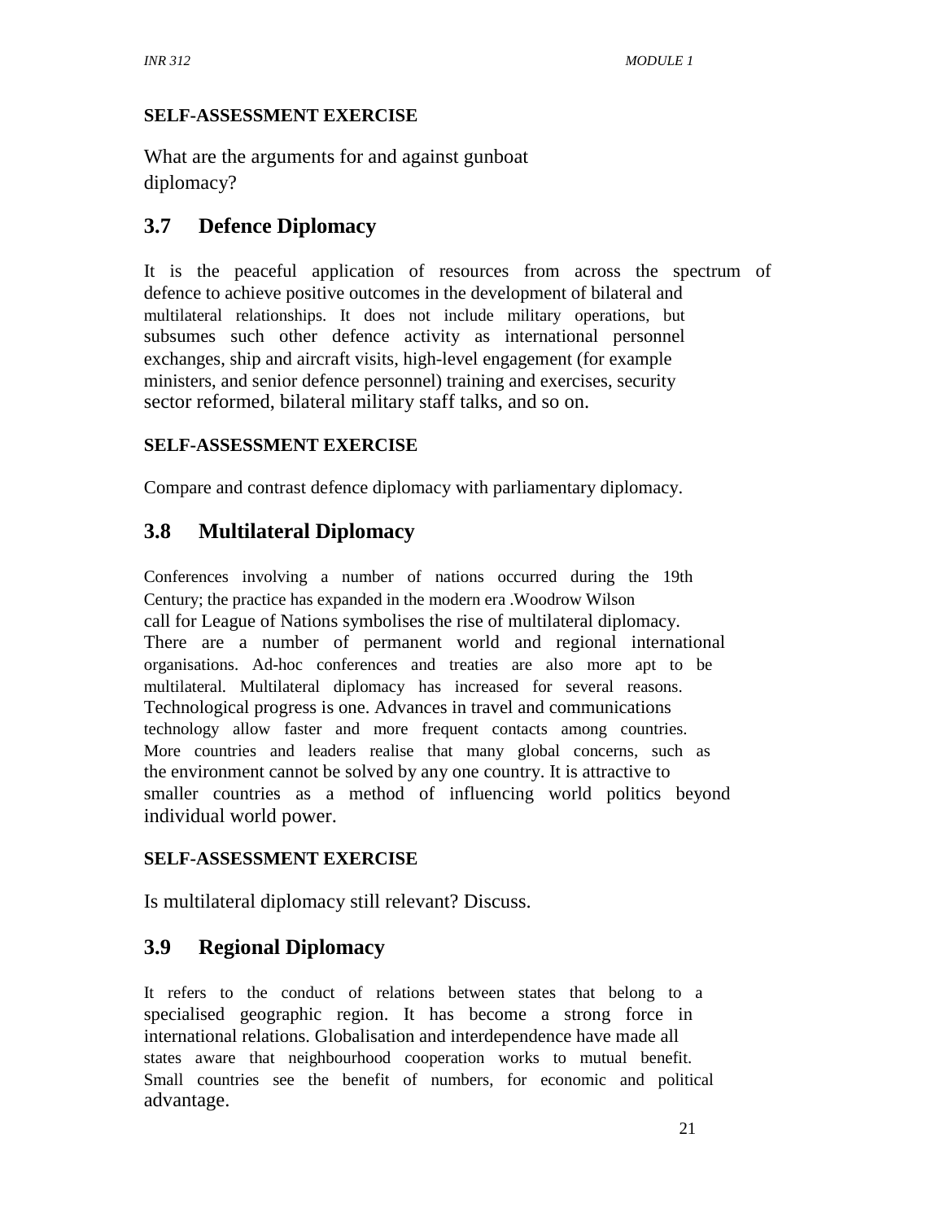**SELF-ASSESSMENT EXERCISE**

What are the arguments for and against gunboat diplomacy?

## 3.7 Defence Diplomacy

It is the peaceful application of resources from across the spectrum of defence to achieve positive outcomes in the development of bilateral and multilateral relationships. It does not include military operations, but subsumes such other defence activity as international personnel exchanges, ship and aircraft visits, high-level engagement (for example ministers, and senior defence personnel) training and exercises, security sector reformed, bilateral military staff talks, and so on.

**SELF-ASSESSMENT EXERCISE**

Compare and contrast defence diplomacy with parliamentary diplomacy.

## 3.8 Multilateral Diplomacy

Conferences involving a number of nations occurred during the 19th Century; the practice has expanded in the modern era .Woodrow Wilson call for League of Nations symbolises the rise of multilateral diplomacy. There are a number of permanent world and regional international organisations. Ad-hoc conferences and treaties are also more apt to be multilateral. Multilateral diplomacy has increased for several reasons. Technological progress is one. Advances in travel and communications technology allow faster and more frequent contacts among countries. More countries and leaders realise that many global concerns, such as the environment cannot be solved by any one country. It is attractive to smaller countries as a method of influencing world politics beyond individual world power.

**SELF-ASSESSMENT EXERCISE**

Is multilateral diplomacy still relevant? Discuss.

## 3.9 Regional Diplomacy

It refers to the conduct of relations between states that belong to a specialised geographic region. It has become a strong force in international relations. Globalisation and interdependence have made all states aware that neighbourhood cooperation works to mutual benefit. Small countries see the benefit of numbers, for economic and political advantage.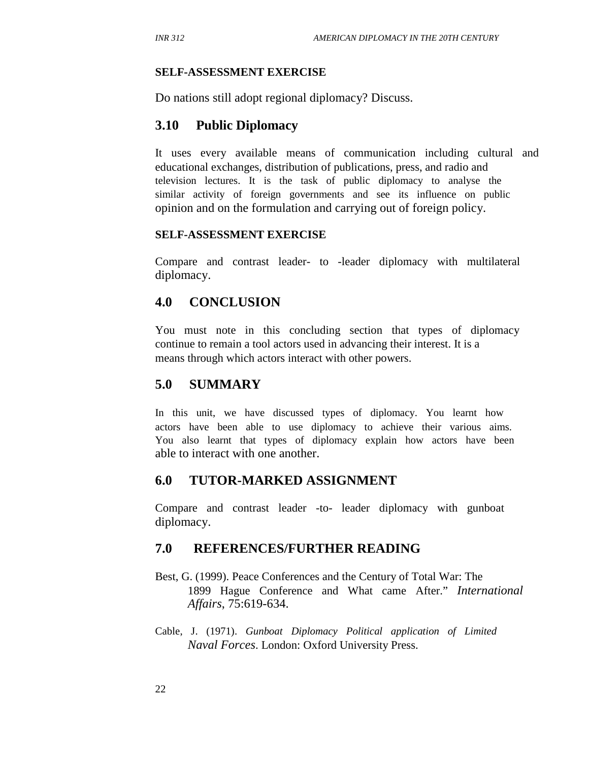**SELF-ASSESSMENT EXERCISE**

Do nations still adopt regional diplomacy? Discuss.

## 3.10 Public Diplomacy

It uses every available means of communication including cultural and educational exchanges, distribution of publications, press, and radio and television lectures. It is the task of public diplomacy to analyse the similar activity of foreign governments and see its influence on public opinion and on the formulation and carrying out of foreign policy.

**SELF-ASSESSMENT EXERCISE**

Compare and contrast leader- to -leader diplomacy with multilateral diplomacy.

# 4.0 CONCLUSION

You must note in this concluding section that types of diplomacy continue to remain a tool actors used in advancing their interest. It is a means through which actors interact with other powers.

# 5.0 SUMMARY

In this unit, we have discussed types of diplomacy. You learnt how actors have been able to use diplomacy to achieve their various aims. You also learnt that types of diplomacy explain how actors have been able to interact with one another.

# 6.0 TUTOR-MARKED ASSIGNMENT

Compare and contrast leader -to- leader diplomacy with gunboat diplomacy.

# 7.0 REFERENCES/FURTHER READING

Best, G. (1999). Peace Conferences and the Century of Total War: The 1899 Hague Conference and What came After." *International Affairs*, 75:619-634.

Cable, J. (1971). *Gunboat Diplomacy Political application of Limited Naval Forces*. London: Oxford University Press.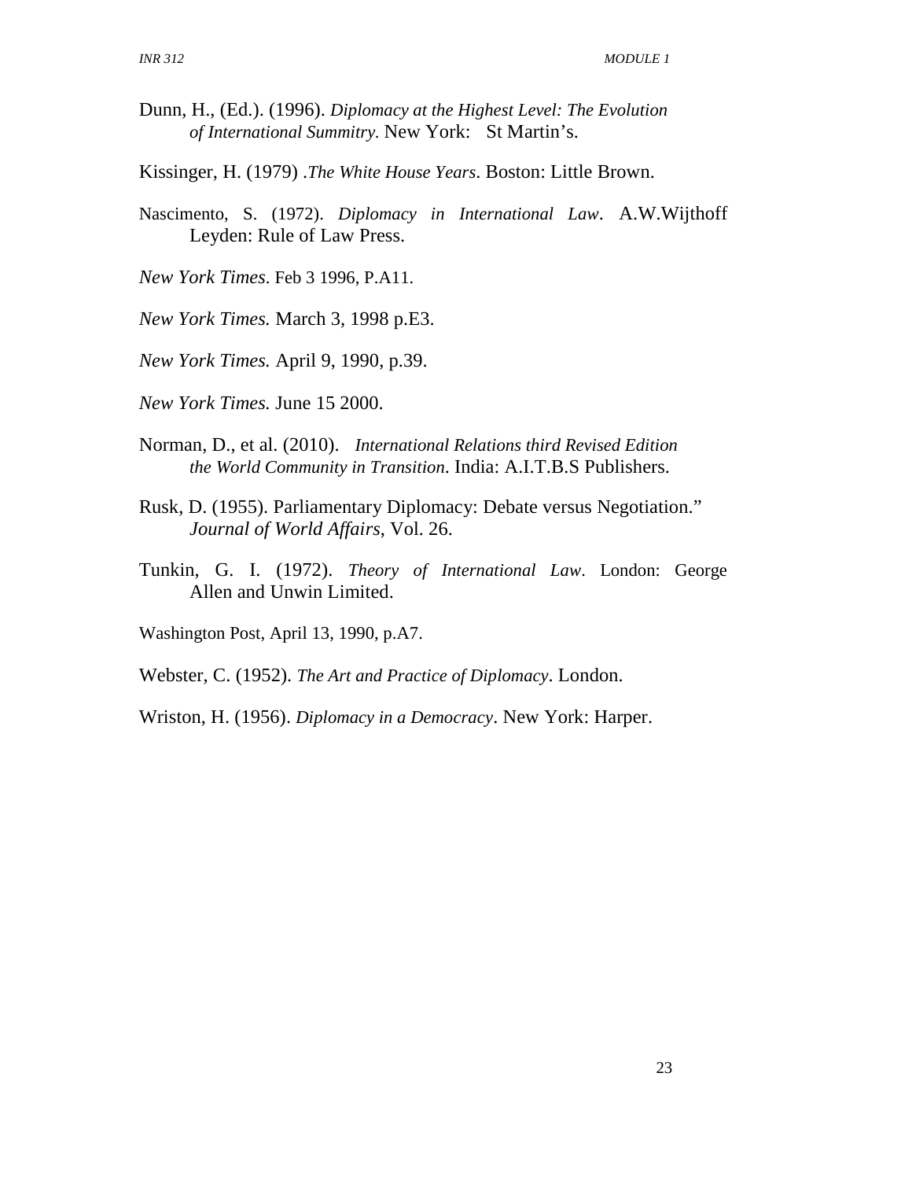Dunn, H., (Ed.). (1996). *Diplomacy at the Highest Level: The Evolution of International Summitry.* New York: St Martin's.

Kissinger, H. (1979) .*The White House Years*. Boston: Little Brown.

Nascimento, S. (1972). *Diplomacy in International Law*. A.W.Wijthoff Leyden: Rule of Law Press.

*New York Times*. Feb 3 1996, P.A11.

*New York Times.* March 3, 1998 p.E3.

*New York Times.* April 9, 1990, p.39.

*New York Times.* June 15 2000.

Norman, D., et al. (2010). *International Relations third Revised Edition the World Community in Transition*. India: A.I.T.B.S Publishers.

Rusk, D. (1955). Parliamentary Diplomacy: Debate versus Negotiation." *Journal of World Affairs*, Vol. 26.

Tunkin, G. I. (1972). *Theory of International Law*. London: George Allen and Unwin Limited.

Washington Post, April 13, 1990, p.A7.

Webster, C. (1952). *The Art and Practice of Diplomacy*. London.

Wriston, H. (1956). *Diplomacy in a Democracy*. New York: Harper.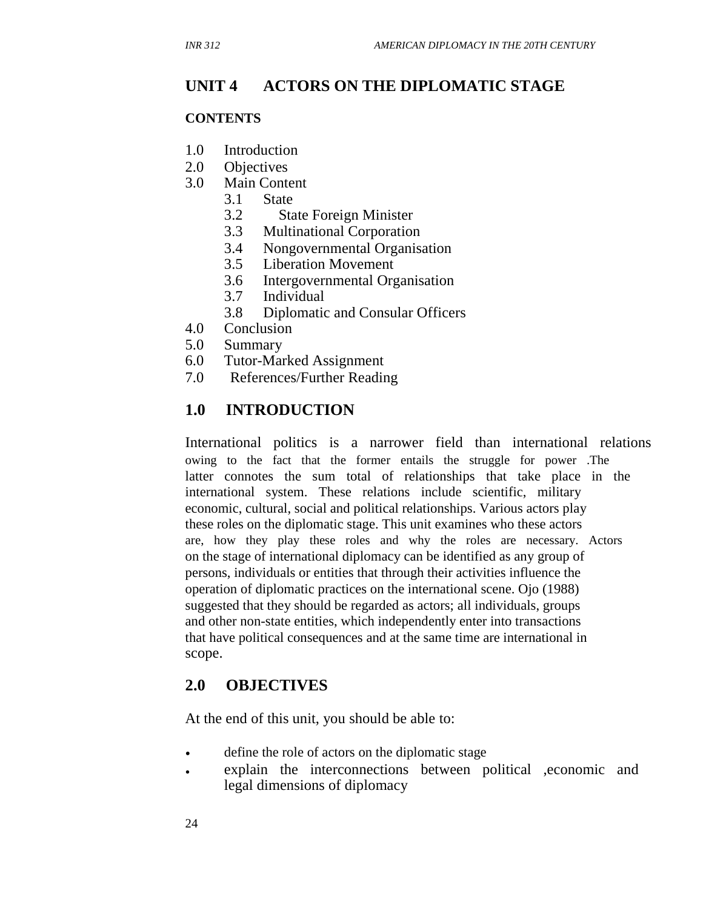## UNIT 4 ACTORS ON THE DIPLOMATIC STAGE

**CONTENTS**

1.0 Introduction
2.0 Objectives
3.0 Main Content
   3.1 State
   3.2 State Foreign Minister
   3.3 Multinational Corporation
   3.4 Nongovernmental Organisation
   3.5 Liberation Movement
   3.6 Intergovernmental Organisation
   3.7 Individual
   3.8 Diplomatic and Consular Officers
4.0 Conclusion
5.0 Summary
6.0 Tutor-Marked Assignment
7.0 References/Further Reading

## 1.0 INTRODUCTION

International politics is a narrower field than international relations owing to the fact that the former entails the struggle for power .The latter connotes the sum total of relationships that take place in the international system. These relations include scientific, military economic, cultural, social and political relationships. Various actors play these roles on the diplomatic stage. This unit examines who these actors are, how they play these roles and why the roles are necessary. Actors on the stage of international diplomacy can be identified as any group of persons, individuals or entities that through their activities influence the operation of diplomatic practices on the international scene. Ojo (1988) suggested that they should be regarded as actors; all individuals, groups and other non-state entities, which independently enter into transactions that have political consequences and at the same time are international in scope.

## 2.0 OBJECTIVES

At the end of this unit, you should be able to:

- define the role of actors on the diplomatic stage
- explain the interconnections between political ,economic and legal dimensions of diplomacy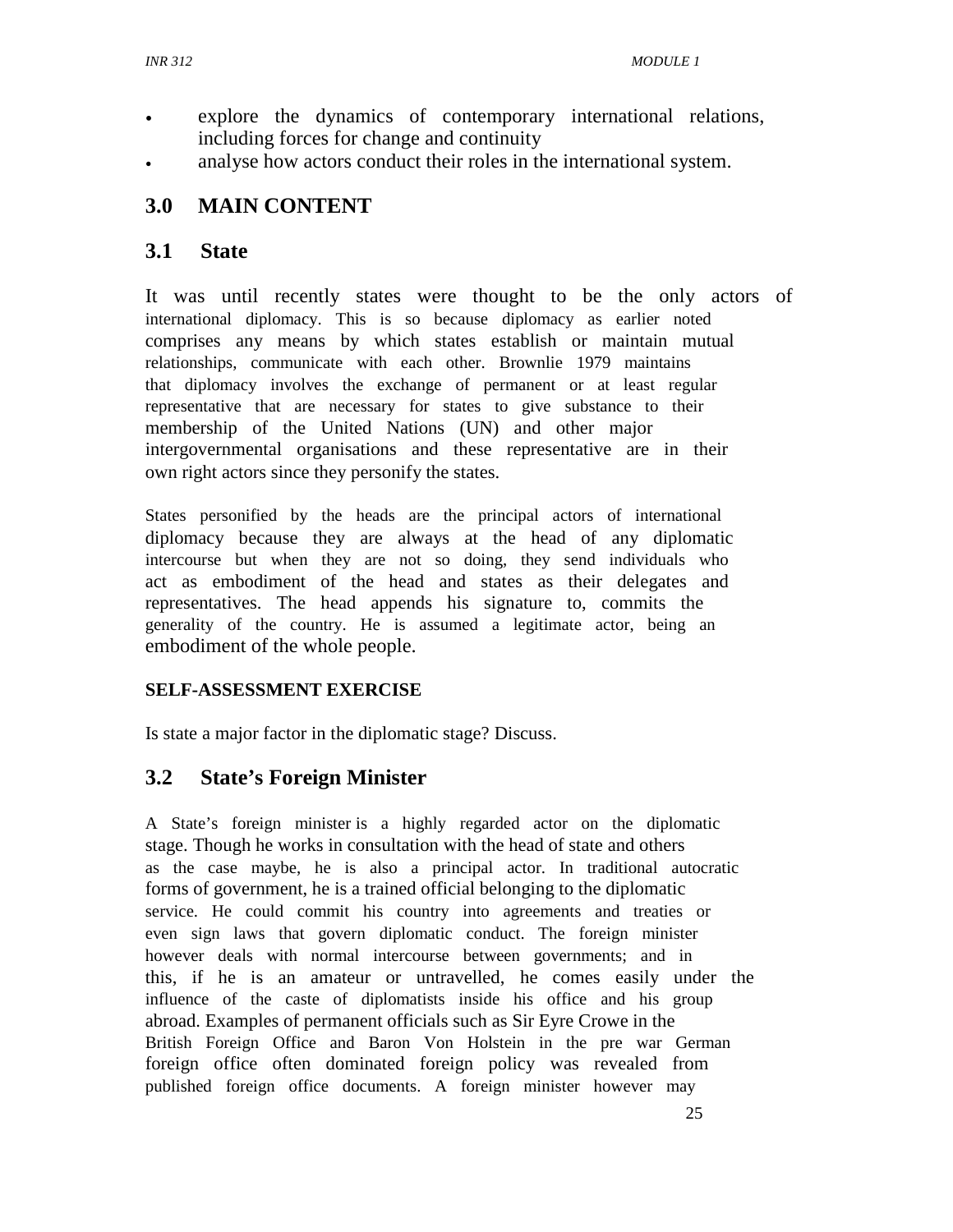- explore the dynamics of contemporary international relations, including forces for change and continuity
- analyse how actors conduct their roles in the international system.

## 3.0 MAIN CONTENT

### 3.1 State

It was until recently states were thought to be the only actors of international diplomacy. This is so because diplomacy as earlier noted comprises any means by which states establish or maintain mutual relationships, communicate with each other. Brownlie 1979 maintains that diplomacy involves the exchange of permanent or at least regular representative that are necessary for states to give substance to their membership of the United Nations (UN) and other major intergovernmental organisations and these representative are in their own right actors since they personify the states.

States personified by the heads are the principal actors of international diplomacy because they are always at the head of any diplomatic intercourse but when they are not so doing, they send individuals who act as embodiment of the head and states as their delegates and representatives. The head appends his signature to, commits the generality of the country. He is assumed a legitimate actor, being an embodiment of the whole people.

**SELF-ASSESSMENT EXERCISE**

Is state a major factor in the diplomatic stage? Discuss.

### 3.2 State's Foreign Minister

A State's foreign minister is a highly regarded actor on the diplomatic stage. Though he works in consultation with the head of state and others as the case maybe, he is also a principal actor. In traditional autocratic forms of government, he is a trained official belonging to the diplomatic service. He could commit his country into agreements and treaties or even sign laws that govern diplomatic conduct. The foreign minister however deals with normal intercourse between governments; and in this, if he is an amateur or untravelled, he comes easily under the influence of the caste of diplomatists inside his office and his group abroad. Examples of permanent officials such as Sir Eyre Crowe in the British Foreign Office and Baron Von Holstein in the pre war German foreign office often dominated foreign policy was revealed from published foreign office documents. A foreign minister however may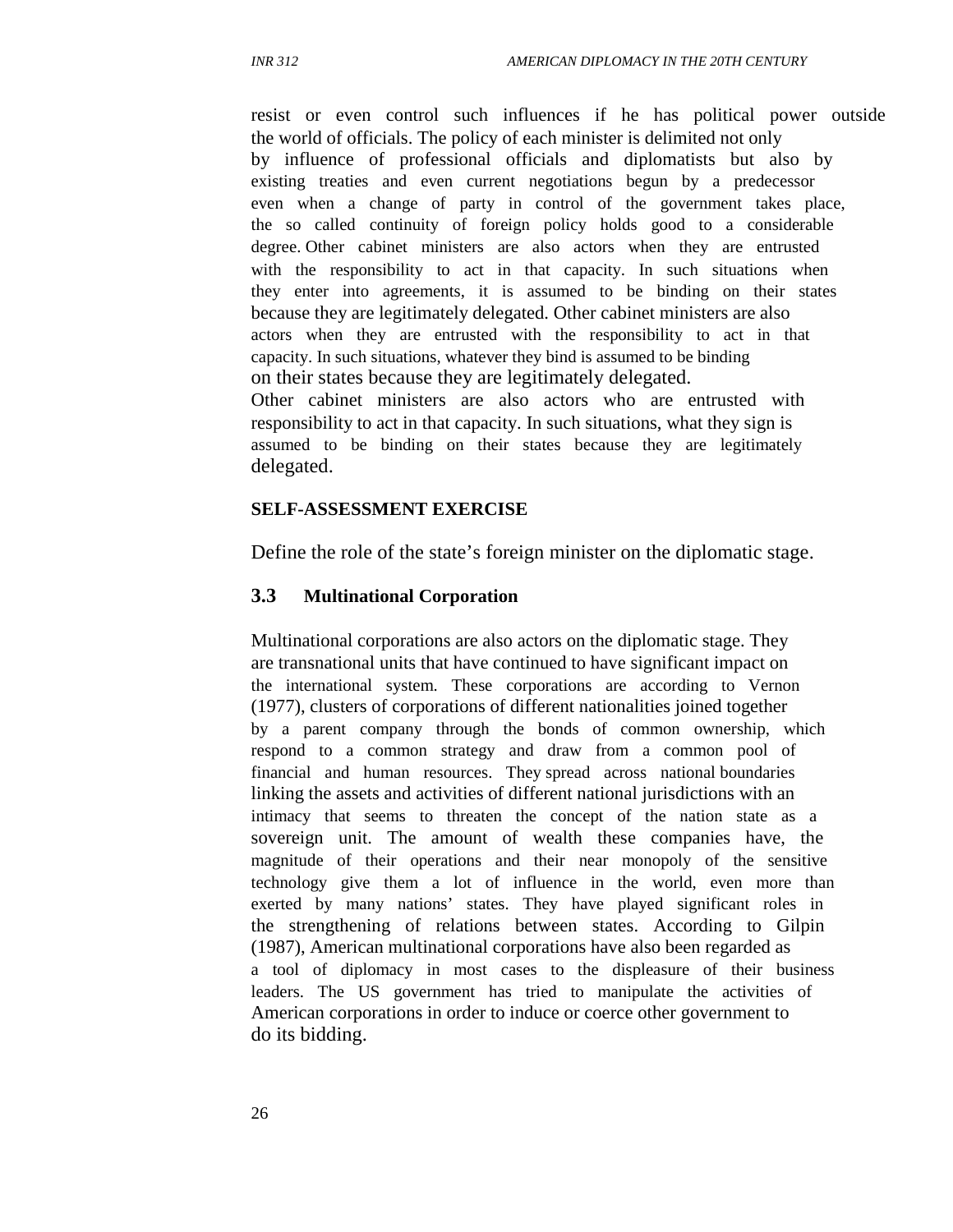resist or even control such influences if he has political power outside the world of officials. The policy of each minister is delimited not only by influence of professional officials and diplomatists but also by existing treaties and even current negotiations begun by a predecessor even when a change of party in control of the government takes place, the so called continuity of foreign policy holds good to a considerable degree. Other cabinet ministers are also actors when they are entrusted with the responsibility to act in that capacity. In such situations when they enter into agreements, it is assumed to be binding on their states because they are legitimately delegated. Other cabinet ministers are also actors when they are entrusted with the responsibility to act in that capacity. In such situations, whatever they bind is assumed to be binding on their states because they are legitimately delegated.
Other cabinet ministers are also actors who are entrusted with responsibility to act in that capacity. In such situations, what they sign is assumed to be binding on their states because they are legitimately delegated.

**SELF-ASSESSMENT EXERCISE**

Define the role of the state's foreign minister on the diplomatic stage.

### 3.3 Multinational Corporation

Multinational corporations are also actors on the diplomatic stage. They are transnational units that have continued to have significant impact on the international system. These corporations are according to Vernon (1977), clusters of corporations of different nationalities joined together by a parent company through the bonds of common ownership, which respond to a common strategy and draw from a common pool of financial and human resources. They spread across national boundaries linking the assets and activities of different national jurisdictions with an intimacy that seems to threaten the concept of the nation state as a sovereign unit. The amount of wealth these companies have, the magnitude of their operations and their near monopoly of the sensitive technology give them a lot of influence in the world, even more than exerted by many nations' states. They have played significant roles in the strengthening of relations between states. According to Gilpin (1987), American multinational corporations have also been regarded as a tool of diplomacy in most cases to the displeasure of their business leaders. The US government has tried to manipulate the activities of American corporations in order to induce or coerce other government to do its bidding.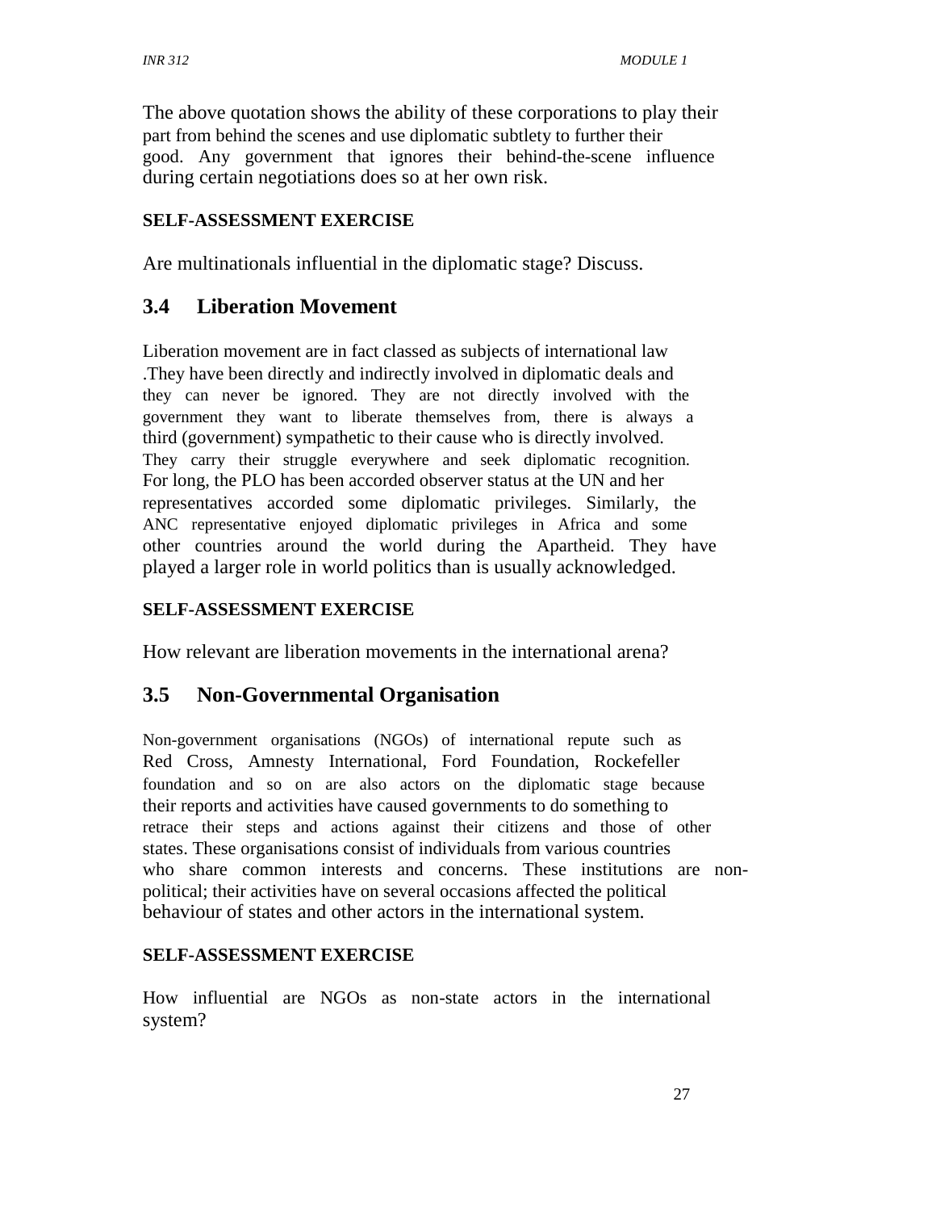The above quotation shows the ability of these corporations to play their part from behind the scenes and use diplomatic subtlety to further their good. Any government that ignores their behind-the-scene influence during certain negotiations does so at her own risk.

**SELF-ASSESSMENT EXERCISE**

Are multinationals influential in the diplomatic stage? Discuss.

## 3.4 Liberation Movement

Liberation movement are in fact classed as subjects of international law .They have been directly and indirectly involved in diplomatic deals and they can never be ignored. They are not directly involved with the government they want to liberate themselves from, there is always a third (government) sympathetic to their cause who is directly involved. They carry their struggle everywhere and seek diplomatic recognition. For long, the PLO has been accorded observer status at the UN and her representatives accorded some diplomatic privileges. Similarly, the ANC representative enjoyed diplomatic privileges in Africa and some other countries around the world during the Apartheid. They have played a larger role in world politics than is usually acknowledged.

**SELF-ASSESSMENT EXERCISE**

How relevant are liberation movements in the international arena?

## 3.5 Non-Governmental Organisation

Non-government organisations (NGOs) of international repute such as Red Cross, Amnesty International, Ford Foundation, Rockefeller foundation and so on are also actors on the diplomatic stage because their reports and activities have caused governments to do something to retrace their steps and actions against their citizens and those of other states. These organisations consist of individuals from various countries who share common interests and concerns. These institutions are non-political; their activities have on several occasions affected the political behaviour of states and other actors in the international system.

**SELF-ASSESSMENT EXERCISE**

How influential are NGOs as non-state actors in the international system?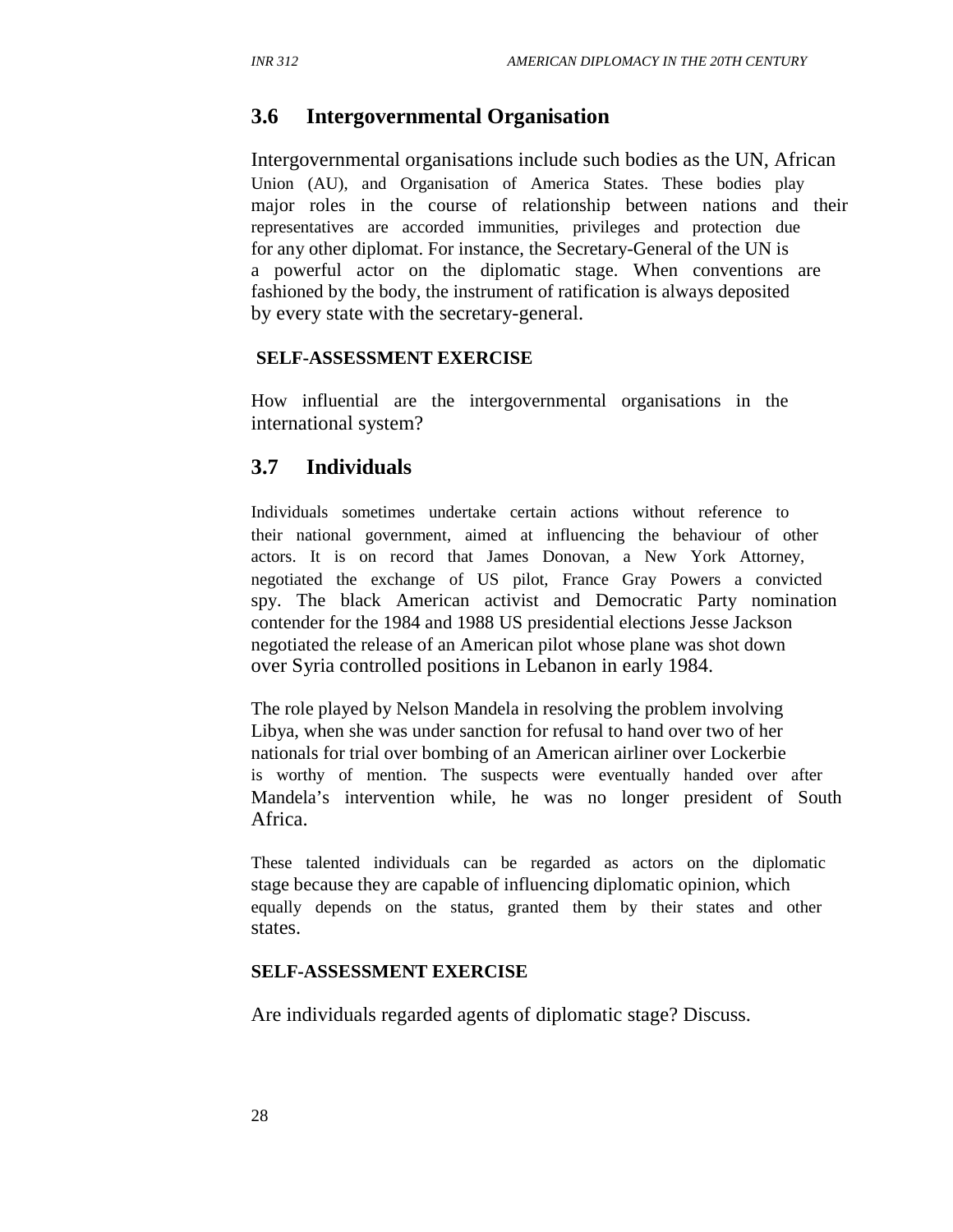## 3.6 Intergovernmental Organisation

Intergovernmental organisations include such bodies as the UN, African Union (AU), and Organisation of America States. These bodies play major roles in the course of relationship between nations and their representatives are accorded immunities, privileges and protection due for any other diplomat. For instance, the Secretary-General of the UN is a powerful actor on the diplomatic stage. When conventions are fashioned by the body, the instrument of ratification is always deposited by every state with the secretary-general.

**SELF-ASSESSMENT EXERCISE**

How influential are the intergovernmental organisations in the international system?

## 3.7 Individuals

Individuals sometimes undertake certain actions without reference to their national government, aimed at influencing the behaviour of other actors. It is on record that James Donovan, a New York Attorney, negotiated the exchange of US pilot, France Gray Powers a convicted spy. The black American activist and Democratic Party nomination contender for the 1984 and 1988 US presidential elections Jesse Jackson negotiated the release of an American pilot whose plane was shot down over Syria controlled positions in Lebanon in early 1984.

The role played by Nelson Mandela in resolving the problem involving Libya, when she was under sanction for refusal to hand over two of her nationals for trial over bombing of an American airliner over Lockerbie is worthy of mention. The suspects were eventually handed over after Mandela's intervention while, he was no longer president of South Africa.

These talented individuals can be regarded as actors on the diplomatic stage because they are capable of influencing diplomatic opinion, which equally depends on the status, granted them by their states and other states.

**SELF-ASSESSMENT EXERCISE**

Are individuals regarded agents of diplomatic stage? Discuss.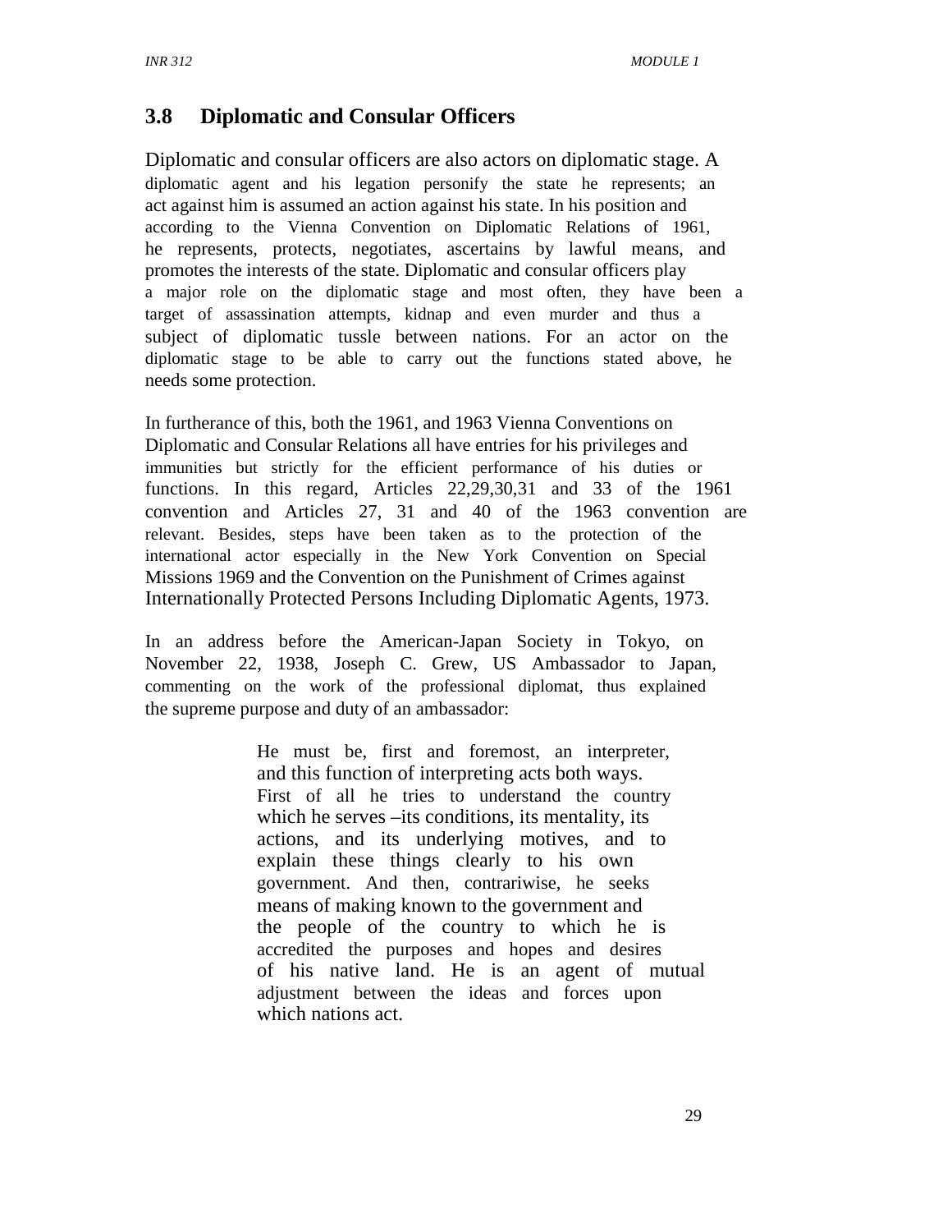## 3.8 Diplomatic and Consular Officers

Diplomatic and consular officers are also actors on diplomatic stage. A diplomatic agent and his legation personify the state he represents; an act against him is assumed an action against his state. In his position and according to the Vienna Convention on Diplomatic Relations of 1961, he represents, protects, negotiates, ascertains by lawful means, and promotes the interests of the state. Diplomatic and consular officers play a major role on the diplomatic stage and most often, they have been a target of assassination attempts, kidnap and even murder and thus a subject of diplomatic tussle between nations. For an actor on the diplomatic stage to be able to carry out the functions stated above, he needs some protection.

In furtherance of this, both the 1961, and 1963 Vienna Conventions on Diplomatic and Consular Relations all have entries for his privileges and immunities but strictly for the efficient performance of his duties or functions. In this regard, Articles 22,29,30,31 and 33 of the 1961 convention and Articles 27, 31 and 40 of the 1963 convention are relevant. Besides, steps have been taken as to the protection of the international actor especially in the New York Convention on Special Missions 1969 and the Convention on the Punishment of Crimes against Internationally Protected Persons Including Diplomatic Agents, 1973.

In an address before the American-Japan Society in Tokyo, on November 22, 1938, Joseph C. Grew, US Ambassador to Japan, commenting on the work of the professional diplomat, thus explained the supreme purpose and duty of an ambassador:

> He must be, first and foremost, an interpreter, and this function of interpreting acts both ways. First of all he tries to understand the country which he serves –its conditions, its mentality, its actions, and its underlying motives, and to explain these things clearly to his own government. And then, contrariwise, he seeks means of making known to the government and the people of the country to which he is accredited the purposes and hopes and desires of his native land. He is an agent of mutual adjustment between the ideas and forces upon which nations act.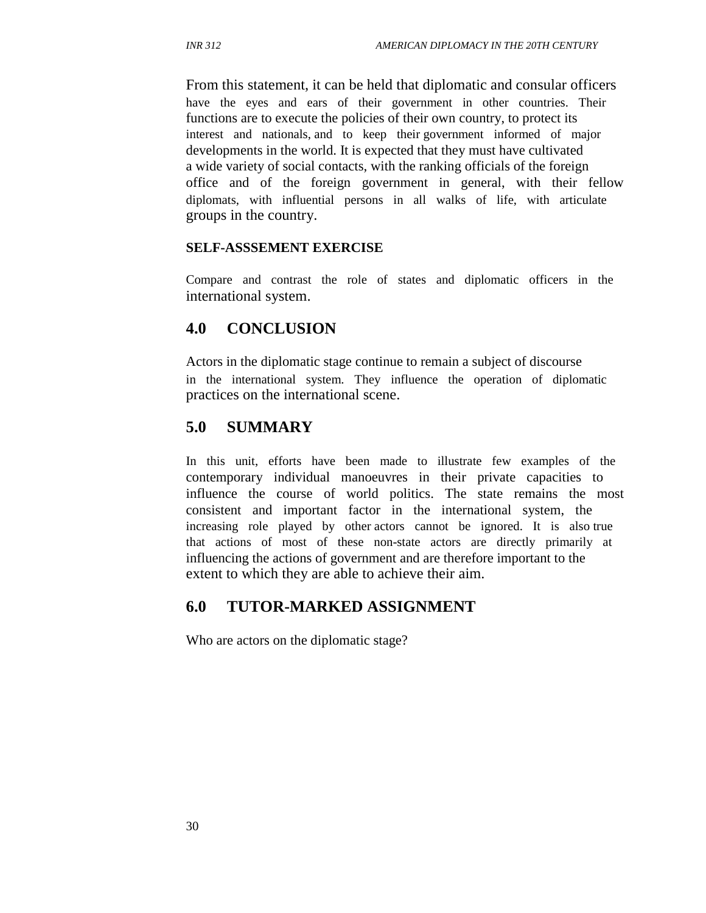From this statement, it can be held that diplomatic and consular officers have the eyes and ears of their government in other countries. Their functions are to execute the policies of their own country, to protect its interest and nationals, and to keep their government informed of major developments in the world. It is expected that they must have cultivated a wide variety of social contacts, with the ranking officials of the foreign office and of the foreign government in general, with their fellow diplomats, with influential persons in all walks of life, with articulate groups in the country.

**SELF-ASSSEMENT EXERCISE**

Compare and contrast the role of states and diplomatic officers in the international system.

## 4.0 CONCLUSION

Actors in the diplomatic stage continue to remain a subject of discourse in the international system. They influence the operation of diplomatic practices on the international scene.

## 5.0 SUMMARY

In this unit, efforts have been made to illustrate few examples of the contemporary individual manoeuvres in their private capacities to influence the course of world politics. The state remains the most consistent and important factor in the international system, the increasing role played by other actors cannot be ignored. It is also true that actions of most of these non-state actors are directly primarily at influencing the actions of government and are therefore important to the extent to which they are able to achieve their aim.

## 6.0 TUTOR-MARKED ASSIGNMENT

Who are actors on the diplomatic stage?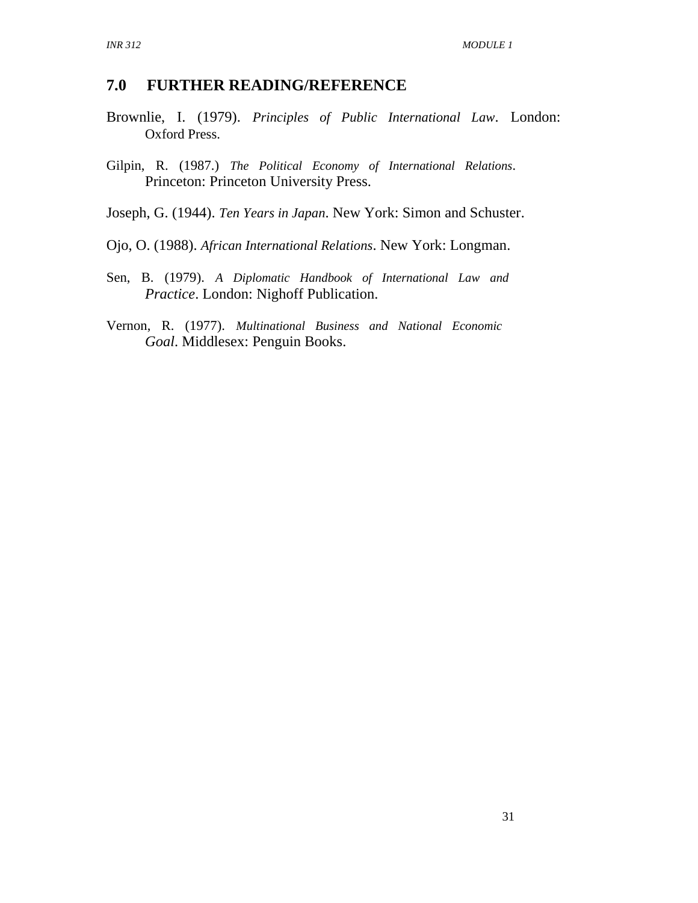## 7.0 FURTHER READING/REFERENCE

Brownlie, I. (1979). *Principles of Public International Law*. London: Oxford Press.

Gilpin, R. (1987.) *The Political Economy of International Relations*. Princeton: Princeton University Press.

Joseph, G. (1944). *Ten Years in Japan*. New York: Simon and Schuster.

Ojo, O. (1988). *African International Relations*. New York: Longman.

Sen, B. (1979). *A Diplomatic Handbook of International Law and Practice*. London: Nighoff Publication.

Vernon, R. (1977). *Multinational Business and National Economic Goal*. Middlesex: Penguin Books.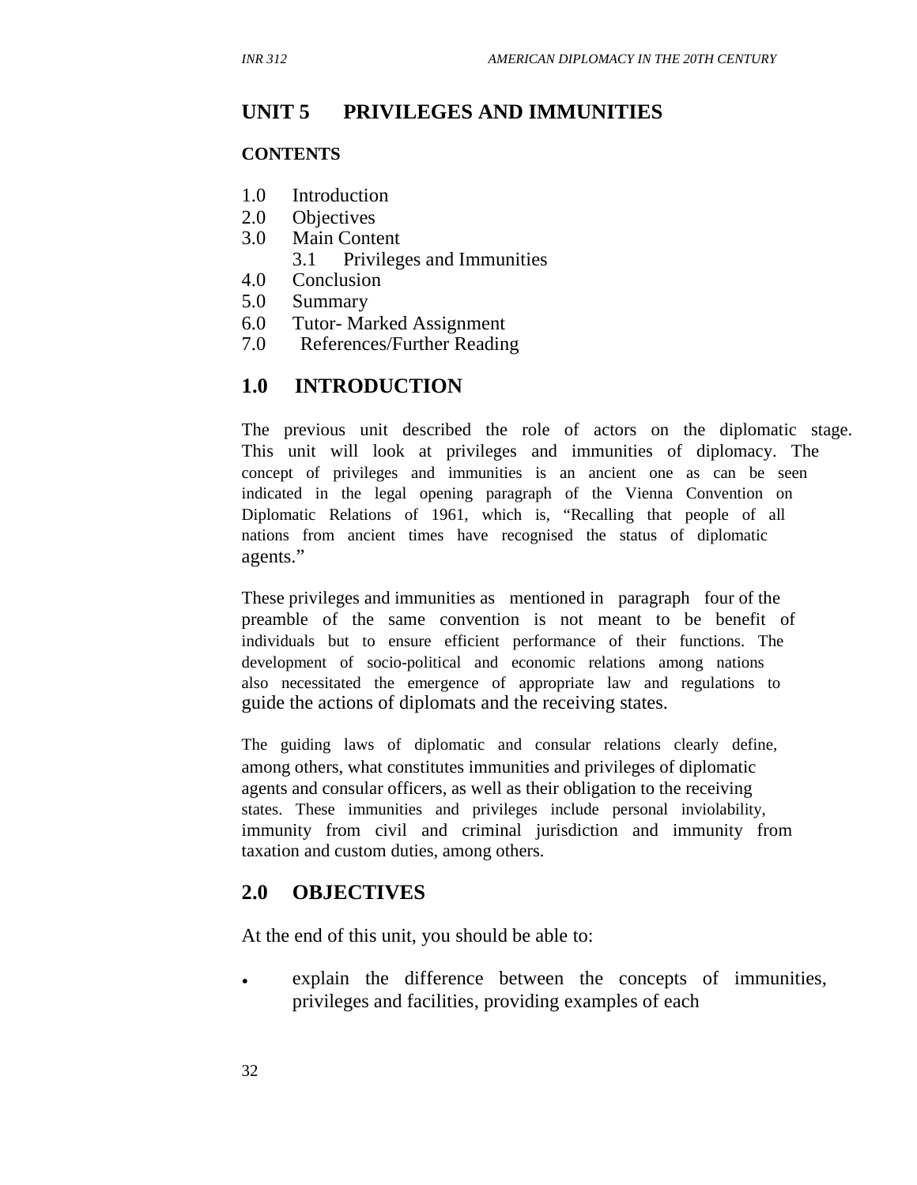# UNIT 5 PRIVILEGES AND IMMUNITIES

**CONTENTS**

1.0 Introduction
2.0 Objectives
3.0 Main Content
    3.1 Privileges and Immunities
4.0 Conclusion
5.0 Summary
6.0 Tutor- Marked Assignment
7.0 References/Further Reading

## 1.0 INTRODUCTION

The previous unit described the role of actors on the diplomatic stage. This unit will look at privileges and immunities of diplomacy. The concept of privileges and immunities is an ancient one as can be seen indicated in the legal opening paragraph of the Vienna Convention on Diplomatic Relations of 1961, which is, "Recalling that people of all nations from ancient times have recognised the status of diplomatic agents."

These privileges and immunities as mentioned in paragraph four of the preamble of the same convention is not meant to be benefit of individuals but to ensure efficient performance of their functions. The development of socio-political and economic relations among nations also necessitated the emergence of appropriate law and regulations to guide the actions of diplomats and the receiving states.

The guiding laws of diplomatic and consular relations clearly define, among others, what constitutes immunities and privileges of diplomatic agents and consular officers, as well as their obligation to the receiving states. These immunities and privileges include personal inviolability, immunity from civil and criminal jurisdiction and immunity from taxation and custom duties, among others.

## 2.0 OBJECTIVES

At the end of this unit, you should be able to:

- explain the difference between the concepts of immunities, privileges and facilities, providing examples of each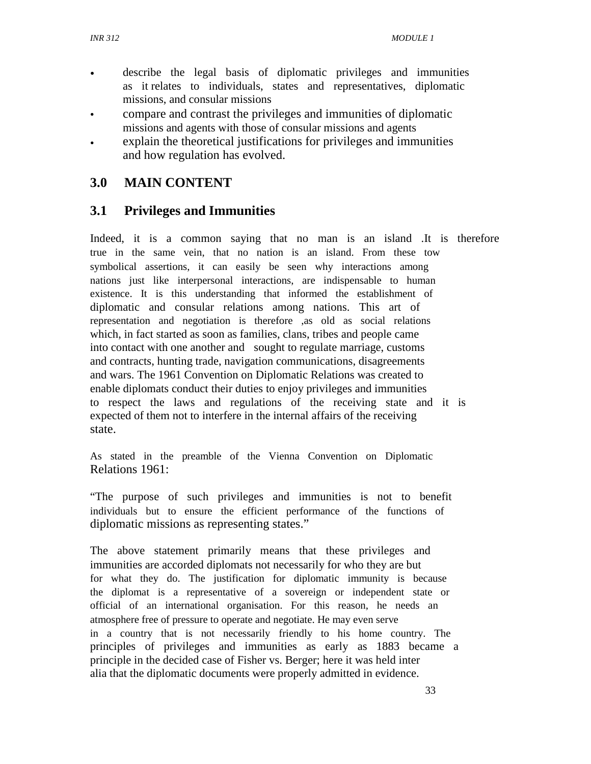- describe the legal basis of diplomatic privileges and immunities as it relates to individuals, states and representatives, diplomatic missions, and consular missions
- compare and contrast the privileges and immunities of diplomatic missions and agents with those of consular missions and agents
- explain the theoretical justifications for privileges and immunities and how regulation has evolved.

## 3.0 MAIN CONTENT

### 3.1 Privileges and Immunities

Indeed, it is a common saying that no man is an island .It is therefore true in the same vein, that no nation is an island. From these tow symbolical assertions, it can easily be seen why interactions among nations just like interpersonal interactions, are indispensable to human existence. It is this understanding that informed the establishment of diplomatic and consular relations among nations. This art of representation and negotiation is therefore ,as old as social relations which, in fact started as soon as families, clans, tribes and people came into contact with one another and sought to regulate marriage, customs and contracts, hunting trade, navigation communications, disagreements and wars. The 1961 Convention on Diplomatic Relations was created to enable diplomats conduct their duties to enjoy privileges and immunities to respect the laws and regulations of the receiving state and it is expected of them not to interfere in the internal affairs of the receiving state.

As stated in the preamble of the Vienna Convention on Diplomatic Relations 1961:

"The purpose of such privileges and immunities is not to benefit individuals but to ensure the efficient performance of the functions of diplomatic missions as representing states."

The above statement primarily means that these privileges and immunities are accorded diplomats not necessarily for who they are but for what they do. The justification for diplomatic immunity is because the diplomat is a representative of a sovereign or independent state or official of an international organisation. For this reason, he needs an atmosphere free of pressure to operate and negotiate. He may even serve in a country that is not necessarily friendly to his home country. The principles of privileges and immunities as early as 1883 became a principle in the decided case of Fisher vs. Berger; here it was held inter alia that the diplomatic documents were properly admitted in evidence.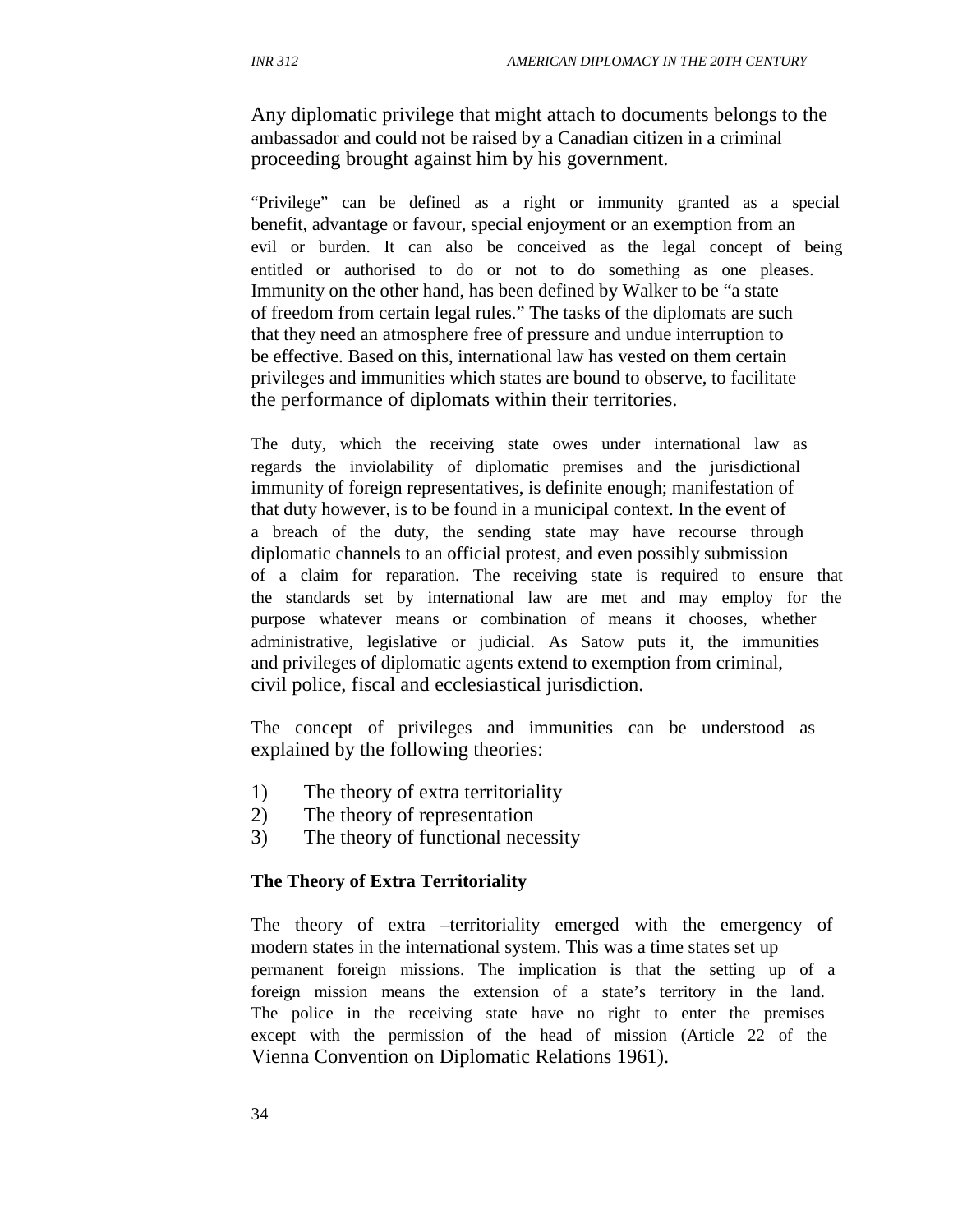Any diplomatic privilege that might attach to documents belongs to the ambassador and could not be raised by a Canadian citizen in a criminal proceeding brought against him by his government.

"Privilege" can be defined as a right or immunity granted as a special benefit, advantage or favour, special enjoyment or an exemption from an evil or burden. It can also be conceived as the legal concept of being entitled or authorised to do or not to do something as one pleases. Immunity on the other hand, has been defined by Walker to be "a state of freedom from certain legal rules." The tasks of the diplomats are such that they need an atmosphere free of pressure and undue interruption to be effective. Based on this, international law has vested on them certain privileges and immunities which states are bound to observe, to facilitate the performance of diplomats within their territories.

The duty, which the receiving state owes under international law as regards the inviolability of diplomatic premises and the jurisdictional immunity of foreign representatives, is definite enough; manifestation of that duty however, is to be found in a municipal context. In the event of a breach of the duty, the sending state may have recourse through diplomatic channels to an official protest, and even possibly submission of a claim for reparation. The receiving state is required to ensure that the standards set by international law are met and may employ for the purpose whatever means or combination of means it chooses, whether administrative, legislative or judicial. As Satow puts it, the immunities and privileges of diplomatic agents extend to exemption from criminal, civil police, fiscal and ecclesiastical jurisdiction.

The concept of privileges and immunities can be understood as explained by the following theories:

1) The theory of extra territoriality
2) The theory of representation
3) The theory of functional necessity

**The Theory of Extra Territoriality**

The theory of extra –territoriality emerged with the emergency of modern states in the international system. This was a time states set up permanent foreign missions. The implication is that the setting up of a foreign mission means the extension of a state's territory in the land. The police in the receiving state have no right to enter the premises except with the permission of the head of mission (Article 22 of the Vienna Convention on Diplomatic Relations 1961).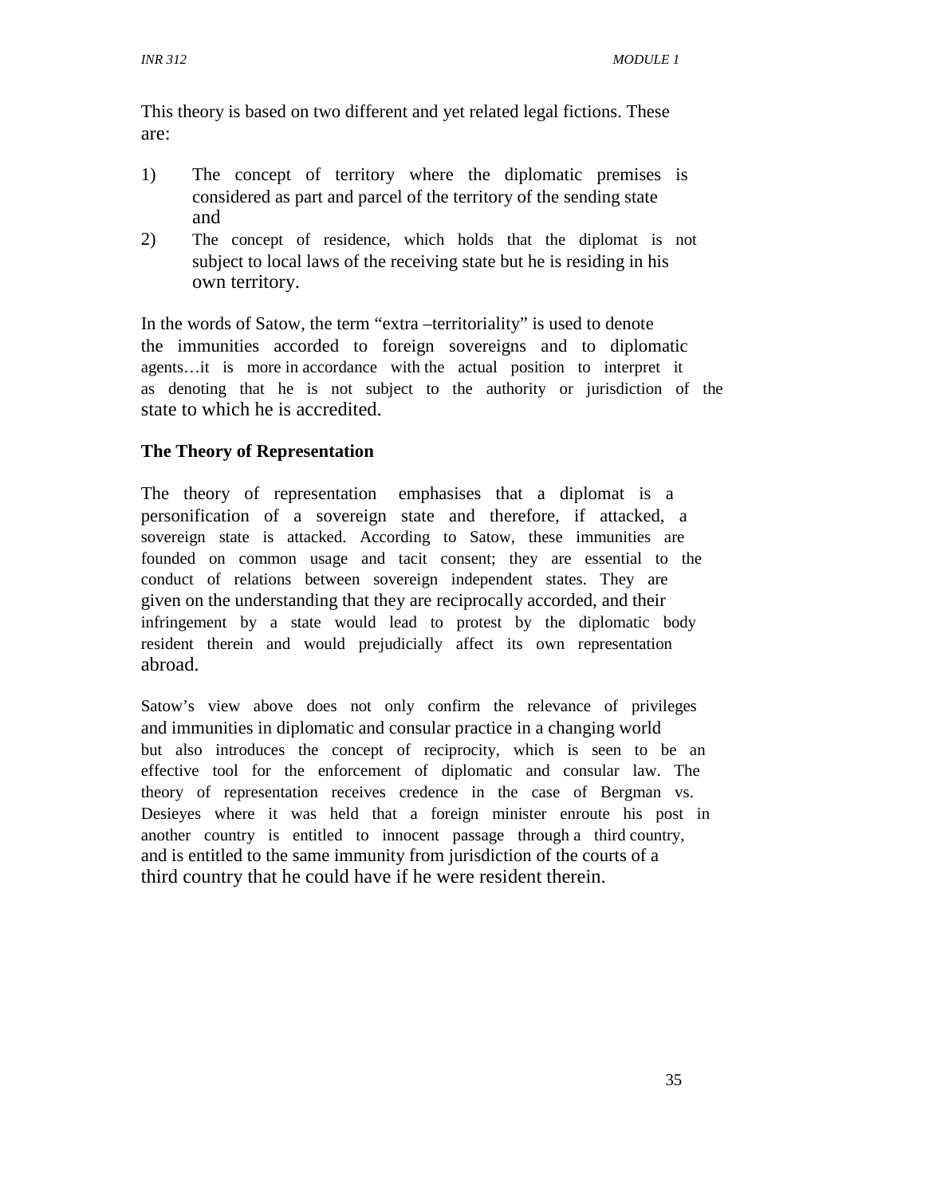This theory is based on two different and yet related legal fictions. These are:

1) The concept of territory where the diplomatic premises is considered as part and parcel of the territory of the sending state and
2) The concept of residence, which holds that the diplomat is not subject to local laws of the receiving state but he is residing in his own territory.

In the words of Satow, the term "extra –territoriality" is used to denote the immunities accorded to foreign sovereigns and to diplomatic agents…it is more in accordance with the actual position to interpret it as denoting that he is not subject to the authority or jurisdiction of the state to which he is accredited.

**The Theory of Representation**

The theory of representation emphasises that a diplomat is a personification of a sovereign state and therefore, if attacked, a sovereign state is attacked. According to Satow, these immunities are founded on common usage and tacit consent; they are essential to the conduct of relations between sovereign independent states. They are given on the understanding that they are reciprocally accorded, and their infringement by a state would lead to protest by the diplomatic body resident therein and would prejudicially affect its own representation abroad.

Satow's view above does not only confirm the relevance of privileges and immunities in diplomatic and consular practice in a changing world but also introduces the concept of reciprocity, which is seen to be an effective tool for the enforcement of diplomatic and consular law. The theory of representation receives credence in the case of Bergman vs. Desieyes where it was held that a foreign minister enroute his post in another country is entitled to innocent passage through a third country, and is entitled to the same immunity from jurisdiction of the courts of a third country that he could have if he were resident therein.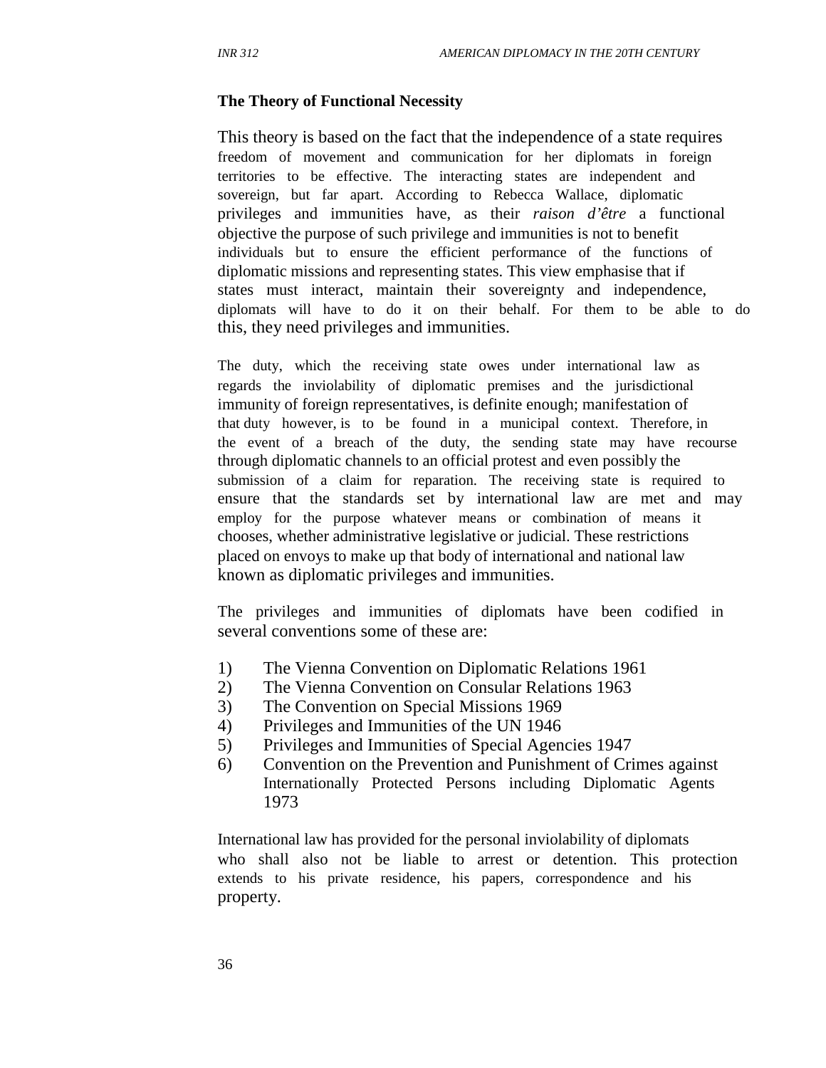**The Theory of Functional Necessity**

This theory is based on the fact that the independence of a state requires freedom of movement and communication for her diplomats in foreign territories to be effective. The interacting states are independent and sovereign, but far apart. According to Rebecca Wallace, diplomatic privileges and immunities have, as their *raison d'être* a functional objective the purpose of such privilege and immunities is not to benefit individuals but to ensure the efficient performance of the functions of diplomatic missions and representing states. This view emphasise that if states must interact, maintain their sovereignty and independence, diplomats will have to do it on their behalf. For them to be able to do this, they need privileges and immunities.

The duty, which the receiving state owes under international law as regards the inviolability of diplomatic premises and the jurisdictional immunity of foreign representatives, is definite enough; manifestation of that duty however, is to be found in a municipal context. Therefore, in the event of a breach of the duty, the sending state may have recourse through diplomatic channels to an official protest and even possibly the submission of a claim for reparation. The receiving state is required to ensure that the standards set by international law are met and may employ for the purpose whatever means or combination of means it chooses, whether administrative legislative or judicial. These restrictions placed on envoys to make up that body of international and national law known as diplomatic privileges and immunities.

The privileges and immunities of diplomats have been codified in several conventions some of these are:

1) The Vienna Convention on Diplomatic Relations 1961
2) The Vienna Convention on Consular Relations 1963
3) The Convention on Special Missions 1969
4) Privileges and Immunities of the UN 1946
5) Privileges and Immunities of Special Agencies 1947
6) Convention on the Prevention and Punishment of Crimes against Internationally Protected Persons including Diplomatic Agents 1973

International law has provided for the personal inviolability of diplomats who shall also not be liable to arrest or detention. This protection extends to his private residence, his papers, correspondence and his property.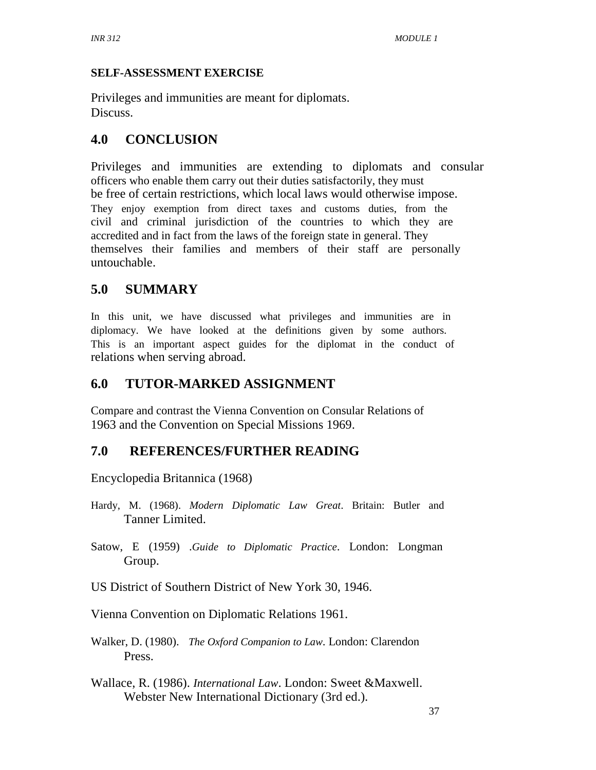**SELF-ASSESSMENT EXERCISE**

Privileges and immunities are meant for diplomats.
Discuss.

## 4.0 CONCLUSION

Privileges and immunities are extending to diplomats and consular officers who enable them carry out their duties satisfactorily, they must be free of certain restrictions, which local laws would otherwise impose. They enjoy exemption from direct taxes and customs duties, from the civil and criminal jurisdiction of the countries to which they are accredited and in fact from the laws of the foreign state in general. They themselves their families and members of their staff are personally untouchable.

## 5.0 SUMMARY

In this unit, we have discussed what privileges and immunities are in diplomacy. We have looked at the definitions given by some authors. This is an important aspect guides for the diplomat in the conduct of relations when serving abroad.

## 6.0 TUTOR-MARKED ASSIGNMENT

Compare and contrast the Vienna Convention on Consular Relations of 1963 and the Convention on Special Missions 1969.

## 7.0 REFERENCES/FURTHER READING

Encyclopedia Britannica (1968)

Hardy, M. (1968). *Modern Diplomatic Law Great*. Britain: Butler and Tanner Limited.

Satow, E (1959) .*Guide to Diplomatic Practice*. London: Longman Group.

US District of Southern District of New York 30, 1946.

Vienna Convention on Diplomatic Relations 1961.

Walker, D. (1980). *The Oxford Companion to Law*. London: Clarendon Press.

Wallace, R. (1986). *International Law*. London: Sweet &Maxwell. Webster New International Dictionary (3rd ed.).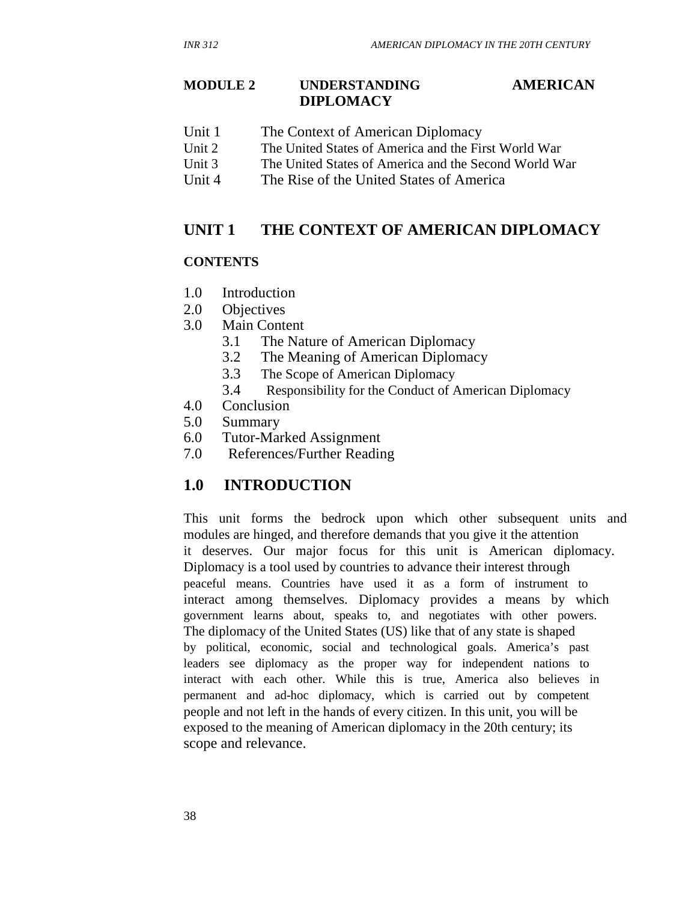## MODULE 2 UNDERSTANDING AMERICAN DIPLOMACY

Unit 1 The Context of American Diplomacy
Unit 2 The United States of America and the First World War
Unit 3 The United States of America and the Second World War
Unit 4 The Rise of the United States of America

## UNIT 1 THE CONTEXT OF AMERICAN DIPLOMACY

**CONTENTS**

1.0 Introduction
2.0 Objectives
3.0 Main Content
    3.1 The Nature of American Diplomacy
    3.2 The Meaning of American Diplomacy
    3.3 The Scope of American Diplomacy
    3.4 Responsibility for the Conduct of American Diplomacy
4.0 Conclusion
5.0 Summary
6.0 Tutor-Marked Assignment
7.0 References/Further Reading

## 1.0 INTRODUCTION

This unit forms the bedrock upon which other subsequent units and modules are hinged, and therefore demands that you give it the attention it deserves. Our major focus for this unit is American diplomacy. Diplomacy is a tool used by countries to advance their interest through peaceful means. Countries have used it as a form of instrument to interact among themselves. Diplomacy provides a means by which government learns about, speaks to, and negotiates with other powers. The diplomacy of the United States (US) like that of any state is shaped by political, economic, social and technological goals. America's past leaders see diplomacy as the proper way for independent nations to interact with each other. While this is true, America also believes in permanent and ad-hoc diplomacy, which is carried out by competent people and not left in the hands of every citizen. In this unit, you will be exposed to the meaning of American diplomacy in the 20th century; its scope and relevance.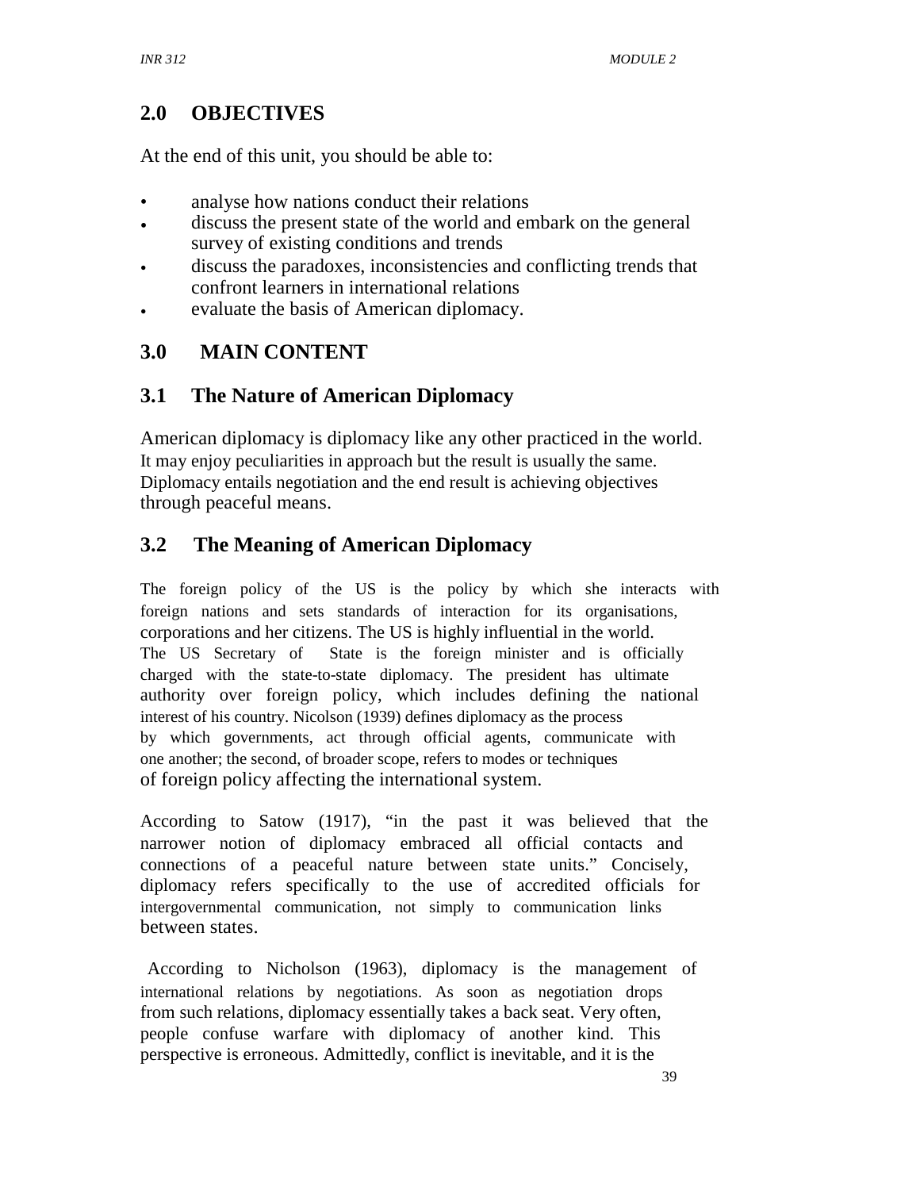## 2.0 OBJECTIVES

At the end of this unit, you should be able to:

- analyse how nations conduct their relations
- discuss the present state of the world and embark on the general survey of existing conditions and trends
- discuss the paradoxes, inconsistencies and conflicting trends that confront learners in international relations
- evaluate the basis of American diplomacy.

## 3.0 MAIN CONTENT

### 3.1 The Nature of American Diplomacy

American diplomacy is diplomacy like any other practiced in the world. It may enjoy peculiarities in approach but the result is usually the same. Diplomacy entails negotiation and the end result is achieving objectives through peaceful means.

### 3.2 The Meaning of American Diplomacy

The foreign policy of the US is the policy by which she interacts with foreign nations and sets standards of interaction for its organisations, corporations and her citizens. The US is highly influential in the world. The US Secretary of State is the foreign minister and is officially charged with the state-to-state diplomacy. The president has ultimate authority over foreign policy, which includes defining the national interest of his country. Nicolson (1939) defines diplomacy as the process by which governments, act through official agents, communicate with one another; the second, of broader scope, refers to modes or techniques of foreign policy affecting the international system.

According to Satow (1917), "in the past it was believed that the narrower notion of diplomacy embraced all official contacts and connections of a peaceful nature between state units." Concisely, diplomacy refers specifically to the use of accredited officials for intergovernmental communication, not simply to communication links between states.

According to Nicholson (1963), diplomacy is the management of international relations by negotiations. As soon as negotiation drops from such relations, diplomacy essentially takes a back seat. Very often, people confuse warfare with diplomacy of another kind. This perspective is erroneous. Admittedly, conflict is inevitable, and it is the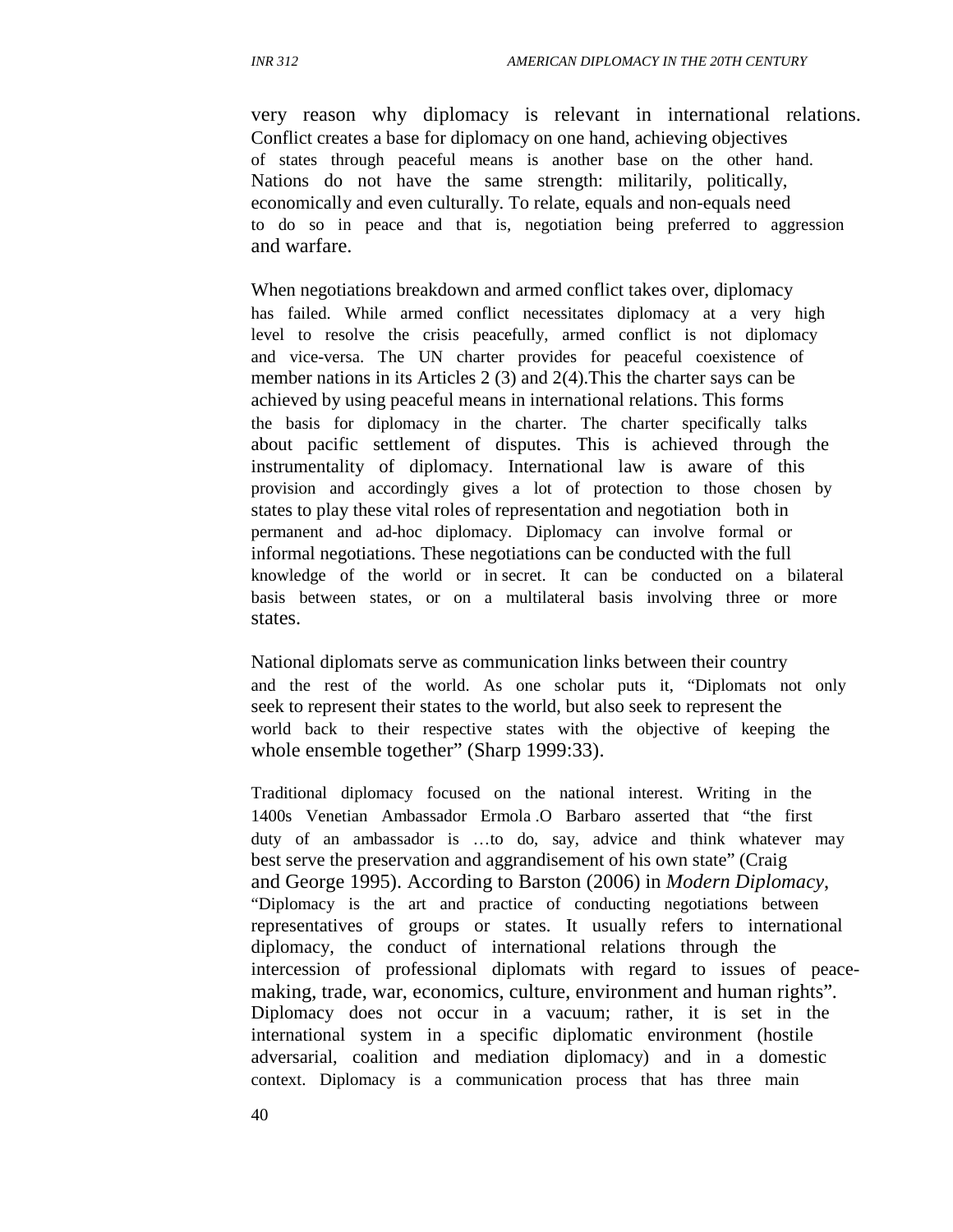very reason why diplomacy is relevant in international relations. Conflict creates a base for diplomacy on one hand, achieving objectives of states through peaceful means is another base on the other hand. Nations do not have the same strength: militarily, politically, economically and even culturally. To relate, equals and non-equals need to do so in peace and that is, negotiation being preferred to aggression and warfare.

When negotiations breakdown and armed conflict takes over, diplomacy has failed. While armed conflict necessitates diplomacy at a very high level to resolve the crisis peacefully, armed conflict is not diplomacy and vice-versa. The UN charter provides for peaceful coexistence of member nations in its Articles 2 (3) and 2(4).This the charter says can be achieved by using peaceful means in international relations. This forms the basis for diplomacy in the charter. The charter specifically talks about pacific settlement of disputes. This is achieved through the instrumentality of diplomacy. International law is aware of this provision and accordingly gives a lot of protection to those chosen by states to play these vital roles of representation and negotiation both in permanent and ad-hoc diplomacy. Diplomacy can involve formal or informal negotiations. These negotiations can be conducted with the full knowledge of the world or in secret. It can be conducted on a bilateral basis between states, or on a multilateral basis involving three or more states.

National diplomats serve as communication links between their country and the rest of the world. As one scholar puts it, “Diplomats not only seek to represent their states to the world, but also seek to represent the world back to their respective states with the objective of keeping the whole ensemble together” (Sharp 1999:33).

Traditional diplomacy focused on the national interest. Writing in the 1400s Venetian Ambassador Ermola .O Barbaro asserted that “the first duty of an ambassador is …to do, say, advice and think whatever may best serve the preservation and aggrandisement of his own state” (Craig and George 1995). According to Barston (2006) in *Modern Diplomacy*, “Diplomacy is the art and practice of conducting negotiations between representatives of groups or states. It usually refers to international diplomacy, the conduct of international relations through the intercession of professional diplomats with regard to issues of peace-making, trade, war, economics, culture, environment and human rights”. Diplomacy does not occur in a vacuum; rather, it is set in the international system in a specific diplomatic environment (hostile adversarial, coalition and mediation diplomacy) and in a domestic context. Diplomacy is a communication process that has three main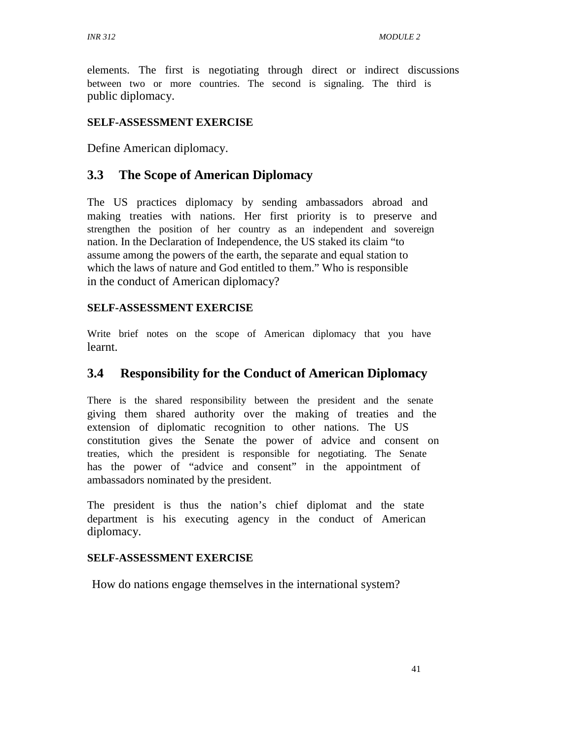elements. The first is negotiating through direct or indirect discussions between two or more countries. The second is signaling. The third is public diplomacy.

**SELF-ASSESSMENT EXERCISE**

Define American diplomacy.

## 3.3 The Scope of American Diplomacy

The US practices diplomacy by sending ambassadors abroad and making treaties with nations. Her first priority is to preserve and strengthen the position of her country as an independent and sovereign nation. In the Declaration of Independence, the US staked its claim "to assume among the powers of the earth, the separate and equal station to which the laws of nature and God entitled to them." Who is responsible in the conduct of American diplomacy?

**SELF-ASSESSMENT EXERCISE**

Write brief notes on the scope of American diplomacy that you have learnt.

## 3.4 Responsibility for the Conduct of American Diplomacy

There is the shared responsibility between the president and the senate giving them shared authority over the making of treaties and the extension of diplomatic recognition to other nations. The US constitution gives the Senate the power of advice and consent on treaties, which the president is responsible for negotiating. The Senate has the power of "advice and consent" in the appointment of ambassadors nominated by the president.

The president is thus the nation's chief diplomat and the state department is his executing agency in the conduct of American diplomacy.

**SELF-ASSESSMENT EXERCISE**

How do nations engage themselves in the international system?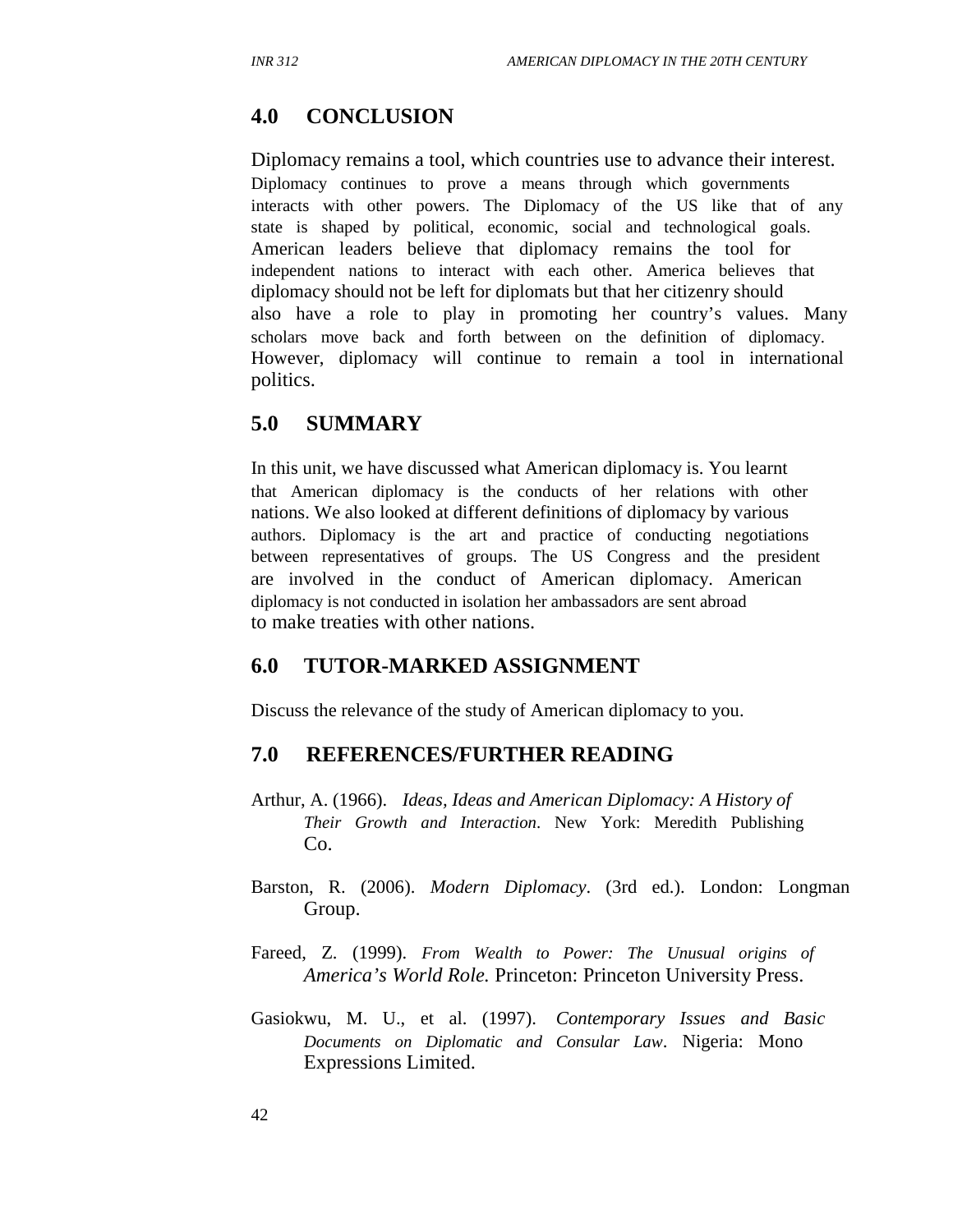## 4.0 CONCLUSION

Diplomacy remains a tool, which countries use to advance their interest. Diplomacy continues to prove a means through which governments interacts with other powers. The Diplomacy of the US like that of any state is shaped by political, economic, social and technological goals. American leaders believe that diplomacy remains the tool for independent nations to interact with each other. America believes that diplomacy should not be left for diplomats but that her citizenry should also have a role to play in promoting her country's values. Many scholars move back and forth between on the definition of diplomacy. However, diplomacy will continue to remain a tool in international politics.

## 5.0 SUMMARY

In this unit, we have discussed what American diplomacy is. You learnt that American diplomacy is the conducts of her relations with other nations. We also looked at different definitions of diplomacy by various authors. Diplomacy is the art and practice of conducting negotiations between representatives of groups. The US Congress and the president are involved in the conduct of American diplomacy. American diplomacy is not conducted in isolation her ambassadors are sent abroad to make treaties with other nations.

## 6.0 TUTOR-MARKED ASSIGNMENT

Discuss the relevance of the study of American diplomacy to you.

## 7.0 REFERENCES/FURTHER READING

Arthur, A. (1966). *Ideas, Ideas and American Diplomacy: A History of Their Growth and Interaction*. New York: Meredith Publishing Co.

Barston, R. (2006). *Modern Diplomacy*. (3rd ed.). London: Longman Group.

Fareed, Z. (1999). *From Wealth to Power: The Unusual origins of America's World Role.* Princeton: Princeton University Press.

Gasiokwu, M. U., et al. (1997). *Contemporary Issues and Basic Documents on Diplomatic and Consular Law*. Nigeria: Mono Expressions Limited.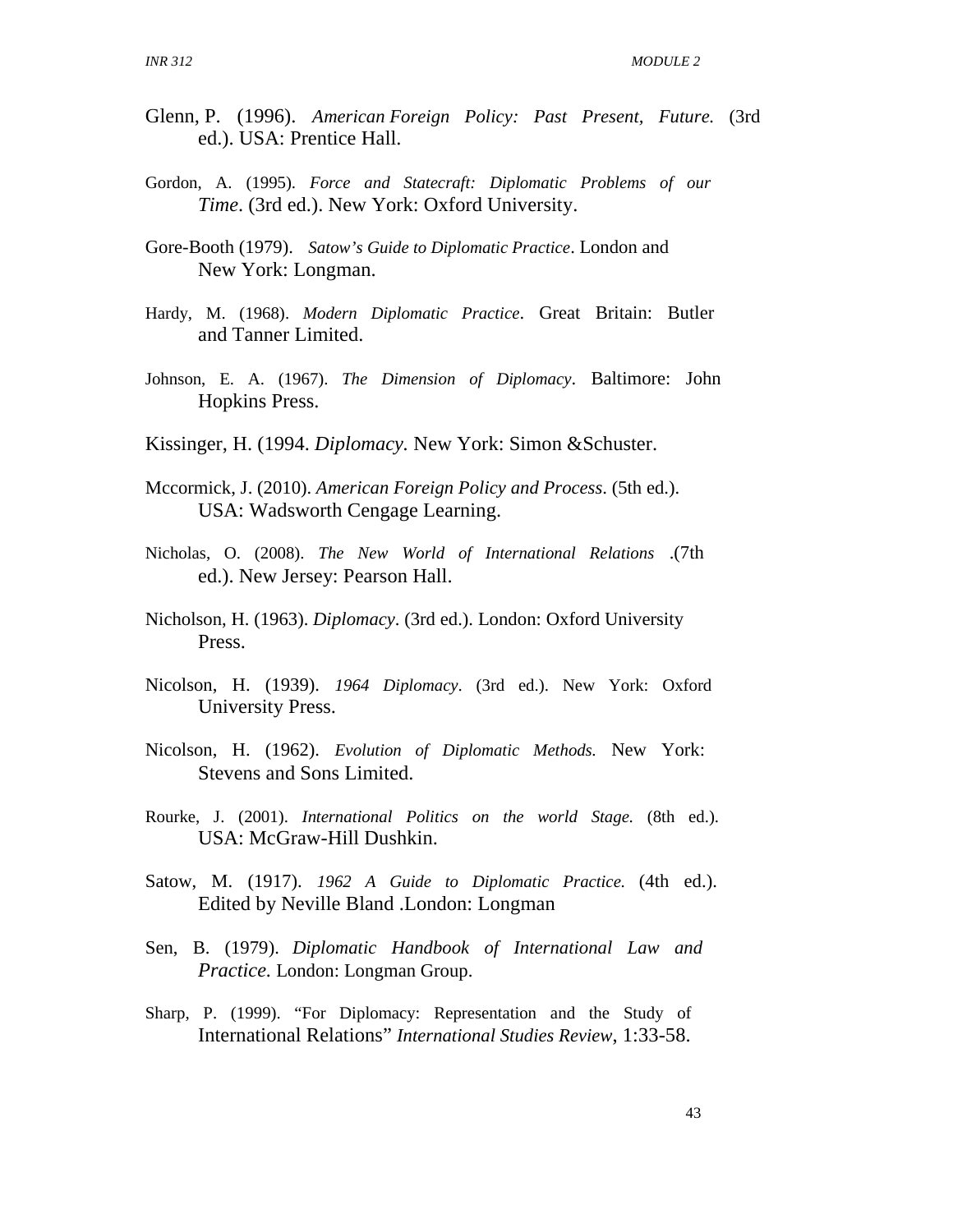Glenn, P. (1996). *American Foreign Policy: Past Present, Future.* (3rd ed.). USA: Prentice Hall.

Gordon, A. (1995). *Force and Statecraft: Diplomatic Problems of our Time*. (3rd ed.). New York: Oxford University.

Gore-Booth (1979). *Satow's Guide to Diplomatic Practice*. London and New York: Longman.

Hardy, M. (1968). *Modern Diplomatic Practice*. Great Britain: Butler and Tanner Limited.

Johnson, E. A. (1967). *The Dimension of Diplomacy*. Baltimore: John Hopkins Press.

Kissinger, H. (1994. *Diplomacy.* New York: Simon &Schuster.

Mccormick, J. (2010). *American Foreign Policy and Process*. (5th ed.). USA: Wadsworth Cengage Learning.

Nicholas, O. (2008). *The New World of International Relations* .(7th ed.). New Jersey: Pearson Hall.

Nicholson, H. (1963). *Diplomacy*. (3rd ed.). London: Oxford University Press.

Nicolson, H. (1939). *1964 Diplomacy*. (3rd ed.). New York: Oxford University Press.

Nicolson, H. (1962). *Evolution of Diplomatic Methods.* New York: Stevens and Sons Limited.

Rourke, J. (2001). *International Politics on the world Stage.* (8th ed.). USA: McGraw-Hill Dushkin.

Satow, M. (1917). *1962 A Guide to Diplomatic Practice.* (4th ed.). Edited by Neville Bland .London: Longman

Sen, B. (1979). *Diplomatic Handbook of International Law and Practice.* London: Longman Group.

Sharp, P. (1999). "For Diplomacy: Representation and the Study of International Relations" *International Studies Review*, 1:33-58.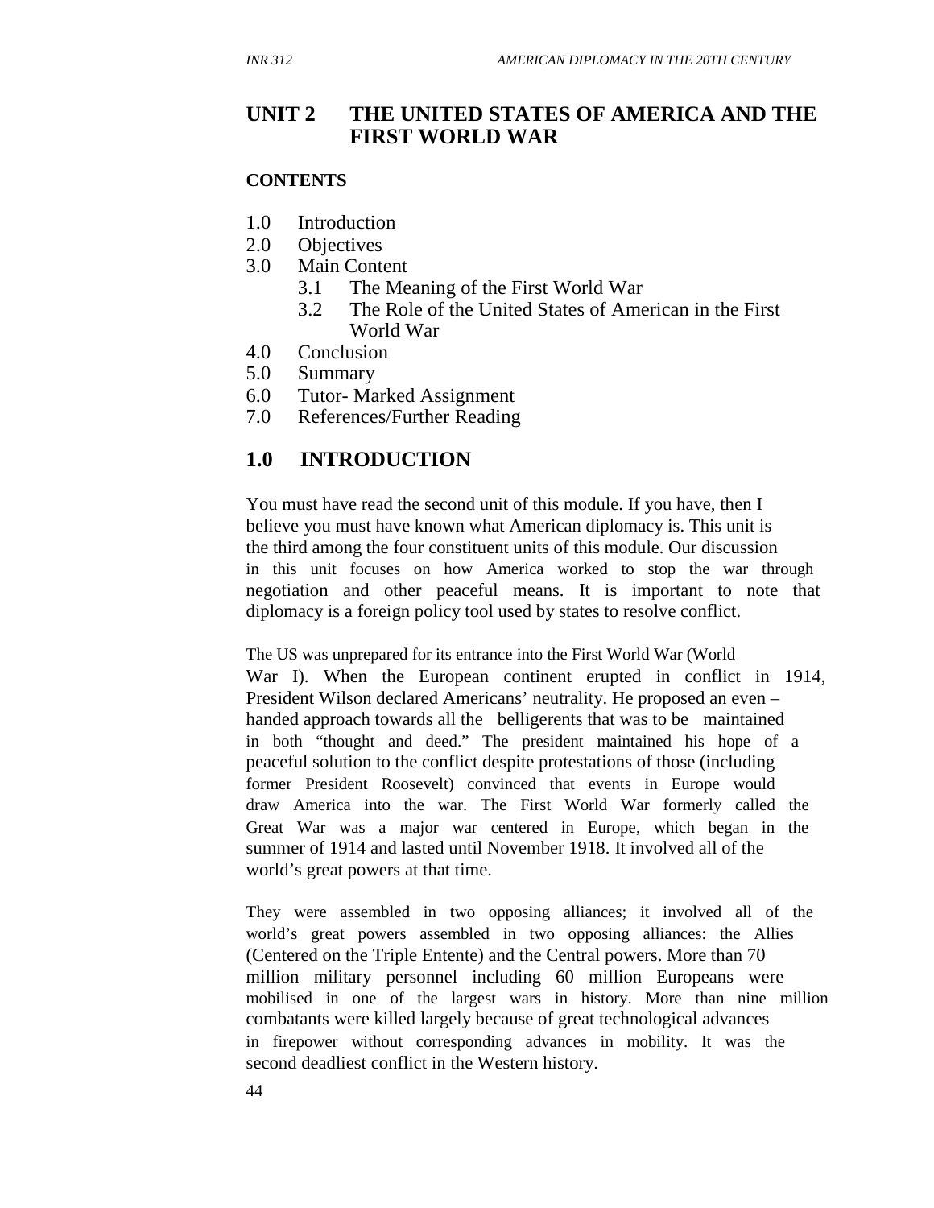# UNIT 2 THE UNITED STATES OF AMERICA AND THE FIRST WORLD WAR

**CONTENTS**

1.0 Introduction
2.0 Objectives
3.0 Main Content
    3.1 The Meaning of the First World War
    3.2 The Role of the United States of American in the First World War
4.0 Conclusion
5.0 Summary
6.0 Tutor- Marked Assignment
7.0 References/Further Reading

## 1.0 INTRODUCTION

You must have read the second unit of this module. If you have, then I believe you must have known what American diplomacy is. This unit is the third among the four constituent units of this module. Our discussion in this unit focuses on how America worked to stop the war through negotiation and other peaceful means. It is important to note that diplomacy is a foreign policy tool used by states to resolve conflict.

The US was unprepared for its entrance into the First World War (World War I). When the European continent erupted in conflict in 1914, President Wilson declared Americans' neutrality. He proposed an even – handed approach towards all the belligerents that was to be maintained in both "thought and deed." The president maintained his hope of a peaceful solution to the conflict despite protestations of those (including former President Roosevelt) convinced that events in Europe would draw America into the war. The First World War formerly called the Great War was a major war centered in Europe, which began in the summer of 1914 and lasted until November 1918. It involved all of the world's great powers at that time.

They were assembled in two opposing alliances; it involved all of the world's great powers assembled in two opposing alliances: the Allies (Centered on the Triple Entente) and the Central powers. More than 70 million military personnel including 60 million Europeans were mobilised in one of the largest wars in history. More than nine million combatants were killed largely because of great technological advances in firepower without corresponding advances in mobility. It was the second deadliest conflict in the Western history.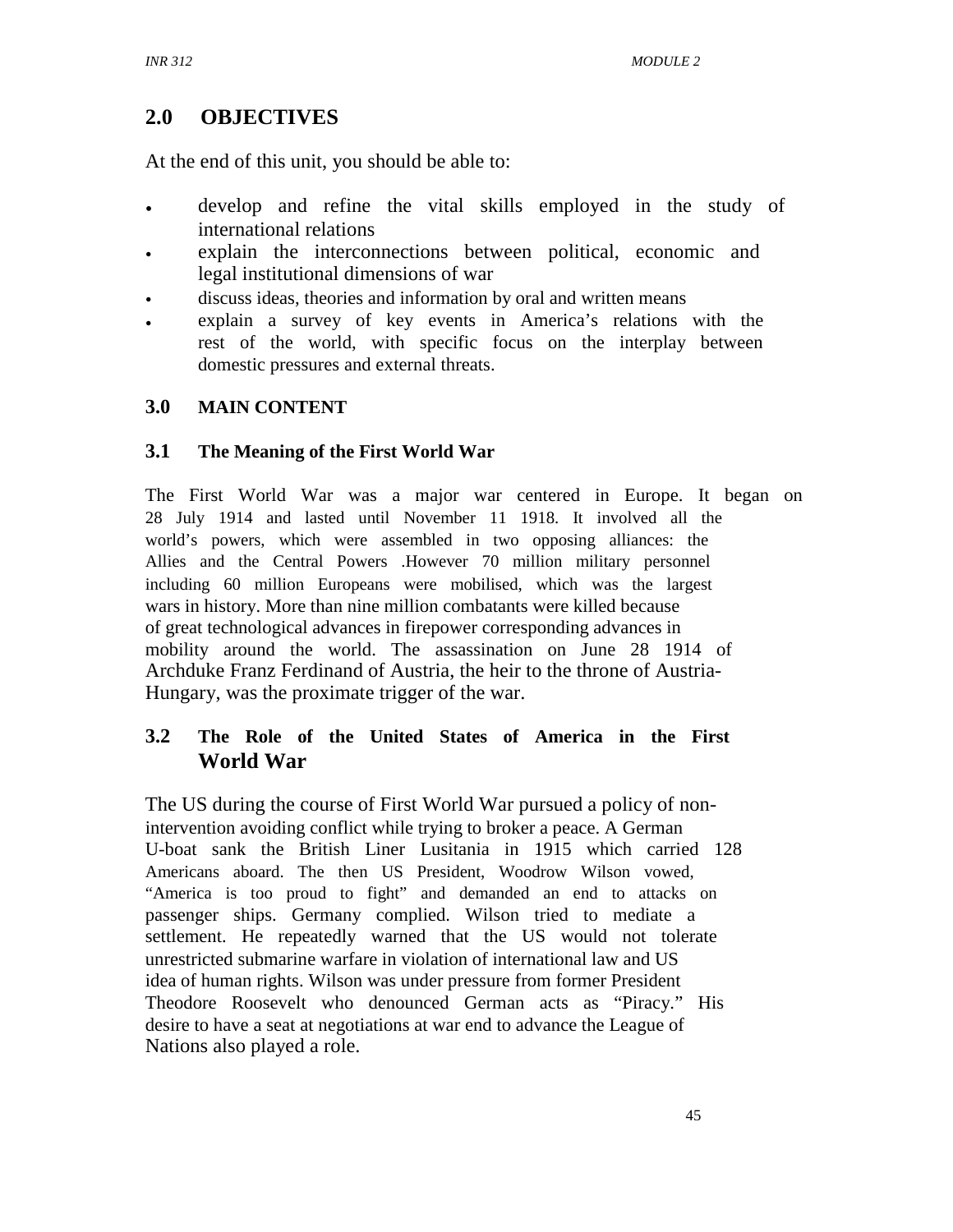## 2.0 OBJECTIVES

At the end of this unit, you should be able to:

- develop and refine the vital skills employed in the study of international relations
- explain the interconnections between political, economic and legal institutional dimensions of war
- discuss ideas, theories and information by oral and written means
- explain a survey of key events in America's relations with the rest of the world, with specific focus on the interplay between domestic pressures and external threats.

## 3.0 MAIN CONTENT

### 3.1 The Meaning of the First World War

The First World War was a major war centered in Europe. It began on 28 July 1914 and lasted until November 11 1918. It involved all the world's powers, which were assembled in two opposing alliances: the Allies and the Central Powers .However 70 million military personnel including 60 million Europeans were mobilised, which was the largest wars in history. More than nine million combatants were killed because of great technological advances in firepower corresponding advances in mobility around the world. The assassination on June 28 1914 of Archduke Franz Ferdinand of Austria, the heir to the throne of Austria-Hungary, was the proximate trigger of the war.

### 3.2 The Role of the United States of America in the First World War

The US during the course of First World War pursued a policy of non-intervention avoiding conflict while trying to broker a peace. A German U-boat sank the British Liner Lusitania in 1915 which carried 128 Americans aboard. The then US President, Woodrow Wilson vowed, "America is too proud to fight" and demanded an end to attacks on passenger ships. Germany complied. Wilson tried to mediate a settlement. He repeatedly warned that the US would not tolerate unrestricted submarine warfare in violation of international law and US idea of human rights. Wilson was under pressure from former President Theodore Roosevelt who denounced German acts as "Piracy." His desire to have a seat at negotiations at war end to advance the League of Nations also played a role.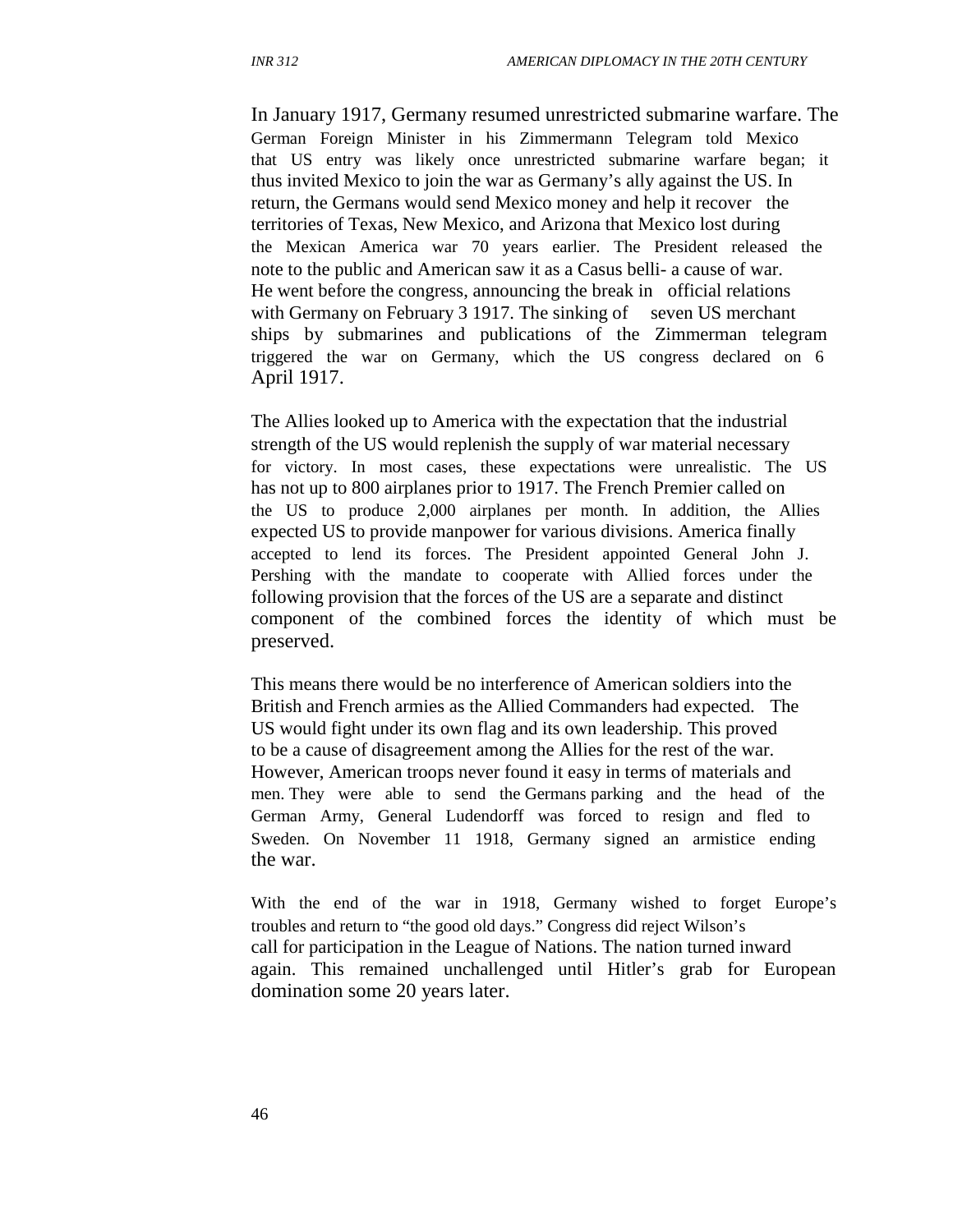In January 1917, Germany resumed unrestricted submarine warfare. The German Foreign Minister in his Zimmermann Telegram told Mexico that US entry was likely once unrestricted submarine warfare began; it thus invited Mexico to join the war as Germany's ally against the US. In return, the Germans would send Mexico money and help it recover the territories of Texas, New Mexico, and Arizona that Mexico lost during the Mexican America war 70 years earlier. The President released the note to the public and American saw it as a Casus belli- a cause of war. He went before the congress, announcing the break in official relations with Germany on February 3 1917. The sinking of seven US merchant ships by submarines and publications of the Zimmerman telegram triggered the war on Germany, which the US congress declared on 6 April 1917.

The Allies looked up to America with the expectation that the industrial strength of the US would replenish the supply of war material necessary for victory. In most cases, these expectations were unrealistic. The US has not up to 800 airplanes prior to 1917. The French Premier called on the US to produce 2,000 airplanes per month. In addition, the Allies expected US to provide manpower for various divisions. America finally accepted to lend its forces. The President appointed General John J. Pershing with the mandate to cooperate with Allied forces under the following provision that the forces of the US are a separate and distinct component of the combined forces the identity of which must be preserved.

This means there would be no interference of American soldiers into the British and French armies as the Allied Commanders had expected. The US would fight under its own flag and its own leadership. This proved to be a cause of disagreement among the Allies for the rest of the war. However, American troops never found it easy in terms of materials and men. They were able to send the Germans parking and the head of the German Army, General Ludendorff was forced to resign and fled to Sweden. On November 11 1918, Germany signed an armistice ending the war.

With the end of the war in 1918, Germany wished to forget Europe's troubles and return to "the good old days." Congress did reject Wilson's call for participation in the League of Nations. The nation turned inward again. This remained unchallenged until Hitler's grab for European domination some 20 years later.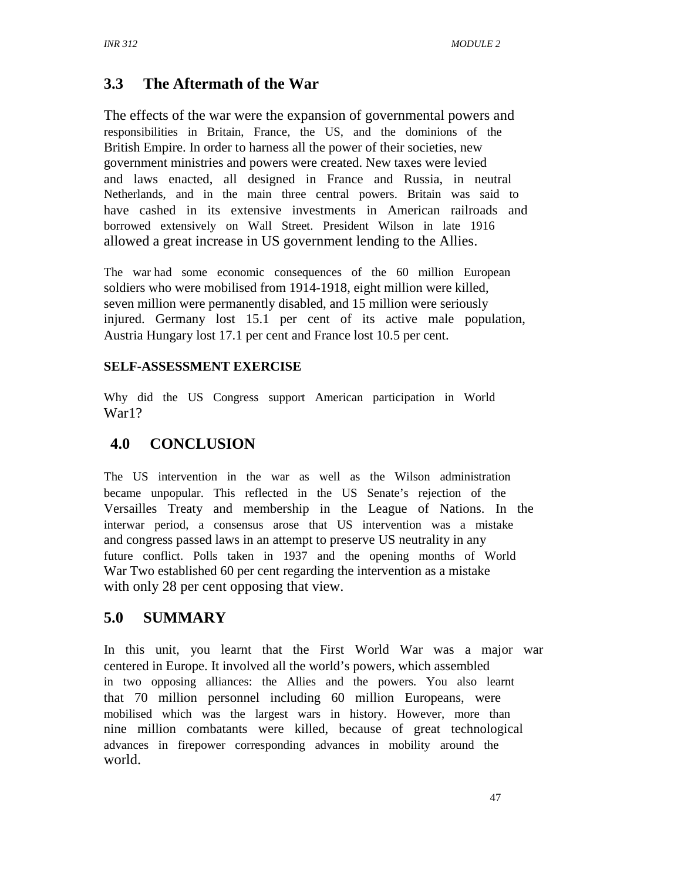## 3.3 The Aftermath of the War

The effects of the war were the expansion of governmental powers and responsibilities in Britain, France, the US, and the dominions of the British Empire. In order to harness all the power of their societies, new government ministries and powers were created. New taxes were levied and laws enacted, all designed in France and Russia, in neutral Netherlands, and in the main three central powers. Britain was said to have cashed in its extensive investments in American railroads and borrowed extensively on Wall Street. President Wilson in late 1916 allowed a great increase in US government lending to the Allies.

The war had some economic consequences of the 60 million European soldiers who were mobilised from 1914-1918, eight million were killed, seven million were permanently disabled, and 15 million were seriously injured. Germany lost 15.1 per cent of its active male population, Austria Hungary lost 17.1 per cent and France lost 10.5 per cent.

**SELF-ASSESSMENT EXERCISE**

Why did the US Congress support American participation in World War1?

## 4.0 CONCLUSION

The US intervention in the war as well as the Wilson administration became unpopular. This reflected in the US Senate's rejection of the Versailles Treaty and membership in the League of Nations. In the interwar period, a consensus arose that US intervention was a mistake and congress passed laws in an attempt to preserve US neutrality in any future conflict. Polls taken in 1937 and the opening months of World War Two established 60 per cent regarding the intervention as a mistake with only 28 per cent opposing that view.

## 5.0 SUMMARY

In this unit, you learnt that the First World War was a major war centered in Europe. It involved all the world's powers, which assembled in two opposing alliances: the Allies and the powers. You also learnt that 70 million personnel including 60 million Europeans, were mobilised which was the largest wars in history. However, more than nine million combatants were killed, because of great technological advances in firepower corresponding advances in mobility around the world.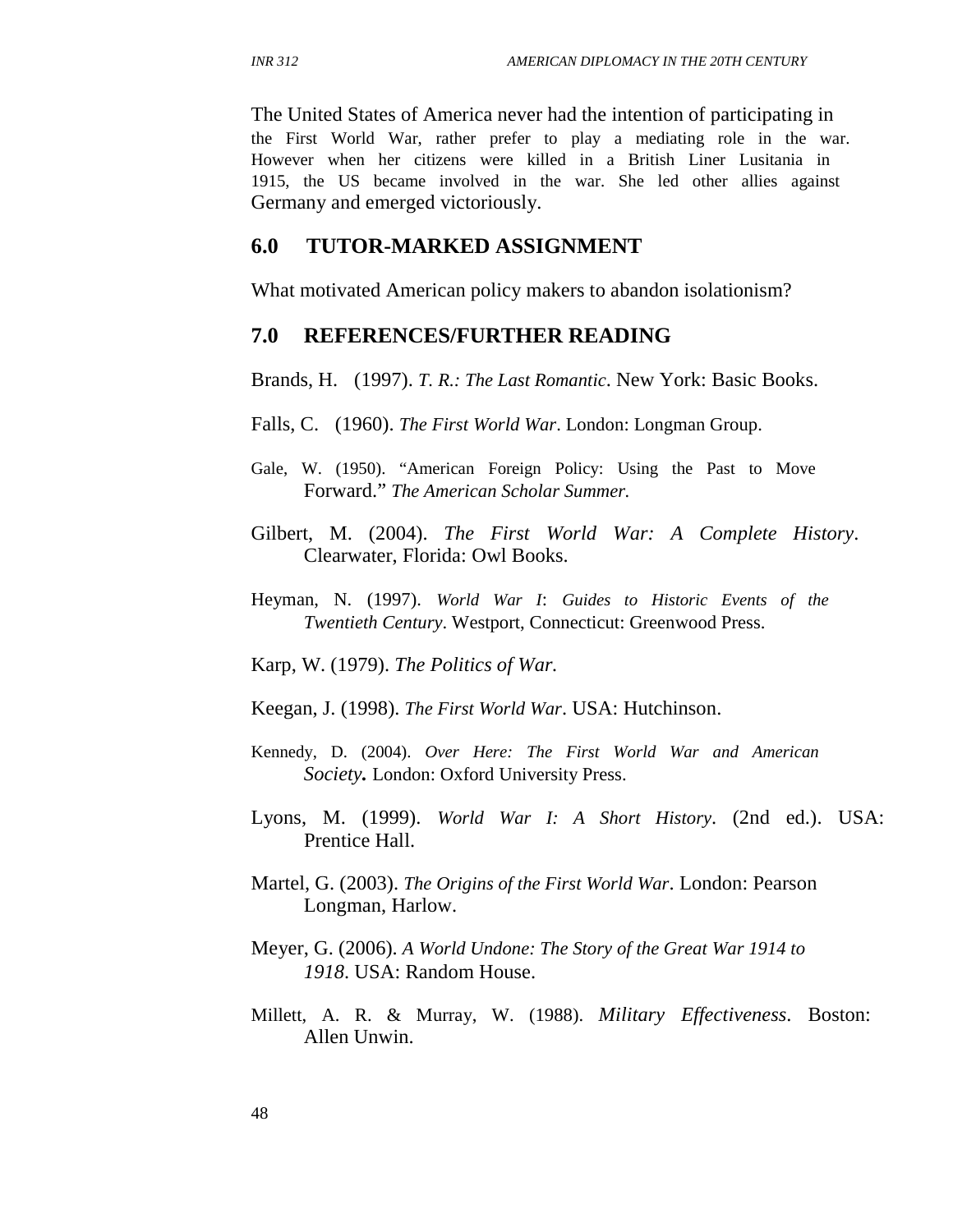The United States of America never had the intention of participating in the First World War, rather prefer to play a mediating role in the war. However when her citizens were killed in a British Liner Lusitania in 1915, the US became involved in the war. She led other allies against Germany and emerged victoriously.

## 6.0 TUTOR-MARKED ASSIGNMENT

What motivated American policy makers to abandon isolationism?

## 7.0 REFERENCES/FURTHER READING

Brands, H. (1997). *T. R.: The Last Romantic*. New York: Basic Books.

Falls, C. (1960). *The First World War*. London: Longman Group.

Gale, W. (1950). "American Foreign Policy: Using the Past to Move Forward." *The American Scholar Summer.*

Gilbert, M. (2004). *The First World War: A Complete History*. Clearwater, Florida: Owl Books.

Heyman, N. (1997). *World War I*: *Guides to Historic Events of the Twentieth Century*. Westport, Connecticut: Greenwood Press.

Karp, W. (1979). *The Politics of War.*

Keegan, J. (1998). *The First World War*. USA: Hutchinson.

Kennedy, D. (2004). *Over Here: The First World War and American Society***.** London: Oxford University Press.

Lyons, M. (1999). *World War I: A Short History*. (2nd ed.). USA: Prentice Hall.

Martel, G. (2003). *The Origins of the First World War*. London: Pearson Longman, Harlow.

Meyer, G. (2006). *A World Undone: The Story of the Great War 1914 to 1918*. USA: Random House.

Millett, A. R. & Murray, W. (1988). *Military Effectiveness*. Boston: Allen Unwin.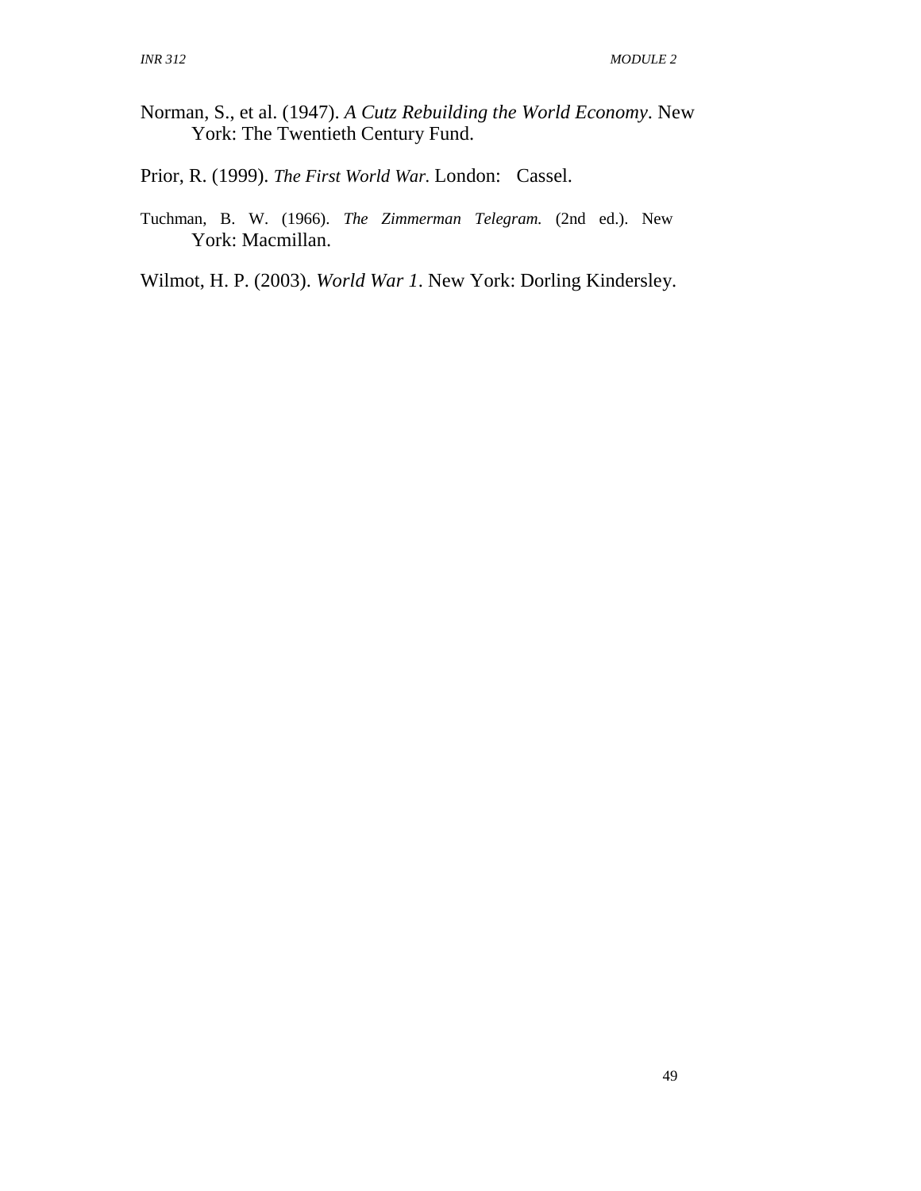Norman, S., et al. (1947). *A Cutz Rebuilding the World Economy*. New York: The Twentieth Century Fund.

Prior, R. (1999). *The First World War.* London: Cassel.

Tuchman, B. W. (1966). *The Zimmerman Telegram.* (2nd ed.). New York: Macmillan.

Wilmot, H. P. (2003). *World War 1*. New York: Dorling Kindersley.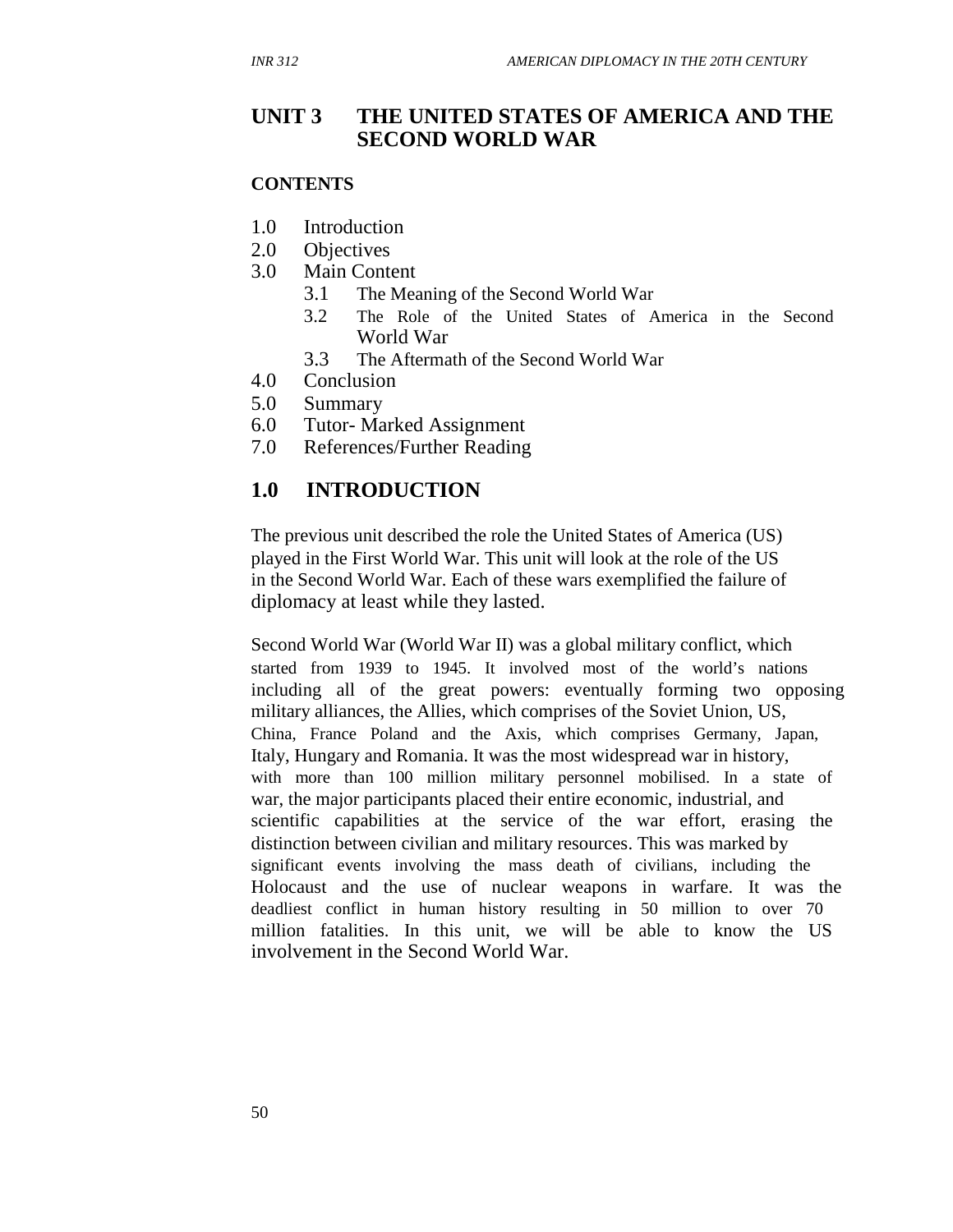# UNIT 3 THE UNITED STATES OF AMERICA AND THE SECOND WORLD WAR

**CONTENTS**

1.0 Introduction
2.0 Objectives
3.0 Main Content
   3.1 The Meaning of the Second World War
   3.2 The Role of the United States of America in the Second World War
   3.3 The Aftermath of the Second World War
4.0 Conclusion
5.0 Summary
6.0 Tutor- Marked Assignment
7.0 References/Further Reading

## 1.0 INTRODUCTION

The previous unit described the role the United States of America (US) played in the First World War. This unit will look at the role of the US in the Second World War. Each of these wars exemplified the failure of diplomacy at least while they lasted.

Second World War (World War II) was a global military conflict, which started from 1939 to 1945. It involved most of the world's nations including all of the great powers: eventually forming two opposing military alliances, the Allies, which comprises of the Soviet Union, US, China, France Poland and the Axis, which comprises Germany, Japan, Italy, Hungary and Romania. It was the most widespread war in history, with more than 100 million military personnel mobilised. In a state of war, the major participants placed their entire economic, industrial, and scientific capabilities at the service of the war effort, erasing the distinction between civilian and military resources. This was marked by significant events involving the mass death of civilians, including the Holocaust and the use of nuclear weapons in warfare. It was the deadliest conflict in human history resulting in 50 million to over 70 million fatalities. In this unit, we will be able to know the US involvement in the Second World War.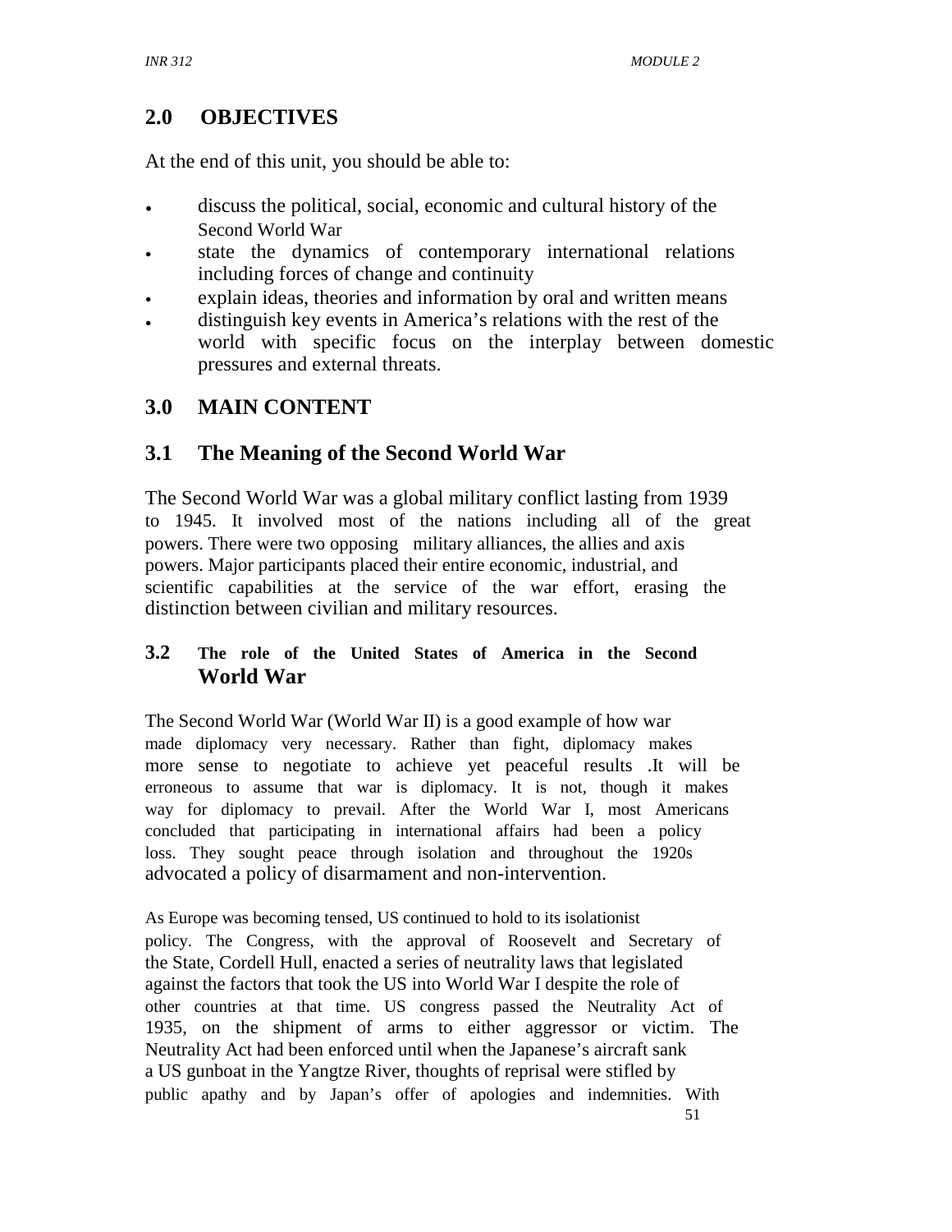## 2.0 OBJECTIVES

At the end of this unit, you should be able to:

- discuss the political, social, economic and cultural history of the Second World War
- state the dynamics of contemporary international relations including forces of change and continuity
- explain ideas, theories and information by oral and written means
- distinguish key events in America's relations with the rest of the world with specific focus on the interplay between domestic pressures and external threats.

## 3.0 MAIN CONTENT

### 3.1 The Meaning of the Second World War

The Second World War was a global military conflict lasting from 1939 to 1945. It involved most of the nations including all of the great powers. There were two opposing military alliances, the allies and axis powers. Major participants placed their entire economic, industrial, and scientific capabilities at the service of the war effort, erasing the distinction between civilian and military resources.

### 3.2 The role of the United States of America in the Second World War

The Second World War (World War II) is a good example of how war made diplomacy very necessary. Rather than fight, diplomacy makes more sense to negotiate to achieve yet peaceful results .It will be erroneous to assume that war is diplomacy. It is not, though it makes way for diplomacy to prevail. After the World War I, most Americans concluded that participating in international affairs had been a policy loss. They sought peace through isolation and throughout the 1920s advocated a policy of disarmament and non-intervention.

As Europe was becoming tensed, US continued to hold to its isolationist policy. The Congress, with the approval of Roosevelt and Secretary of the State, Cordell Hull, enacted a series of neutrality laws that legislated against the factors that took the US into World War I despite the role of other countries at that time. US congress passed the Neutrality Act of 1935, on the shipment of arms to either aggressor or victim. The Neutrality Act had been enforced until when the Japanese's aircraft sank a US gunboat in the Yangtze River, thoughts of reprisal were stifled by public apathy and by Japan's offer of apologies and indemnities. With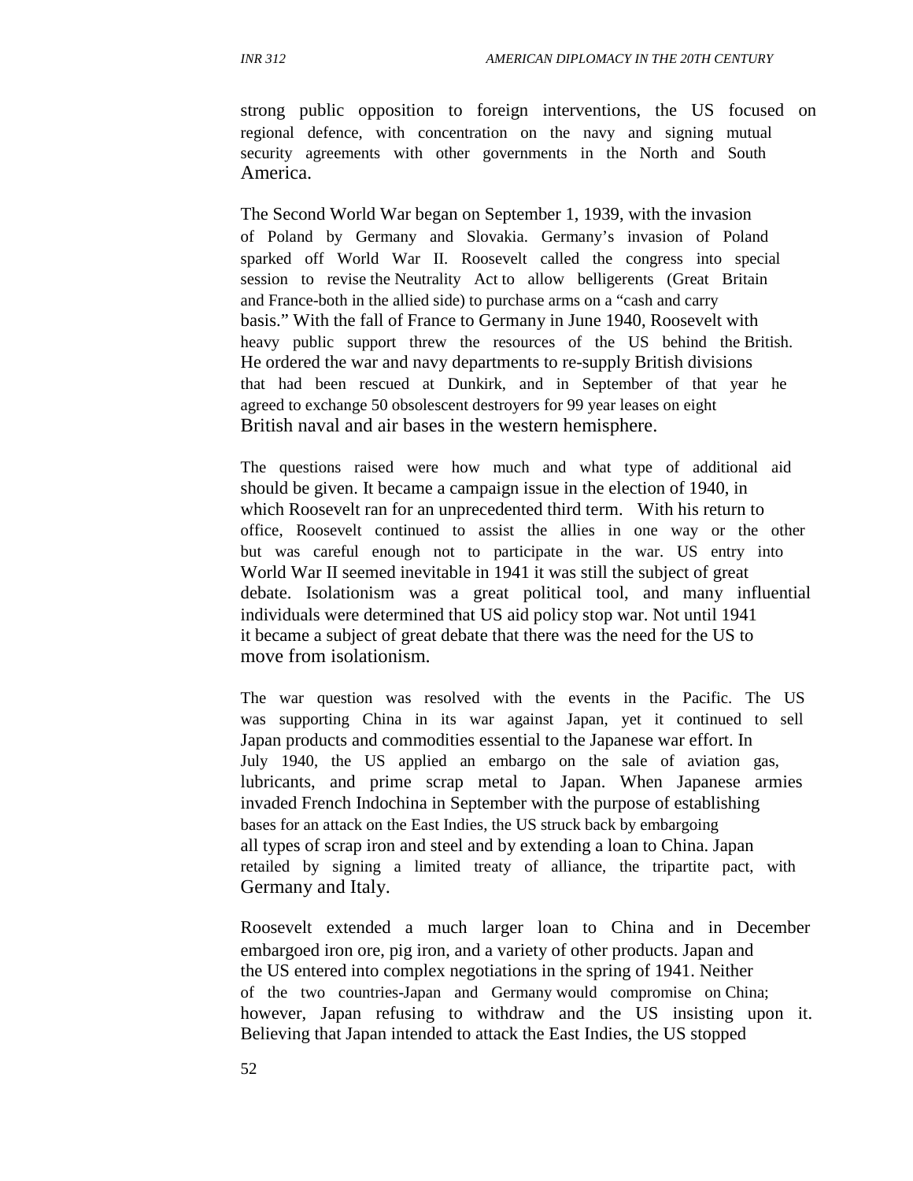strong public opposition to foreign interventions, the US focused on regional defence, with concentration on the navy and signing mutual security agreements with other governments in the North and South America.

The Second World War began on September 1, 1939, with the invasion of Poland by Germany and Slovakia. Germany's invasion of Poland sparked off World War II. Roosevelt called the congress into special session to revise the Neutrality Act to allow belligerents (Great Britain and France-both in the allied side) to purchase arms on a "cash and carry basis." With the fall of France to Germany in June 1940, Roosevelt with heavy public support threw the resources of the US behind the British. He ordered the war and navy departments to re-supply British divisions that had been rescued at Dunkirk, and in September of that year he agreed to exchange 50 obsolescent destroyers for 99 year leases on eight British naval and air bases in the western hemisphere.

The questions raised were how much and what type of additional aid should be given. It became a campaign issue in the election of 1940, in which Roosevelt ran for an unprecedented third term. With his return to office, Roosevelt continued to assist the allies in one way or the other but was careful enough not to participate in the war. US entry into World War II seemed inevitable in 1941 it was still the subject of great debate. Isolationism was a great political tool, and many influential individuals were determined that US aid policy stop war. Not until 1941 it became a subject of great debate that there was the need for the US to move from isolationism.

The war question was resolved with the events in the Pacific. The US was supporting China in its war against Japan, yet it continued to sell Japan products and commodities essential to the Japanese war effort. In July 1940, the US applied an embargo on the sale of aviation gas, lubricants, and prime scrap metal to Japan. When Japanese armies invaded French Indochina in September with the purpose of establishing bases for an attack on the East Indies, the US struck back by embargoing all types of scrap iron and steel and by extending a loan to China. Japan retailed by signing a limited treaty of alliance, the tripartite pact, with Germany and Italy.

Roosevelt extended a much larger loan to China and in December embargoed iron ore, pig iron, and a variety of other products. Japan and the US entered into complex negotiations in the spring of 1941. Neither of the two countries-Japan and Germany would compromise on China; however, Japan refusing to withdraw and the US insisting upon it. Believing that Japan intended to attack the East Indies, the US stopped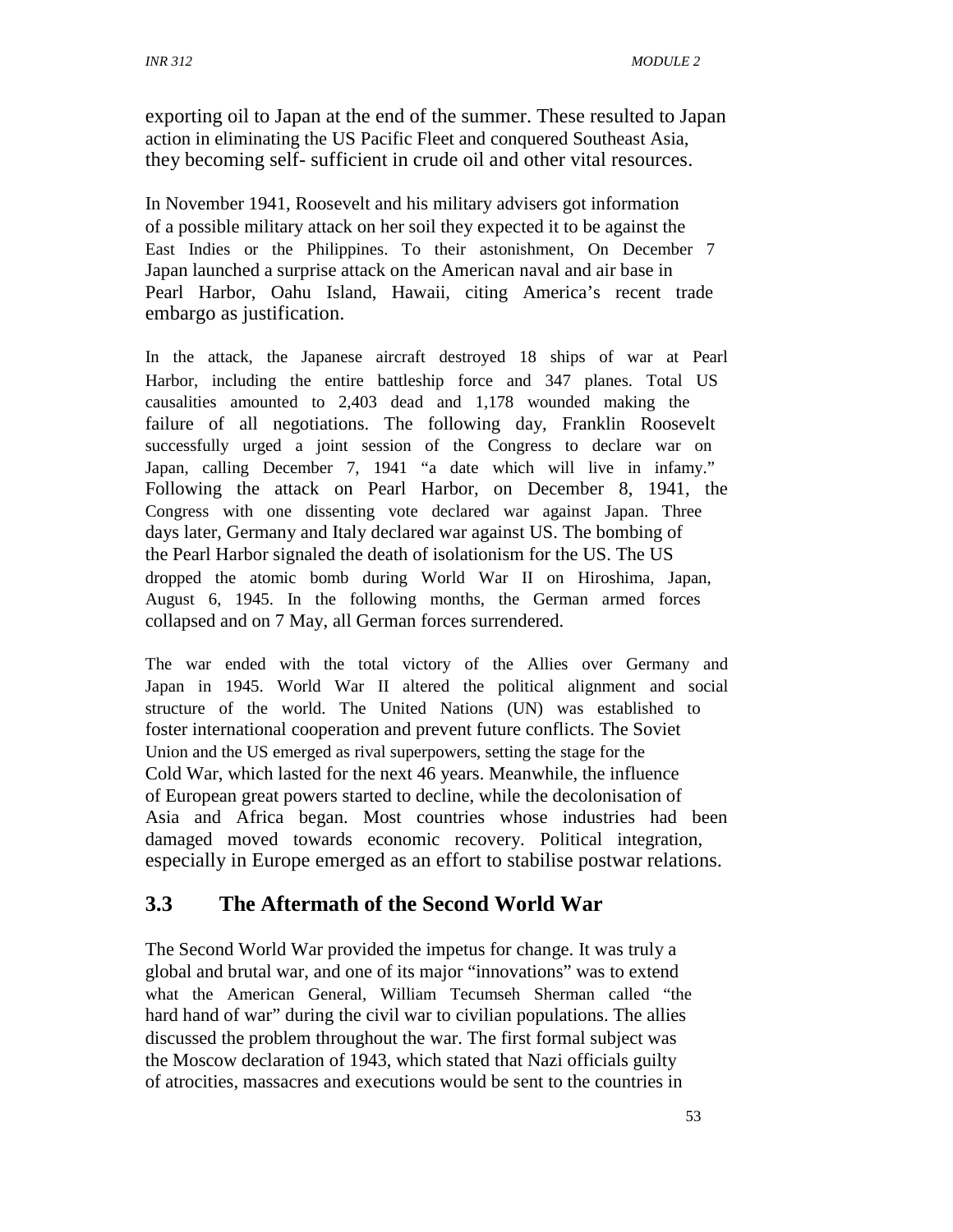exporting oil to Japan at the end of the summer. These resulted to Japan action in eliminating the US Pacific Fleet and conquered Southeast Asia, they becoming self- sufficient in crude oil and other vital resources.

In November 1941, Roosevelt and his military advisers got information of a possible military attack on her soil they expected it to be against the East Indies or the Philippines. To their astonishment, On December 7 Japan launched a surprise attack on the American naval and air base in Pearl Harbor, Oahu Island, Hawaii, citing America's recent trade embargo as justification.

In the attack, the Japanese aircraft destroyed 18 ships of war at Pearl Harbor, including the entire battleship force and 347 planes. Total US causalities amounted to 2,403 dead and 1,178 wounded making the failure of all negotiations. The following day, Franklin Roosevelt successfully urged a joint session of the Congress to declare war on Japan, calling December 7, 1941 "a date which will live in infamy." Following the attack on Pearl Harbor, on December 8, 1941, the Congress with one dissenting vote declared war against Japan. Three days later, Germany and Italy declared war against US. The bombing of the Pearl Harbor signaled the death of isolationism for the US. The US dropped the atomic bomb during World War II on Hiroshima, Japan, August 6, 1945. In the following months, the German armed forces collapsed and on 7 May, all German forces surrendered.

The war ended with the total victory of the Allies over Germany and Japan in 1945. World War II altered the political alignment and social structure of the world. The United Nations (UN) was established to foster international cooperation and prevent future conflicts. The Soviet Union and the US emerged as rival superpowers, setting the stage for the Cold War, which lasted for the next 46 years. Meanwhile, the influence of European great powers started to decline, while the decolonisation of Asia and Africa began. Most countries whose industries had been damaged moved towards economic recovery. Political integration, especially in Europe emerged as an effort to stabilise postwar relations.

## 3.3 The Aftermath of the Second World War

The Second World War provided the impetus for change. It was truly a global and brutal war, and one of its major "innovations" was to extend what the American General, William Tecumseh Sherman called "the hard hand of war" during the civil war to civilian populations. The allies discussed the problem throughout the war. The first formal subject was the Moscow declaration of 1943, which stated that Nazi officials guilty of atrocities, massacres and executions would be sent to the countries in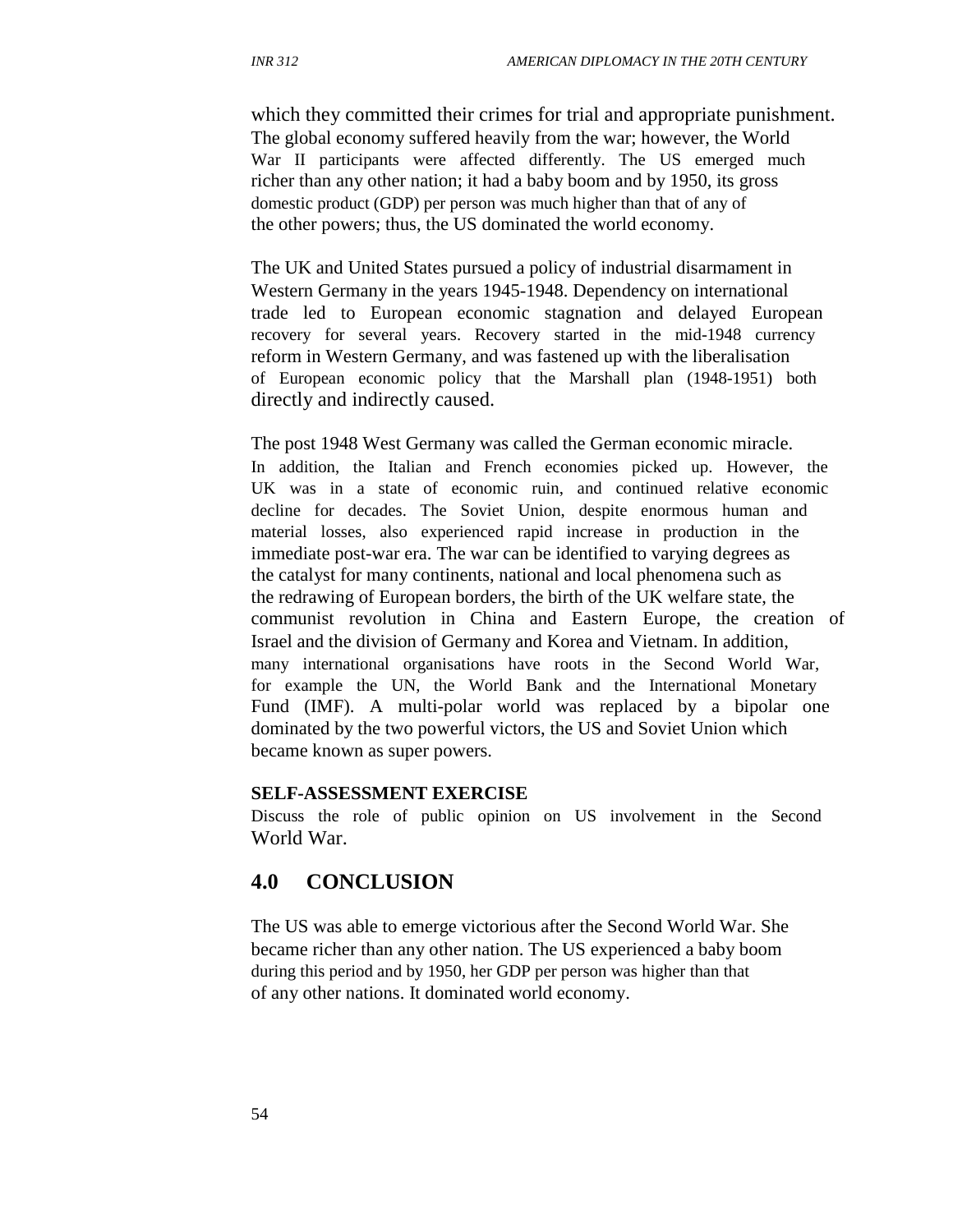which they committed their crimes for trial and appropriate punishment. The global economy suffered heavily from the war; however, the World War II participants were affected differently. The US emerged much richer than any other nation; it had a baby boom and by 1950, its gross domestic product (GDP) per person was much higher than that of any of the other powers; thus, the US dominated the world economy.

The UK and United States pursued a policy of industrial disarmament in Western Germany in the years 1945-1948. Dependency on international trade led to European economic stagnation and delayed European recovery for several years. Recovery started in the mid-1948 currency reform in Western Germany, and was fastened up with the liberalisation of European economic policy that the Marshall plan (1948-1951) both directly and indirectly caused.

The post 1948 West Germany was called the German economic miracle. In addition, the Italian and French economies picked up. However, the UK was in a state of economic ruin, and continued relative economic decline for decades. The Soviet Union, despite enormous human and material losses, also experienced rapid increase in production in the immediate post-war era. The war can be identified to varying degrees as the catalyst for many continents, national and local phenomena such as the redrawing of European borders, the birth of the UK welfare state, the communist revolution in China and Eastern Europe, the creation of Israel and the division of Germany and Korea and Vietnam. In addition, many international organisations have roots in the Second World War, for example the UN, the World Bank and the International Monetary Fund (IMF). A multi-polar world was replaced by a bipolar one dominated by the two powerful victors, the US and Soviet Union which became known as super powers.

**SELF-ASSESSMENT EXERCISE**

Discuss the role of public opinion on US involvement in the Second World War.

## 4.0 CONCLUSION

The US was able to emerge victorious after the Second World War. She became richer than any other nation. The US experienced a baby boom during this period and by 1950, her GDP per person was higher than that of any other nations. It dominated world economy.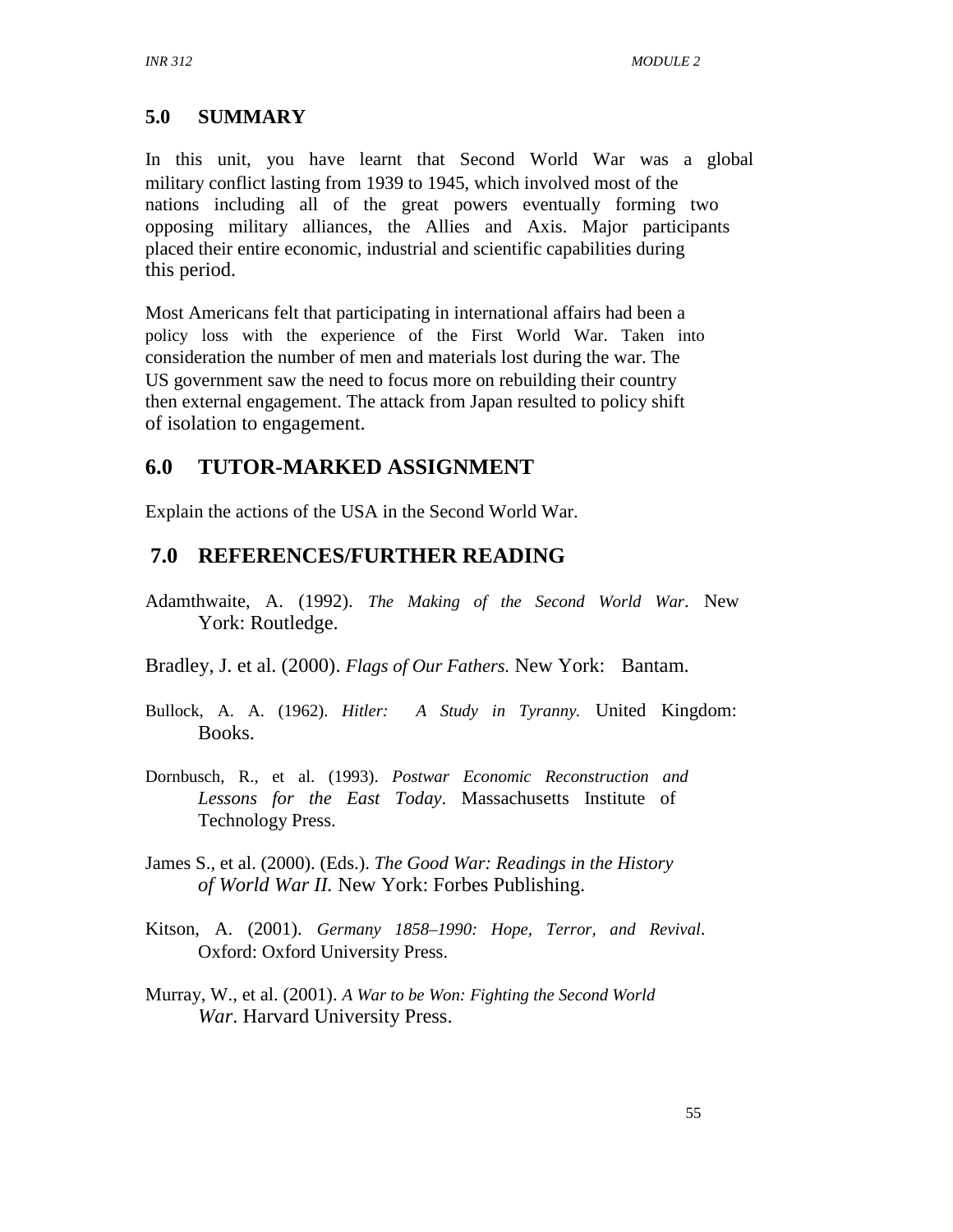## 5.0 SUMMARY

In this unit, you have learnt that Second World War was a global military conflict lasting from 1939 to 1945, which involved most of the nations including all of the great powers eventually forming two opposing military alliances, the Allies and Axis. Major participants placed their entire economic, industrial and scientific capabilities during this period.

Most Americans felt that participating in international affairs had been a policy loss with the experience of the First World War. Taken into consideration the number of men and materials lost during the war. The US government saw the need to focus more on rebuilding their country then external engagement. The attack from Japan resulted to policy shift of isolation to engagement.

## 6.0 TUTOR-MARKED ASSIGNMENT

Explain the actions of the USA in the Second World War.

## 7.0 REFERENCES/FURTHER READING

Adamthwaite, A. (1992). *The Making of the Second World War*. New York: Routledge.

Bradley, J. et al. (2000). *Flags of Our Fathers.* New York: Bantam.

Bullock, A. A. (1962). *Hitler: A Study in Tyranny.* United Kingdom: Books.

Dornbusch, R., et al. (1993). *Postwar Economic Reconstruction and Lessons for the East Today*. Massachusetts Institute of Technology Press.

James S., et al. (2000). (Eds.). *The Good War: Readings in the History of World War II.* New York: Forbes Publishing.

Kitson, A. (2001). *Germany 1858–1990: Hope, Terror, and Revival*. Oxford: Oxford University Press.

Murray, W., et al. (2001). *A War to be Won: Fighting the Second World War*. Harvard University Press.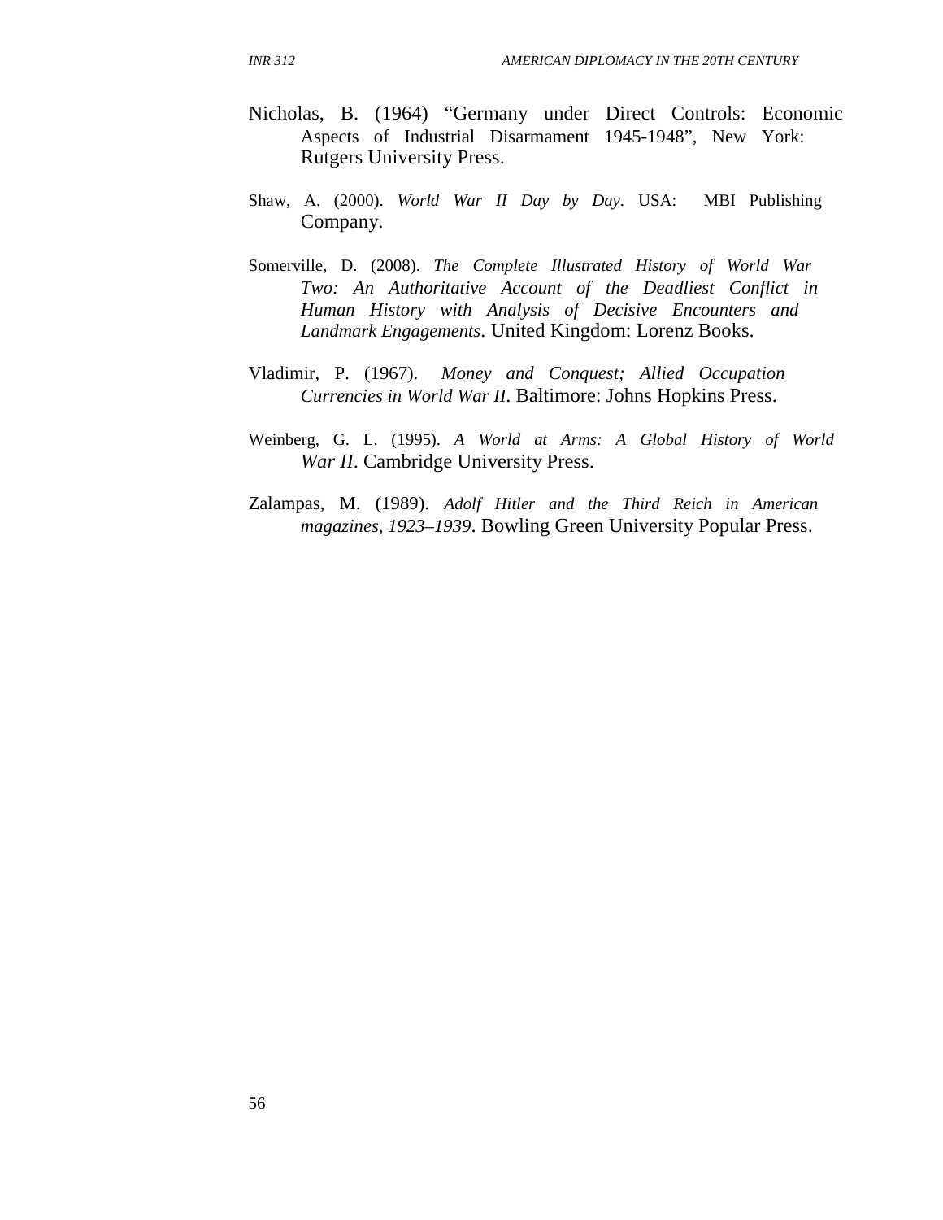Nicholas, B. (1964) "Germany under Direct Controls: Economic Aspects of Industrial Disarmament 1945-1948", New York: Rutgers University Press.

Shaw, A. (2000). *World War II Day by Day*. USA: MBI Publishing Company.

Somerville, D. (2008). *The Complete Illustrated History of World War Two: An Authoritative Account of the Deadliest Conflict in Human History with Analysis of Decisive Encounters and Landmark Engagements*. United Kingdom: Lorenz Books.

Vladimir, P. (1967). *Money and Conquest; Allied Occupation Currencies in World War II*. Baltimore: Johns Hopkins Press.

Weinberg, G. L. (1995). *A World at Arms: A Global History of World War II*. Cambridge University Press.

Zalampas, M. (1989). *Adolf Hitler and the Third Reich in American magazines, 1923–1939*. Bowling Green University Popular Press.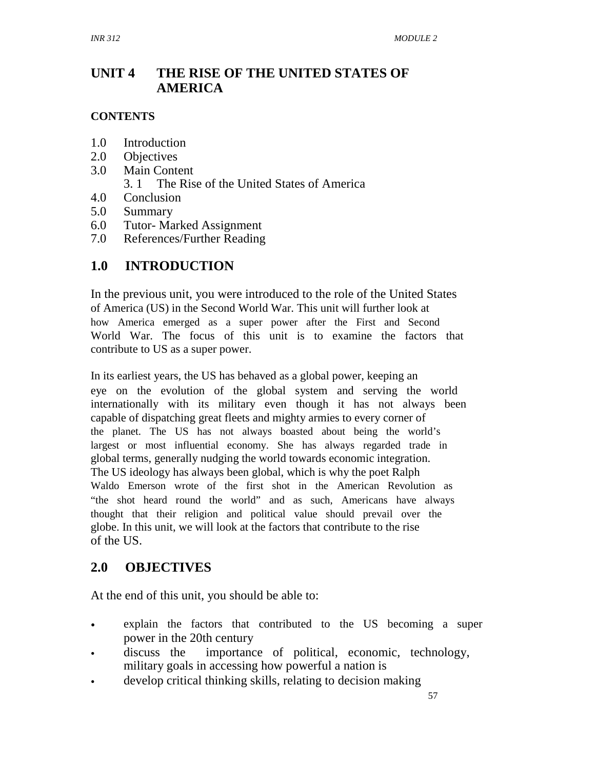# UNIT 4 THE RISE OF THE UNITED STATES OF AMERICA

**CONTENTS**

1.0 Introduction
2.0 Objectives
3.0 Main Content
    3. 1 The Rise of the United States of America
4.0 Conclusion
5.0 Summary
6.0 Tutor- Marked Assignment
7.0 References/Further Reading

## 1.0 INTRODUCTION

In the previous unit, you were introduced to the role of the United States of America (US) in the Second World War. This unit will further look at how America emerged as a super power after the First and Second World War. The focus of this unit is to examine the factors that contribute to US as a super power.

In its earliest years, the US has behaved as a global power, keeping an eye on the evolution of the global system and serving the world internationally with its military even though it has not always been capable of dispatching great fleets and mighty armies to every corner of the planet. The US has not always boasted about being the world's largest or most influential economy. She has always regarded trade in global terms, generally nudging the world towards economic integration. The US ideology has always been global, which is why the poet Ralph Waldo Emerson wrote of the first shot in the American Revolution as "the shot heard round the world" and as such, Americans have always thought that their religion and political value should prevail over the globe. In this unit, we will look at the factors that contribute to the rise of the US.

## 2.0 OBJECTIVES

At the end of this unit, you should be able to:

- explain the factors that contributed to the US becoming a super power in the 20th century
- discuss the importance of political, economic, technology, military goals in accessing how powerful a nation is
- develop critical thinking skills, relating to decision making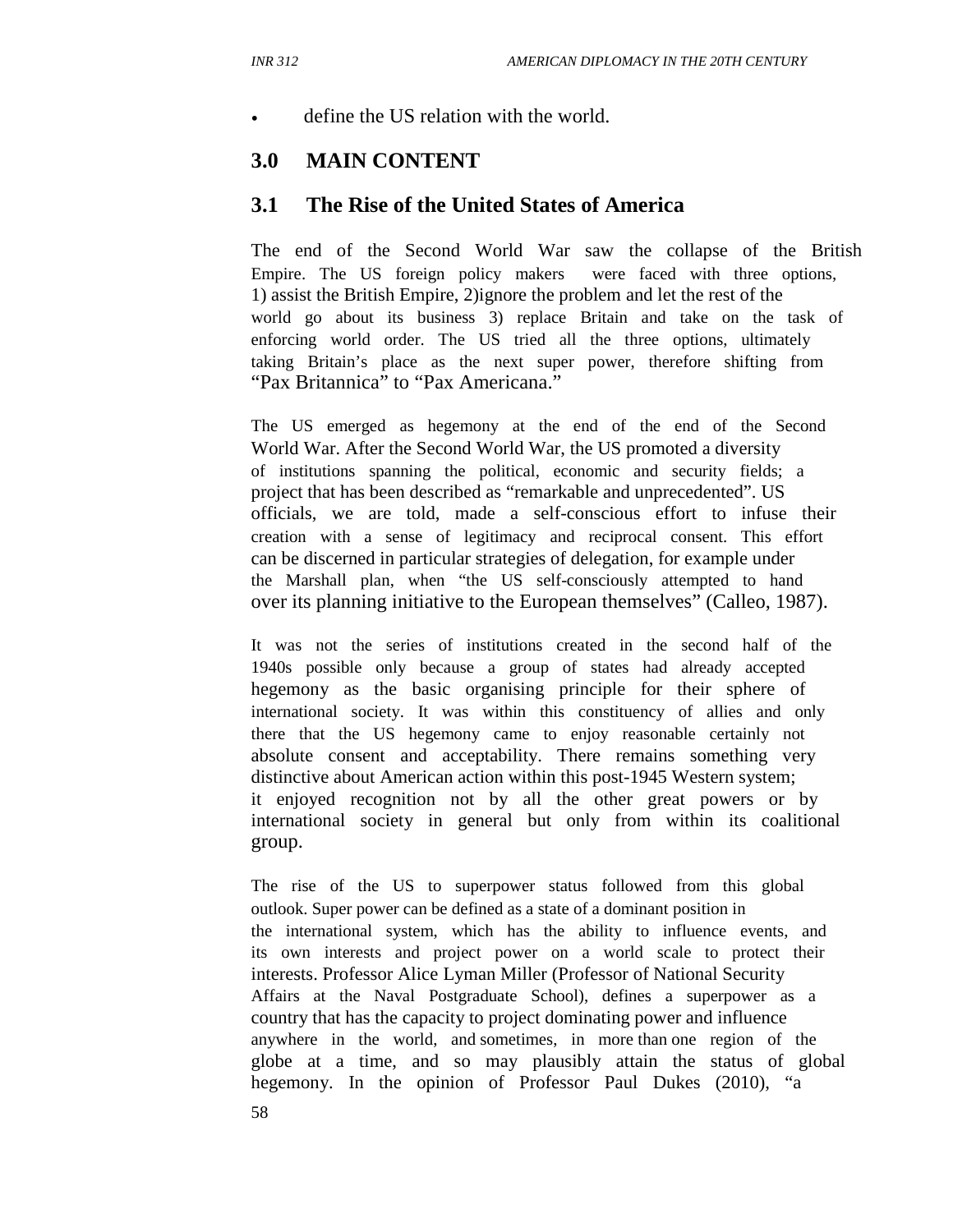- define the US relation with the world.

## 3.0 MAIN CONTENT

### 3.1 The Rise of the United States of America

The end of the Second World War saw the collapse of the British Empire. The US foreign policy makers were faced with three options, 1) assist the British Empire, 2)ignore the problem and let the rest of the world go about its business 3) replace Britain and take on the task of enforcing world order. The US tried all the three options, ultimately taking Britain's place as the next super power, therefore shifting from "Pax Britannica" to "Pax Americana."

The US emerged as hegemony at the end of the end of the Second World War. After the Second World War, the US promoted a diversity of institutions spanning the political, economic and security fields; a project that has been described as "remarkable and unprecedented". US officials, we are told, made a self-conscious effort to infuse their creation with a sense of legitimacy and reciprocal consent. This effort can be discerned in particular strategies of delegation, for example under the Marshall plan, when "the US self-consciously attempted to hand over its planning initiative to the European themselves" (Calleo, 1987).

It was not the series of institutions created in the second half of the 1940s possible only because a group of states had already accepted hegemony as the basic organising principle for their sphere of international society. It was within this constituency of allies and only there that the US hegemony came to enjoy reasonable certainly not absolute consent and acceptability. There remains something very distinctive about American action within this post-1945 Western system; it enjoyed recognition not by all the other great powers or by international society in general but only from within its coalitional group.

The rise of the US to superpower status followed from this global outlook. Super power can be defined as a state of a dominant position in the international system, which has the ability to influence events, and its own interests and project power on a world scale to protect their interests. Professor Alice Lyman Miller (Professor of National Security Affairs at the Naval Postgraduate School), defines a superpower as a country that has the capacity to project dominating power and influence anywhere in the world, and sometimes, in more than one region of the globe at a time, and so may plausibly attain the status of global hegemony. In the opinion of Professor Paul Dukes (2010), "a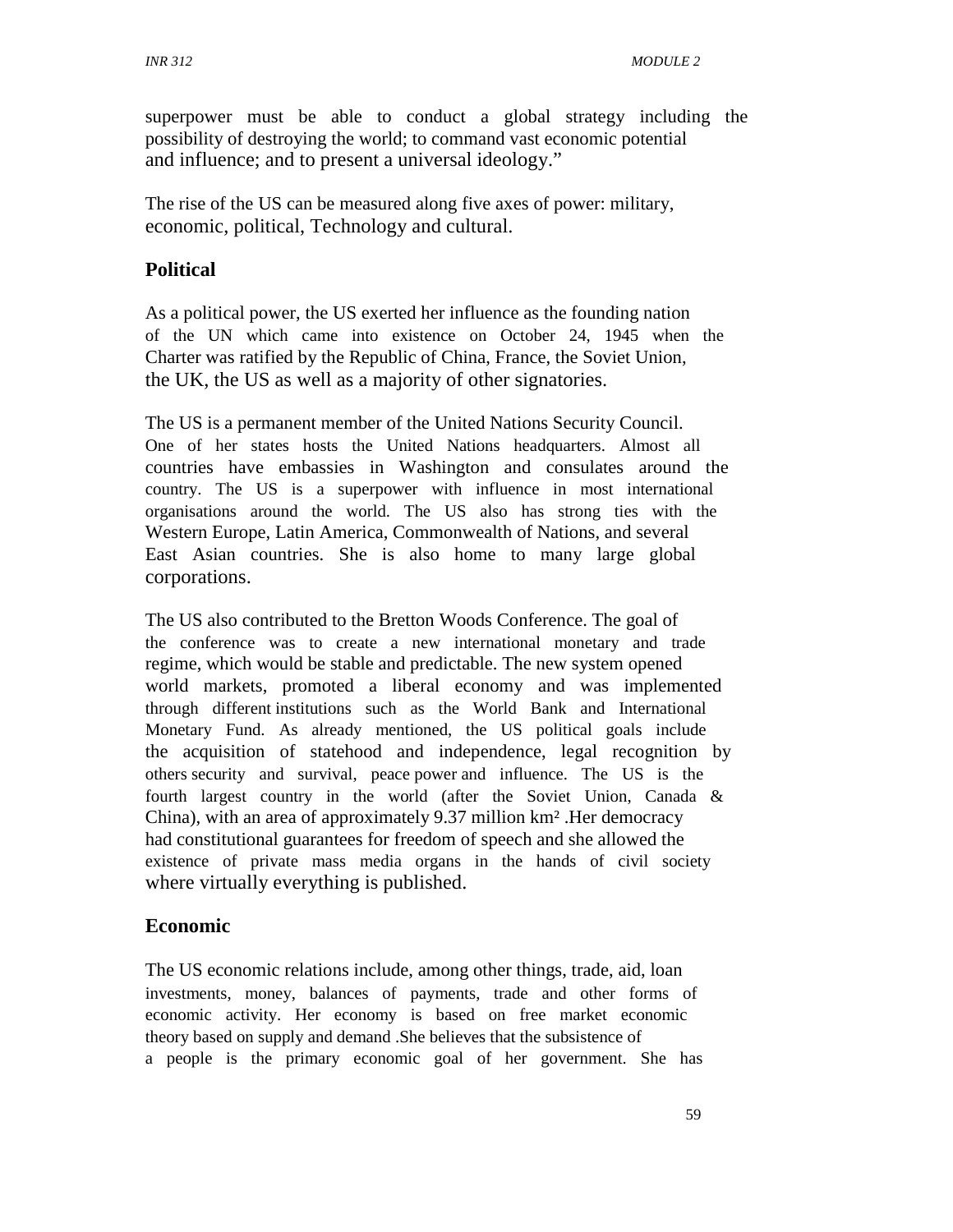superpower must be able to conduct a global strategy including the possibility of destroying the world; to command vast economic potential and influence; and to present a universal ideology."

The rise of the US can be measured along five axes of power: military, economic, political, Technology and cultural.

## Political

As a political power, the US exerted her influence as the founding nation of the UN which came into existence on October 24, 1945 when the Charter was ratified by the Republic of China, France, the Soviet Union, the UK, the US as well as a majority of other signatories.

The US is a permanent member of the United Nations Security Council. One of her states hosts the United Nations headquarters. Almost all countries have embassies in Washington and consulates around the country. The US is a superpower with influence in most international organisations around the world. The US also has strong ties with the Western Europe, Latin America, Commonwealth of Nations, and several East Asian countries. She is also home to many large global corporations.

The US also contributed to the Bretton Woods Conference. The goal of the conference was to create a new international monetary and trade regime, which would be stable and predictable. The new system opened world markets, promoted a liberal economy and was implemented through different institutions such as the World Bank and International Monetary Fund. As already mentioned, the US political goals include the acquisition of statehood and independence, legal recognition by others security and survival, peace power and influence. The US is the fourth largest country in the world (after the Soviet Union, Canada & China), with an area of approximately 9.37 million km² .Her democracy had constitutional guarantees for freedom of speech and she allowed the existence of private mass media organs in the hands of civil society where virtually everything is published.

## Economic

The US economic relations include, among other things, trade, aid, loan investments, money, balances of payments, trade and other forms of economic activity. Her economy is based on free market economic theory based on supply and demand .She believes that the subsistence of a people is the primary economic goal of her government. She has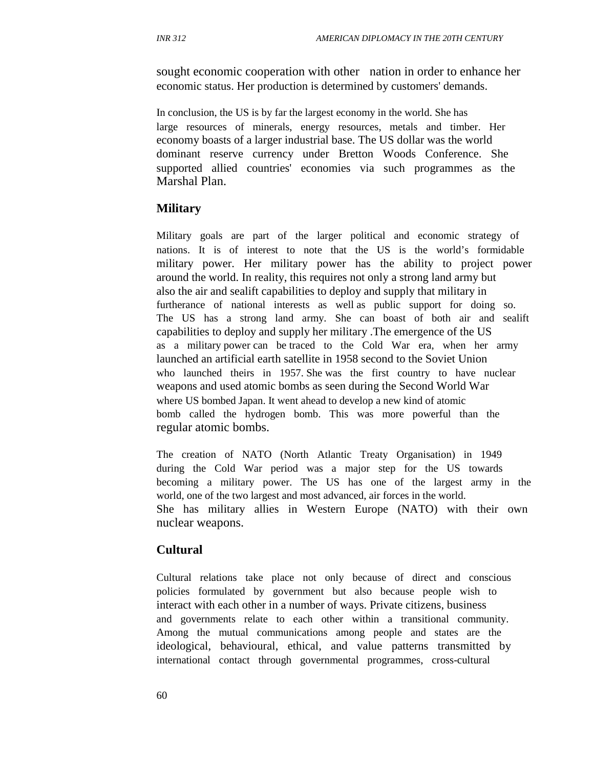sought economic cooperation with other nation in order to enhance her economic status. Her production is determined by customers' demands.

In conclusion, the US is by far the largest economy in the world. She has large resources of minerals, energy resources, metals and timber. Her economy boasts of a larger industrial base. The US dollar was the world dominant reserve currency under Bretton Woods Conference. She supported allied countries' economies via such programmes as the Marshal Plan.

## Military

Military goals are part of the larger political and economic strategy of nations. It is of interest to note that the US is the world's formidable military power. Her military power has the ability to project power around the world. In reality, this requires not only a strong land army but also the air and sealift capabilities to deploy and supply that military in furtherance of national interests as well as public support for doing so. The US has a strong land army. She can boast of both air and sealift capabilities to deploy and supply her military .The emergence of the US as a military power can be traced to the Cold War era, when her army launched an artificial earth satellite in 1958 second to the Soviet Union who launched theirs in 1957. She was the first country to have nuclear weapons and used atomic bombs as seen during the Second World War where US bombed Japan. It went ahead to develop a new kind of atomic bomb called the hydrogen bomb. This was more powerful than the regular atomic bombs.

The creation of NATO (North Atlantic Treaty Organisation) in 1949 during the Cold War period was a major step for the US towards becoming a military power. The US has one of the largest army in the world, one of the two largest and most advanced, air forces in the world. She has military allies in Western Europe (NATO) with their own nuclear weapons.

## Cultural

Cultural relations take place not only because of direct and conscious policies formulated by government but also because people wish to interact with each other in a number of ways. Private citizens, business and governments relate to each other within a transitional community. Among the mutual communications among people and states are the ideological, behavioural, ethical, and value patterns transmitted by international contact through governmental programmes, cross-cultural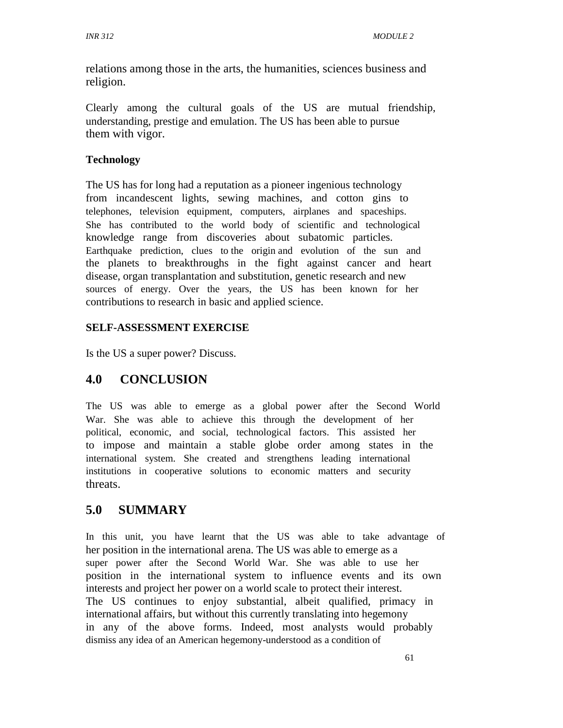relations among those in the arts, the humanities, sciences business and religion.

Clearly among the cultural goals of the US are mutual friendship, understanding, prestige and emulation. The US has been able to pursue them with vigor.

**Technology**

The US has for long had a reputation as a pioneer ingenious technology from incandescent lights, sewing machines, and cotton gins to telephones, television equipment, computers, airplanes and spaceships. She has contributed to the world body of scientific and technological knowledge range from discoveries about subatomic particles. Earthquake prediction, clues to the origin and evolution of the sun and the planets to breakthroughs in the fight against cancer and heart disease, organ transplantation and substitution, genetic research and new sources of energy. Over the years, the US has been known for her contributions to research in basic and applied science.

**SELF-ASSESSMENT EXERCISE**

Is the US a super power? Discuss.

## 4.0 CONCLUSION

The US was able to emerge as a global power after the Second World War. She was able to achieve this through the development of her political, economic, and social, technological factors. This assisted her to impose and maintain a stable globe order among states in the international system. She created and strengthens leading international institutions in cooperative solutions to economic matters and security threats.

## 5.0 SUMMARY

In this unit, you have learnt that the US was able to take advantage of her position in the international arena. The US was able to emerge as a super power after the Second World War. She was able to use her position in the international system to influence events and its own interests and project her power on a world scale to protect their interest. The US continues to enjoy substantial, albeit qualified, primacy in international affairs, but without this currently translating into hegemony in any of the above forms. Indeed, most analysts would probably dismiss any idea of an American hegemony-understood as a condition of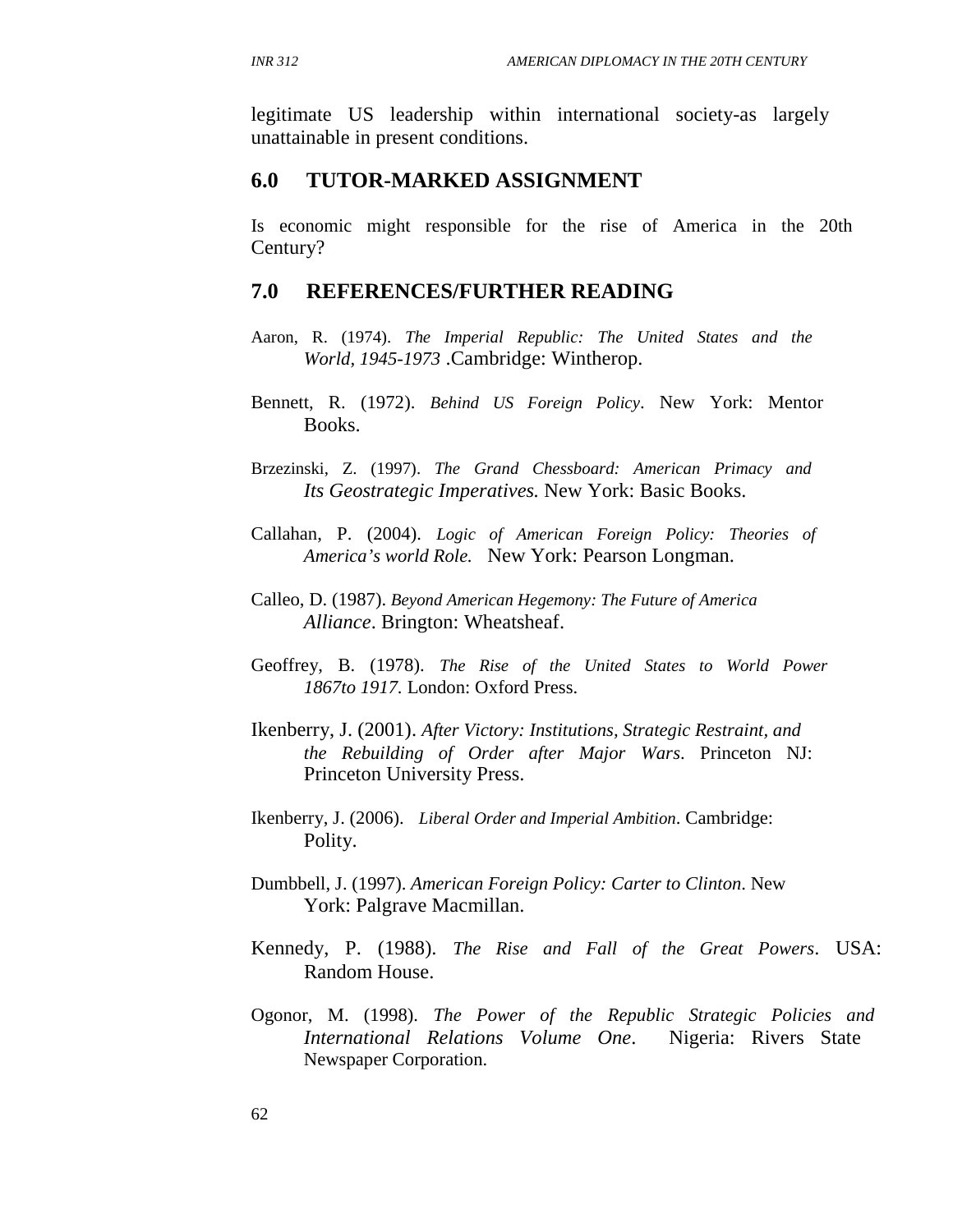legitimate US leadership within international society-as largely unattainable in present conditions.

## 6.0 TUTOR-MARKED ASSIGNMENT

Is economic might responsible for the rise of America in the 20th Century?

## 7.0 REFERENCES/FURTHER READING

Aaron, R. (1974). *The Imperial Republic: The United States and the World, 1945-1973* .Cambridge: Wintherop.

Bennett, R. (1972). *Behind US Foreign Policy*. New York: Mentor Books.

Brzezinski, Z. (1997). *The Grand Chessboard: American Primacy and Its Geostrategic Imperatives.* New York: Basic Books.

Callahan, P. (2004). *Logic of American Foreign Policy: Theories of America's world Role.* New York: Pearson Longman.

Calleo, D. (1987). *Beyond American Hegemony: The Future of America Alliance*. Brington: Wheatsheaf.

Geoffrey, B. (1978). *The Rise of the United States to World Power 1867to 1917.* London: Oxford Press.

Ikenberry, J. (2001). *After Victory: Institutions, Strategic Restraint, and the Rebuilding of Order after Major Wars*. Princeton NJ: Princeton University Press.

Ikenberry, J. (2006). *Liberal Order and Imperial Ambition*. Cambridge: Polity.

Dumbbell, J. (1997). *American Foreign Policy: Carter to Clinton*. New York: Palgrave Macmillan.

Kennedy, P. (1988). *The Rise and Fall of the Great Powers*. USA: Random House.

Ogonor, M. (1998). *The Power of the Republic Strategic Policies and International Relations Volume One*. Nigeria: Rivers State Newspaper Corporation.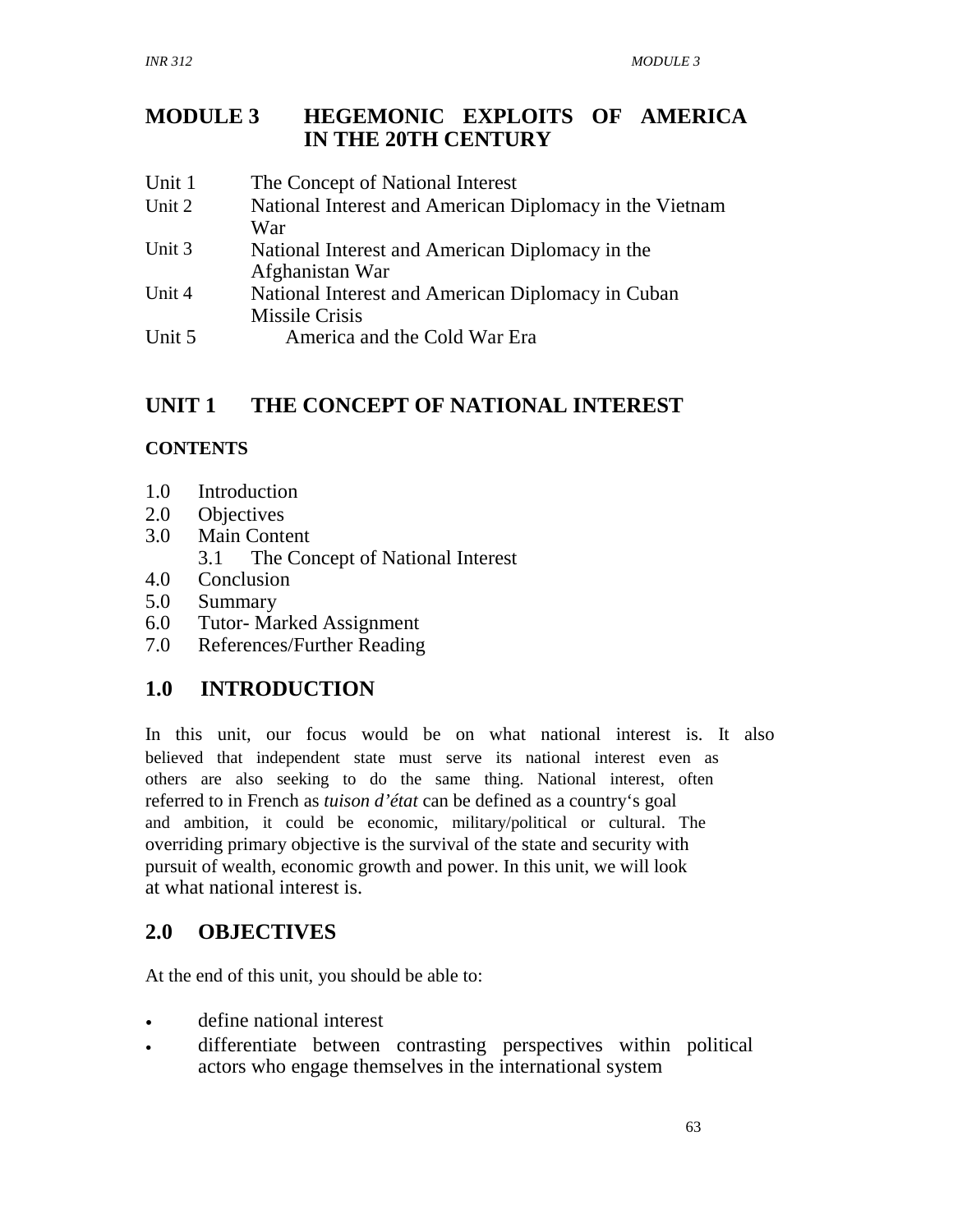# MODULE 3 HEGEMONIC EXPLOITS OF AMERICA IN THE 20TH CENTURY

Unit 1 The Concept of National Interest
Unit 2 National Interest and American Diplomacy in the Vietnam War
Unit 3 National Interest and American Diplomacy in the Afghanistan War
Unit 4 National Interest and American Diplomacy in Cuban Missile Crisis
Unit 5 America and the Cold War Era

## UNIT 1 THE CONCEPT OF NATIONAL INTEREST

**CONTENTS**

1.0 Introduction
2.0 Objectives
3.0 Main Content
  3.1 The Concept of National Interest
4.0 Conclusion
5.0 Summary
6.0 Tutor- Marked Assignment
7.0 References/Further Reading

## 1.0 INTRODUCTION

In this unit, our focus would be on what national interest is. It also believed that independent state must serve its national interest even as others are also seeking to do the same thing. National interest, often referred to in French as *tuison d'état* can be defined as a country's goal and ambition, it could be economic, military/political or cultural. The overriding primary objective is the survival of the state and security with pursuit of wealth, economic growth and power. In this unit, we will look at what national interest is.

## 2.0 OBJECTIVES

At the end of this unit, you should be able to:

- define national interest
- differentiate between contrasting perspectives within political actors who engage themselves in the international system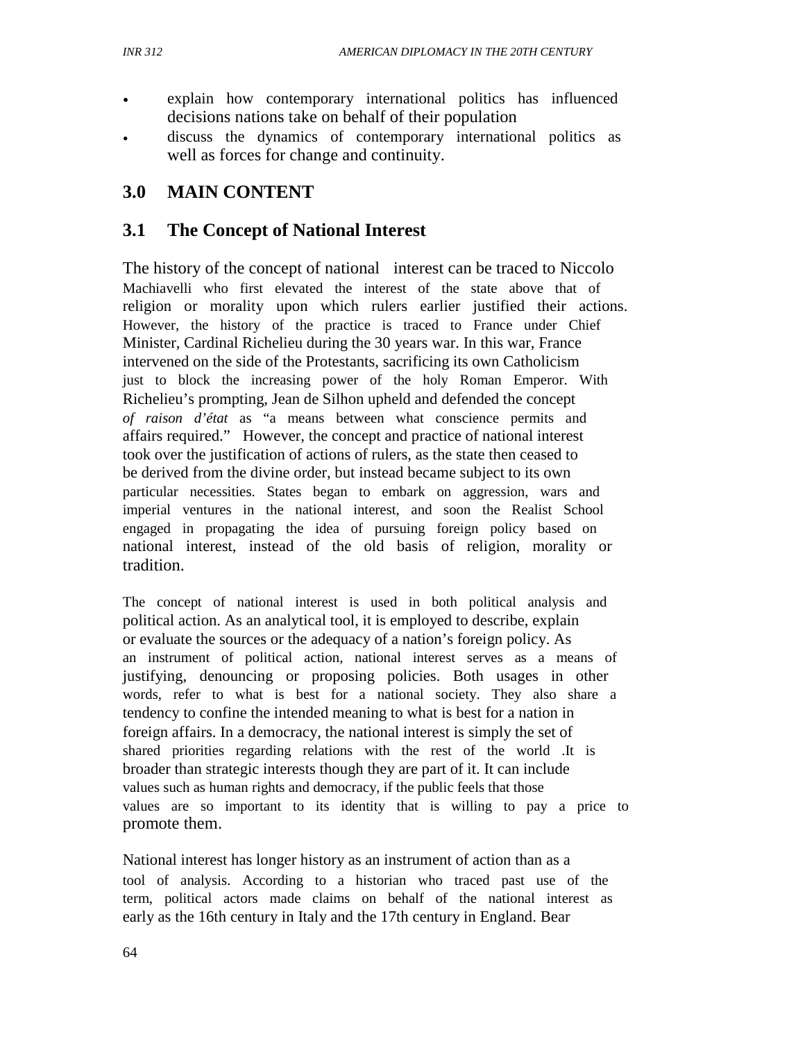- explain how contemporary international politics has influenced decisions nations take on behalf of their population
- discuss the dynamics of contemporary international politics as well as forces for change and continuity.

## 3.0 MAIN CONTENT

### 3.1 The Concept of National Interest

The history of the concept of national interest can be traced to Niccolo Machiavelli who first elevated the interest of the state above that of religion or morality upon which rulers earlier justified their actions. However, the history of the practice is traced to France under Chief Minister, Cardinal Richelieu during the 30 years war. In this war, France intervened on the side of the Protestants, sacrificing its own Catholicism just to block the increasing power of the holy Roman Emperor. With Richelieu's prompting, Jean de Silhon upheld and defended the concept *of raison d'état* as "a means between what conscience permits and affairs required." However, the concept and practice of national interest took over the justification of actions of rulers, as the state then ceased to be derived from the divine order, but instead became subject to its own particular necessities. States began to embark on aggression, wars and imperial ventures in the national interest, and soon the Realist School engaged in propagating the idea of pursuing foreign policy based on national interest, instead of the old basis of religion, morality or tradition.

The concept of national interest is used in both political analysis and political action. As an analytical tool, it is employed to describe, explain or evaluate the sources or the adequacy of a nation's foreign policy. As an instrument of political action, national interest serves as a means of justifying, denouncing or proposing policies. Both usages in other words, refer to what is best for a national society. They also share a tendency to confine the intended meaning to what is best for a nation in foreign affairs. In a democracy, the national interest is simply the set of shared priorities regarding relations with the rest of the world .It is broader than strategic interests though they are part of it. It can include values such as human rights and democracy, if the public feels that those values are so important to its identity that is willing to pay a price to promote them.

National interest has longer history as an instrument of action than as a tool of analysis. According to a historian who traced past use of the term, political actors made claims on behalf of the national interest as early as the 16th century in Italy and the 17th century in England. Bear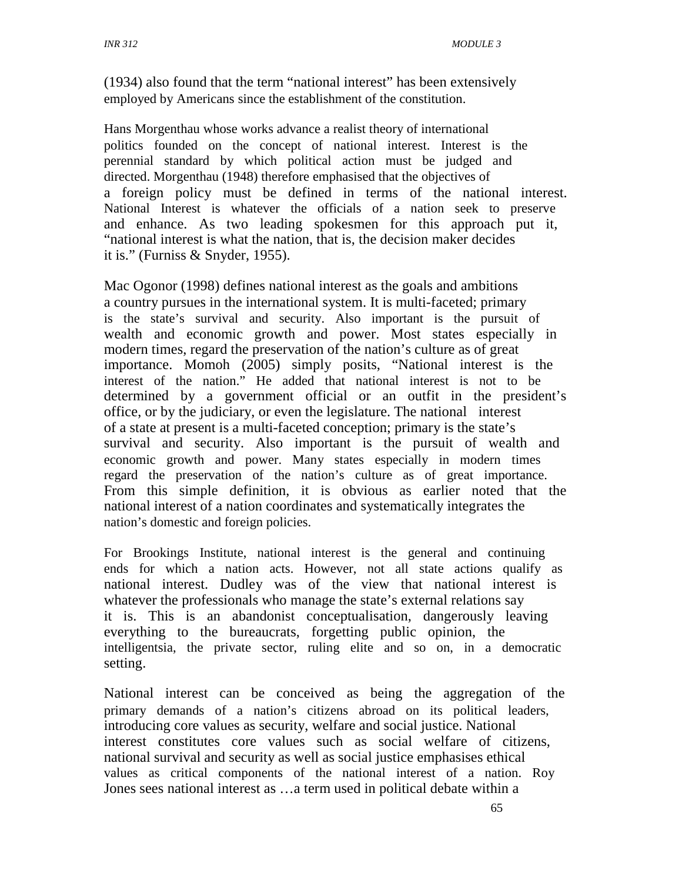(1934) also found that the term "national interest" has been extensively employed by Americans since the establishment of the constitution.

Hans Morgenthau whose works advance a realist theory of international politics founded on the concept of national interest. Interest is the perennial standard by which political action must be judged and directed. Morgenthau (1948) therefore emphasised that the objectives of a foreign policy must be defined in terms of the national interest. National Interest is whatever the officials of a nation seek to preserve and enhance. As two leading spokesmen for this approach put it, "national interest is what the nation, that is, the decision maker decides it is." (Furniss & Snyder, 1955).

Mac Ogonor (1998) defines national interest as the goals and ambitions a country pursues in the international system. It is multi-faceted; primary is the state's survival and security. Also important is the pursuit of wealth and economic growth and power. Most states especially in modern times, regard the preservation of the nation's culture as of great importance. Momoh (2005) simply posits, "National interest is the interest of the nation." He added that national interest is not to be determined by a government official or an outfit in the president's office, or by the judiciary, or even the legislature. The national interest of a state at present is a multi-faceted conception; primary is the state's survival and security. Also important is the pursuit of wealth and economic growth and power. Many states especially in modern times regard the preservation of the nation's culture as of great importance. From this simple definition, it is obvious as earlier noted that the national interest of a nation coordinates and systematically integrates the nation's domestic and foreign policies.

For Brookings Institute, national interest is the general and continuing ends for which a nation acts. However, not all state actions qualify as national interest. Dudley was of the view that national interest is whatever the professionals who manage the state's external relations say it is. This is an abandonist conceptualisation, dangerously leaving everything to the bureaucrats, forgetting public opinion, the intelligentsia, the private sector, ruling elite and so on, in a democratic setting.

National interest can be conceived as being the aggregation of the primary demands of a nation's citizens abroad on its political leaders, introducing core values as security, welfare and social justice. National interest constitutes core values such as social welfare of citizens, national survival and security as well as social justice emphasises ethical values as critical components of the national interest of a nation. Roy Jones sees national interest as …a term used in political debate within a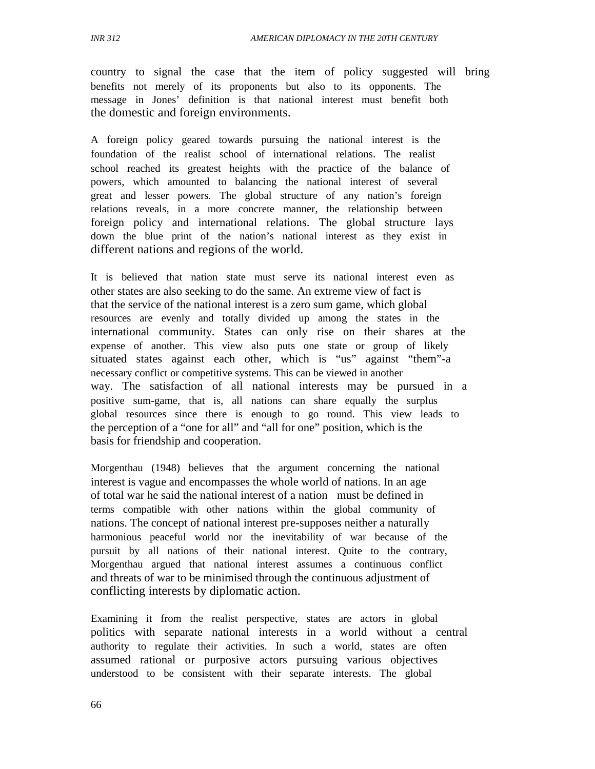country to signal the case that the item of policy suggested will bring benefits not merely of its proponents but also to its opponents. The message in Jones' definition is that national interest must benefit both the domestic and foreign environments.

A foreign policy geared towards pursuing the national interest is the foundation of the realist school of international relations. The realist school reached its greatest heights with the practice of the balance of powers, which amounted to balancing the national interest of several great and lesser powers. The global structure of any nation's foreign relations reveals, in a more concrete manner, the relationship between foreign policy and international relations. The global structure lays down the blue print of the nation's national interest as they exist in different nations and regions of the world.

It is believed that nation state must serve its national interest even as other states are also seeking to do the same. An extreme view of fact is that the service of the national interest is a zero sum game, which global resources are evenly and totally divided up among the states in the international community. States can only rise on their shares at the expense of another. This view also puts one state or group of likely situated states against each other, which is "us" against "them"-a necessary conflict or competitive systems. This can be viewed in another way. The satisfaction of all national interests may be pursued in a positive sum-game, that is, all nations can share equally the surplus global resources since there is enough to go round. This view leads to the perception of a "one for all" and "all for one" position, which is the basis for friendship and cooperation.

Morgenthau (1948) believes that the argument concerning the national interest is vague and encompasses the whole world of nations. In an age of total war he said the national interest of a nation must be defined in terms compatible with other nations within the global community of nations. The concept of national interest pre-supposes neither a naturally harmonious peaceful world nor the inevitability of war because of the pursuit by all nations of their national interest. Quite to the contrary, Morgenthau argued that national interest assumes a continuous conflict and threats of war to be minimised through the continuous adjustment of conflicting interests by diplomatic action.

Examining it from the realist perspective, states are actors in global politics with separate national interests in a world without a central authority to regulate their activities. In such a world, states are often assumed rational or purposive actors pursuing various objectives understood to be consistent with their separate interests. The global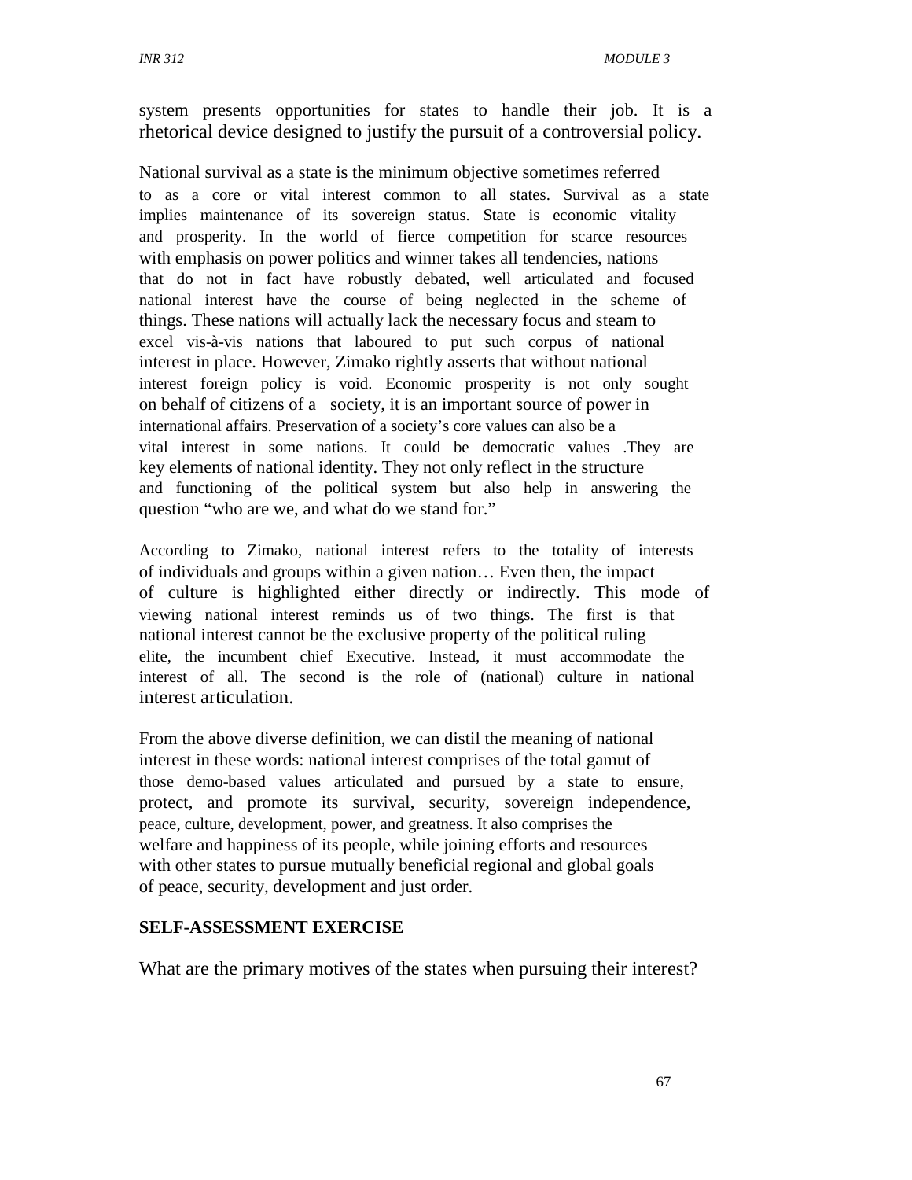system presents opportunities for states to handle their job. It is a rhetorical device designed to justify the pursuit of a controversial policy.

National survival as a state is the minimum objective sometimes referred to as a core or vital interest common to all states. Survival as a state implies maintenance of its sovereign status. State is economic vitality and prosperity. In the world of fierce competition for scarce resources with emphasis on power politics and winner takes all tendencies, nations that do not in fact have robustly debated, well articulated and focused national interest have the course of being neglected in the scheme of things. These nations will actually lack the necessary focus and steam to excel vis-à-vis nations that laboured to put such corpus of national interest in place. However, Zimako rightly asserts that without national interest foreign policy is void. Economic prosperity is not only sought on behalf of citizens of a society, it is an important source of power in international affairs. Preservation of a society's core values can also be a vital interest in some nations. It could be democratic values .They are key elements of national identity. They not only reflect in the structure and functioning of the political system but also help in answering the question "who are we, and what do we stand for."

According to Zimako, national interest refers to the totality of interests of individuals and groups within a given nation… Even then, the impact of culture is highlighted either directly or indirectly. This mode of viewing national interest reminds us of two things. The first is that national interest cannot be the exclusive property of the political ruling elite, the incumbent chief Executive. Instead, it must accommodate the interest of all. The second is the role of (national) culture in national interest articulation.

From the above diverse definition, we can distil the meaning of national interest in these words: national interest comprises of the total gamut of those demo-based values articulated and pursued by a state to ensure, protect, and promote its survival, security, sovereign independence, peace, culture, development, power, and greatness. It also comprises the welfare and happiness of its people, while joining efforts and resources with other states to pursue mutually beneficial regional and global goals of peace, security, development and just order.

**SELF-ASSESSMENT EXERCISE**

What are the primary motives of the states when pursuing their interest?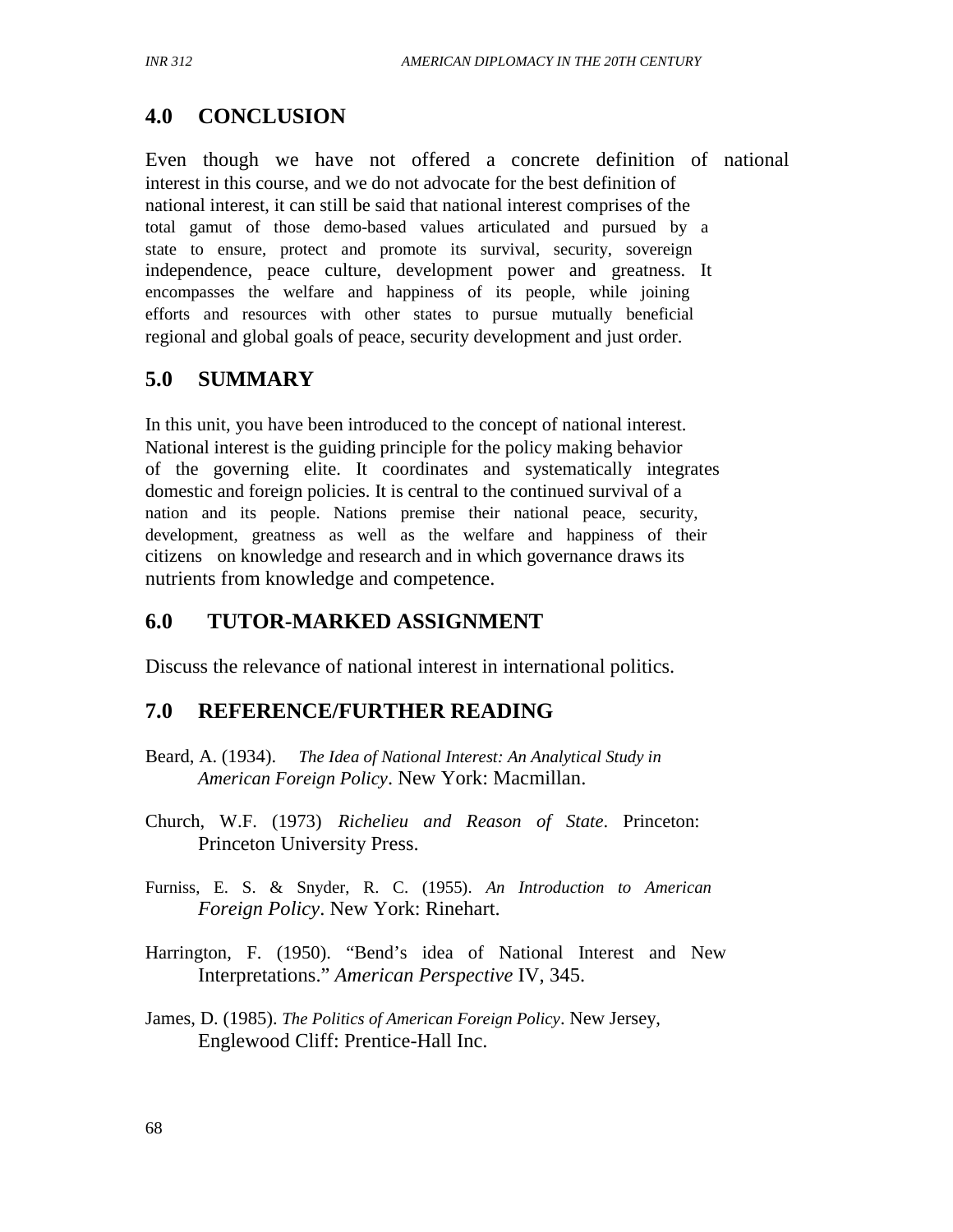## 4.0 CONCLUSION

Even though we have not offered a concrete definition of national interest in this course, and we do not advocate for the best definition of national interest, it can still be said that national interest comprises of the total gamut of those demo-based values articulated and pursued by a state to ensure, protect and promote its survival, security, sovereign independence, peace culture, development power and greatness. It encompasses the welfare and happiness of its people, while joining efforts and resources with other states to pursue mutually beneficial regional and global goals of peace, security development and just order.

## 5.0 SUMMARY

In this unit, you have been introduced to the concept of national interest. National interest is the guiding principle for the policy making behavior of the governing elite. It coordinates and systematically integrates domestic and foreign policies. It is central to the continued survival of a nation and its people. Nations premise their national peace, security, development, greatness as well as the welfare and happiness of their citizens on knowledge and research and in which governance draws its nutrients from knowledge and competence.

## 6.0 TUTOR-MARKED ASSIGNMENT

Discuss the relevance of national interest in international politics.

## 7.0 REFERENCE/FURTHER READING

Beard, A. (1934). *The Idea of National Interest: An Analytical Study in American Foreign Policy*. New York: Macmillan.

Church, W.F. (1973) *Richelieu and Reason of State*. Princeton: Princeton University Press.

Furniss, E. S. & Snyder, R. C. (1955). *An Introduction to American Foreign Policy*. New York: Rinehart.

Harrington, F. (1950). "Bend's idea of National Interest and New Interpretations." *American Perspective* IV, 345.

James, D. (1985). *The Politics of American Foreign Policy*. New Jersey, Englewood Cliff: Prentice-Hall Inc.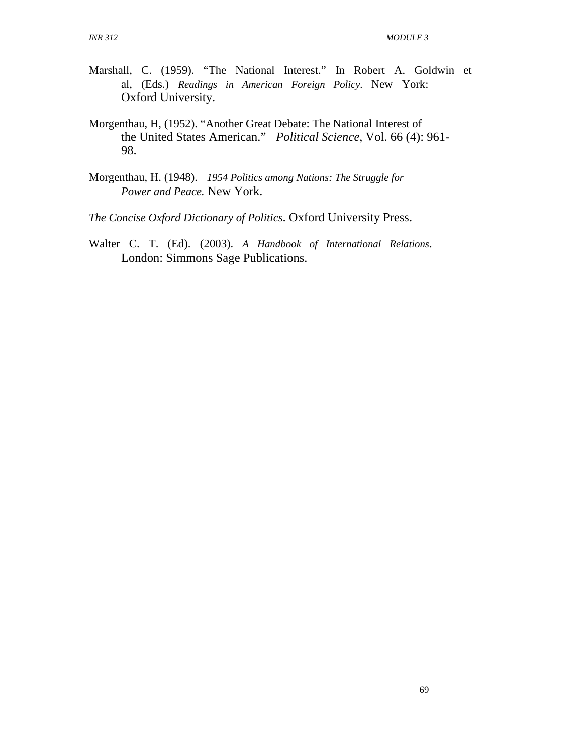Marshall, C. (1959). "The National Interest." In Robert A. Goldwin et al, (Eds.) *Readings in American Foreign Policy*. New York: Oxford University.

Morgenthau, H, (1952). "Another Great Debate: The National Interest of the United States American." *Political Science*, Vol. 66 (4): 961-98.

Morgenthau, H. (1948). *1954 Politics among Nations: The Struggle for Power and Peace.* New York.

*The Concise Oxford Dictionary of Politics*. Oxford University Press.

Walter C. T. (Ed). (2003). *A Handbook of International Relations*. London: Simmons Sage Publications.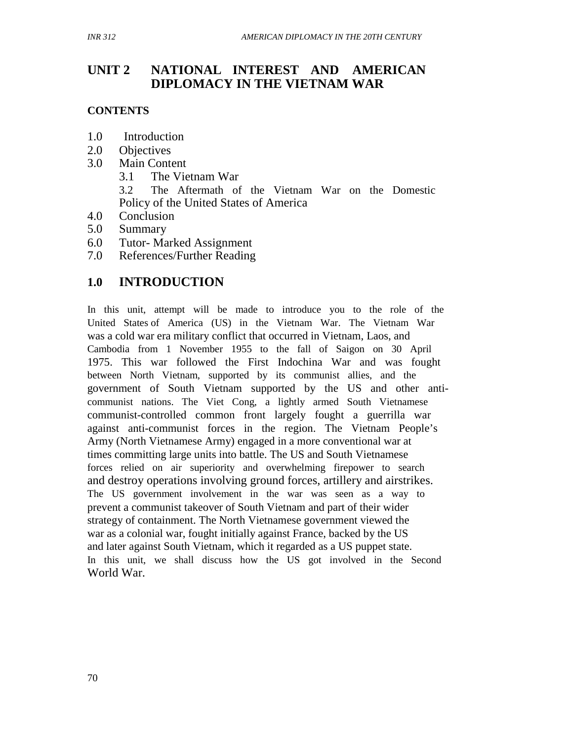# UNIT 2 NATIONAL INTEREST AND AMERICAN DIPLOMACY IN THE VIETNAM WAR

**CONTENTS**

1.0 Introduction
2.0 Objectives
3.0 Main Content
    3.1 The Vietnam War
    3.2 The Aftermath of the Vietnam War on the Domestic Policy of the United States of America
4.0 Conclusion
5.0 Summary
6.0 Tutor- Marked Assignment
7.0 References/Further Reading

## 1.0 INTRODUCTION

In this unit, attempt will be made to introduce you to the role of the United States of America (US) in the Vietnam War. The Vietnam War was a cold war era military conflict that occurred in Vietnam, Laos, and Cambodia from 1 November 1955 to the fall of Saigon on 30 April 1975. This war followed the First Indochina War and was fought between North Vietnam, supported by its communist allies, and the government of South Vietnam supported by the US and other anti-communist nations. The Viet Cong, a lightly armed South Vietnamese communist-controlled common front largely fought a guerrilla war against anti-communist forces in the region. The Vietnam People's Army (North Vietnamese Army) engaged in a more conventional war at times committing large units into battle. The US and South Vietnamese forces relied on air superiority and overwhelming firepower to search and destroy operations involving ground forces, artillery and airstrikes. The US government involvement in the war was seen as a way to prevent a communist takeover of South Vietnam and part of their wider strategy of containment. The North Vietnamese government viewed the war as a colonial war, fought initially against France, backed by the US and later against South Vietnam, which it regarded as a US puppet state. In this unit, we shall discuss how the US got involved in the Second World War.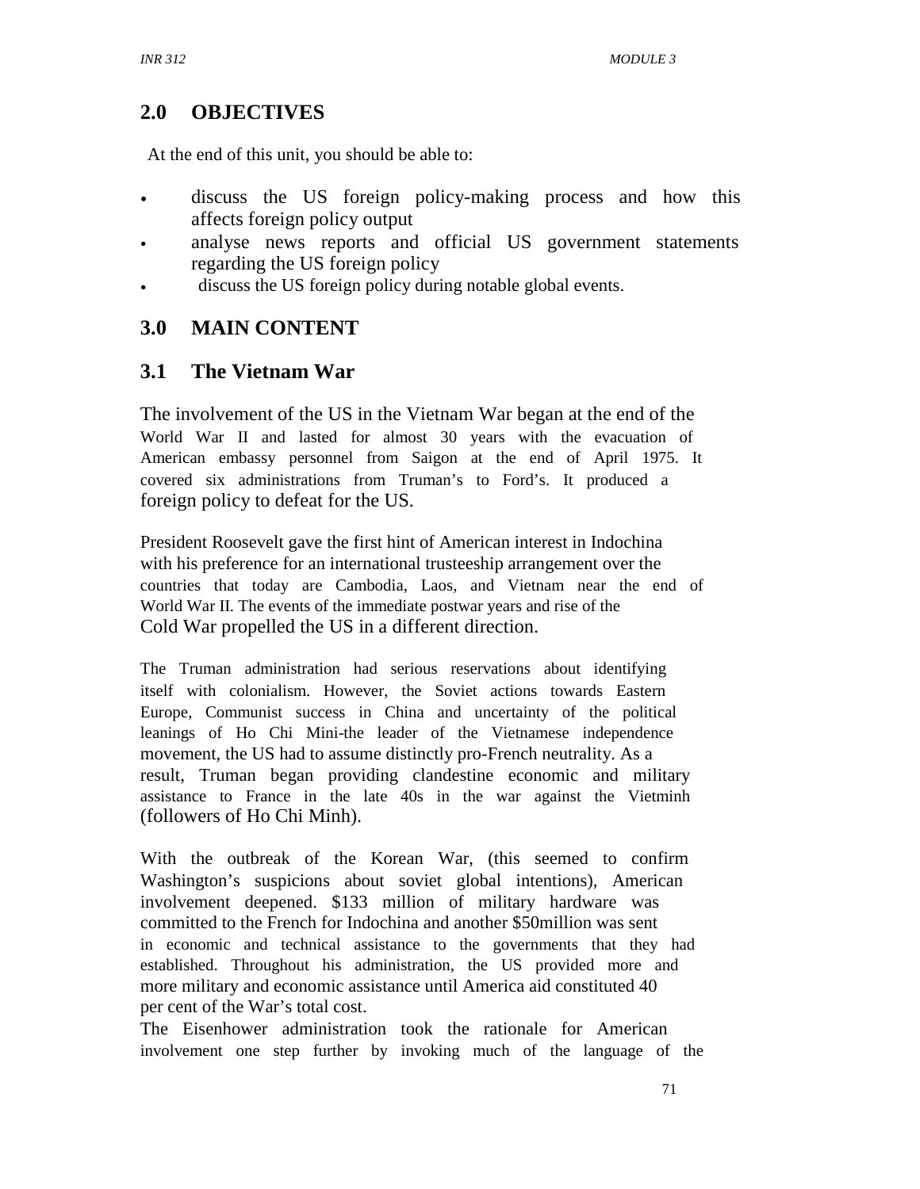## 2.0 OBJECTIVES

At the end of this unit, you should be able to:

- discuss the US foreign policy-making process and how this affects foreign policy output
- analyse news reports and official US government statements regarding the US foreign policy
- discuss the US foreign policy during notable global events.

## 3.0 MAIN CONTENT

### 3.1 The Vietnam War

The involvement of the US in the Vietnam War began at the end of the World War II and lasted for almost 30 years with the evacuation of American embassy personnel from Saigon at the end of April 1975. It covered six administrations from Truman's to Ford's. It produced a foreign policy to defeat for the US.

President Roosevelt gave the first hint of American interest in Indochina with his preference for an international trusteeship arrangement over the countries that today are Cambodia, Laos, and Vietnam near the end of World War II. The events of the immediate postwar years and rise of the Cold War propelled the US in a different direction.

The Truman administration had serious reservations about identifying itself with colonialism. However, the Soviet actions towards Eastern Europe, Communist success in China and uncertainty of the political leanings of Ho Chi Mini-the leader of the Vietnamese independence movement, the US had to assume distinctly pro-French neutrality. As a result, Truman began providing clandestine economic and military assistance to France in the late 40s in the war against the Vietminh (followers of Ho Chi Minh).

With the outbreak of the Korean War, (this seemed to confirm Washington's suspicions about soviet global intentions), American involvement deepened. $133 million of military hardware was committed to the French for Indochina and another $50million was sent in economic and technical assistance to the governments that they had established. Throughout his administration, the US provided more and more military and economic assistance until America aid constituted 40 per cent of the War's total cost.

The Eisenhower administration took the rationale for American involvement one step further by invoking much of the language of the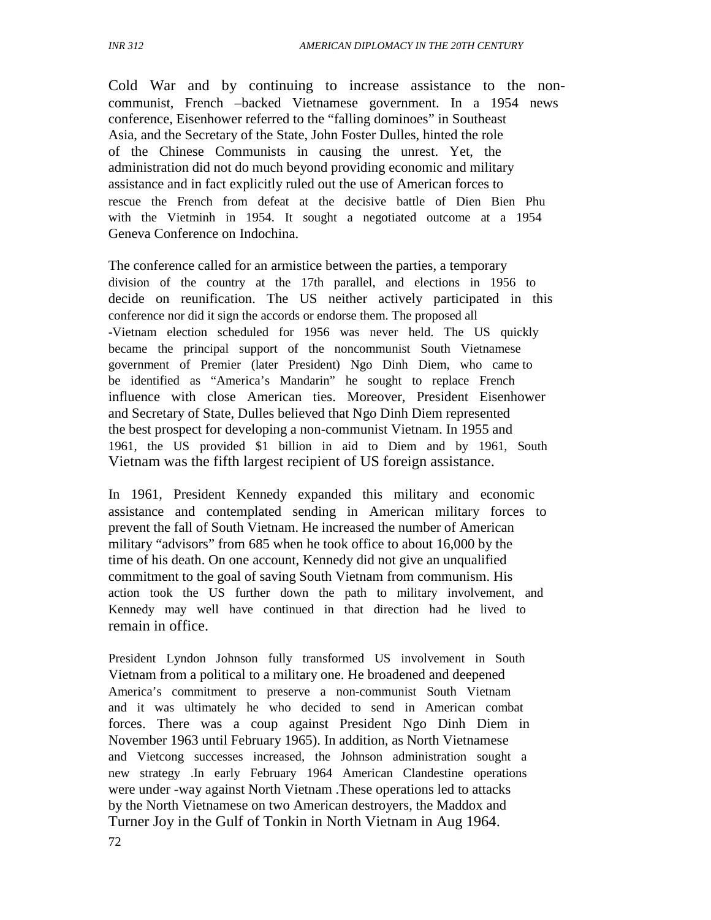Cold War and by continuing to increase assistance to the non-communist, French –backed Vietnamese government. In a 1954 news conference, Eisenhower referred to the "falling dominoes" in Southeast Asia, and the Secretary of the State, John Foster Dulles, hinted the role of the Chinese Communists in causing the unrest. Yet, the administration did not do much beyond providing economic and military assistance and in fact explicitly ruled out the use of American forces to rescue the French from defeat at the decisive battle of Dien Bien Phu with the Vietminh in 1954. It sought a negotiated outcome at a 1954 Geneva Conference on Indochina.

The conference called for an armistice between the parties, a temporary division of the country at the 17th parallel, and elections in 1956 to decide on reunification. The US neither actively participated in this conference nor did it sign the accords or endorse them. The proposed all -Vietnam election scheduled for 1956 was never held. The US quickly became the principal support of the noncommunist South Vietnamese government of Premier (later President) Ngo Dinh Diem, who came to be identified as "America's Mandarin" he sought to replace French influence with close American ties. Moreover, President Eisenhower and Secretary of State, Dulles believed that Ngo Dinh Diem represented the best prospect for developing a non-communist Vietnam. In 1955 and 1961, the US provided $1 billion in aid to Diem and by 1961, South Vietnam was the fifth largest recipient of US foreign assistance.

In 1961, President Kennedy expanded this military and economic assistance and contemplated sending in American military forces to prevent the fall of South Vietnam. He increased the number of American military "advisors" from 685 when he took office to about 16,000 by the time of his death. On one account, Kennedy did not give an unqualified commitment to the goal of saving South Vietnam from communism. His action took the US further down the path to military involvement, and Kennedy may well have continued in that direction had he lived to remain in office.

President Lyndon Johnson fully transformed US involvement in South Vietnam from a political to a military one. He broadened and deepened America's commitment to preserve a non-communist South Vietnam and it was ultimately he who decided to send in American combat forces. There was a coup against President Ngo Dinh Diem in November 1963 until February 1965). In addition, as North Vietnamese and Vietcong successes increased, the Johnson administration sought a new strategy .In early February 1964 American Clandestine operations were under -way against North Vietnam .These operations led to attacks by the North Vietnamese on two American destroyers, the Maddox and Turner Joy in the Gulf of Tonkin in North Vietnam in Aug 1964.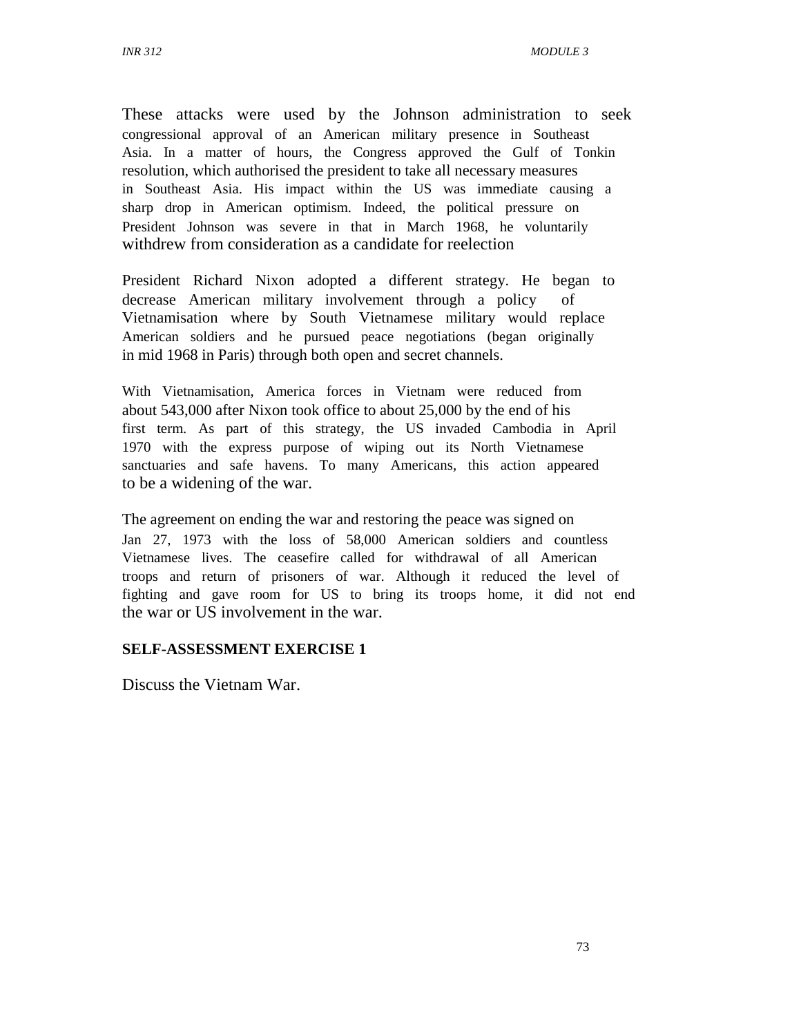These attacks were used by the Johnson administration to seek congressional approval of an American military presence in Southeast Asia. In a matter of hours, the Congress approved the Gulf of Tonkin resolution, which authorised the president to take all necessary measures in Southeast Asia. His impact within the US was immediate causing a sharp drop in American optimism. Indeed, the political pressure on President Johnson was severe in that in March 1968, he voluntarily withdrew from consideration as a candidate for reelection

President Richard Nixon adopted a different strategy. He began to decrease American military involvement through a policy of Vietnamisation where by South Vietnamese military would replace American soldiers and he pursued peace negotiations (began originally in mid 1968 in Paris) through both open and secret channels.

With Vietnamisation, America forces in Vietnam were reduced from about 543,000 after Nixon took office to about 25,000 by the end of his first term. As part of this strategy, the US invaded Cambodia in April 1970 with the express purpose of wiping out its North Vietnamese sanctuaries and safe havens. To many Americans, this action appeared to be a widening of the war.

The agreement on ending the war and restoring the peace was signed on Jan 27, 1973 with the loss of 58,000 American soldiers and countless Vietnamese lives. The ceasefire called for withdrawal of all American troops and return of prisoners of war. Although it reduced the level of fighting and gave room for US to bring its troops home, it did not end the war or US involvement in the war.

**SELF-ASSESSMENT EXERCISE 1**

Discuss the Vietnam War.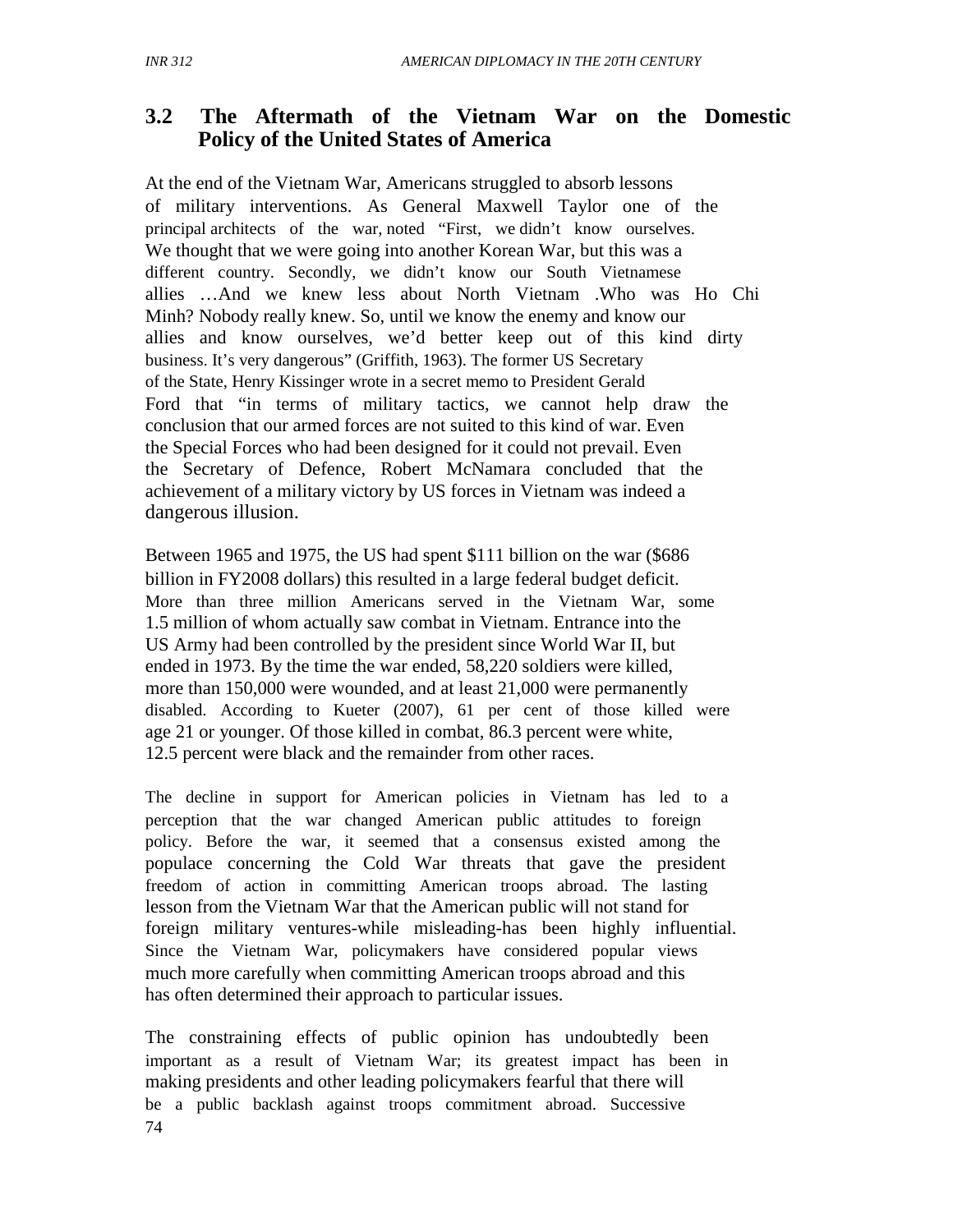## 3.2 The Aftermath of the Vietnam War on the Domestic Policy of the United States of America

At the end of the Vietnam War, Americans struggled to absorb lessons of military interventions. As General Maxwell Taylor one of the principal architects of the war, noted "First, we didn't know ourselves. We thought that we were going into another Korean War, but this was a different country. Secondly, we didn't know our South Vietnamese allies …And we knew less about North Vietnam .Who was Ho Chi Minh? Nobody really knew. So, until we know the enemy and know our allies and know ourselves, we'd better keep out of this kind dirty business. It's very dangerous" (Griffith, 1963). The former US Secretary of the State, Henry Kissinger wrote in a secret memo to President Gerald Ford that "in terms of military tactics, we cannot help draw the conclusion that our armed forces are not suited to this kind of war. Even the Special Forces who had been designed for it could not prevail. Even the Secretary of Defence, Robert McNamara concluded that the achievement of a military victory by US forces in Vietnam was indeed a dangerous illusion.

Between 1965 and 1975, the US had spent $111 billion on the war ($686 billion in FY2008 dollars) this resulted in a large federal budget deficit. More than three million Americans served in the Vietnam War, some 1.5 million of whom actually saw combat in Vietnam. Entrance into the US Army had been controlled by the president since World War II, but ended in 1973. By the time the war ended, 58,220 soldiers were killed, more than 150,000 were wounded, and at least 21,000 were permanently disabled. According to Kueter (2007), 61 per cent of those killed were age 21 or younger. Of those killed in combat, 86.3 percent were white, 12.5 percent were black and the remainder from other races.

The decline in support for American policies in Vietnam has led to a perception that the war changed American public attitudes to foreign policy. Before the war, it seemed that a consensus existed among the populace concerning the Cold War threats that gave the president freedom of action in committing American troops abroad. The lasting lesson from the Vietnam War that the American public will not stand for foreign military ventures-while misleading-has been highly influential. Since the Vietnam War, policymakers have considered popular views much more carefully when committing American troops abroad and this has often determined their approach to particular issues.

The constraining effects of public opinion has undoubtedly been important as a result of Vietnam War; its greatest impact has been in making presidents and other leading policymakers fearful that there will be a public backlash against troops commitment abroad. Successive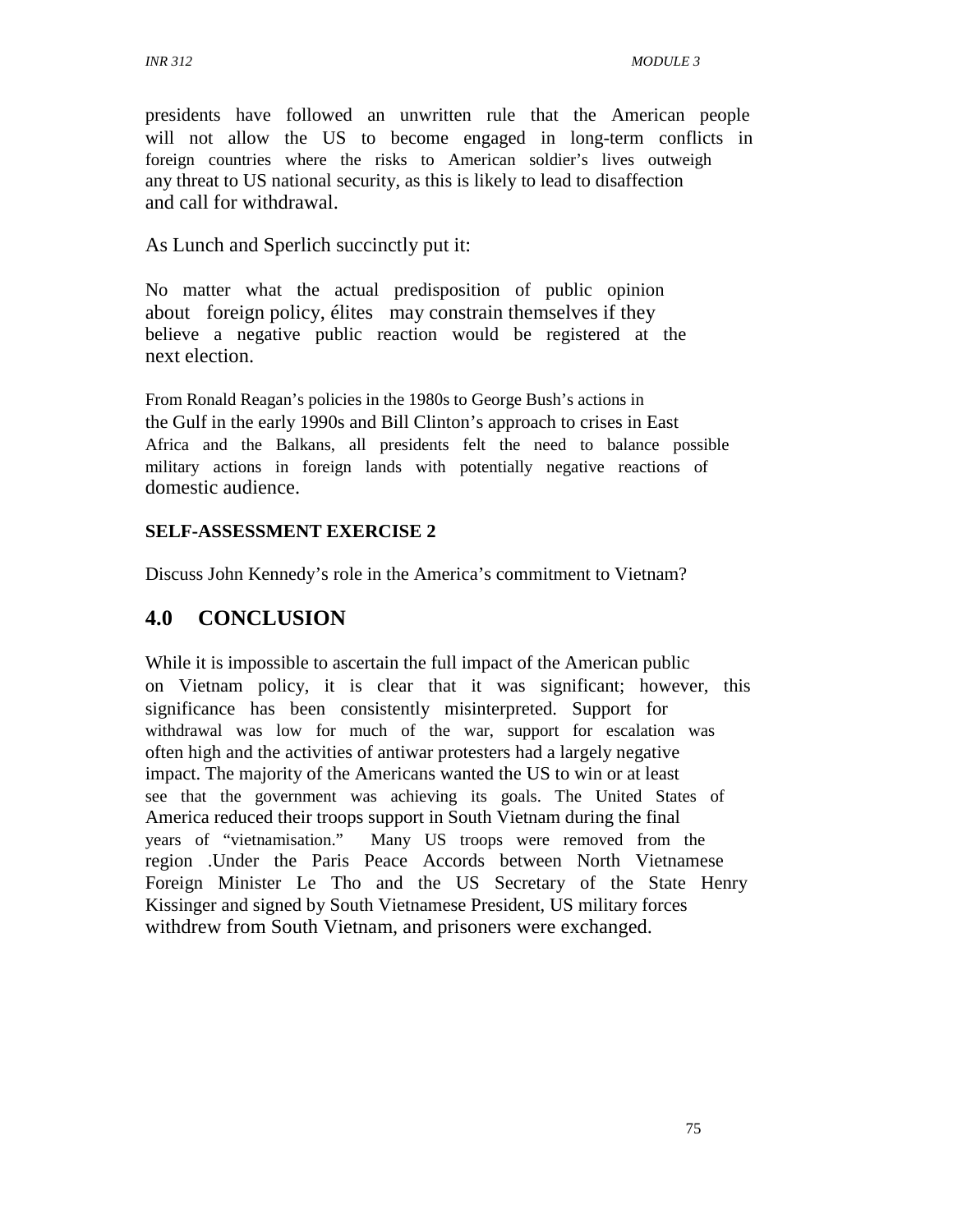presidents have followed an unwritten rule that the American people will not allow the US to become engaged in long-term conflicts in foreign countries where the risks to American soldier's lives outweigh any threat to US national security, as this is likely to lead to disaffection and call for withdrawal.

As Lunch and Sperlich succinctly put it:

> No matter what the actual predisposition of public opinion about foreign policy, élites may constrain themselves if they believe a negative public reaction would be registered at the next election.

From Ronald Reagan's policies in the 1980s to George Bush's actions in the Gulf in the early 1990s and Bill Clinton's approach to crises in East Africa and the Balkans, all presidents felt the need to balance possible military actions in foreign lands with potentially negative reactions of domestic audience.

**SELF-ASSESSMENT EXERCISE 2**

Discuss John Kennedy's role in the America's commitment to Vietnam?

## 4.0 CONCLUSION

While it is impossible to ascertain the full impact of the American public on Vietnam policy, it is clear that it was significant; however, this significance has been consistently misinterpreted. Support for withdrawal was low for much of the war, support for escalation was often high and the activities of antiwar protesters had a largely negative impact. The majority of the Americans wanted the US to win or at least see that the government was achieving its goals. The United States of America reduced their troops support in South Vietnam during the final years of "vietnamisation." Many US troops were removed from the region .Under the Paris Peace Accords between North Vietnamese Foreign Minister Le Tho and the US Secretary of the State Henry Kissinger and signed by South Vietnamese President, US military forces withdrew from South Vietnam, and prisoners were exchanged.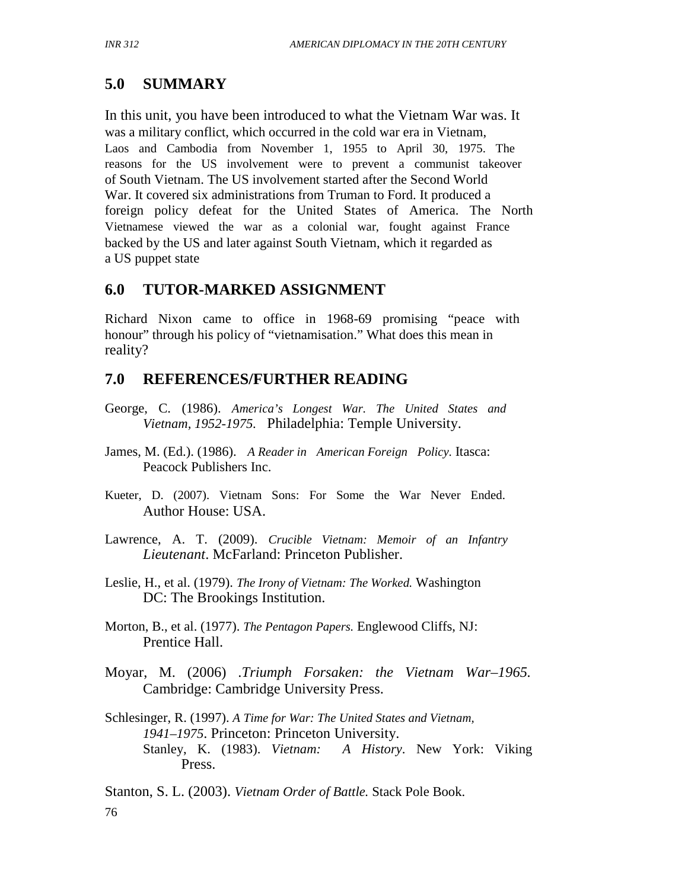## 5.0 SUMMARY

In this unit, you have been introduced to what the Vietnam War was. It was a military conflict, which occurred in the cold war era in Vietnam, Laos and Cambodia from November 1, 1955 to April 30, 1975. The reasons for the US involvement were to prevent a communist takeover of South Vietnam. The US involvement started after the Second World War. It covered six administrations from Truman to Ford. It produced a foreign policy defeat for the United States of America. The North Vietnamese viewed the war as a colonial war, fought against France backed by the US and later against South Vietnam, which it regarded as a US puppet state

## 6.0 TUTOR-MARKED ASSIGNMENT

Richard Nixon came to office in 1968-69 promising "peace with honour" through his policy of "vietnamisation." What does this mean in reality?

## 7.0 REFERENCES/FURTHER READING

George, C. (1986). *America's Longest War. The United States and Vietnam, 1952-1975.* Philadelphia: Temple University.

James, M. (Ed.). (1986). *A Reader in American Foreign Policy.* Itasca: Peacock Publishers Inc.

Kueter, D. (2007). Vietnam Sons: For Some the War Never Ended. Author House: USA.

Lawrence, A. T. (2009). *Crucible Vietnam: Memoir of an Infantry Lieutenant*. McFarland: Princeton Publisher.

Leslie, H., et al. (1979). *The Irony of Vietnam: The Worked.* Washington DC: The Brookings Institution.

Morton, B., et al. (1977). *The Pentagon Papers.* Englewood Cliffs, NJ: Prentice Hall.

Moyar, M. (2006) .*Triumph Forsaken: the Vietnam War–1965.* Cambridge: Cambridge University Press.

Schlesinger, R. (1997). *A Time for War: The United States and Vietnam, 1941–1975*. Princeton: Princeton University.

Stanley, K. (1983). *Vietnam: A History*. New York: Viking Press.

Stanton, S. L. (2003). *Vietnam Order of Battle.* Stack Pole Book.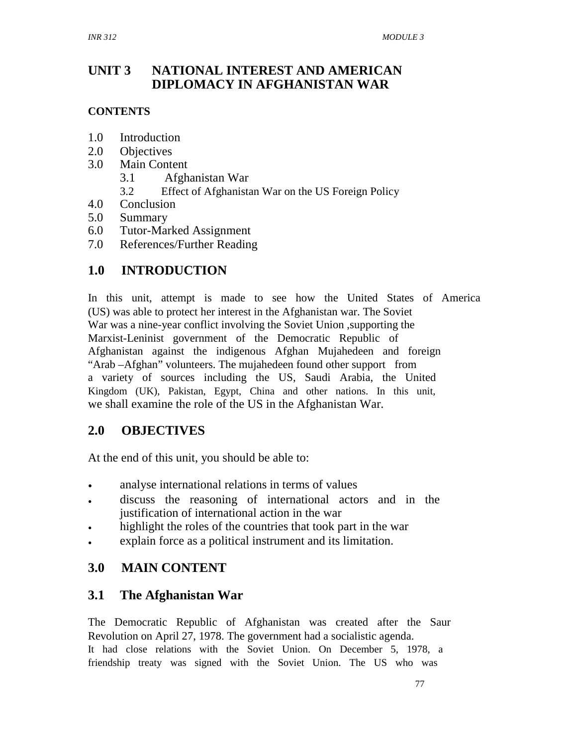# UNIT 3 NATIONAL INTEREST AND AMERICAN DIPLOMACY IN AFGHANISTAN WAR

**CONTENTS**

1.0 Introduction
2.0 Objectives
3.0 Main Content
   3.1 Afghanistan War
   3.2 Effect of Afghanistan War on the US Foreign Policy
4.0 Conclusion
5.0 Summary
6.0 Tutor-Marked Assignment
7.0 References/Further Reading

## 1.0 INTRODUCTION

In this unit, attempt is made to see how the United States of America (US) was able to protect her interest in the Afghanistan war. The Soviet War was a nine-year conflict involving the Soviet Union ,supporting the Marxist-Leninist government of the Democratic Republic of Afghanistan against the indigenous Afghan Mujahedeen and foreign "Arab –Afghan" volunteers. The mujahedeen found other support from a variety of sources including the US, Saudi Arabia, the United Kingdom (UK), Pakistan, Egypt, China and other nations. In this unit, we shall examine the role of the US in the Afghanistan War.

## 2.0 OBJECTIVES

At the end of this unit, you should be able to:

- analyse international relations in terms of values
- discuss the reasoning of international actors and in the justification of international action in the war
- highlight the roles of the countries that took part in the war
- explain force as a political instrument and its limitation.

## 3.0 MAIN CONTENT

### 3.1 The Afghanistan War

The Democratic Republic of Afghanistan was created after the Saur Revolution on April 27, 1978. The government had a socialistic agenda. It had close relations with the Soviet Union. On December 5, 1978, a friendship treaty was signed with the Soviet Union. The US who was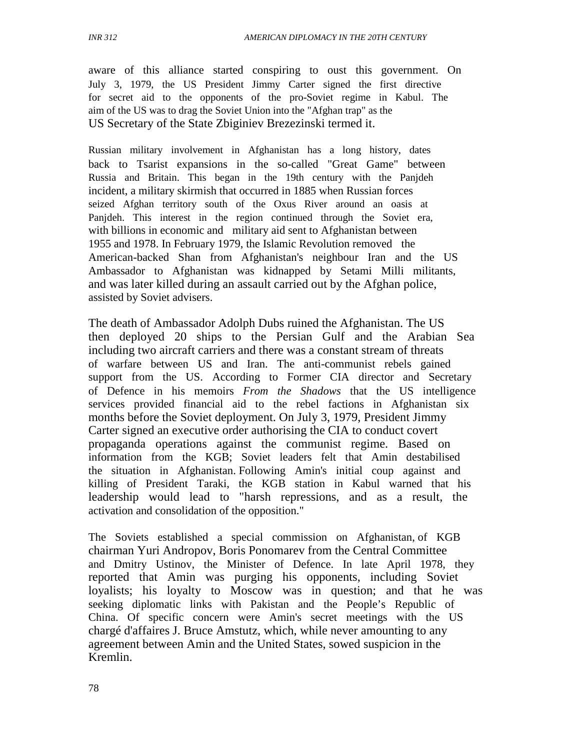aware of this alliance started conspiring to oust this government. On July 3, 1979, the US President Jimmy Carter signed the first directive for secret aid to the opponents of the pro-Soviet regime in Kabul. The aim of the US was to drag the Soviet Union into the "Afghan trap" as the US Secretary of the State Zbiginiev Brezezinski termed it.

Russian military involvement in Afghanistan has a long history, dates back to Tsarist expansions in the so-called "Great Game" between Russia and Britain. This began in the 19th century with the Panjdeh incident, a military skirmish that occurred in 1885 when Russian forces seized Afghan territory south of the Oxus River around an oasis at Panjdeh. This interest in the region continued through the Soviet era, with billions in economic and military aid sent to Afghanistan between 1955 and 1978. In February 1979, the Islamic Revolution removed the American-backed Shan from Afghanistan's neighbour Iran and the US Ambassador to Afghanistan was kidnapped by Setami Milli militants, and was later killed during an assault carried out by the Afghan police, assisted by Soviet advisers.

The death of Ambassador Adolph Dubs ruined the Afghanistan. The US then deployed 20 ships to the Persian Gulf and the Arabian Sea including two aircraft carriers and there was a constant stream of threats of warfare between US and Iran. The anti-communist rebels gained support from the US. According to Former CIA director and Secretary of Defence in his memoirs *From the Shadows* that the US intelligence services provided financial aid to the rebel factions in Afghanistan six months before the Soviet deployment. On July 3, 1979, President Jimmy Carter signed an executive order authorising the CIA to conduct covert propaganda operations against the communist regime. Based on information from the KGB; Soviet leaders felt that Amin destabilised the situation in Afghanistan. Following Amin's initial coup against and killing of President Taraki, the KGB station in Kabul warned that his leadership would lead to "harsh repressions, and as a result, the activation and consolidation of the opposition."

The Soviets established a special commission on Afghanistan, of KGB chairman Yuri Andropov, Boris Ponomarev from the Central Committee and Dmitry Ustinov, the Minister of Defence. In late April 1978, they reported that Amin was purging his opponents, including Soviet loyalists; his loyalty to Moscow was in question; and that he was seeking diplomatic links with Pakistan and the People's Republic of China. Of specific concern were Amin's secret meetings with the US chargé d'affaires J. Bruce Amstutz, which, while never amounting to any agreement between Amin and the United States, sowed suspicion in the Kremlin.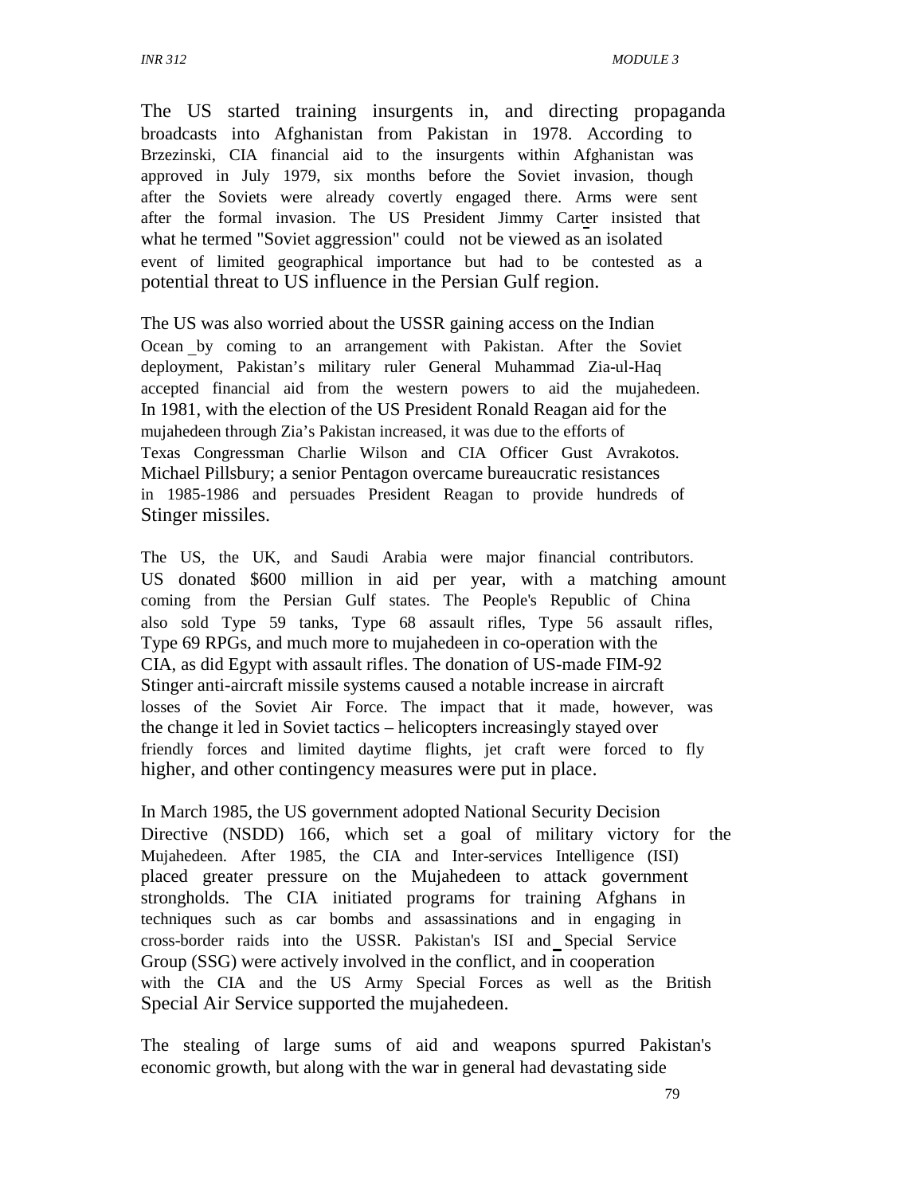The US started training insurgents in, and directing propaganda broadcasts into Afghanistan from Pakistan in 1978. According to Brzezinski, CIA financial aid to the insurgents within Afghanistan was approved in July 1979, six months before the Soviet invasion, though after the Soviets were already covertly engaged there. Arms were sent after the formal invasion. The US President Jimmy Carter insisted that what he termed "Soviet aggression" could not be viewed as an isolated event of limited geographical importance but had to be contested as a potential threat to US influence in the Persian Gulf region.

The US was also worried about the USSR gaining access on the Indian Ocean by coming to an arrangement with Pakistan. After the Soviet deployment, Pakistan's military ruler General Muhammad Zia-ul-Haq accepted financial aid from the western powers to aid the mujahedeen. In 1981, with the election of the US President Ronald Reagan aid for the mujahedeen through Zia's Pakistan increased, it was due to the efforts of Texas Congressman Charlie Wilson and CIA Officer Gust Avrakotos. Michael Pillsbury; a senior Pentagon overcame bureaucratic resistances in 1985-1986 and persuades President Reagan to provide hundreds of Stinger missiles.

The US, the UK, and Saudi Arabia were major financial contributors. US donated $600 million in aid per year, with a matching amount coming from the Persian Gulf states. The People's Republic of China also sold Type 59 tanks, Type 68 assault rifles, Type 56 assault rifles, Type 69 RPGs, and much more to mujahedeen in co-operation with the CIA, as did Egypt with assault rifles. The donation of US-made FIM-92 Stinger anti-aircraft missile systems caused a notable increase in aircraft losses of the Soviet Air Force. The impact that it made, however, was the change it led in Soviet tactics – helicopters increasingly stayed over friendly forces and limited daytime flights, jet craft were forced to fly higher, and other contingency measures were put in place.

In March 1985, the US government adopted National Security Decision Directive (NSDD) 166, which set a goal of military victory for the Mujahedeen. After 1985, the CIA and Inter-services Intelligence (ISI) placed greater pressure on the Mujahedeen to attack government strongholds. The CIA initiated programs for training Afghans in techniques such as car bombs and assassinations and in engaging in cross-border raids into the USSR. Pakistan's ISI and Special Service Group (SSG) were actively involved in the conflict, and in cooperation with the CIA and the US Army Special Forces as well as the British Special Air Service supported the mujahedeen.

The stealing of large sums of aid and weapons spurred Pakistan's economic growth, but along with the war in general had devastating side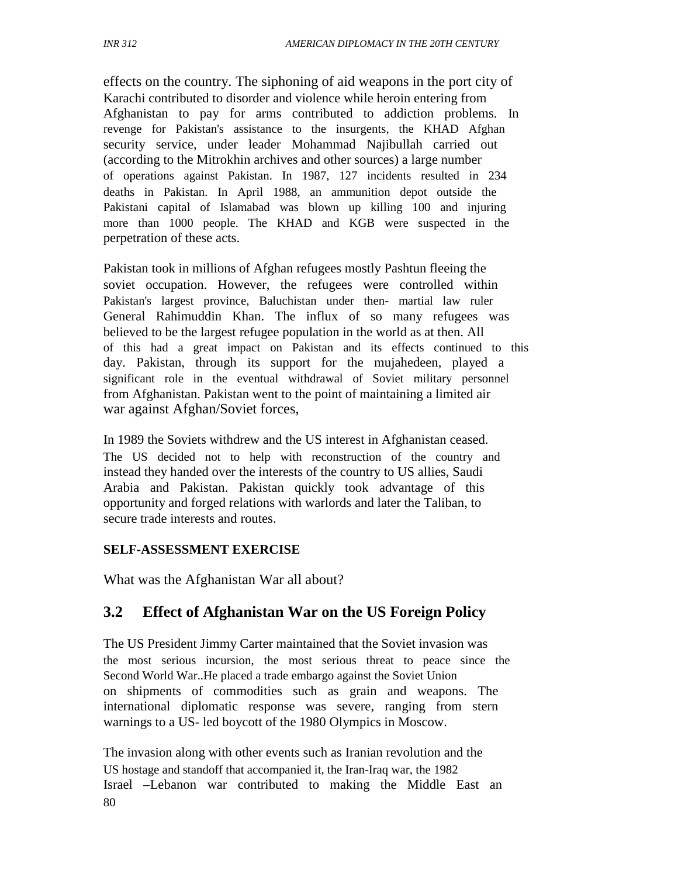effects on the country. The siphoning of aid weapons in the port city of Karachi contributed to disorder and violence while heroin entering from Afghanistan to pay for arms contributed to addiction problems. In revenge for Pakistan's assistance to the insurgents, the KHAD Afghan security service, under leader Mohammad Najibullah carried out (according to the Mitrokhin archives and other sources) a large number of operations against Pakistan. In 1987, 127 incidents resulted in 234 deaths in Pakistan. In April 1988, an ammunition depot outside the Pakistani capital of Islamabad was blown up killing 100 and injuring more than 1000 people. The KHAD and KGB were suspected in the perpetration of these acts.

Pakistan took in millions of Afghan refugees mostly Pashtun fleeing the soviet occupation. However, the refugees were controlled within Pakistan's largest province, Baluchistan under then- martial law ruler General Rahimuddin Khan. The influx of so many refugees was believed to be the largest refugee population in the world as at then. All of this had a great impact on Pakistan and its effects continued to this day. Pakistan, through its support for the mujahedeen, played a significant role in the eventual withdrawal of Soviet military personnel from Afghanistan. Pakistan went to the point of maintaining a limited air war against Afghan/Soviet forces,

In 1989 the Soviets withdrew and the US interest in Afghanistan ceased. The US decided not to help with reconstruction of the country and instead they handed over the interests of the country to US allies, Saudi Arabia and Pakistan. Pakistan quickly took advantage of this opportunity and forged relations with warlords and later the Taliban, to secure trade interests and routes.

**SELF-ASSESSMENT EXERCISE**

What was the Afghanistan War all about?

## 3.2 Effect of Afghanistan War on the US Foreign Policy

The US President Jimmy Carter maintained that the Soviet invasion was the most serious incursion, the most serious threat to peace since the Second World War..He placed a trade embargo against the Soviet Union on shipments of commodities such as grain and weapons. The international diplomatic response was severe, ranging from stern warnings to a US- led boycott of the 1980 Olympics in Moscow.

The invasion along with other events such as Iranian revolution and the US hostage and standoff that accompanied it, the Iran-Iraq war, the 1982 Israel –Lebanon war contributed to making the Middle East an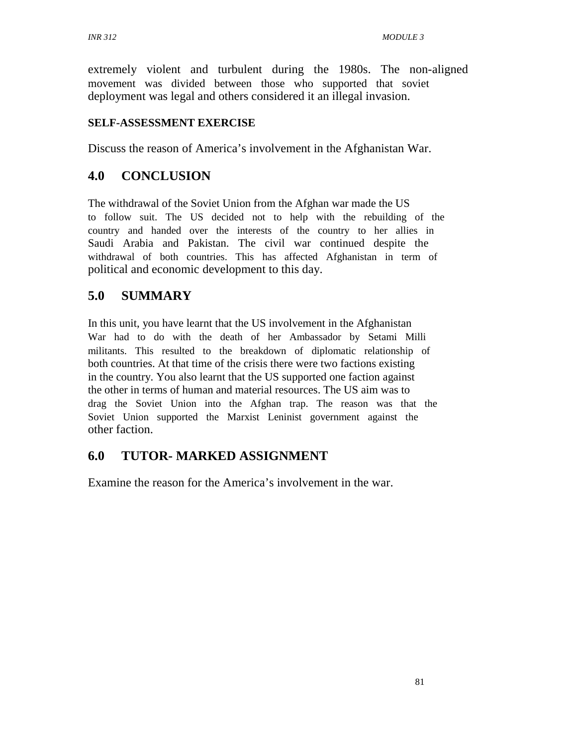extremely violent and turbulent during the 1980s. The non-aligned movement was divided between those who supported that soviet deployment was legal and others considered it an illegal invasion.

**SELF-ASSESSMENT EXERCISE**

Discuss the reason of America's involvement in the Afghanistan War.

## 4.0 CONCLUSION

The withdrawal of the Soviet Union from the Afghan war made the US to follow suit. The US decided not to help with the rebuilding of the country and handed over the interests of the country to her allies in Saudi Arabia and Pakistan. The civil war continued despite the withdrawal of both countries. This has affected Afghanistan in term of political and economic development to this day.

## 5.0 SUMMARY

In this unit, you have learnt that the US involvement in the Afghanistan War had to do with the death of her Ambassador by Setami Milli militants. This resulted to the breakdown of diplomatic relationship of both countries. At that time of the crisis there were two factions existing in the country. You also learnt that the US supported one faction against the other in terms of human and material resources. The US aim was to drag the Soviet Union into the Afghan trap. The reason was that the Soviet Union supported the Marxist Leninist government against the other faction.

## 6.0 TUTOR- MARKED ASSIGNMENT

Examine the reason for the America's involvement in the war.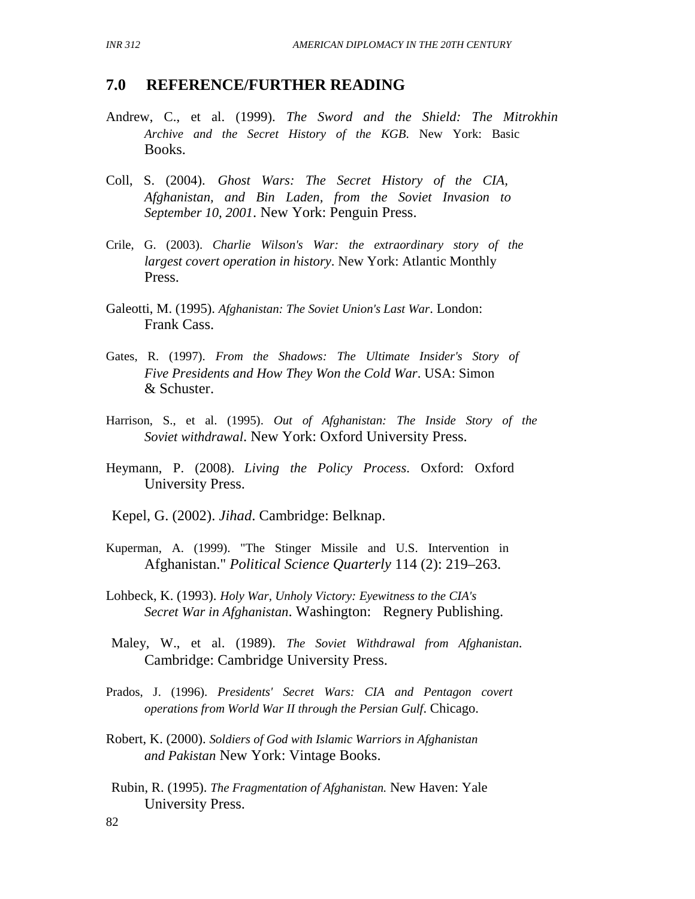## 7.0 REFERENCE/FURTHER READING

Andrew, C., et al. (1999). *The Sword and the Shield: The Mitrokhin Archive and the Secret History of the KGB*. New York: Basic Books.

Coll, S. (2004). *Ghost Wars: The Secret History of the CIA, Afghanistan, and Bin Laden, from the Soviet Invasion to September 10, 2001*. New York: Penguin Press.

Crile, G. (2003). *Charlie Wilson's War: the extraordinary story of the largest covert operation in history*. New York: Atlantic Monthly Press.

Galeotti, M. (1995). *Afghanistan: The Soviet Union's Last War*. London: Frank Cass.

Gates, R. (1997). *From the Shadows: The Ultimate Insider's Story of Five Presidents and How They Won the Cold War*. USA: Simon & Schuster.

Harrison, S., et al. (1995). *Out of Afghanistan: The Inside Story of the Soviet withdrawal*. New York: Oxford University Press.

Heymann, P. (2008). *Living the Policy Process*. Oxford: Oxford University Press.

Kepel, G. (2002). *Jihad*. Cambridge: Belknap.

Kuperman, A. (1999). "The Stinger Missile and U.S. Intervention in Afghanistan." *Political Science Quarterly* 114 (2): 219–263.

Lohbeck, K. (1993). *Holy War, Unholy Victory: Eyewitness to the CIA's Secret War in Afghanistan*. Washington: Regnery Publishing.

Maley, W., et al. (1989). *The Soviet Withdrawal from Afghanistan*. Cambridge: Cambridge University Press.

Prados, J. (1996). *Presidents' Secret Wars: CIA and Pentagon covert operations from World War II through the Persian Gulf*. Chicago.

Robert, K. (2000). *Soldiers of God with Islamic Warriors in Afghanistan and Pakistan* New York: Vintage Books.

Rubin, R. (1995). *The Fragmentation of Afghanistan.* New Haven: Yale University Press.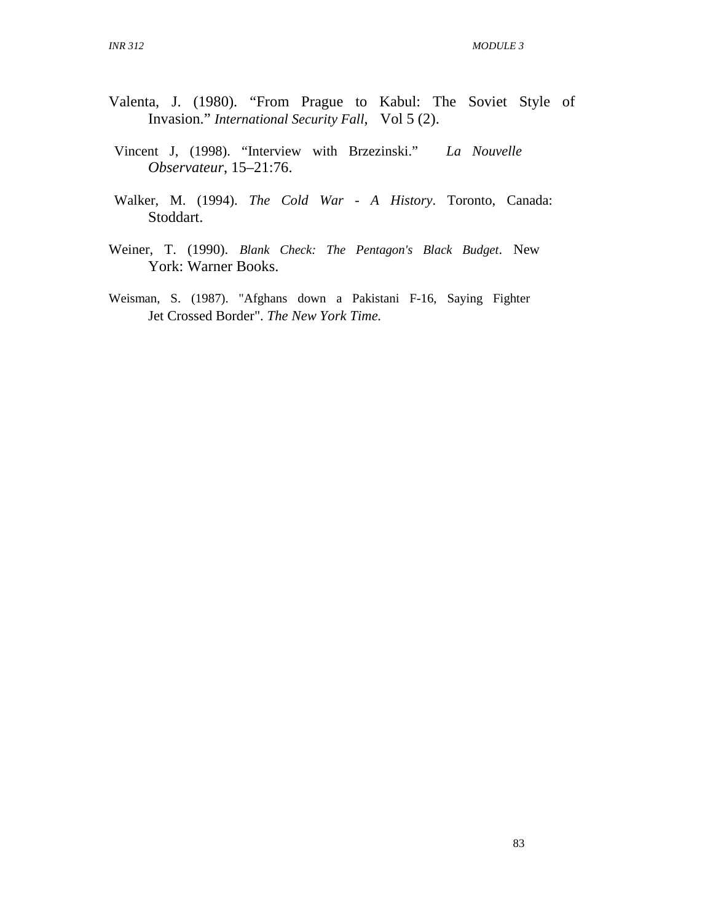Valenta, J. (1980). "From Prague to Kabul: The Soviet Style of Invasion." *International Security Fall*, Vol 5 (2).

Vincent J, (1998). "Interview with Brzezinski." *La Nouvelle Observateur*, 15–21:76.

Walker, M. (1994). *The Cold War - A History*. Toronto, Canada: Stoddart.

Weiner, T. (1990). *Blank Check: The Pentagon's Black Budget*. New York: Warner Books.

Weisman, S. (1987). "Afghans down a Pakistani F-16, Saying Fighter Jet Crossed Border". *The New York Time.*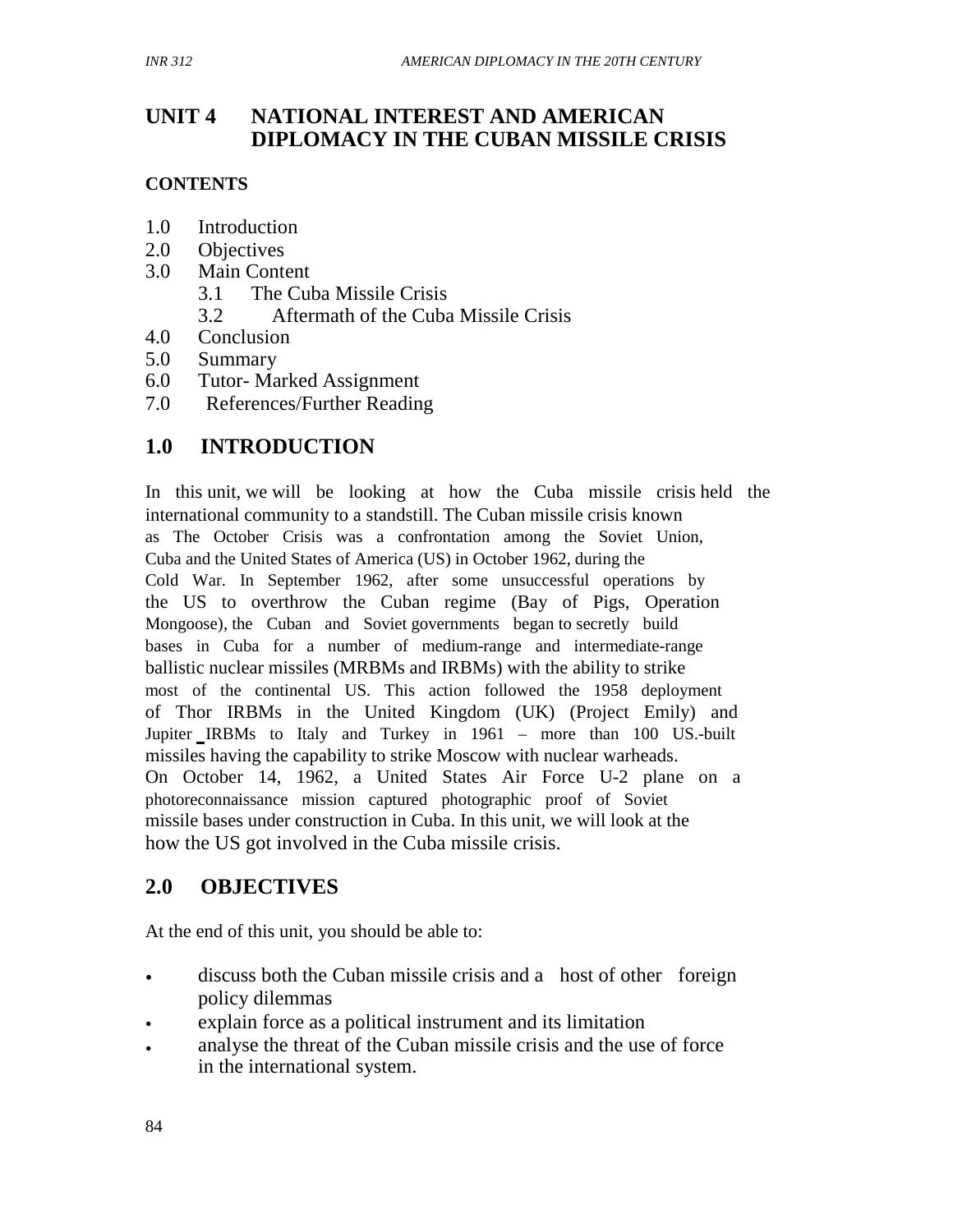# UNIT 4 NATIONAL INTEREST AND AMERICAN DIPLOMACY IN THE CUBAN MISSILE CRISIS

**CONTENTS**

- 1.0 Introduction
- 2.0 Objectives
- 3.0 Main Content
  - 3.1 The Cuba Missile Crisis
  - 3.2 Aftermath of the Cuba Missile Crisis
- 4.0 Conclusion
- 5.0 Summary
- 6.0 Tutor- Marked Assignment
- 7.0 References/Further Reading

## 1.0 INTRODUCTION

In this unit, we will be looking at how the Cuba missile crisis held the international community to a standstill. The Cuban missile crisis known as The October Crisis was a confrontation among the Soviet Union, Cuba and the United States of America (US) in October 1962, during the Cold War. In September 1962, after some unsuccessful operations by the US to overthrow the Cuban regime (Bay of Pigs, Operation Mongoose), the Cuban and Soviet governments began to secretly build bases in Cuba for a number of medium-range and intermediate-range ballistic nuclear missiles (MRBMs and IRBMs) with the ability to strike most of the continental US. This action followed the 1958 deployment of Thor IRBMs in the United Kingdom (UK) (Project Emily) and Jupiter IRBMs to Italy and Turkey in 1961 – more than 100 US.-built missiles having the capability to strike Moscow with nuclear warheads. On October 14, 1962, a United States Air Force U-2 plane on a photoreconnaissance mission captured photographic proof of Soviet missile bases under construction in Cuba. In this unit, we will look at the how the US got involved in the Cuba missile crisis.

## 2.0 OBJECTIVES

At the end of this unit, you should be able to:

- discuss both the Cuban missile crisis and a host of other foreign policy dilemmas
- explain force as a political instrument and its limitation
- analyse the threat of the Cuban missile crisis and the use of force in the international system.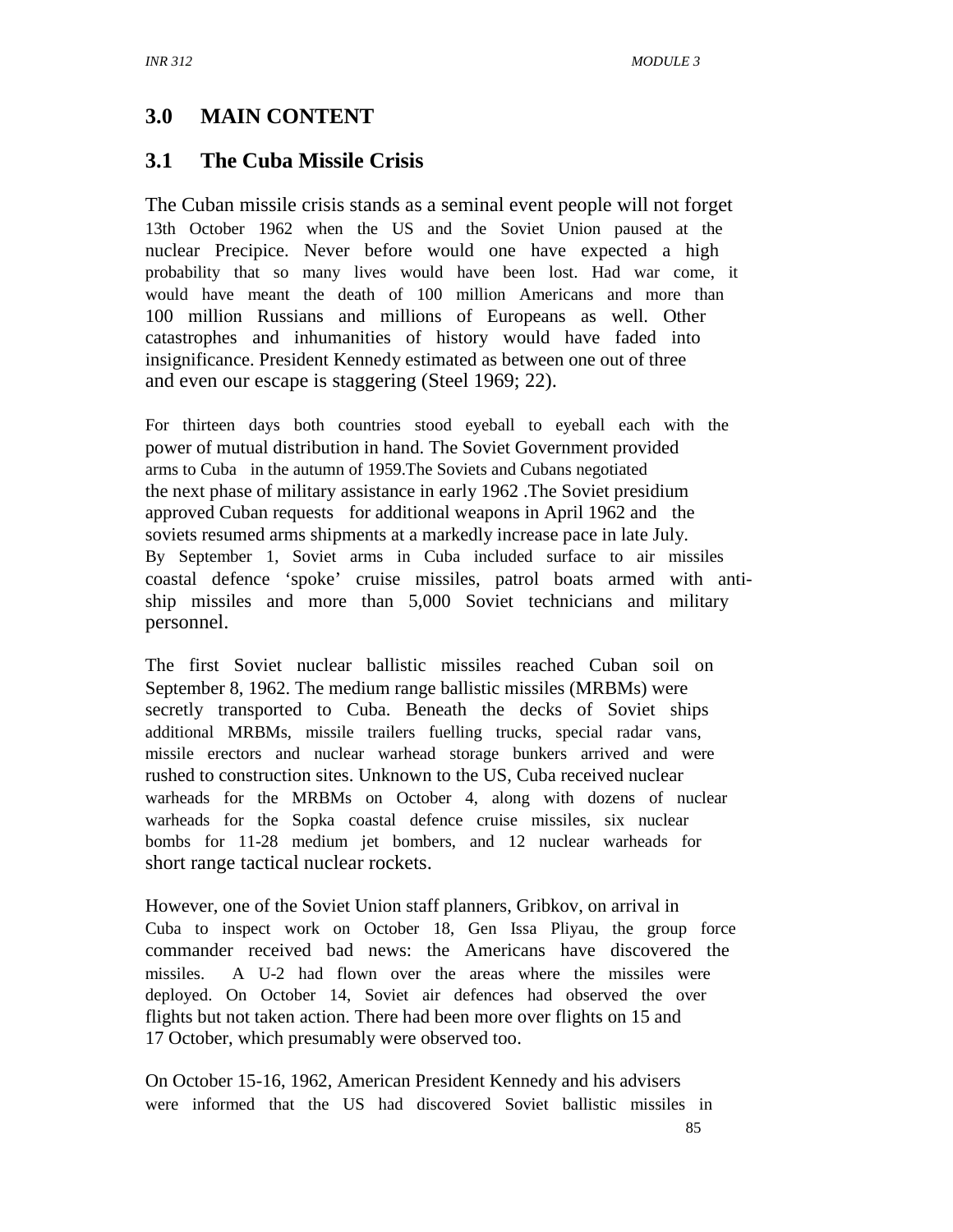## 3.0 MAIN CONTENT

### 3.1 The Cuba Missile Crisis

The Cuban missile crisis stands as a seminal event people will not forget 13th October 1962 when the US and the Soviet Union paused at the nuclear Precipice. Never before would one have expected a high probability that so many lives would have been lost. Had war come, it would have meant the death of 100 million Americans and more than 100 million Russians and millions of Europeans as well. Other catastrophes and inhumanities of history would have faded into insignificance. President Kennedy estimated as between one out of three and even our escape is staggering (Steel 1969; 22).

For thirteen days both countries stood eyeball to eyeball each with the power of mutual distribution in hand. The Soviet Government provided arms to Cuba in the autumn of 1959.The Soviets and Cubans negotiated the next phase of military assistance in early 1962 .The Soviet presidium approved Cuban requests for additional weapons in April 1962 and the soviets resumed arms shipments at a markedly increase pace in late July. By September 1, Soviet arms in Cuba included surface to air missiles coastal defence 'spoke' cruise missiles, patrol boats armed with anti-ship missiles and more than 5,000 Soviet technicians and military personnel.

The first Soviet nuclear ballistic missiles reached Cuban soil on September 8, 1962. The medium range ballistic missiles (MRBMs) were secretly transported to Cuba. Beneath the decks of Soviet ships additional MRBMs, missile trailers fuelling trucks, special radar vans, missile erectors and nuclear warhead storage bunkers arrived and were rushed to construction sites. Unknown to the US, Cuba received nuclear warheads for the MRBMs on October 4, along with dozens of nuclear warheads for the Sopka coastal defence cruise missiles, six nuclear bombs for 11-28 medium jet bombers, and 12 nuclear warheads for short range tactical nuclear rockets.

However, one of the Soviet Union staff planners, Gribkov, on arrival in Cuba to inspect work on October 18, Gen Issa Pliyau, the group force commander received bad news: the Americans have discovered the missiles. A U-2 had flown over the areas where the missiles were deployed. On October 14, Soviet air defences had observed the over flights but not taken action. There had been more over flights on 15 and 17 October, which presumably were observed too.

On October 15-16, 1962, American President Kennedy and his advisers were informed that the US had discovered Soviet ballistic missiles in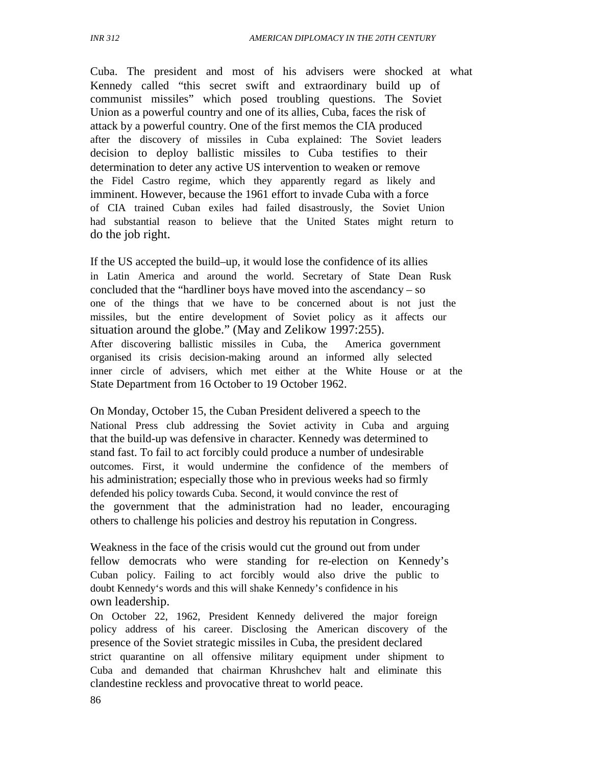Cuba. The president and most of his advisers were shocked at what Kennedy called "this secret swift and extraordinary build up of communist missiles" which posed troubling questions. The Soviet Union as a powerful country and one of its allies, Cuba, faces the risk of attack by a powerful country. One of the first memos the CIA produced after the discovery of missiles in Cuba explained: The Soviet leaders decision to deploy ballistic missiles to Cuba testifies to their determination to deter any active US intervention to weaken or remove the Fidel Castro regime, which they apparently regard as likely and imminent. However, because the 1961 effort to invade Cuba with a force of CIA trained Cuban exiles had failed disastrously, the Soviet Union had substantial reason to believe that the United States might return to do the job right.

If the US accepted the build–up, it would lose the confidence of its allies in Latin America and around the world. Secretary of State Dean Rusk concluded that the "hardliner boys have moved into the ascendancy – so one of the things that we have to be concerned about is not just the missiles, but the entire development of Soviet policy as it affects our situation around the globe." (May and Zelikow 1997:255).
After discovering ballistic missiles in Cuba, the America government organised its crisis decision-making around an informed ally selected inner circle of advisers, which met either at the White House or at the State Department from 16 October to 19 October 1962.

On Monday, October 15, the Cuban President delivered a speech to the National Press club addressing the Soviet activity in Cuba and arguing that the build-up was defensive in character. Kennedy was determined to stand fast. To fail to act forcibly could produce a number of undesirable outcomes. First, it would undermine the confidence of the members of his administration; especially those who in previous weeks had so firmly defended his policy towards Cuba. Second, it would convince the rest of the government that the administration had no leader, encouraging others to challenge his policies and destroy his reputation in Congress.

Weakness in the face of the crisis would cut the ground out from under fellow democrats who were standing for re-election on Kennedy's Cuban policy. Failing to act forcibly would also drive the public to doubt Kennedy's words and this will shake Kennedy's confidence in his own leadership.
On October 22, 1962, President Kennedy delivered the major foreign policy address of his career. Disclosing the American discovery of the presence of the Soviet strategic missiles in Cuba, the president declared strict quarantine on all offensive military equipment under shipment to Cuba and demanded that chairman Khrushchev halt and eliminate this clandestine reckless and provocative threat to world peace.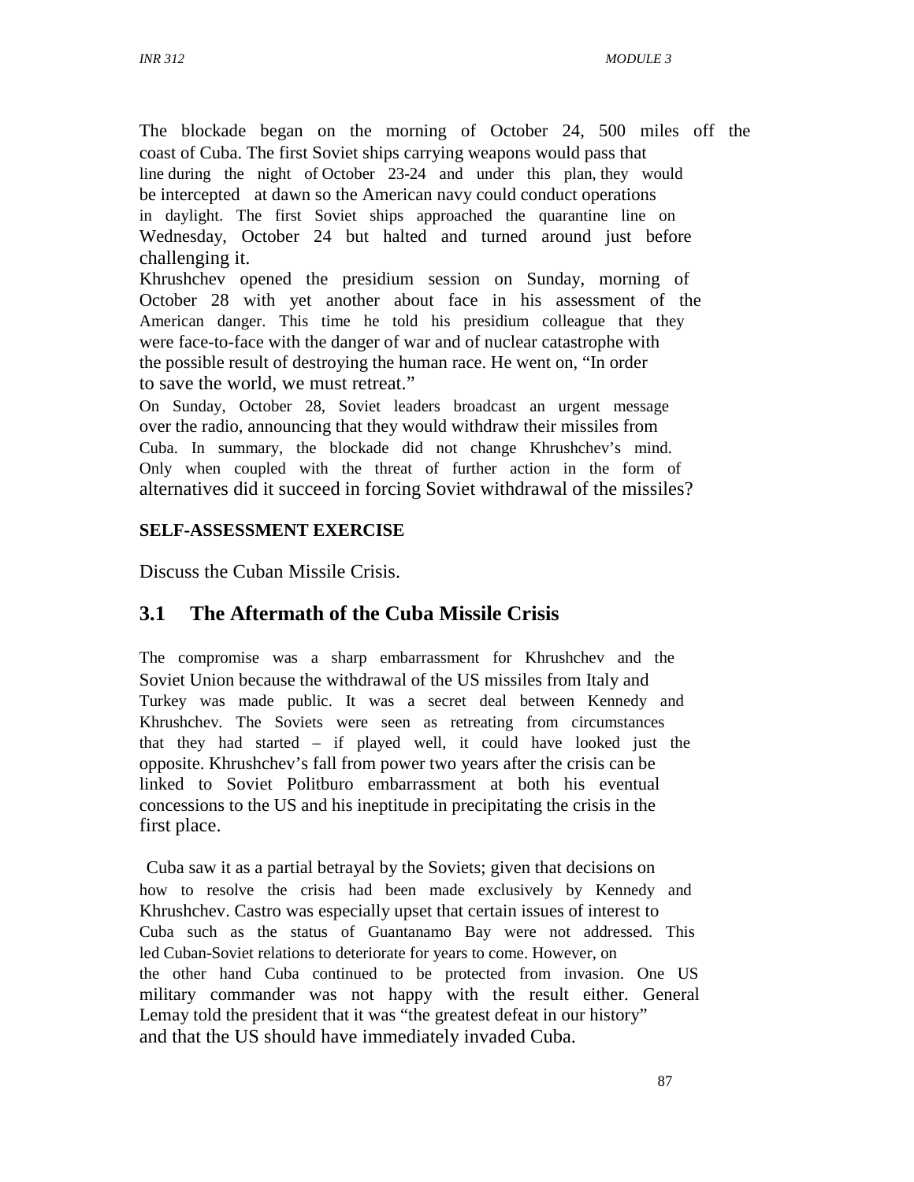The blockade began on the morning of October 24, 500 miles off the coast of Cuba. The first Soviet ships carrying weapons would pass that line during the night of October 23-24 and under this plan, they would be intercepted at dawn so the American navy could conduct operations in daylight. The first Soviet ships approached the quarantine line on Wednesday, October 24 but halted and turned around just before challenging it.

Khrushchev opened the presidium session on Sunday, morning of October 28 with yet another about face in his assessment of the American danger. This time he told his presidium colleague that they were face-to-face with the danger of war and of nuclear catastrophe with the possible result of destroying the human race. He went on, "In order to save the world, we must retreat."

On Sunday, October 28, Soviet leaders broadcast an urgent message over the radio, announcing that they would withdraw their missiles from Cuba. In summary, the blockade did not change Khrushchev's mind. Only when coupled with the threat of further action in the form of alternatives did it succeed in forcing Soviet withdrawal of the missiles?

**SELF-ASSESSMENT EXERCISE**

Discuss the Cuban Missile Crisis.

## 3.1 The Aftermath of the Cuba Missile Crisis

The compromise was a sharp embarrassment for Khrushchev and the Soviet Union because the withdrawal of the US missiles from Italy and Turkey was made public. It was a secret deal between Kennedy and Khrushchev. The Soviets were seen as retreating from circumstances that they had started – if played well, it could have looked just the opposite. Khrushchev's fall from power two years after the crisis can be linked to Soviet Politburo embarrassment at both his eventual concessions to the US and his ineptitude in precipitating the crisis in the first place.

Cuba saw it as a partial betrayal by the Soviets; given that decisions on how to resolve the crisis had been made exclusively by Kennedy and Khrushchev. Castro was especially upset that certain issues of interest to Cuba such as the status of Guantanamo Bay were not addressed. This led Cuban-Soviet relations to deteriorate for years to come. However, on the other hand Cuba continued to be protected from invasion. One US military commander was not happy with the result either. General Lemay told the president that it was "the greatest defeat in our history" and that the US should have immediately invaded Cuba.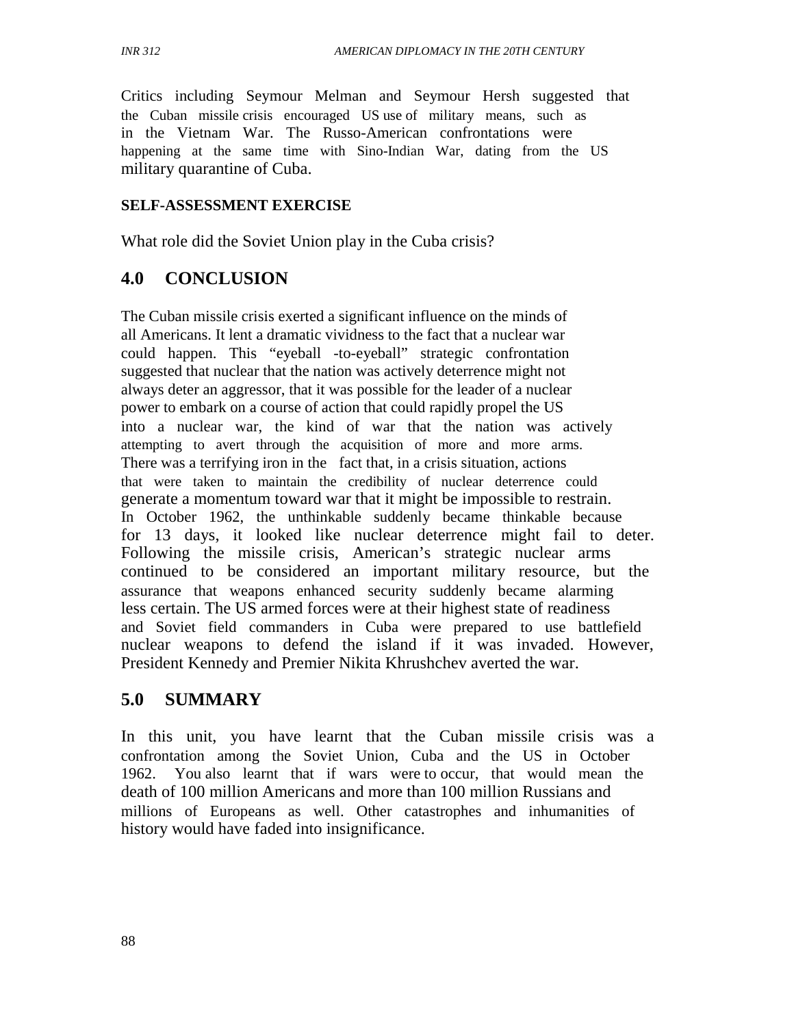Critics including Seymour Melman and Seymour Hersh suggested that the Cuban missile crisis encouraged US use of military means, such as in the Vietnam War. The Russo-American confrontations were happening at the same time with Sino-Indian War, dating from the US military quarantine of Cuba.

**SELF-ASSESSMENT EXERCISE**

What role did the Soviet Union play in the Cuba crisis?

## 4.0 CONCLUSION

The Cuban missile crisis exerted a significant influence on the minds of all Americans. It lent a dramatic vividness to the fact that a nuclear war could happen. This "eyeball -to-eyeball" strategic confrontation suggested that nuclear that the nation was actively deterrence might not always deter an aggressor, that it was possible for the leader of a nuclear power to embark on a course of action that could rapidly propel the US into a nuclear war, the kind of war that the nation was actively attempting to avert through the acquisition of more and more arms. There was a terrifying iron in the fact that, in a crisis situation, actions that were taken to maintain the credibility of nuclear deterrence could generate a momentum toward war that it might be impossible to restrain. In October 1962, the unthinkable suddenly became thinkable because for 13 days, it looked like nuclear deterrence might fail to deter. Following the missile crisis, American's strategic nuclear arms continued to be considered an important military resource, but the assurance that weapons enhanced security suddenly became alarming less certain. The US armed forces were at their highest state of readiness and Soviet field commanders in Cuba were prepared to use battlefield nuclear weapons to defend the island if it was invaded. However, President Kennedy and Premier Nikita Khrushchev averted the war.

## 5.0 SUMMARY

In this unit, you have learnt that the Cuban missile crisis was a confrontation among the Soviet Union, Cuba and the US in October 1962. You also learnt that if wars were to occur, that would mean the death of 100 million Americans and more than 100 million Russians and millions of Europeans as well. Other catastrophes and inhumanities of history would have faded into insignificance.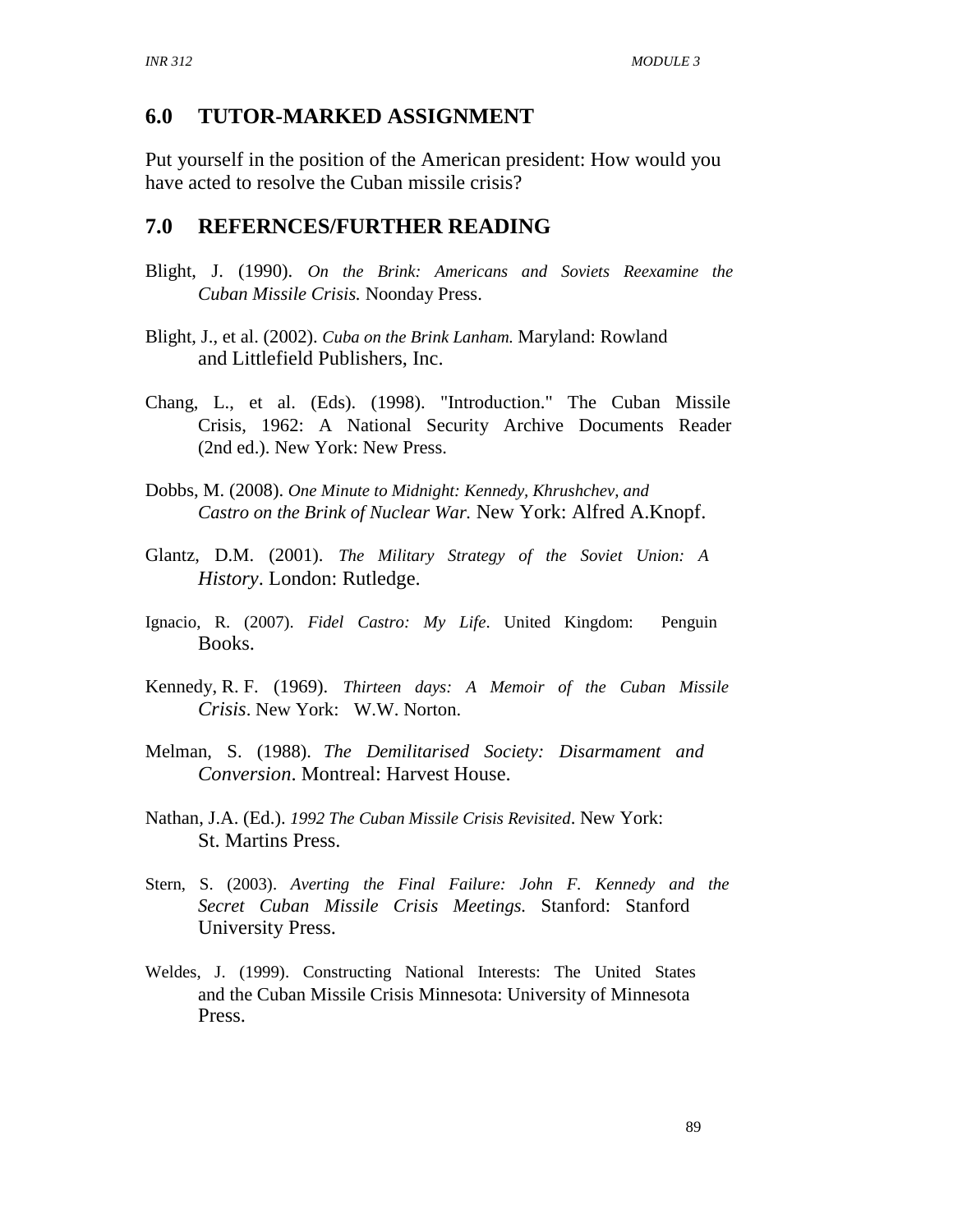## 6.0 TUTOR-MARKED ASSIGNMENT

Put yourself in the position of the American president: How would you have acted to resolve the Cuban missile crisis?

## 7.0 REFERNCES/FURTHER READING

Blight, J. (1990). *On the Brink: Americans and Soviets Reexamine the Cuban Missile Crisis.* Noonday Press.

Blight, J., et al. (2002). *Cuba on the Brink Lanham.* Maryland: Rowland and Littlefield Publishers, Inc.

Chang, L., et al. (Eds). (1998). "Introduction." The Cuban Missile Crisis, 1962: A National Security Archive Documents Reader (2nd ed.). New York: New Press.

Dobbs, M. (2008). *One Minute to Midnight: Kennedy, Khrushchev, and Castro on the Brink of Nuclear War.* New York: Alfred A.Knopf.

Glantz, D.M. (2001). *The Military Strategy of the Soviet Union: A History*. London: Rutledge.

Ignacio, R. (2007). *Fidel Castro: My Life*. United Kingdom: Penguin Books.

Kennedy, R. F. (1969). *Thirteen days: A Memoir of the Cuban Missile Crisis*. New York: W.W. Norton.

Melman, S. (1988). *The Demilitarised Society: Disarmament and Conversion*. Montreal: Harvest House.

Nathan, J.A. (Ed.). *1992 The Cuban Missile Crisis Revisited*. New York: St. Martins Press.

Stern, S. (2003). *Averting the Final Failure: John F. Kennedy and the Secret Cuban Missile Crisis Meetings.* Stanford: Stanford University Press.

Weldes, J. (1999). Constructing National Interests: The United States and the Cuban Missile Crisis Minnesota: University of Minnesota Press.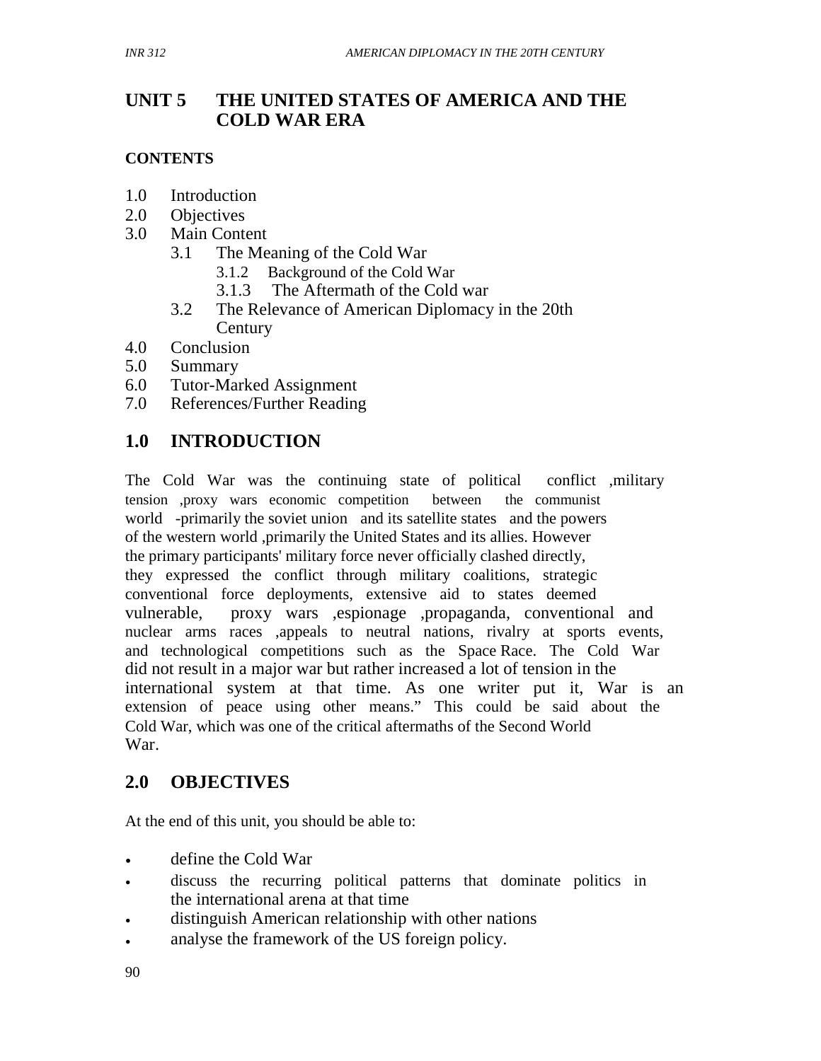# UNIT 5 THE UNITED STATES OF AMERICA AND THE COLD WAR ERA

**CONTENTS**

1.0 Introduction
2.0 Objectives
3.0 Main Content
   3.1 The Meaning of the Cold War
      3.1.2 Background of the Cold War
      3.1.3 The Aftermath of the Cold war
   3.2 The Relevance of American Diplomacy in the 20th Century
4.0 Conclusion
5.0 Summary
6.0 Tutor-Marked Assignment
7.0 References/Further Reading

## 1.0 INTRODUCTION

The Cold War was the continuing state of political conflict ,military tension ,proxy wars economic competition between the communist world -primarily the soviet union and its satellite states and the powers of the western world ,primarily the United States and its allies. However the primary participants' military force never officially clashed directly, they expressed the conflict through military coalitions, strategic conventional force deployments, extensive aid to states deemed vulnerable, proxy wars ,espionage ,propaganda, conventional and nuclear arms races ,appeals to neutral nations, rivalry at sports events, and technological competitions such as the Space Race. The Cold War did not result in a major war but rather increased a lot of tension in the international system at that time. As one writer put it, War is an extension of peace using other means." This could be said about the Cold War, which was one of the critical aftermaths of the Second World War.

## 2.0 OBJECTIVES

At the end of this unit, you should be able to:

- define the Cold War
- discuss the recurring political patterns that dominate politics in the international arena at that time
- distinguish American relationship with other nations
- analyse the framework of the US foreign policy.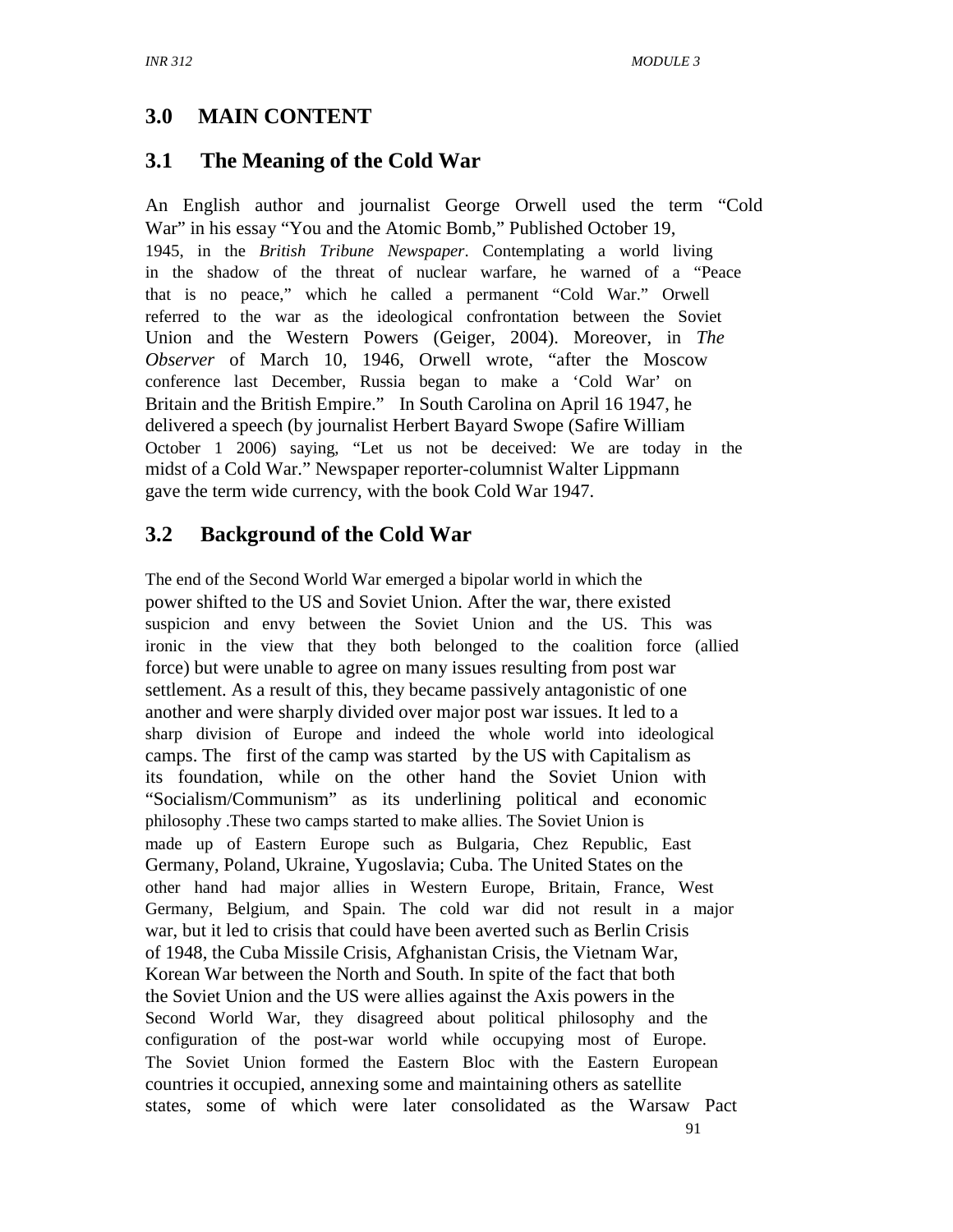## 3.0 MAIN CONTENT

### 3.1 The Meaning of the Cold War

An English author and journalist George Orwell used the term "Cold War" in his essay "You and the Atomic Bomb," Published October 19, 1945, in the *British Tribune Newspaper*. Contemplating a world living in the shadow of the threat of nuclear warfare, he warned of a "Peace that is no peace," which he called a permanent "Cold War." Orwell referred to the war as the ideological confrontation between the Soviet Union and the Western Powers (Geiger, 2004). Moreover, in *The Observer* of March 10, 1946, Orwell wrote, "after the Moscow conference last December, Russia began to make a 'Cold War' on Britain and the British Empire." In South Carolina on April 16 1947, he delivered a speech (by journalist Herbert Bayard Swope (Safire William October 1 2006) saying, "Let us not be deceived: We are today in the midst of a Cold War." Newspaper reporter-columnist Walter Lippmann gave the term wide currency, with the book Cold War 1947.

### 3.2 Background of the Cold War

The end of the Second World War emerged a bipolar world in which the power shifted to the US and Soviet Union. After the war, there existed suspicion and envy between the Soviet Union and the US. This was ironic in the view that they both belonged to the coalition force (allied force) but were unable to agree on many issues resulting from post war settlement. As a result of this, they became passively antagonistic of one another and were sharply divided over major post war issues. It led to a sharp division of Europe and indeed the whole world into ideological camps. The first of the camp was started by the US with Capitalism as its foundation, while on the other hand the Soviet Union with "Socialism/Communism" as its underlining political and economic philosophy .These two camps started to make allies. The Soviet Union is made up of Eastern Europe such as Bulgaria, Chez Republic, East Germany, Poland, Ukraine, Yugoslavia; Cuba. The United States on the other hand had major allies in Western Europe, Britain, France, West Germany, Belgium, and Spain. The cold war did not result in a major war, but it led to crisis that could have been averted such as Berlin Crisis of 1948, the Cuba Missile Crisis, Afghanistan Crisis, the Vietnam War, Korean War between the North and South. In spite of the fact that both the Soviet Union and the US were allies against the Axis powers in the Second World War, they disagreed about political philosophy and the configuration of the post-war world while occupying most of Europe. The Soviet Union formed the Eastern Bloc with the Eastern European countries it occupied, annexing some and maintaining others as satellite states, some of which were later consolidated as the Warsaw Pact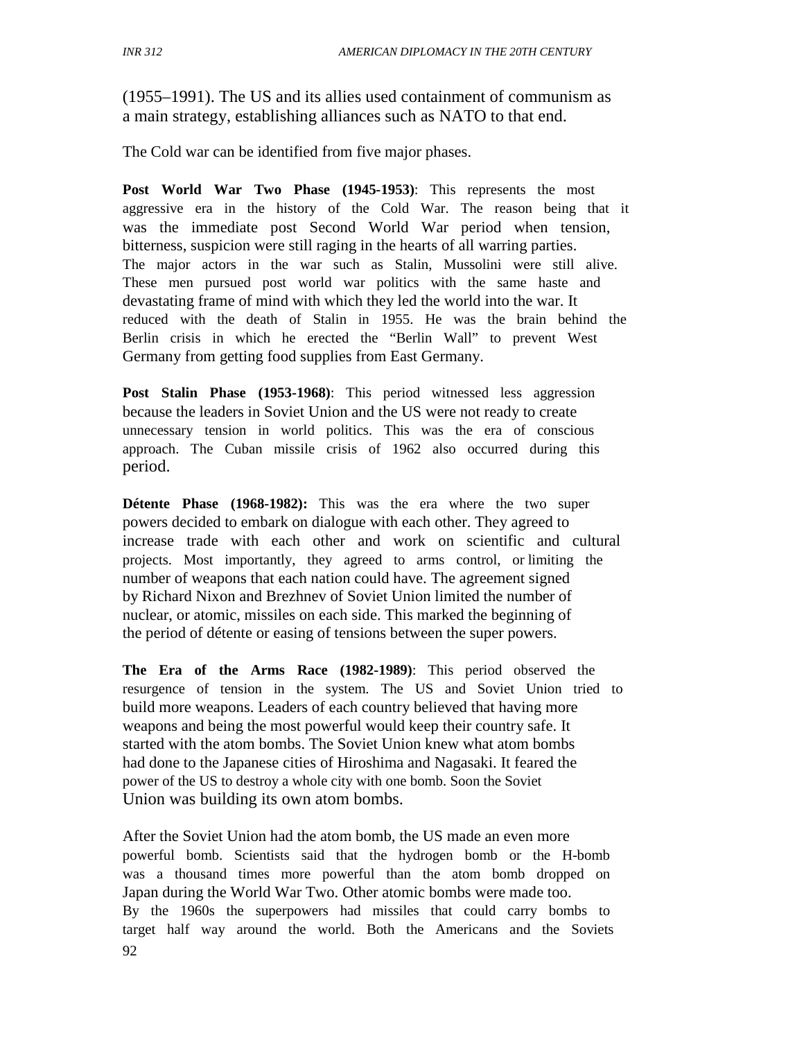(1955–1991). The US and its allies used containment of communism as a main strategy, establishing alliances such as NATO to that end.

The Cold war can be identified from five major phases.

**Post World War Two Phase (1945-1953)**: This represents the most aggressive era in the history of the Cold War. The reason being that it was the immediate post Second World War period when tension, bitterness, suspicion were still raging in the hearts of all warring parties. The major actors in the war such as Stalin, Mussolini were still alive. These men pursued post world war politics with the same haste and devastating frame of mind with which they led the world into the war. It reduced with the death of Stalin in 1955. He was the brain behind the Berlin crisis in which he erected the "Berlin Wall" to prevent West Germany from getting food supplies from East Germany.

**Post Stalin Phase (1953-1968)**: This period witnessed less aggression because the leaders in Soviet Union and the US were not ready to create unnecessary tension in world politics. This was the era of conscious approach. The Cuban missile crisis of 1962 also occurred during this period.

**Détente Phase (1968-1982):** This was the era where the two super powers decided to embark on dialogue with each other. They agreed to increase trade with each other and work on scientific and cultural projects. Most importantly, they agreed to arms control, or limiting the number of weapons that each nation could have. The agreement signed by Richard Nixon and Brezhnev of Soviet Union limited the number of nuclear, or atomic, missiles on each side. This marked the beginning of the period of détente or easing of tensions between the super powers.

**The Era of the Arms Race (1982-1989)**: This period observed the resurgence of tension in the system. The US and Soviet Union tried to build more weapons. Leaders of each country believed that having more weapons and being the most powerful would keep their country safe. It started with the atom bombs. The Soviet Union knew what atom bombs had done to the Japanese cities of Hiroshima and Nagasaki. It feared the power of the US to destroy a whole city with one bomb. Soon the Soviet Union was building its own atom bombs.

After the Soviet Union had the atom bomb, the US made an even more powerful bomb. Scientists said that the hydrogen bomb or the H-bomb was a thousand times more powerful than the atom bomb dropped on Japan during the World War Two. Other atomic bombs were made too. By the 1960s the superpowers had missiles that could carry bombs to target half way around the world. Both the Americans and the Soviets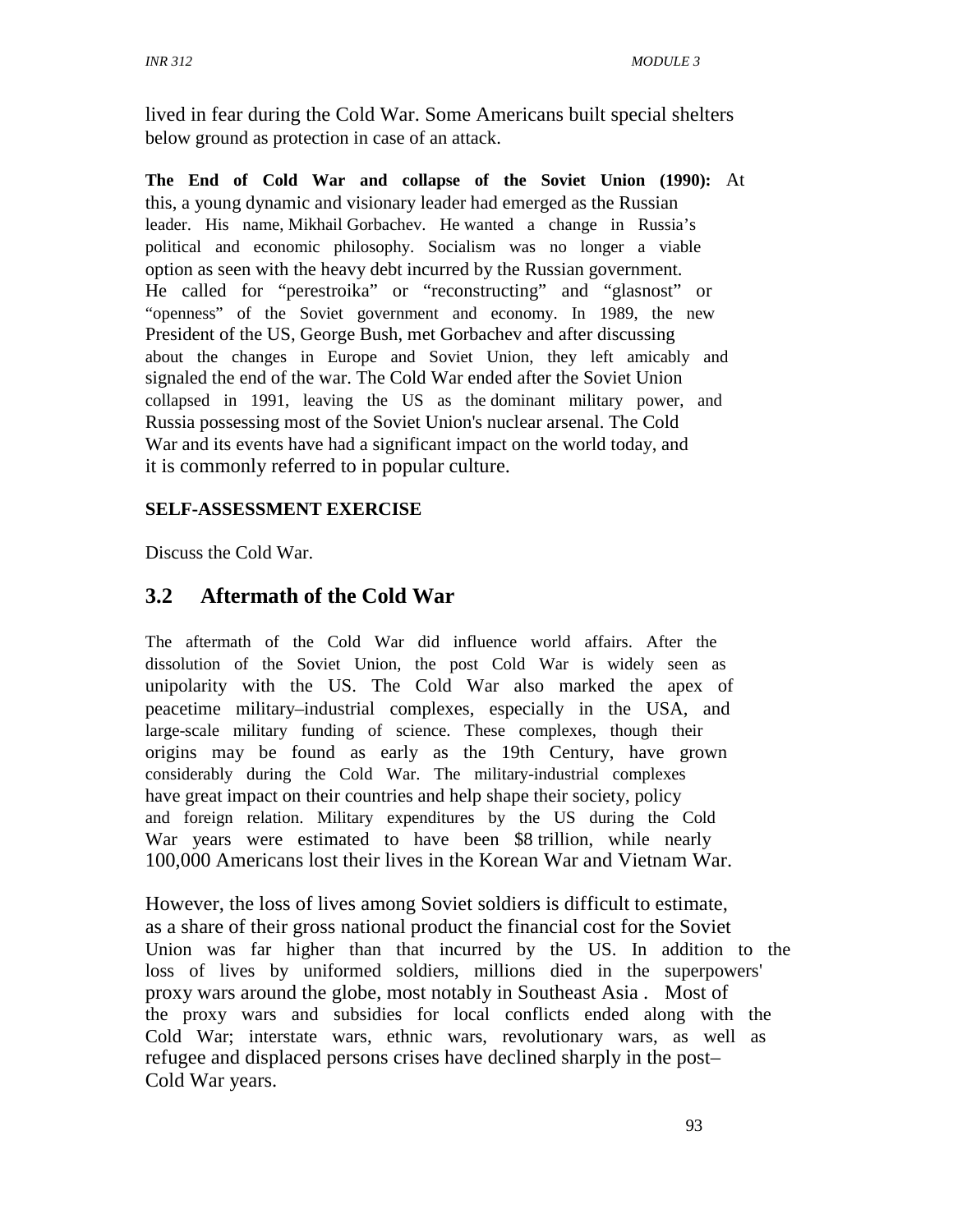lived in fear during the Cold War. Some Americans built special shelters below ground as protection in case of an attack.

**The End of Cold War and collapse of the Soviet Union (1990):** At this, a young dynamic and visionary leader had emerged as the Russian leader. His name, Mikhail Gorbachev. He wanted a change in Russia's political and economic philosophy. Socialism was no longer a viable option as seen with the heavy debt incurred by the Russian government. He called for "perestroika" or "reconstructing" and "glasnost" or "openness" of the Soviet government and economy. In 1989, the new President of the US, George Bush, met Gorbachev and after discussing about the changes in Europe and Soviet Union, they left amicably and signaled the end of the war. The Cold War ended after the Soviet Union collapsed in 1991, leaving the US as the dominant military power, and Russia possessing most of the Soviet Union's nuclear arsenal. The Cold War and its events have had a significant impact on the world today, and it is commonly referred to in popular culture.

**SELF-ASSESSMENT EXERCISE**

Discuss the Cold War.

## 3.2 Aftermath of the Cold War

The aftermath of the Cold War did influence world affairs. After the dissolution of the Soviet Union, the post Cold War is widely seen as unipolarity with the US. The Cold War also marked the apex of peacetime military–industrial complexes, especially in the USA, and large-scale military funding of science. These complexes, though their origins may be found as early as the 19th Century, have grown considerably during the Cold War. The military-industrial complexes have great impact on their countries and help shape their society, policy and foreign relation. Military expenditures by the US during the Cold War years were estimated to have been $8 trillion, while nearly 100,000 Americans lost their lives in the Korean War and Vietnam War.

However, the loss of lives among Soviet soldiers is difficult to estimate, as a share of their gross national product the financial cost for the Soviet Union was far higher than that incurred by the US. In addition to the loss of lives by uniformed soldiers, millions died in the superpowers' proxy wars around the globe, most notably in Southeast Asia . Most of the proxy wars and subsidies for local conflicts ended along with the Cold War; interstate wars, ethnic wars, revolutionary wars, as well as refugee and displaced persons crises have declined sharply in the post–Cold War years.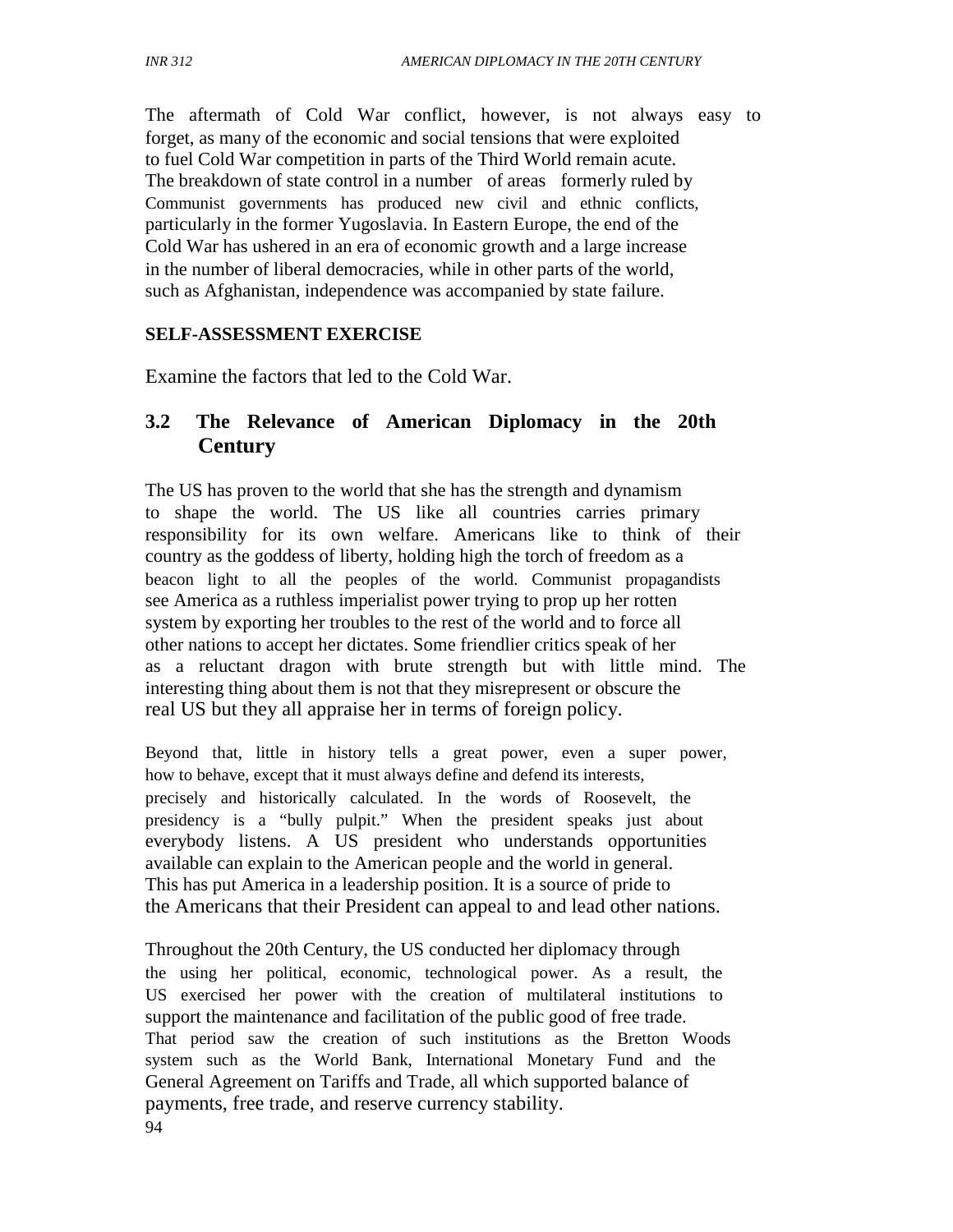The aftermath of Cold War conflict, however, is not always easy to forget, as many of the economic and social tensions that were exploited to fuel Cold War competition in parts of the Third World remain acute. The breakdown of state control in a number of areas formerly ruled by Communist governments has produced new civil and ethnic conflicts, particularly in the former Yugoslavia. In Eastern Europe, the end of the Cold War has ushered in an era of economic growth and a large increase in the number of liberal democracies, while in other parts of the world, such as Afghanistan, independence was accompanied by state failure.

**SELF-ASSESSMENT EXERCISE**

Examine the factors that led to the Cold War.

## 3.2 The Relevance of American Diplomacy in the 20th Century

The US has proven to the world that she has the strength and dynamism to shape the world. The US like all countries carries primary responsibility for its own welfare. Americans like to think of their country as the goddess of liberty, holding high the torch of freedom as a beacon light to all the peoples of the world. Communist propagandists see America as a ruthless imperialist power trying to prop up her rotten system by exporting her troubles to the rest of the world and to force all other nations to accept her dictates. Some friendlier critics speak of her as a reluctant dragon with brute strength but with little mind. The interesting thing about them is not that they misrepresent or obscure the real US but they all appraise her in terms of foreign policy.

Beyond that, little in history tells a great power, even a super power, how to behave, except that it must always define and defend its interests, precisely and historically calculated. In the words of Roosevelt, the presidency is a "bully pulpit." When the president speaks just about everybody listens. A US president who understands opportunities available can explain to the American people and the world in general. This has put America in a leadership position. It is a source of pride to the Americans that their President can appeal to and lead other nations.

Throughout the 20th Century, the US conducted her diplomacy through the using her political, economic, technological power. As a result, the US exercised her power with the creation of multilateral institutions to support the maintenance and facilitation of the public good of free trade. That period saw the creation of such institutions as the Bretton Woods system such as the World Bank, International Monetary Fund and the General Agreement on Tariffs and Trade, all which supported balance of payments, free trade, and reserve currency stability.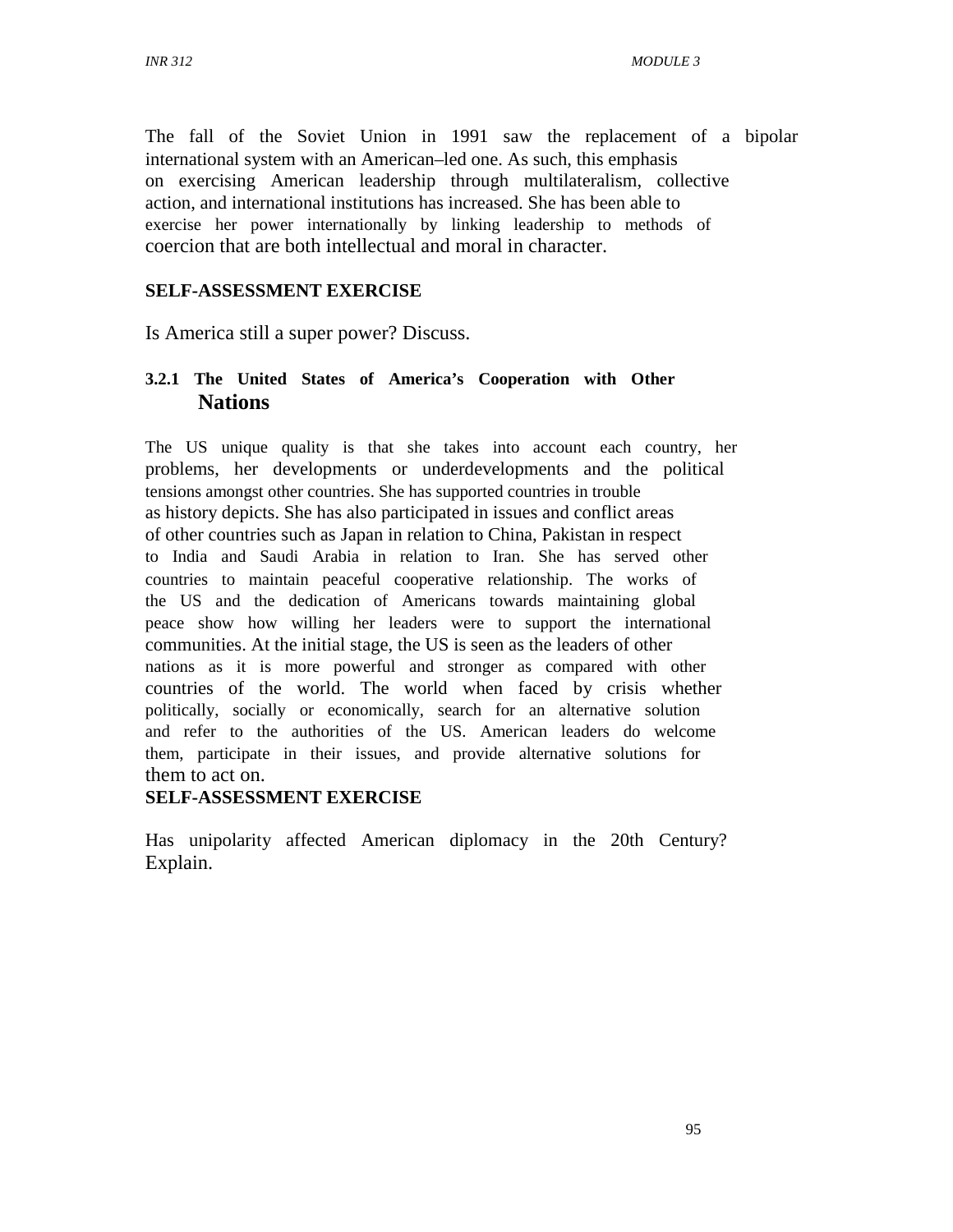The fall of the Soviet Union in 1991 saw the replacement of a bipolar international system with an American–led one. As such, this emphasis on exercising American leadership through multilateralism, collective action, and international institutions has increased. She has been able to exercise her power internationally by linking leadership to methods of coercion that are both intellectual and moral in character.

**SELF-ASSESSMENT EXERCISE**

Is America still a super power? Discuss.

### 3.2.1 The United States of America's Cooperation with Other Nations

The US unique quality is that she takes into account each country, her problems, her developments or underdevelopments and the political tensions amongst other countries. She has supported countries in trouble as history depicts. She has also participated in issues and conflict areas of other countries such as Japan in relation to China, Pakistan in respect to India and Saudi Arabia in relation to Iran. She has served other countries to maintain peaceful cooperative relationship. The works of the US and the dedication of Americans towards maintaining global peace show how willing her leaders were to support the international communities. At the initial stage, the US is seen as the leaders of other nations as it is more powerful and stronger as compared with other countries of the world. The world when faced by crisis whether politically, socially or economically, search for an alternative solution and refer to the authorities of the US. American leaders do welcome them, participate in their issues, and provide alternative solutions for them to act on.

**SELF-ASSESSMENT EXERCISE**

Has unipolarity affected American diplomacy in the 20th Century? Explain.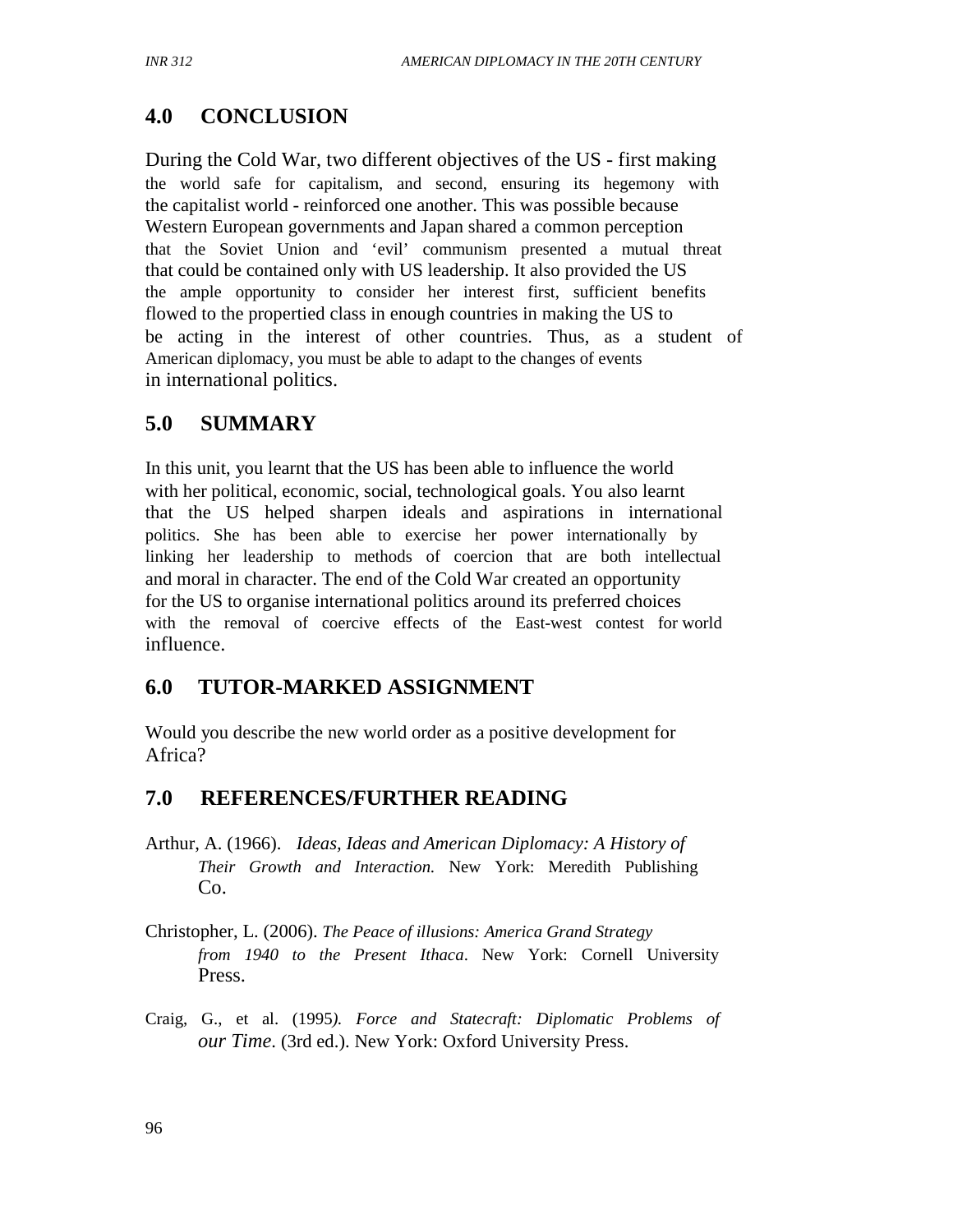## 4.0 CONCLUSION

During the Cold War, two different objectives of the US - first making the world safe for capitalism, and second, ensuring its hegemony with the capitalist world - reinforced one another. This was possible because Western European governments and Japan shared a common perception that the Soviet Union and 'evil' communism presented a mutual threat that could be contained only with US leadership. It also provided the US the ample opportunity to consider her interest first, sufficient benefits flowed to the propertied class in enough countries in making the US to be acting in the interest of other countries. Thus, as a student of American diplomacy, you must be able to adapt to the changes of events in international politics.

## 5.0 SUMMARY

In this unit, you learnt that the US has been able to influence the world with her political, economic, social, technological goals. You also learnt that the US helped sharpen ideals and aspirations in international politics. She has been able to exercise her power internationally by linking her leadership to methods of coercion that are both intellectual and moral in character. The end of the Cold War created an opportunity for the US to organise international politics around its preferred choices with the removal of coercive effects of the East-west contest for world influence.

## 6.0 TUTOR-MARKED ASSIGNMENT

Would you describe the new world order as a positive development for Africa?

## 7.0 REFERENCES/FURTHER READING

Arthur, A. (1966). *Ideas, Ideas and American Diplomacy: A History of Their Growth and Interaction.* New York: Meredith Publishing Co.

Christopher, L. (2006). *The Peace of illusions: America Grand Strategy from 1940 to the Present Ithaca*. New York: Cornell University Press.

Craig, G., et al. (1995*). Force and Statecraft: Diplomatic Problems of our Time*. (3rd ed.). New York: Oxford University Press.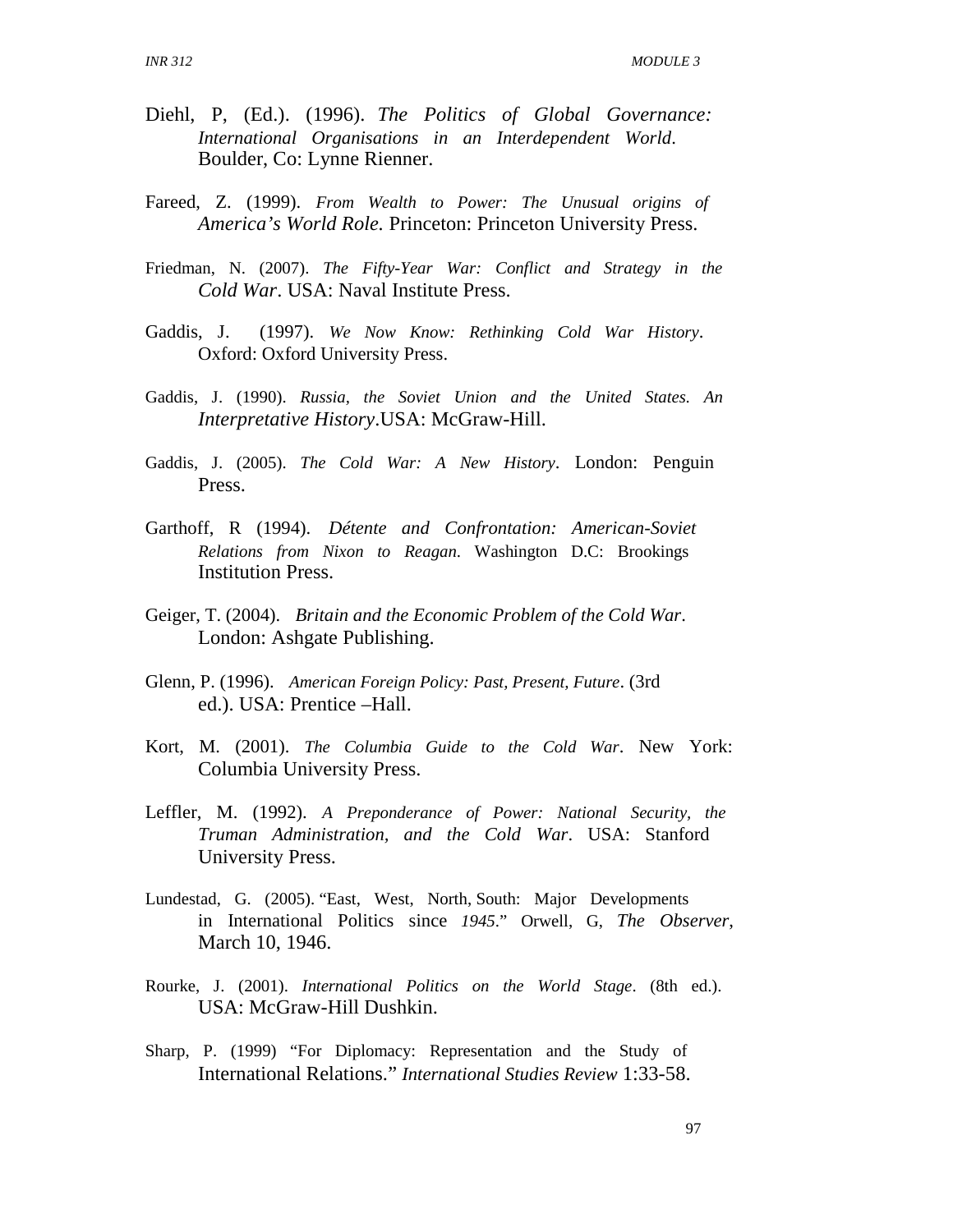Diehl, P, (Ed.). (1996). *The Politics of Global Governance: International Organisations in an Interdependent World*. Boulder, Co: Lynne Rienner.

Fareed, Z. (1999). *From Wealth to Power: The Unusual origins of America's World Role.* Princeton: Princeton University Press.

Friedman, N. (2007). *The Fifty-Year War: Conflict and Strategy in the Cold War*. USA: Naval Institute Press.

Gaddis, J. (1997). *We Now Know: Rethinking Cold War History*. Oxford: Oxford University Press.

Gaddis, J. (1990). *Russia, the Soviet Union and the United States. An Interpretative History*.USA: McGraw-Hill.

Gaddis, J. (2005). *The Cold War: A New History*. London: Penguin Press.

Garthoff, R (1994). *Détente and Confrontation: American-Soviet Relations from Nixon to Reagan*. Washington D.C: Brookings Institution Press.

Geiger, T. (2004). *Britain and the Economic Problem of the Cold War*. London: Ashgate Publishing.

Glenn, P. (1996). *American Foreign Policy: Past, Present, Future*. (3rd ed.). USA: Prentice –Hall.

Kort, M. (2001). *The Columbia Guide to the Cold War*. New York: Columbia University Press.

Leffler, M. (1992). *A Preponderance of Power: National Security, the Truman Administration, and the Cold War*. USA: Stanford University Press.

Lundestad, G. (2005). "East, West, North, South: Major Developments in International Politics since *1945*." Orwell, G, *The Observer*, March 10, 1946.

Rourke, J. (2001). *International Politics on the World Stage*. (8th ed.). USA: McGraw-Hill Dushkin.

Sharp, P. (1999) "For Diplomacy: Representation and the Study of International Relations." *International Studies Review* 1:33-58.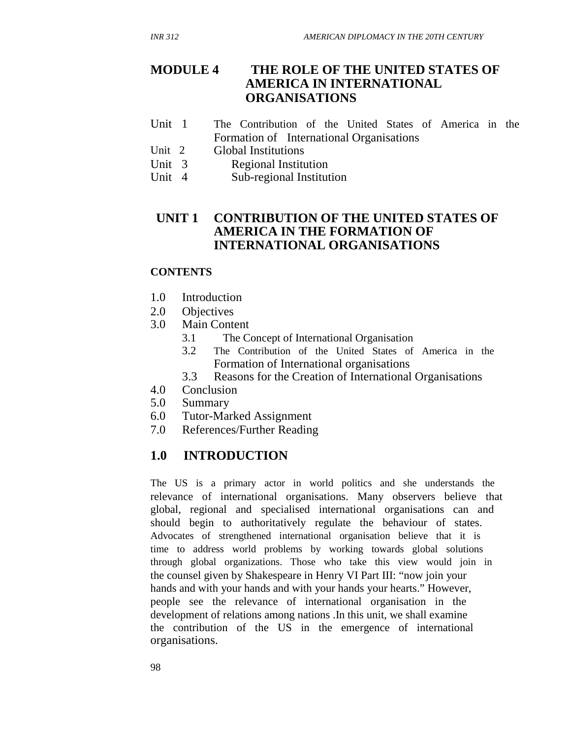# MODULE 4 THE ROLE OF THE UNITED STATES OF AMERICA IN INTERNATIONAL ORGANISATIONS

Unit 1 The Contribution of the United States of America in the Formation of International Organisations
Unit 2 Global Institutions
Unit 3 Regional Institution
Unit 4 Sub-regional Institution

## UNIT 1 CONTRIBUTION OF THE UNITED STATES OF AMERICA IN THE FORMATION OF INTERNATIONAL ORGANISATIONS

**CONTENTS**

1.0 Introduction
2.0 Objectives
3.0 Main Content
  3.1 The Concept of International Organisation
  3.2 The Contribution of the United States of America in the Formation of International organisations
  3.3 Reasons for the Creation of International Organisations
4.0 Conclusion
5.0 Summary
6.0 Tutor-Marked Assignment
7.0 References/Further Reading

## 1.0 INTRODUCTION

The US is a primary actor in world politics and she understands the relevance of international organisations. Many observers believe that global, regional and specialised international organisations can and should begin to authoritatively regulate the behaviour of states. Advocates of strengthened international organisation believe that it is time to address world problems by working towards global solutions through global organizations. Those who take this view would join in the counsel given by Shakespeare in Henry VI Part III: "now join your hands and with your hands and with your hands your hearts." However, people see the relevance of international organisation in the development of relations among nations .In this unit, we shall examine the contribution of the US in the emergence of international organisations.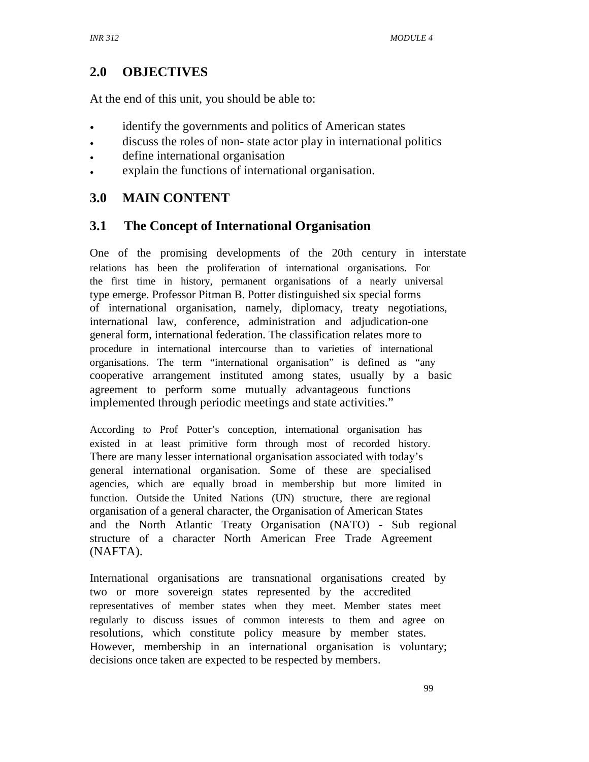## 2.0 OBJECTIVES

At the end of this unit, you should be able to:

- identify the governments and politics of American states
- discuss the roles of non- state actor play in international politics
- define international organisation
- explain the functions of international organisation.

## 3.0 MAIN CONTENT

### 3.1 The Concept of International Organisation

One of the promising developments of the 20th century in interstate relations has been the proliferation of international organisations. For the first time in history, permanent organisations of a nearly universal type emerge. Professor Pitman B. Potter distinguished six special forms of international organisation, namely, diplomacy, treaty negotiations, international law, conference, administration and adjudication-one general form, international federation. The classification relates more to procedure in international intercourse than to varieties of international organisations. The term "international organisation" is defined as "any cooperative arrangement instituted among states, usually by a basic agreement to perform some mutually advantageous functions implemented through periodic meetings and state activities."

According to Prof Potter's conception, international organisation has existed in at least primitive form through most of recorded history. There are many lesser international organisation associated with today's general international organisation. Some of these are specialised agencies, which are equally broad in membership but more limited in function. Outside the United Nations (UN) structure, there are regional organisation of a general character, the Organisation of American States and the North Atlantic Treaty Organisation (NATO) - Sub regional structure of a character North American Free Trade Agreement (NAFTA).

International organisations are transnational organisations created by two or more sovereign states represented by the accredited representatives of member states when they meet. Member states meet regularly to discuss issues of common interests to them and agree on resolutions, which constitute policy measure by member states. However, membership in an international organisation is voluntary; decisions once taken are expected to be respected by members.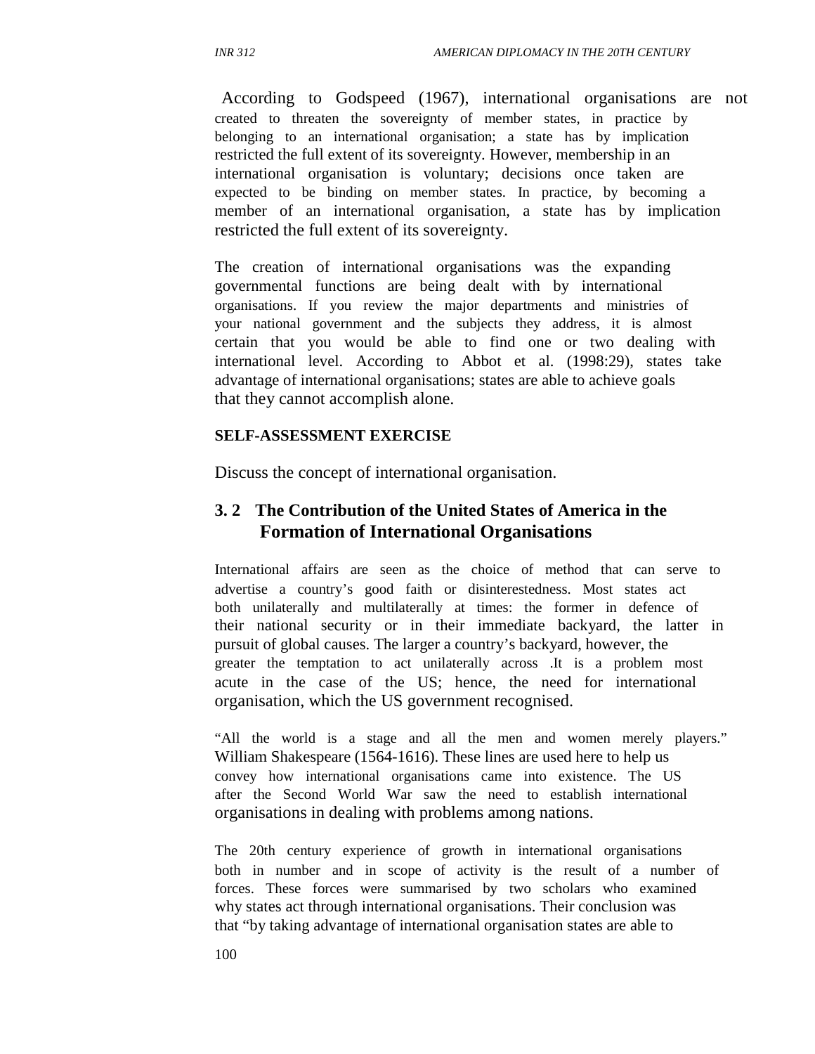According to Godspeed (1967), international organisations are not created to threaten the sovereignty of member states, in practice by belonging to an international organisation; a state has by implication restricted the full extent of its sovereignty. However, membership in an international organisation is voluntary; decisions once taken are expected to be binding on member states. In practice, by becoming a member of an international organisation, a state has by implication restricted the full extent of its sovereignty.

The creation of international organisations was the expanding governmental functions are being dealt with by international organisations. If you review the major departments and ministries of your national government and the subjects they address, it is almost certain that you would be able to find one or two dealing with international level. According to Abbot et al. (1998:29), states take advantage of international organisations; states are able to achieve goals that they cannot accomplish alone.

**SELF-ASSESSMENT EXERCISE**

Discuss the concept of international organisation.

## 3. 2 The Contribution of the United States of America in the Formation of International Organisations

International affairs are seen as the choice of method that can serve to advertise a country's good faith or disinterestedness. Most states act both unilaterally and multilaterally at times: the former in defence of their national security or in their immediate backyard, the latter in pursuit of global causes. The larger a country's backyard, however, the greater the temptation to act unilaterally across .It is a problem most acute in the case of the US; hence, the need for international organisation, which the US government recognised.

"All the world is a stage and all the men and women merely players." William Shakespeare (1564-1616). These lines are used here to help us convey how international organisations came into existence. The US after the Second World War saw the need to establish international organisations in dealing with problems among nations.

The 20th century experience of growth in international organisations both in number and in scope of activity is the result of a number of forces. These forces were summarised by two scholars who examined why states act through international organisations. Their conclusion was that "by taking advantage of international organisation states are able to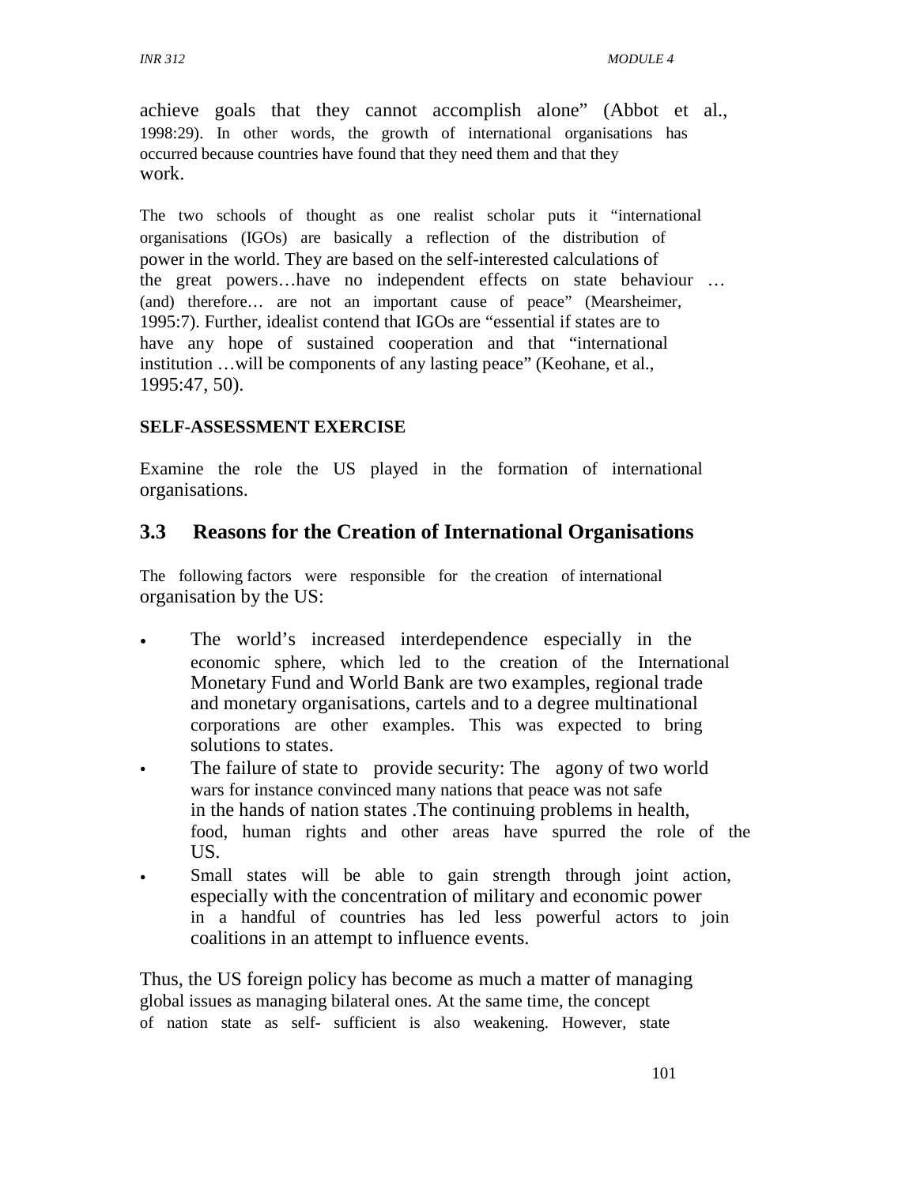achieve goals that they cannot accomplish alone" (Abbot et al., 1998:29). In other words, the growth of international organisations has occurred because countries have found that they need them and that they work.

The two schools of thought as one realist scholar puts it "international organisations (IGOs) are basically a reflection of the distribution of power in the world. They are based on the self-interested calculations of the great powers…have no independent effects on state behaviour … (and) therefore… are not an important cause of peace" (Mearsheimer, 1995:7). Further, idealist contend that IGOs are "essential if states are to have any hope of sustained cooperation and that "international institution …will be components of any lasting peace" (Keohane, et al., 1995:47, 50).

**SELF-ASSESSMENT EXERCISE**

Examine the role the US played in the formation of international organisations.

## 3.3 Reasons for the Creation of International Organisations

The following factors were responsible for the creation of international organisation by the US:

- The world's increased interdependence especially in the economic sphere, which led to the creation of the International Monetary Fund and World Bank are two examples, regional trade and monetary organisations, cartels and to a degree multinational corporations are other examples. This was expected to bring solutions to states.
- The failure of state to provide security: The agony of two world wars for instance convinced many nations that peace was not safe in the hands of nation states .The continuing problems in health, food, human rights and other areas have spurred the role of the US.
- Small states will be able to gain strength through joint action, especially with the concentration of military and economic power in a handful of countries has led less powerful actors to join coalitions in an attempt to influence events.

Thus, the US foreign policy has become as much a matter of managing global issues as managing bilateral ones. At the same time, the concept of nation state as self- sufficient is also weakening. However, state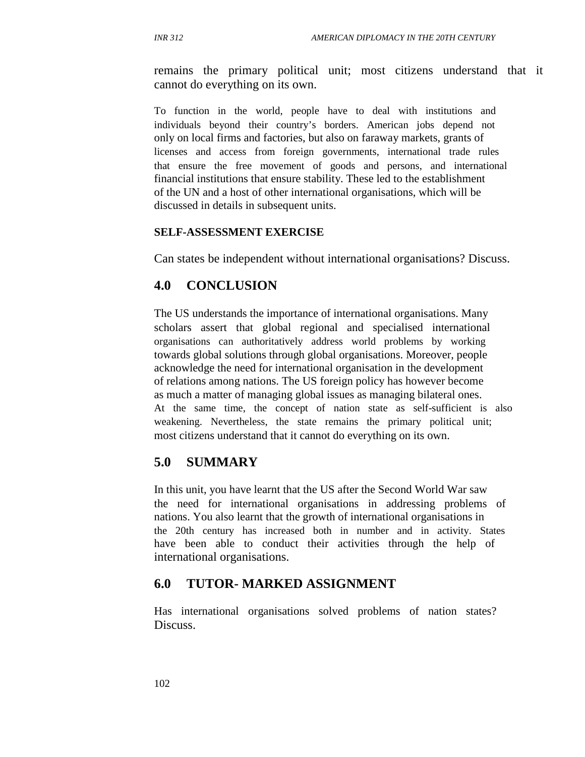remains the primary political unit; most citizens understand that it cannot do everything on its own.

To function in the world, people have to deal with institutions and individuals beyond their country's borders. American jobs depend not only on local firms and factories, but also on faraway markets, grants of licenses and access from foreign governments, international trade rules that ensure the free movement of goods and persons, and international financial institutions that ensure stability. These led to the establishment of the UN and a host of other international organisations, which will be discussed in details in subsequent units.

**SELF-ASSESSMENT EXERCISE**

Can states be independent without international organisations? Discuss.

## 4.0 CONCLUSION

The US understands the importance of international organisations. Many scholars assert that global regional and specialised international organisations can authoritatively address world problems by working towards global solutions through global organisations. Moreover, people acknowledge the need for international organisation in the development of relations among nations. The US foreign policy has however become as much a matter of managing global issues as managing bilateral ones. At the same time, the concept of nation state as self-sufficient is also weakening. Nevertheless, the state remains the primary political unit; most citizens understand that it cannot do everything on its own.

## 5.0 SUMMARY

In this unit, you have learnt that the US after the Second World War saw the need for international organisations in addressing problems of nations. You also learnt that the growth of international organisations in the 20th century has increased both in number and in activity. States have been able to conduct their activities through the help of international organisations.

## 6.0 TUTOR- MARKED ASSIGNMENT

Has international organisations solved problems of nation states? Discuss.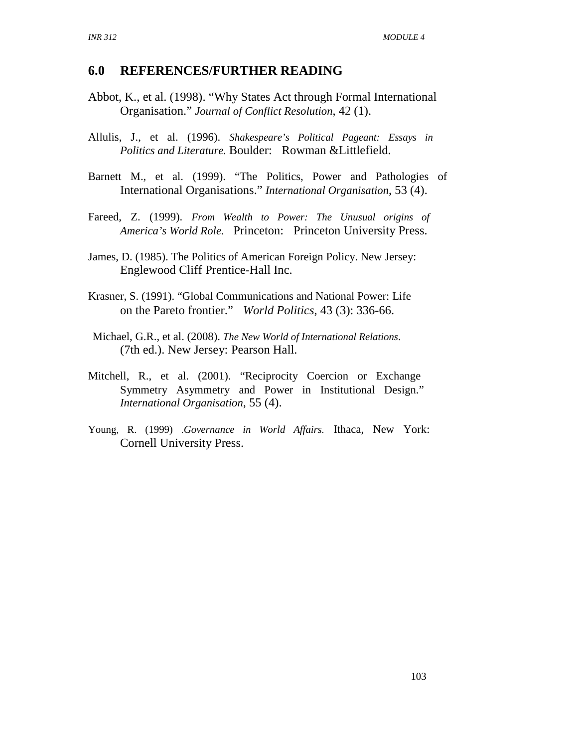## 6.0 REFERENCES/FURTHER READING

Abbot, K., et al. (1998). "Why States Act through Formal International Organisation." *Journal of Conflict Resolution*, 42 (1).

Allulis, J., et al. (1996). *Shakespeare's Political Pageant: Essays in Politics and Literature.* Boulder: Rowman &Littlefield.

Barnett M., et al. (1999). "The Politics, Power and Pathologies of International Organisations." *International Organisation*, 53 (4).

Fareed, Z. (1999). *From Wealth to Power: The Unusual origins of America's World Role.* Princeton: Princeton University Press.

James, D. (1985). The Politics of American Foreign Policy. New Jersey: Englewood Cliff Prentice-Hall Inc.

Krasner, S. (1991). "Global Communications and National Power: Life on the Pareto frontier." *World Politics*, 43 (3): 336-66.

Michael, G.R., et al. (2008). *The New World of International Relations*. (7th ed.). New Jersey: Pearson Hall.

Mitchell, R., et al. (2001). "Reciprocity Coercion or Exchange Symmetry Asymmetry and Power in Institutional Design." *International Organisation*, 55 (4).

Young, R. (1999) .*Governance in World Affairs.* Ithaca, New York: Cornell University Press.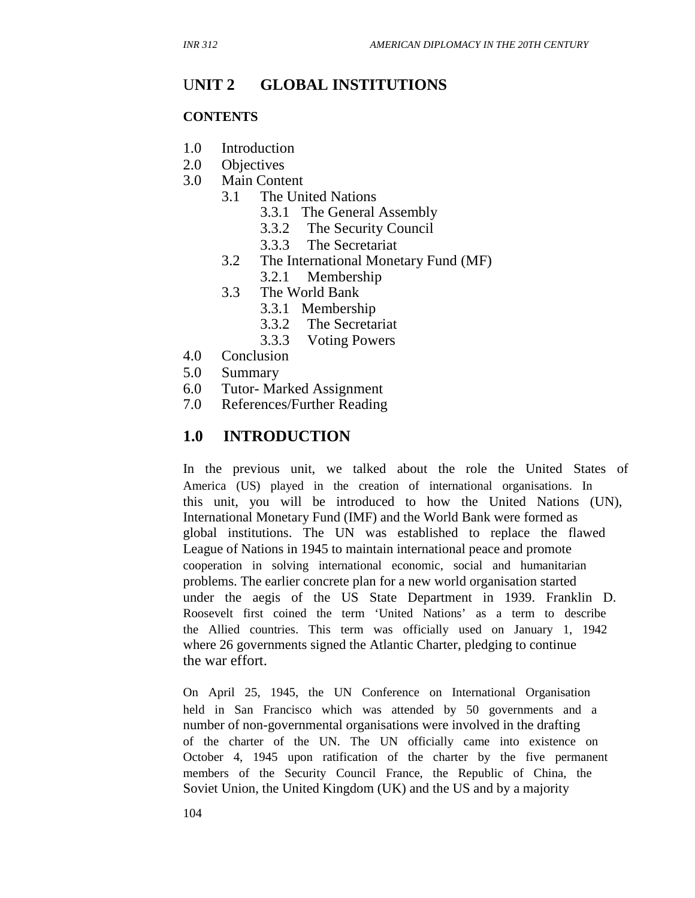# UNIT 2 GLOBAL INSTITUTIONS

**CONTENTS**

1.0 Introduction
2.0 Objectives
3.0 Main Content
  3.1 The United Nations
    3.3.1 The General Assembly
    3.3.2 The Security Council
    3.3.3 The Secretariat
  3.2 The International Monetary Fund (MF)
    3.2.1 Membership
  3.3 The World Bank
    3.3.1 Membership
    3.3.2 The Secretariat
    3.3.3 Voting Powers
4.0 Conclusion
5.0 Summary
6.0 Tutor- Marked Assignment
7.0 References/Further Reading

## 1.0 INTRODUCTION

In the previous unit, we talked about the role the United States of America (US) played in the creation of international organisations. In this unit, you will be introduced to how the United Nations (UN), International Monetary Fund (IMF) and the World Bank were formed as global institutions. The UN was established to replace the flawed League of Nations in 1945 to maintain international peace and promote cooperation in solving international economic, social and humanitarian problems. The earlier concrete plan for a new world organisation started under the aegis of the US State Department in 1939. Franklin D. Roosevelt first coined the term 'United Nations' as a term to describe the Allied countries. This term was officially used on January 1, 1942 where 26 governments signed the Atlantic Charter, pledging to continue the war effort.

On April 25, 1945, the UN Conference on International Organisation held in San Francisco which was attended by 50 governments and a number of non-governmental organisations were involved in the drafting of the charter of the UN. The UN officially came into existence on October 4, 1945 upon ratification of the charter by the five permanent members of the Security Council France, the Republic of China, the Soviet Union, the United Kingdom (UK) and the US and by a majority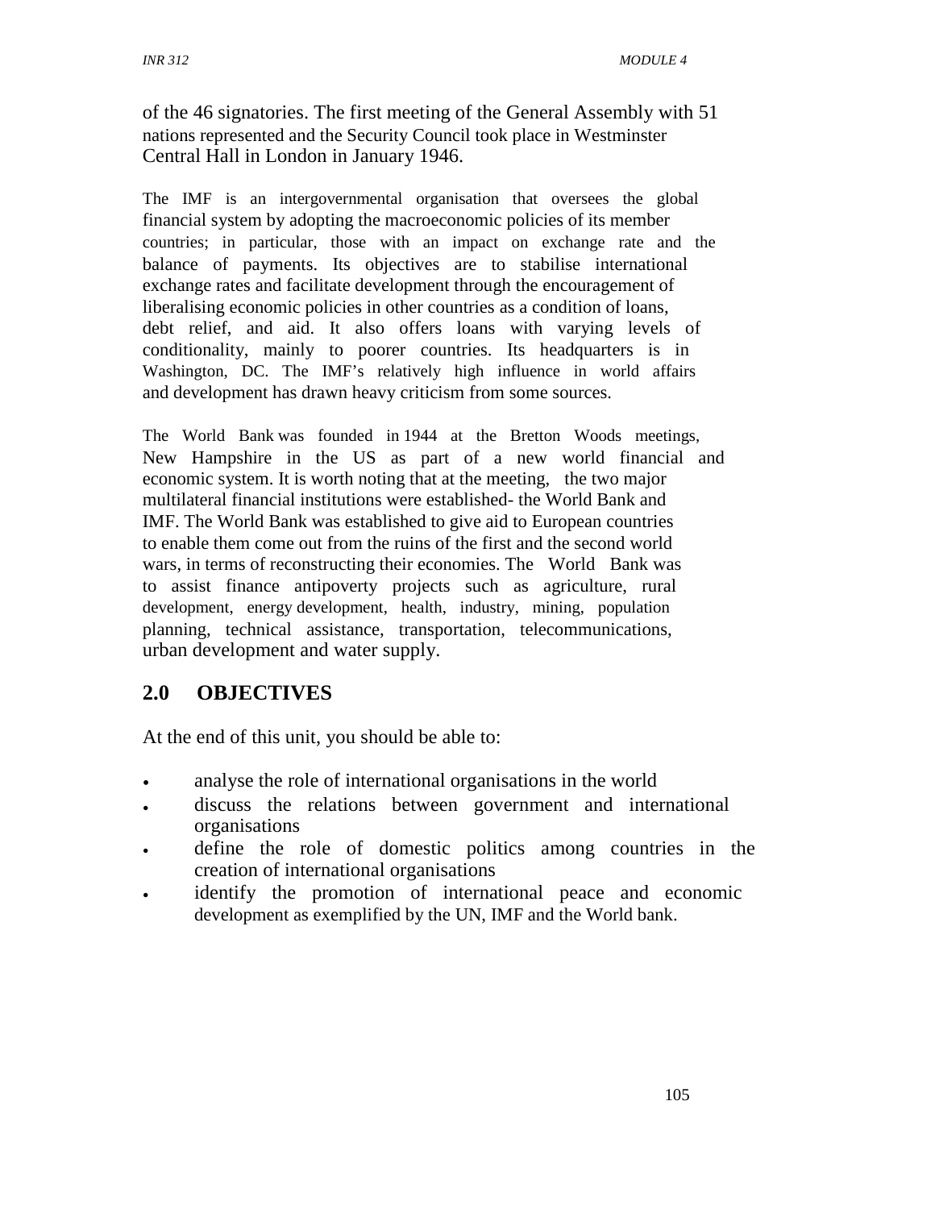of the 46 signatories. The first meeting of the General Assembly with 51 nations represented and the Security Council took place in Westminster Central Hall in London in January 1946.

The IMF is an intergovernmental organisation that oversees the global financial system by adopting the macroeconomic policies of its member countries; in particular, those with an impact on exchange rate and the balance of payments. Its objectives are to stabilise international exchange rates and facilitate development through the encouragement of liberalising economic policies in other countries as a condition of loans, debt relief, and aid. It also offers loans with varying levels of conditionality, mainly to poorer countries. Its headquarters is in Washington, DC. The IMF's relatively high influence in world affairs and development has drawn heavy criticism from some sources.

The World Bank was founded in 1944 at the Bretton Woods meetings, New Hampshire in the US as part of a new world financial and economic system. It is worth noting that at the meeting, the two major multilateral financial institutions were established- the World Bank and IMF. The World Bank was established to give aid to European countries to enable them come out from the ruins of the first and the second world wars, in terms of reconstructing their economies. The World Bank was to assist finance antipoverty projects such as agriculture, rural development, energy development, health, industry, mining, population planning, technical assistance, transportation, telecommunications, urban development and water supply.

## 2.0 OBJECTIVES

At the end of this unit, you should be able to:

- analyse the role of international organisations in the world
- discuss the relations between government and international organisations
- define the role of domestic politics among countries in the creation of international organisations
- identify the promotion of international peace and economic development as exemplified by the UN, IMF and the World bank.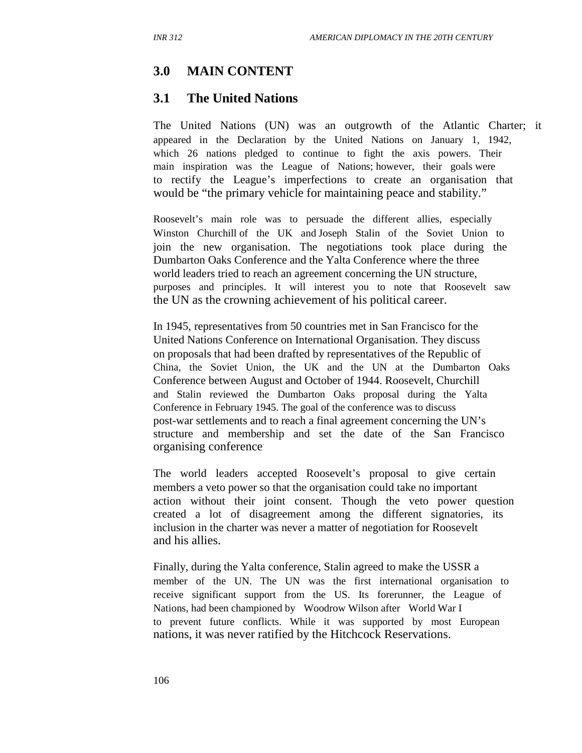## 3.0 MAIN CONTENT

### 3.1 The United Nations

The United Nations (UN) was an outgrowth of the Atlantic Charter; it appeared in the Declaration by the United Nations on January 1, 1942, which 26 nations pledged to continue to fight the axis powers. Their main inspiration was the League of Nations; however, their goals were to rectify the League's imperfections to create an organisation that would be "the primary vehicle for maintaining peace and stability."

Roosevelt's main role was to persuade the different allies, especially Winston Churchill of the UK and Joseph Stalin of the Soviet Union to join the new organisation. The negotiations took place during the Dumbarton Oaks Conference and the Yalta Conference where the three world leaders tried to reach an agreement concerning the UN structure, purposes and principles. It will interest you to note that Roosevelt saw the UN as the crowning achievement of his political career.

In 1945, representatives from 50 countries met in San Francisco for the United Nations Conference on International Organisation. They discuss on proposals that had been drafted by representatives of the Republic of China, the Soviet Union, the UK and the UN at the Dumbarton Oaks Conference between August and October of 1944. Roosevelt, Churchill and Stalin reviewed the Dumbarton Oaks proposal during the Yalta Conference in February 1945. The goal of the conference was to discuss post-war settlements and to reach a final agreement concerning the UN's structure and membership and set the date of the San Francisco organising conference.

The world leaders accepted Roosevelt's proposal to give certain members a veto power so that the organisation could take no important action without their joint consent. Though the veto power question created a lot of disagreement among the different signatories, its inclusion in the charter was never a matter of negotiation for Roosevelt and his allies.

Finally, during the Yalta conference, Stalin agreed to make the USSR a member of the UN. The UN was the first international organisation to receive significant support from the US. Its forerunner, the League of Nations, had been championed by Woodrow Wilson after World War I to prevent future conflicts. While it was supported by most European nations, it was never ratified by the Hitchcock Reservations.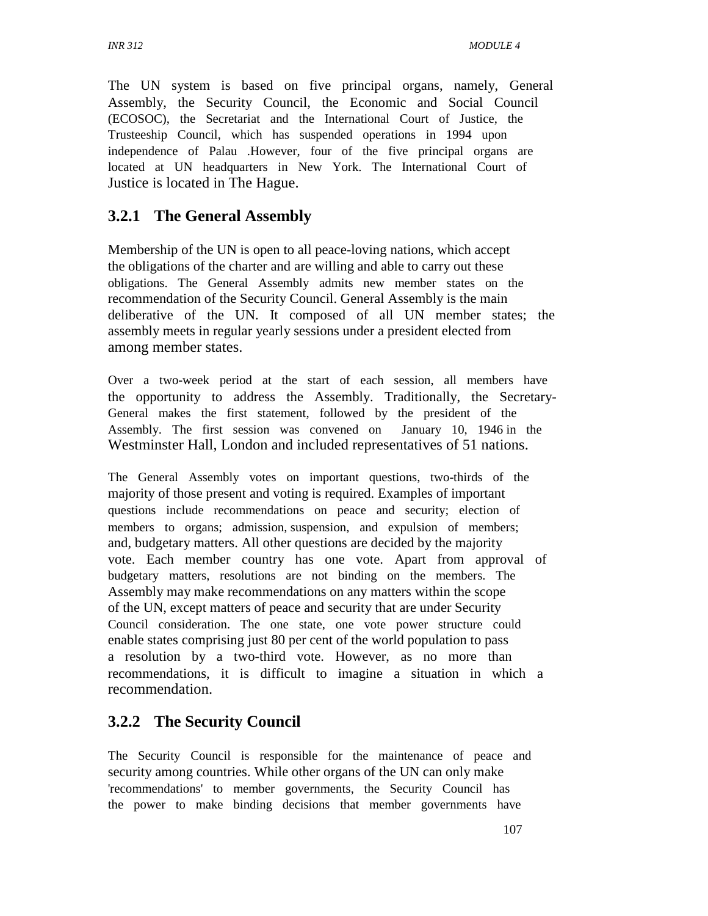The UN system is based on five principal organs, namely, General Assembly, the Security Council, the Economic and Social Council (ECOSOC), the Secretariat and the International Court of Justice, the Trusteeship Council, which has suspended operations in 1994 upon independence of Palau .However, four of the five principal organs are located at UN headquarters in New York. The International Court of Justice is located in The Hague.

### 3.2.1 The General Assembly

Membership of the UN is open to all peace-loving nations, which accept the obligations of the charter and are willing and able to carry out these obligations. The General Assembly admits new member states on the recommendation of the Security Council. General Assembly is the main deliberative of the UN. It composed of all UN member states; the assembly meets in regular yearly sessions under a president elected from among member states.

Over a two-week period at the start of each session, all members have the opportunity to address the Assembly. Traditionally, the Secretary-General makes the first statement, followed by the president of the Assembly. The first session was convened on January 10, 1946 in the Westminster Hall, London and included representatives of 51 nations.

The General Assembly votes on important questions, two-thirds of the majority of those present and voting is required. Examples of important questions include recommendations on peace and security; election of members to organs; admission, suspension, and expulsion of members; and, budgetary matters. All other questions are decided by the majority vote. Each member country has one vote. Apart from approval of budgetary matters, resolutions are not binding on the members. The Assembly may make recommendations on any matters within the scope of the UN, except matters of peace and security that are under Security Council consideration. The one state, one vote power structure could enable states comprising just 80 per cent of the world population to pass a resolution by a two-third vote. However, as no more than recommendations, it is difficult to imagine a situation in which a recommendation.

### 3.2.2 The Security Council

The Security Council is responsible for the maintenance of peace and security among countries. While other organs of the UN can only make 'recommendations' to member governments, the Security Council has the power to make binding decisions that member governments have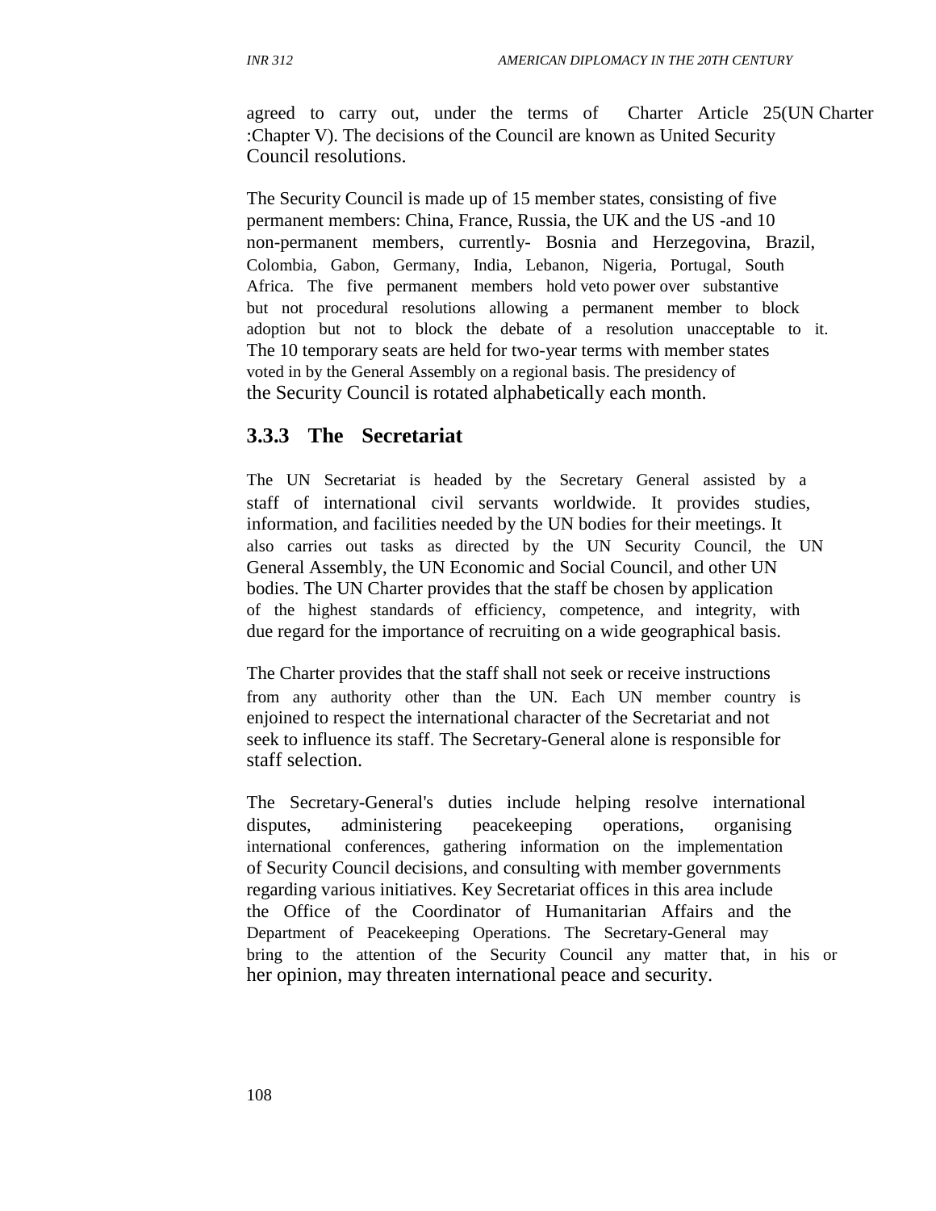agreed to carry out, under the terms of Charter Article 25(UN Charter :Chapter V). The decisions of the Council are known as United Security Council resolutions.

The Security Council is made up of 15 member states, consisting of five permanent members: China, France, Russia, the UK and the US -and 10 non-permanent members, currently- Bosnia and Herzegovina, Brazil, Colombia, Gabon, Germany, India, Lebanon, Nigeria, Portugal, South Africa. The five permanent members hold veto power over substantive but not procedural resolutions allowing a permanent member to block adoption but not to block the debate of a resolution unacceptable to it. The 10 temporary seats are held for two-year terms with member states voted in by the General Assembly on a regional basis. The presidency of the Security Council is rotated alphabetically each month.

### 3.3.3 The Secretariat

The UN Secretariat is headed by the Secretary General assisted by a staff of international civil servants worldwide. It provides studies, information, and facilities needed by the UN bodies for their meetings. It also carries out tasks as directed by the UN Security Council, the UN General Assembly, the UN Economic and Social Council, and other UN bodies. The UN Charter provides that the staff be chosen by application of the highest standards of efficiency, competence, and integrity, with due regard for the importance of recruiting on a wide geographical basis.

The Charter provides that the staff shall not seek or receive instructions from any authority other than the UN. Each UN member country is enjoined to respect the international character of the Secretariat and not seek to influence its staff. The Secretary-General alone is responsible for staff selection.

The Secretary-General's duties include helping resolve international disputes, administering peacekeeping operations, organising international conferences, gathering information on the implementation of Security Council decisions, and consulting with member governments regarding various initiatives. Key Secretariat offices in this area include the Office of the Coordinator of Humanitarian Affairs and the Department of Peacekeeping Operations. The Secretary-General may bring to the attention of the Security Council any matter that, in his or her opinion, may threaten international peace and security.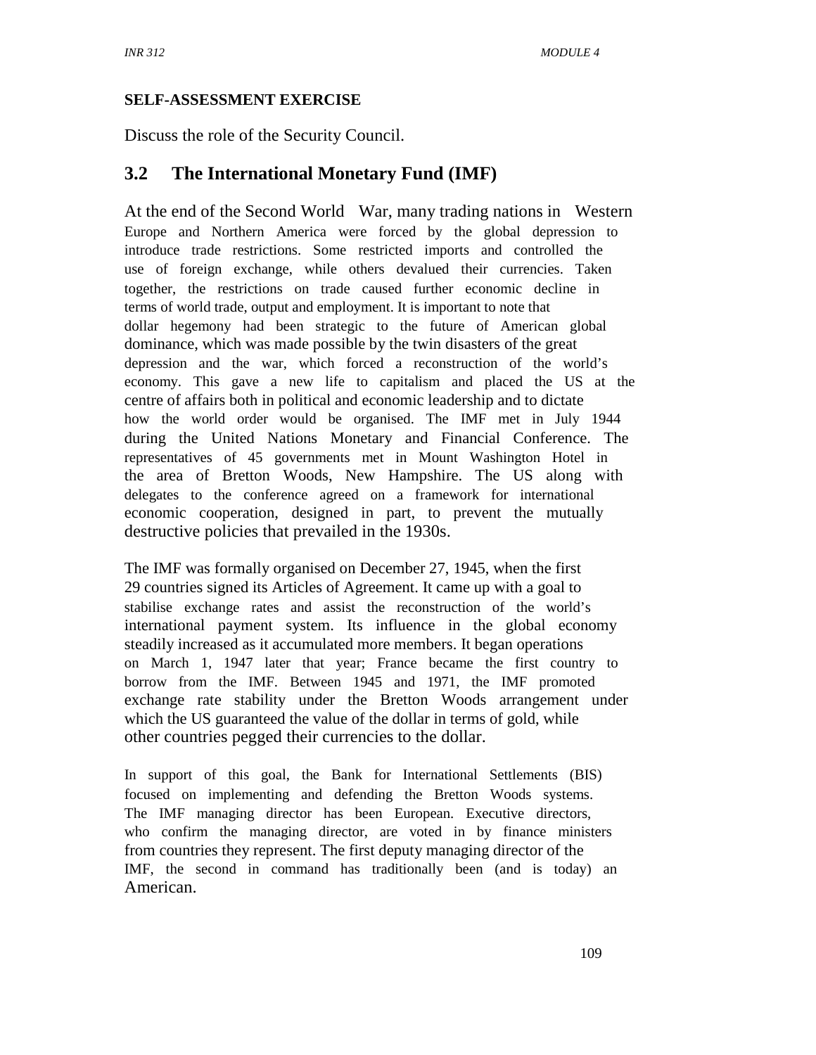**SELF-ASSESSMENT EXERCISE**

Discuss the role of the Security Council.

## 3.2 The International Monetary Fund (IMF)

At the end of the Second World War, many trading nations in Western Europe and Northern America were forced by the global depression to introduce trade restrictions. Some restricted imports and controlled the use of foreign exchange, while others devalued their currencies. Taken together, the restrictions on trade caused further economic decline in terms of world trade, output and employment. It is important to note that dollar hegemony had been strategic to the future of American global dominance, which was made possible by the twin disasters of the great depression and the war, which forced a reconstruction of the world's economy. This gave a new life to capitalism and placed the US at the centre of affairs both in political and economic leadership and to dictate how the world order would be organised. The IMF met in July 1944 during the United Nations Monetary and Financial Conference. The representatives of 45 governments met in Mount Washington Hotel in the area of Bretton Woods, New Hampshire. The US along with delegates to the conference agreed on a framework for international economic cooperation, designed in part, to prevent the mutually destructive policies that prevailed in the 1930s.

The IMF was formally organised on December 27, 1945, when the first 29 countries signed its Articles of Agreement. It came up with a goal to stabilise exchange rates and assist the reconstruction of the world's international payment system. Its influence in the global economy steadily increased as it accumulated more members. It began operations on March 1, 1947 later that year; France became the first country to borrow from the IMF. Between 1945 and 1971, the IMF promoted exchange rate stability under the Bretton Woods arrangement under which the US guaranteed the value of the dollar in terms of gold, while other countries pegged their currencies to the dollar.

In support of this goal, the Bank for International Settlements (BIS) focused on implementing and defending the Bretton Woods systems. The IMF managing director has been European. Executive directors, who confirm the managing director, are voted in by finance ministers from countries they represent. The first deputy managing director of the IMF, the second in command has traditionally been (and is today) an American.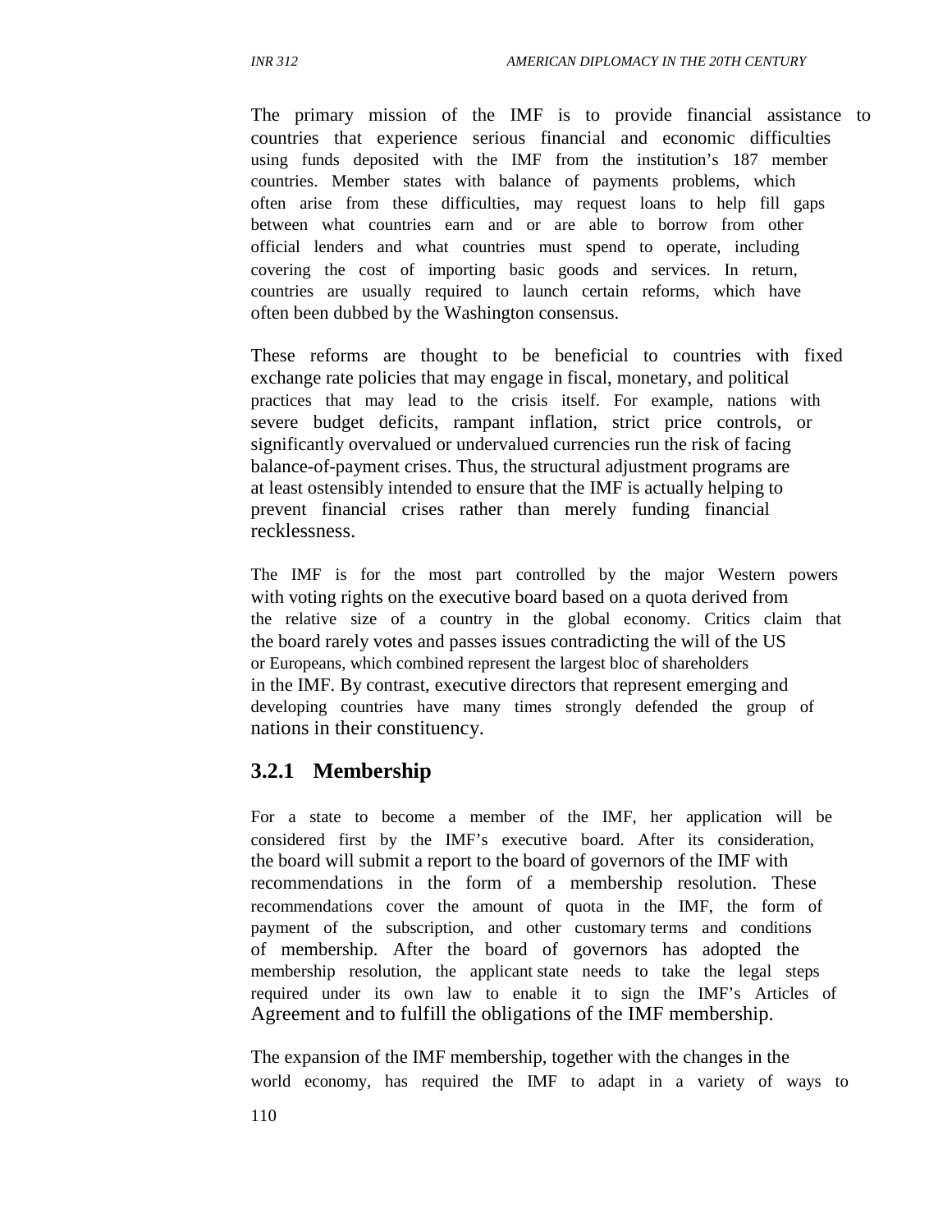The primary mission of the IMF is to provide financial assistance to countries that experience serious financial and economic difficulties using funds deposited with the IMF from the institution's 187 member countries. Member states with balance of payments problems, which often arise from these difficulties, may request loans to help fill gaps between what countries earn and or are able to borrow from other official lenders and what countries must spend to operate, including covering the cost of importing basic goods and services. In return, countries are usually required to launch certain reforms, which have often been dubbed by the Washington consensus.

These reforms are thought to be beneficial to countries with fixed exchange rate policies that may engage in fiscal, monetary, and political practices that may lead to the crisis itself. For example, nations with severe budget deficits, rampant inflation, strict price controls, or significantly overvalued or undervalued currencies run the risk of facing balance-of-payment crises. Thus, the structural adjustment programs are at least ostensibly intended to ensure that the IMF is actually helping to prevent financial crises rather than merely funding financial recklessness.

The IMF is for the most part controlled by the major Western powers with voting rights on the executive board based on a quota derived from the relative size of a country in the global economy. Critics claim that the board rarely votes and passes issues contradicting the will of the US or Europeans, which combined represent the largest bloc of shareholders in the IMF. By contrast, executive directors that represent emerging and developing countries have many times strongly defended the group of nations in their constituency.

### 3.2.1 Membership

For a state to become a member of the IMF, her application will be considered first by the IMF's executive board. After its consideration, the board will submit a report to the board of governors of the IMF with recommendations in the form of a membership resolution. These recommendations cover the amount of quota in the IMF, the form of payment of the subscription, and other customary terms and conditions of membership. After the board of governors has adopted the membership resolution, the applicant state needs to take the legal steps required under its own law to enable it to sign the IMF's Articles of Agreement and to fulfill the obligations of the IMF membership.

The expansion of the IMF membership, together with the changes in the world economy, has required the IMF to adapt in a variety of ways to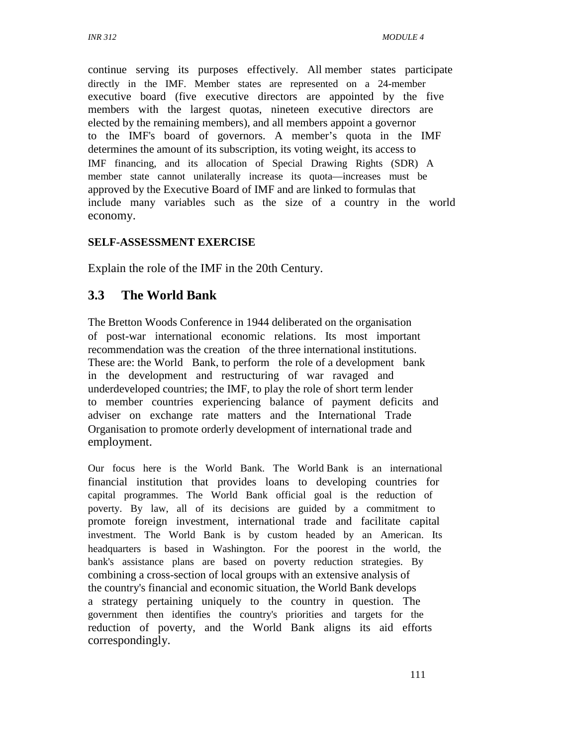continue serving its purposes effectively. All member states participate directly in the IMF. Member states are represented on a 24-member executive board (five executive directors are appointed by the five members with the largest quotas, nineteen executive directors are elected by the remaining members), and all members appoint a governor to the IMF's board of governors. A member's quota in the IMF determines the amount of its subscription, its voting weight, its access to IMF financing, and its allocation of Special Drawing Rights (SDR) A member state cannot unilaterally increase its quota—increases must be approved by the Executive Board of IMF and are linked to formulas that include many variables such as the size of a country in the world economy.

**SELF-ASSESSMENT EXERCISE**

Explain the role of the IMF in the 20th Century.

## 3.3 The World Bank

The Bretton Woods Conference in 1944 deliberated on the organisation of post-war international economic relations. Its most important recommendation was the creation of the three international institutions. These are: the World Bank, to perform the role of a development bank in the development and restructuring of war ravaged and underdeveloped countries; the IMF, to play the role of short term lender to member countries experiencing balance of payment deficits and adviser on exchange rate matters and the International Trade Organisation to promote orderly development of international trade and employment.

Our focus here is the World Bank. The World Bank is an international financial institution that provides loans to developing countries for capital programmes. The World Bank official goal is the reduction of poverty. By law, all of its decisions are guided by a commitment to promote foreign investment, international trade and facilitate capital investment. The World Bank is by custom headed by an American. Its headquarters is based in Washington. For the poorest in the world, the bank's assistance plans are based on poverty reduction strategies. By combining a cross-section of local groups with an extensive analysis of the country's financial and economic situation, the World Bank develops a strategy pertaining uniquely to the country in question. The government then identifies the country's priorities and targets for the reduction of poverty, and the World Bank aligns its aid efforts correspondingly.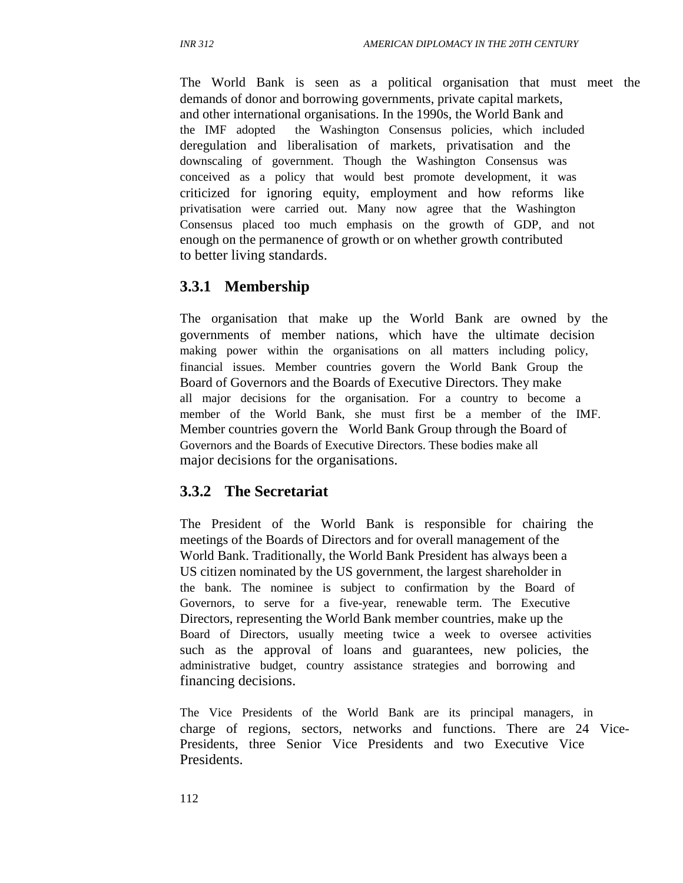The World Bank is seen as a political organisation that must meet the demands of donor and borrowing governments, private capital markets, and other international organisations. In the 1990s, the World Bank and the IMF adopted the Washington Consensus policies, which included deregulation and liberalisation of markets, privatisation and the downscaling of government. Though the Washington Consensus was conceived as a policy that would best promote development, it was criticized for ignoring equity, employment and how reforms like privatisation were carried out. Many now agree that the Washington Consensus placed too much emphasis on the growth of GDP, and not enough on the permanence of growth or on whether growth contributed to better living standards.

### 3.3.1 Membership

The organisation that make up the World Bank are owned by the governments of member nations, which have the ultimate decision making power within the organisations on all matters including policy, financial issues. Member countries govern the World Bank Group the Board of Governors and the Boards of Executive Directors. They make all major decisions for the organisation. For a country to become a member of the World Bank, she must first be a member of the IMF. Member countries govern the World Bank Group through the Board of Governors and the Boards of Executive Directors. These bodies make all major decisions for the organisations.

### 3.3.2 The Secretariat

The President of the World Bank is responsible for chairing the meetings of the Boards of Directors and for overall management of the World Bank. Traditionally, the World Bank President has always been a US citizen nominated by the US government, the largest shareholder in the bank. The nominee is subject to confirmation by the Board of Governors, to serve for a five-year, renewable term. The Executive Directors, representing the World Bank member countries, make up the Board of Directors, usually meeting twice a week to oversee activities such as the approval of loans and guarantees, new policies, the administrative budget, country assistance strategies and borrowing and financing decisions.

The Vice Presidents of the World Bank are its principal managers, in charge of regions, sectors, networks and functions. There are 24 Vice-Presidents, three Senior Vice Presidents and two Executive Vice Presidents.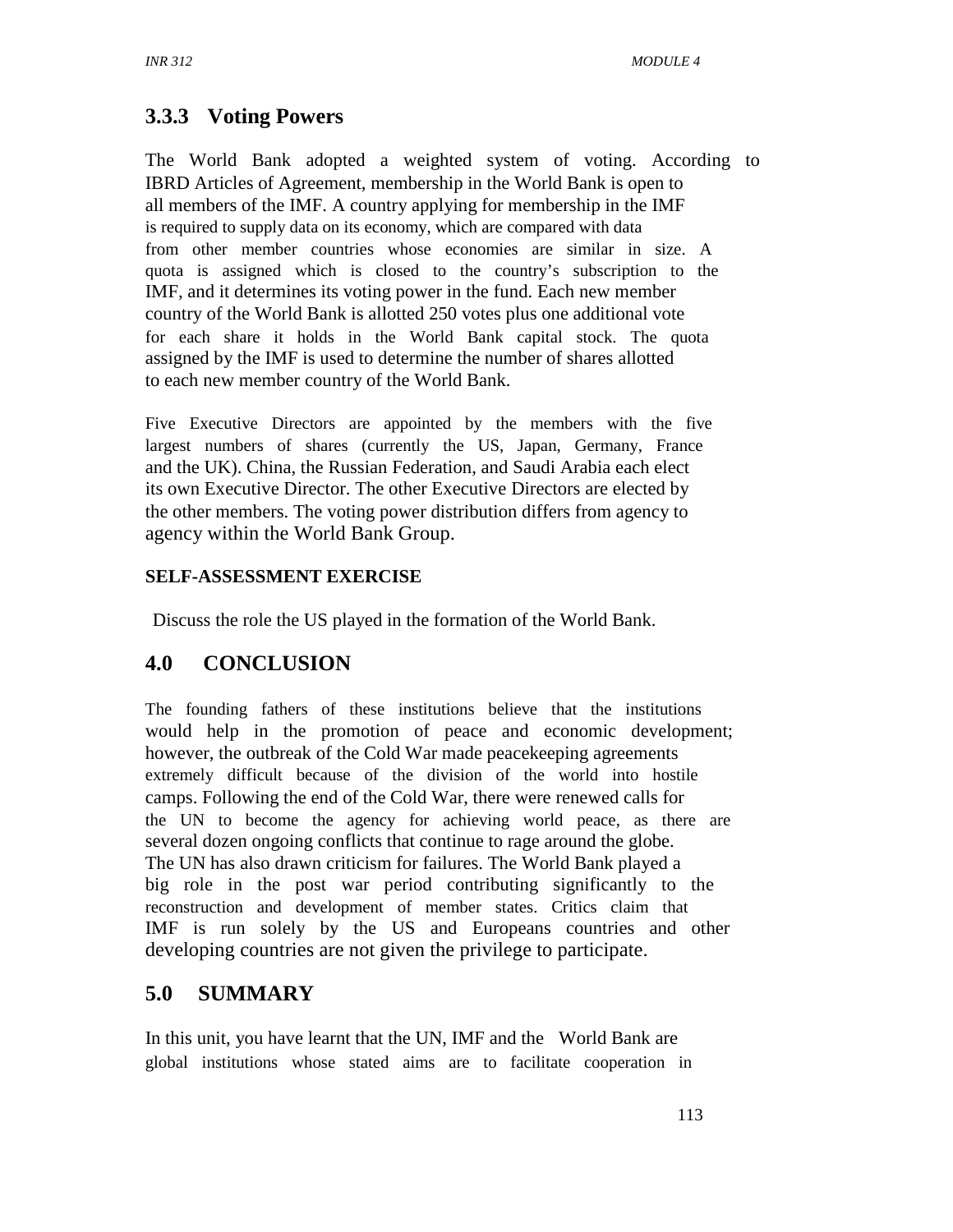### 3.3.3 Voting Powers

The World Bank adopted a weighted system of voting. According to IBRD Articles of Agreement, membership in the World Bank is open to all members of the IMF. A country applying for membership in the IMF is required to supply data on its economy, which are compared with data from other member countries whose economies are similar in size. A quota is assigned which is closed to the country's subscription to the IMF, and it determines its voting power in the fund. Each new member country of the World Bank is allotted 250 votes plus one additional vote for each share it holds in the World Bank capital stock. The quota assigned by the IMF is used to determine the number of shares allotted to each new member country of the World Bank.

Five Executive Directors are appointed by the members with the five largest numbers of shares (currently the US, Japan, Germany, France and the UK). China, the Russian Federation, and Saudi Arabia each elect its own Executive Director. The other Executive Directors are elected by the other members. The voting power distribution differs from agency to agency within the World Bank Group.

**SELF-ASSESSMENT EXERCISE**

Discuss the role the US played in the formation of the World Bank.

## 4.0 CONCLUSION

The founding fathers of these institutions believe that the institutions would help in the promotion of peace and economic development; however, the outbreak of the Cold War made peacekeeping agreements extremely difficult because of the division of the world into hostile camps. Following the end of the Cold War, there were renewed calls for the UN to become the agency for achieving world peace, as there are several dozen ongoing conflicts that continue to rage around the globe. The UN has also drawn criticism for failures. The World Bank played a big role in the post war period contributing significantly to the reconstruction and development of member states. Critics claim that IMF is run solely by the US and Europeans countries and other developing countries are not given the privilege to participate.

## 5.0 SUMMARY

In this unit, you have learnt that the UN, IMF and the World Bank are global institutions whose stated aims are to facilitate cooperation in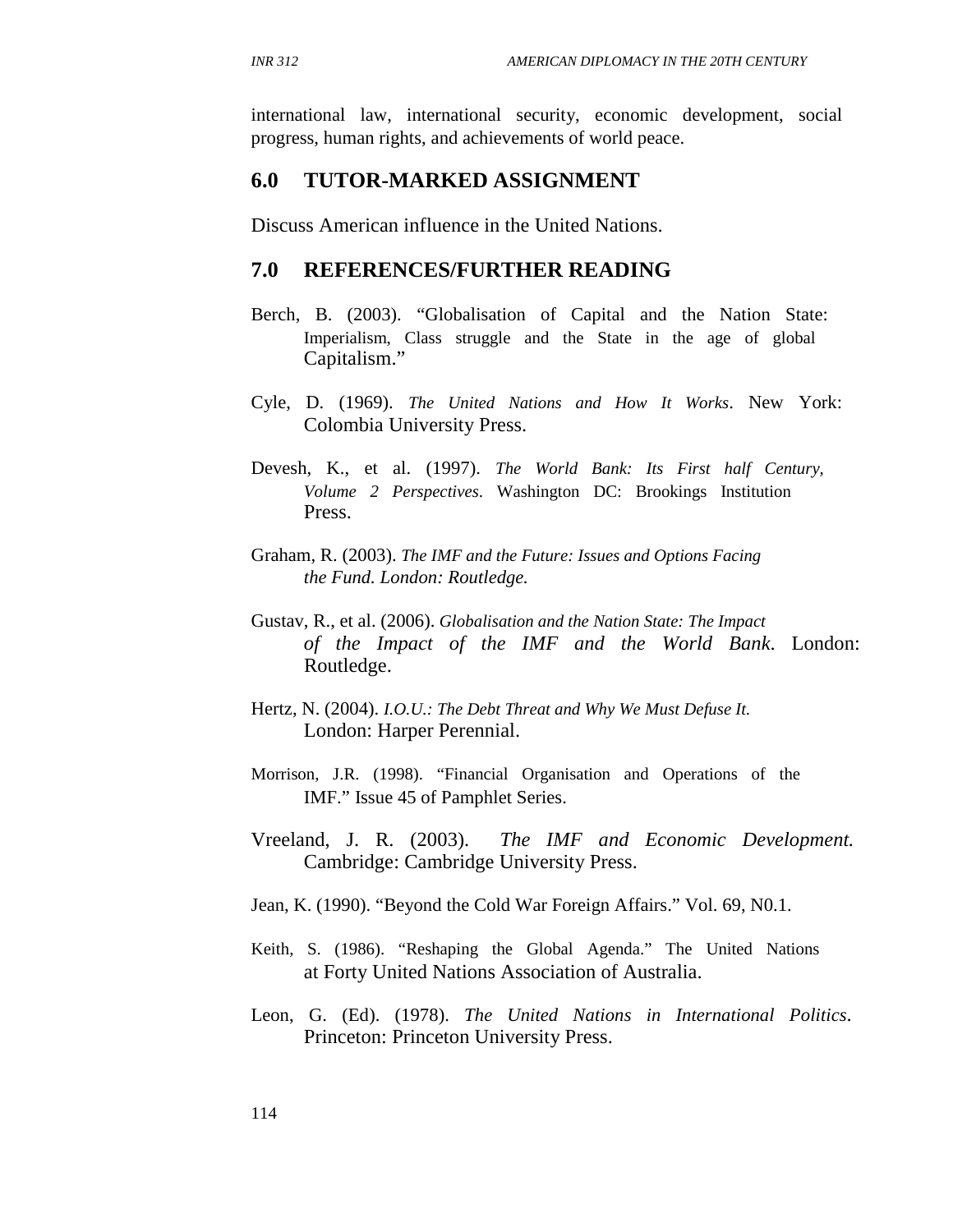international law, international security, economic development, social progress, human rights, and achievements of world peace.

## 6.0 TUTOR-MARKED ASSIGNMENT

Discuss American influence in the United Nations.

## 7.0 REFERENCES/FURTHER READING

Berch, B. (2003). "Globalisation of Capital and the Nation State: Imperialism, Class struggle and the State in the age of global Capitalism."

Cyle, D. (1969). *The United Nations and How It Works*. New York: Colombia University Press.

Devesh, K., et al. (1997). *The World Bank: Its First half Century, Volume 2 Perspectives.* Washington DC: Brookings Institution Press.

Graham, R. (2003). *The IMF and the Future: Issues and Options Facing the Fund. London: Routledge.*

Gustav, R., et al. (2006). *Globalisation and the Nation State: The Impact of the Impact of the IMF and the World Bank.* London: Routledge.

Hertz, N. (2004). *I.O.U.: The Debt Threat and Why We Must Defuse It.* London: Harper Perennial.

Morrison, J.R. (1998). "Financial Organisation and Operations of the IMF." Issue 45 of Pamphlet Series.

Vreeland, J. R. (2003). *The IMF and Economic Development.* Cambridge: Cambridge University Press.

Jean, K. (1990). "Beyond the Cold War Foreign Affairs." Vol. 69, N0.1.

Keith, S. (1986). "Reshaping the Global Agenda." The United Nations at Forty United Nations Association of Australia.

Leon, G. (Ed). (1978). *The United Nations in International Politics*. Princeton: Princeton University Press.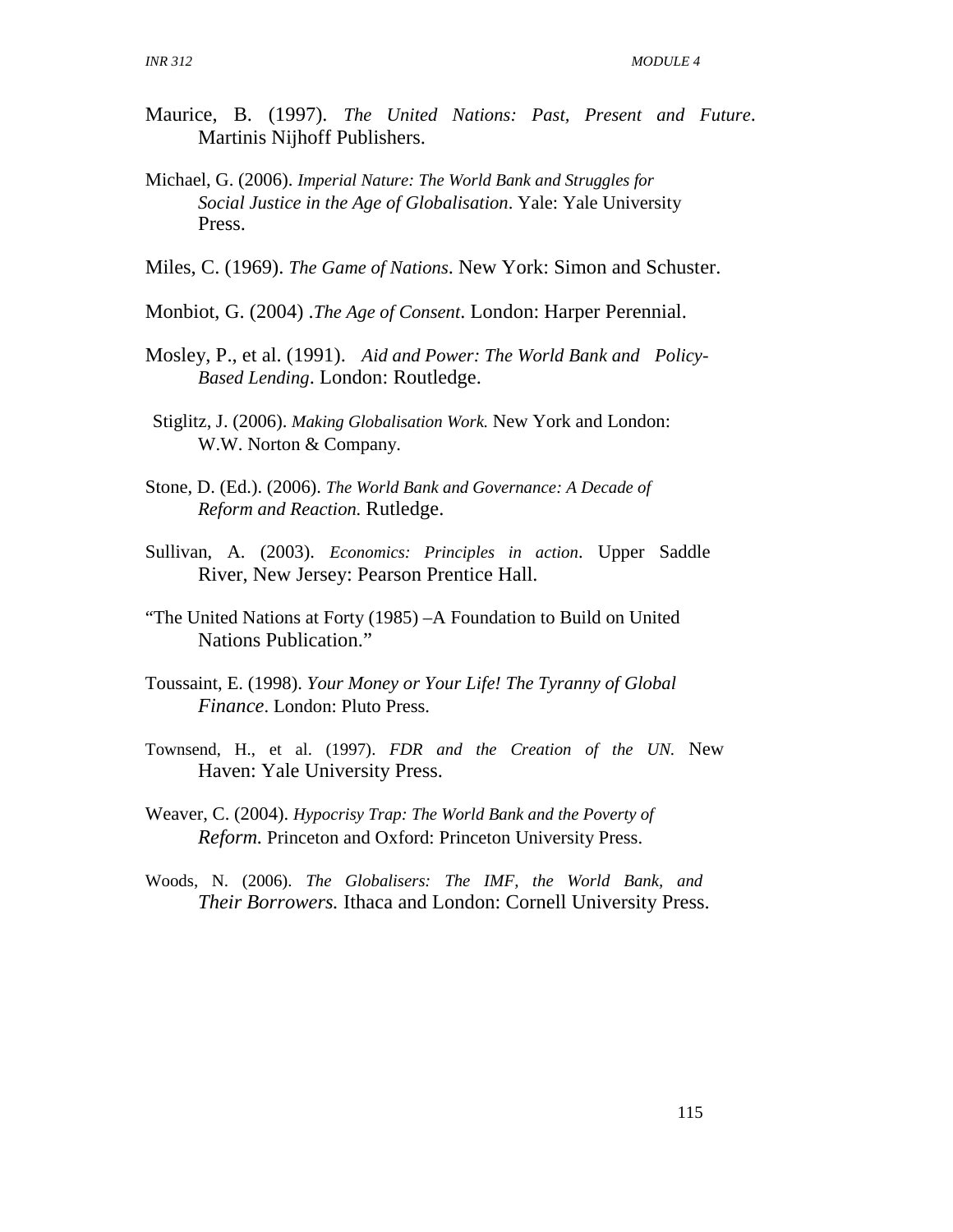Maurice, B. (1997). *The United Nations: Past, Present and Future*. Martinis Nijhoff Publishers.

Michael, G. (2006). *Imperial Nature: The World Bank and Struggles for Social Justice in the Age of Globalisation*. Yale: Yale University Press.

Miles, C. (1969). *The Game of Nations*. New York: Simon and Schuster.

Monbiot, G. (2004) .*The Age of Consent*. London: Harper Perennial.

Mosley, P., et al. (1991). *Aid and Power: The World Bank and Policy-Based Lending*. London: Routledge.

Stiglitz, J. (2006). *Making Globalisation Work.* New York and London: W.W. Norton & Company.

Stone, D. (Ed.). (2006). *The World Bank and Governance: A Decade of Reform and Reaction.* Rutledge.

Sullivan, A. (2003). *Economics: Principles in action*. Upper Saddle River, New Jersey: Pearson Prentice Hall.

"The United Nations at Forty (1985) –A Foundation to Build on United Nations Publication."

Toussaint, E. (1998). *Your Money or Your Life! The Tyranny of Global Finance*. London: Pluto Press.

Townsend, H., et al. (1997). *FDR and the Creation of the UN.* New Haven: Yale University Press.

Weaver, C. (2004). *Hypocrisy Trap: The World Bank and the Poverty of Reform.* Princeton and Oxford: Princeton University Press.

Woods, N. (2006). *The Globalisers: The IMF, the World Bank, and Their Borrowers.* Ithaca and London: Cornell University Press.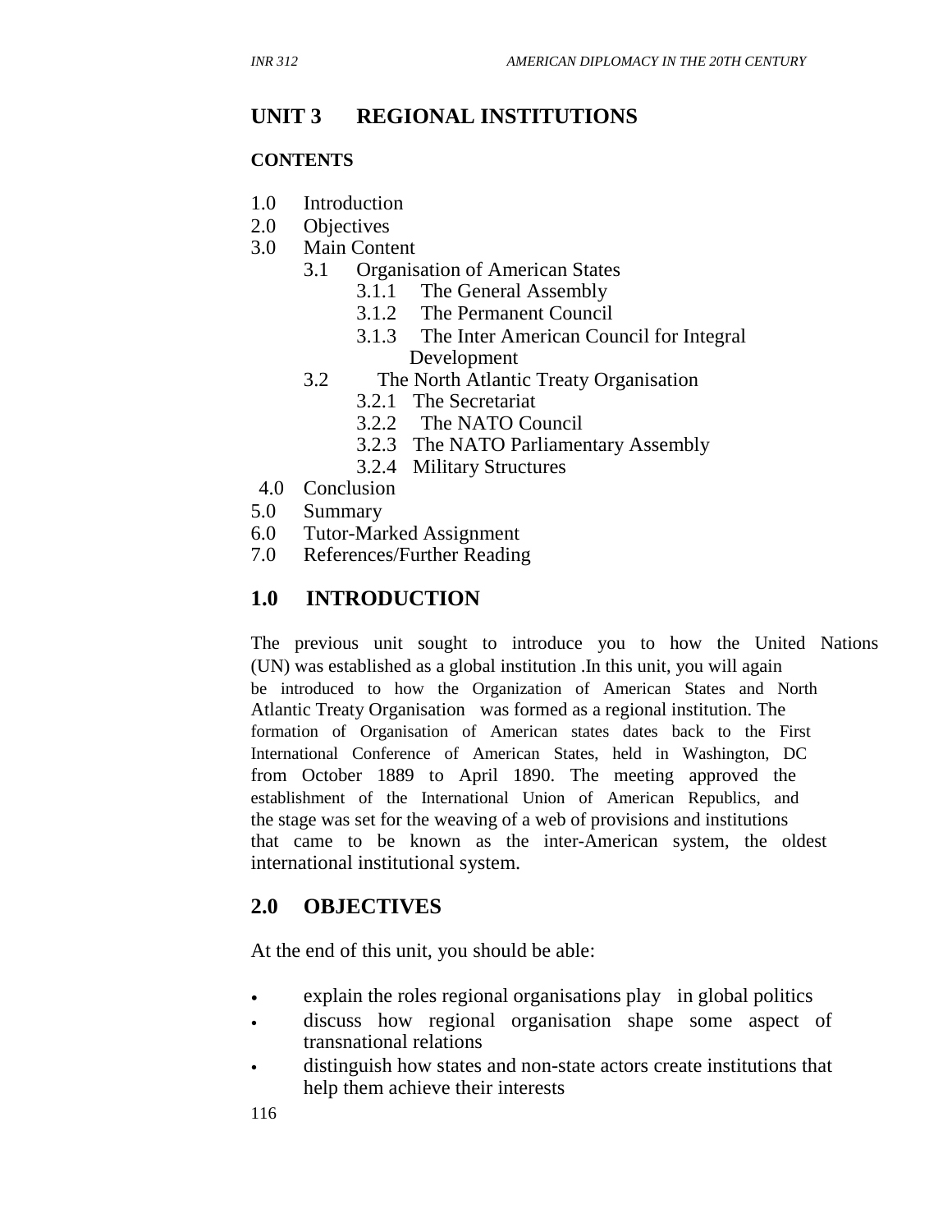# UNIT 3 REGIONAL INSTITUTIONS

**CONTENTS**

1.0 Introduction
2.0 Objectives
3.0 Main Content
    3.1 Organisation of American States
        3.1.1 The General Assembly
        3.1.2 The Permanent Council
        3.1.3 The Inter American Council for Integral Development
    3.2 The North Atlantic Treaty Organisation
        3.2.1 The Secretariat
        3.2.2 The NATO Council
        3.2.3 The NATO Parliamentary Assembly
        3.2.4 Military Structures
4.0 Conclusion
5.0 Summary
6.0 Tutor-Marked Assignment
7.0 References/Further Reading

## 1.0 INTRODUCTION

The previous unit sought to introduce you to how the United Nations (UN) was established as a global institution .In this unit, you will again be introduced to how the Organization of American States and North Atlantic Treaty Organisation was formed as a regional institution. The formation of Organisation of American states dates back to the First International Conference of American States, held in Washington, DC from October 1889 to April 1890. The meeting approved the establishment of the International Union of American Republics, and the stage was set for the weaving of a web of provisions and institutions that came to be known as the inter-American system, the oldest international institutional system.

## 2.0 OBJECTIVES

At the end of this unit, you should be able:

- explain the roles regional organisations play in global politics
- discuss how regional organisation shape some aspect of transnational relations
- distinguish how states and non-state actors create institutions that help them achieve their interests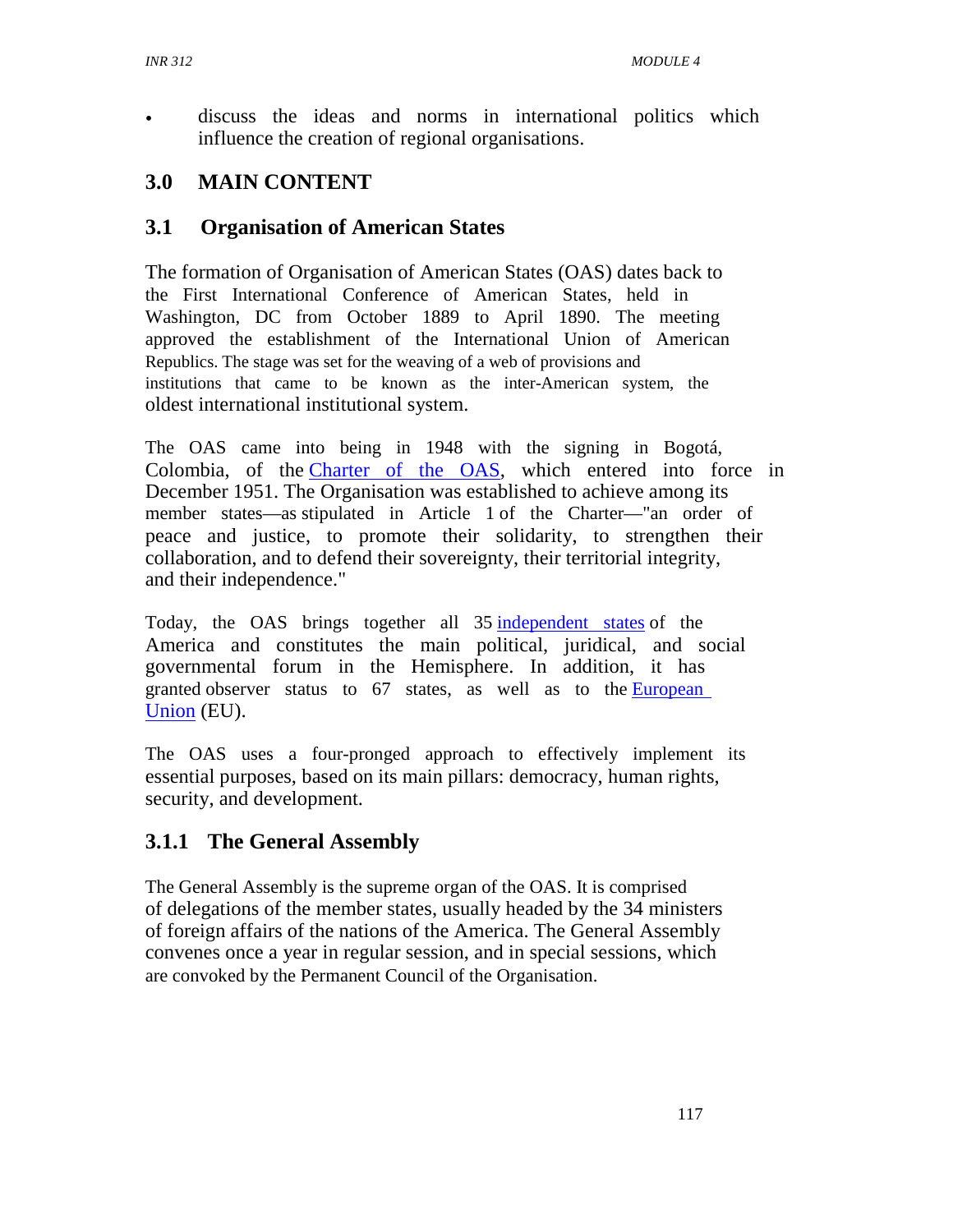- discuss the ideas and norms in international politics which influence the creation of regional organisations.

## 3.0 MAIN CONTENT

### 3.1 Organisation of American States

The formation of Organisation of American States (OAS) dates back to the First International Conference of American States, held in Washington, DC from October 1889 to April 1890. The meeting approved the establishment of the International Union of American Republics. The stage was set for the weaving of a web of provisions and institutions that came to be known as the inter-American system, the oldest international institutional system.

The OAS came into being in 1948 with the signing in Bogotá, Colombia, of the Charter of the OAS, which entered into force in December 1951. The Organisation was established to achieve among its member states—as stipulated in Article 1 of the Charter—"an order of peace and justice, to promote their solidarity, to strengthen their collaboration, and to defend their sovereignty, their territorial integrity, and their independence."

Today, the OAS brings together all 35 independent states of the America and constitutes the main political, juridical, and social governmental forum in the Hemisphere. In addition, it has granted observer status to 67 states, as well as to the European Union (EU).

The OAS uses a four-pronged approach to effectively implement its essential purposes, based on its main pillars: democracy, human rights, security, and development.

#### 3.1.1 The General Assembly

The General Assembly is the supreme organ of the OAS. It is comprised of delegations of the member states, usually headed by the 34 ministers of foreign affairs of the nations of the America. The General Assembly convenes once a year in regular session, and in special sessions, which are convoked by the Permanent Council of the Organisation.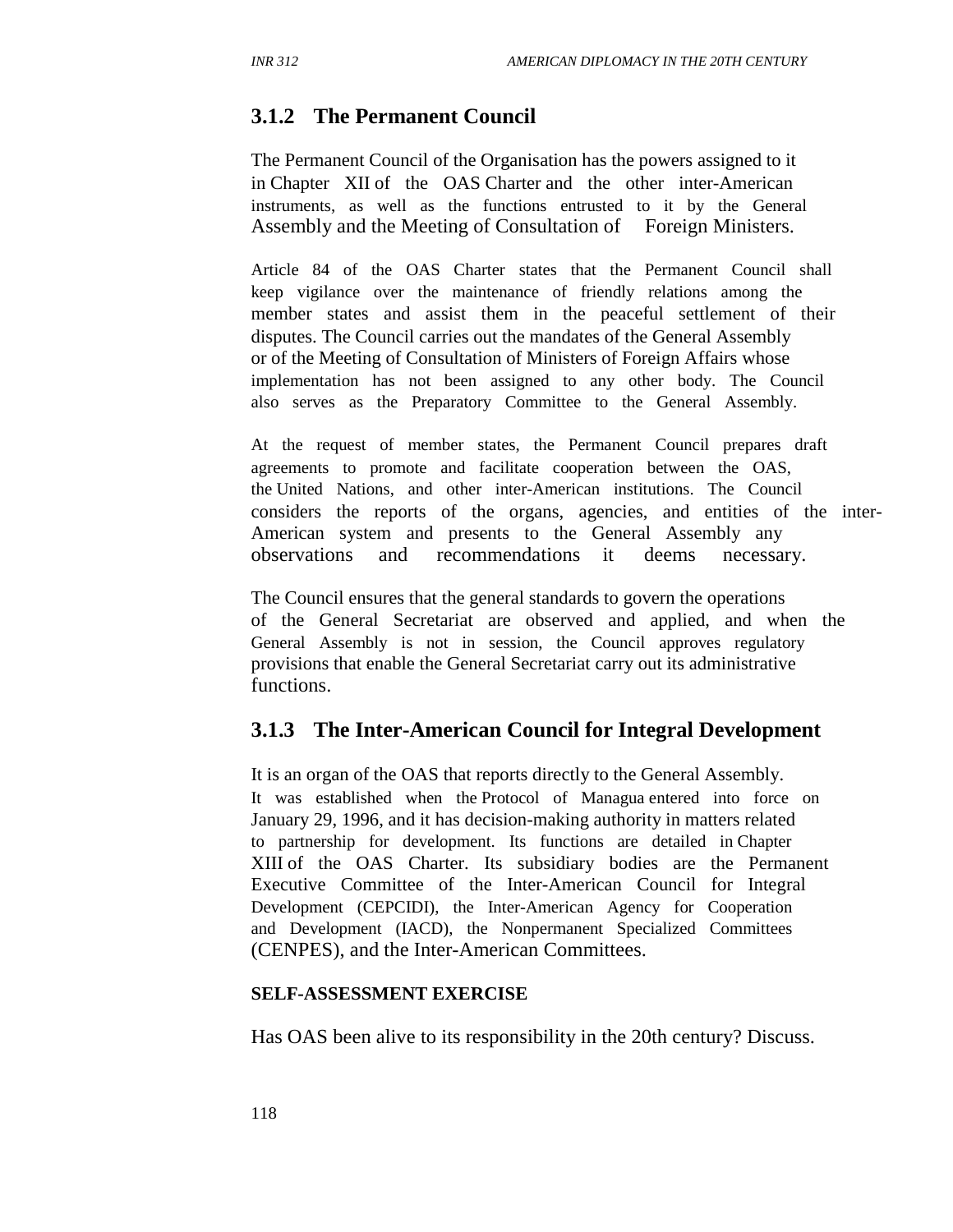### 3.1.2 The Permanent Council

The Permanent Council of the Organisation has the powers assigned to it in Chapter XII of the OAS Charter and the other inter-American instruments, as well as the functions entrusted to it by the General Assembly and the Meeting of Consultation of Foreign Ministers.

Article 84 of the OAS Charter states that the Permanent Council shall keep vigilance over the maintenance of friendly relations among the member states and assist them in the peaceful settlement of their disputes. The Council carries out the mandates of the General Assembly or of the Meeting of Consultation of Ministers of Foreign Affairs whose implementation has not been assigned to any other body. The Council also serves as the Preparatory Committee to the General Assembly.

At the request of member states, the Permanent Council prepares draft agreements to promote and facilitate cooperation between the OAS, the United Nations, and other inter-American institutions. The Council considers the reports of the organs, agencies, and entities of the inter-American system and presents to the General Assembly any observations and recommendations it deems necessary.

The Council ensures that the general standards to govern the operations of the General Secretariat are observed and applied, and when the General Assembly is not in session, the Council approves regulatory provisions that enable the General Secretariat carry out its administrative functions.

### 3.1.3 The Inter-American Council for Integral Development

It is an organ of the OAS that reports directly to the General Assembly. It was established when the Protocol of Managua entered into force on January 29, 1996, and it has decision-making authority in matters related to partnership for development. Its functions are detailed in Chapter XIII of the OAS Charter. Its subsidiary bodies are the Permanent Executive Committee of the Inter-American Council for Integral Development (CEPCIDI), the Inter-American Agency for Cooperation and Development (IACD), the Nonpermanent Specialized Committees (CENPES), and the Inter-American Committees.

**SELF-ASSESSMENT EXERCISE**

Has OAS been alive to its responsibility in the 20th century? Discuss.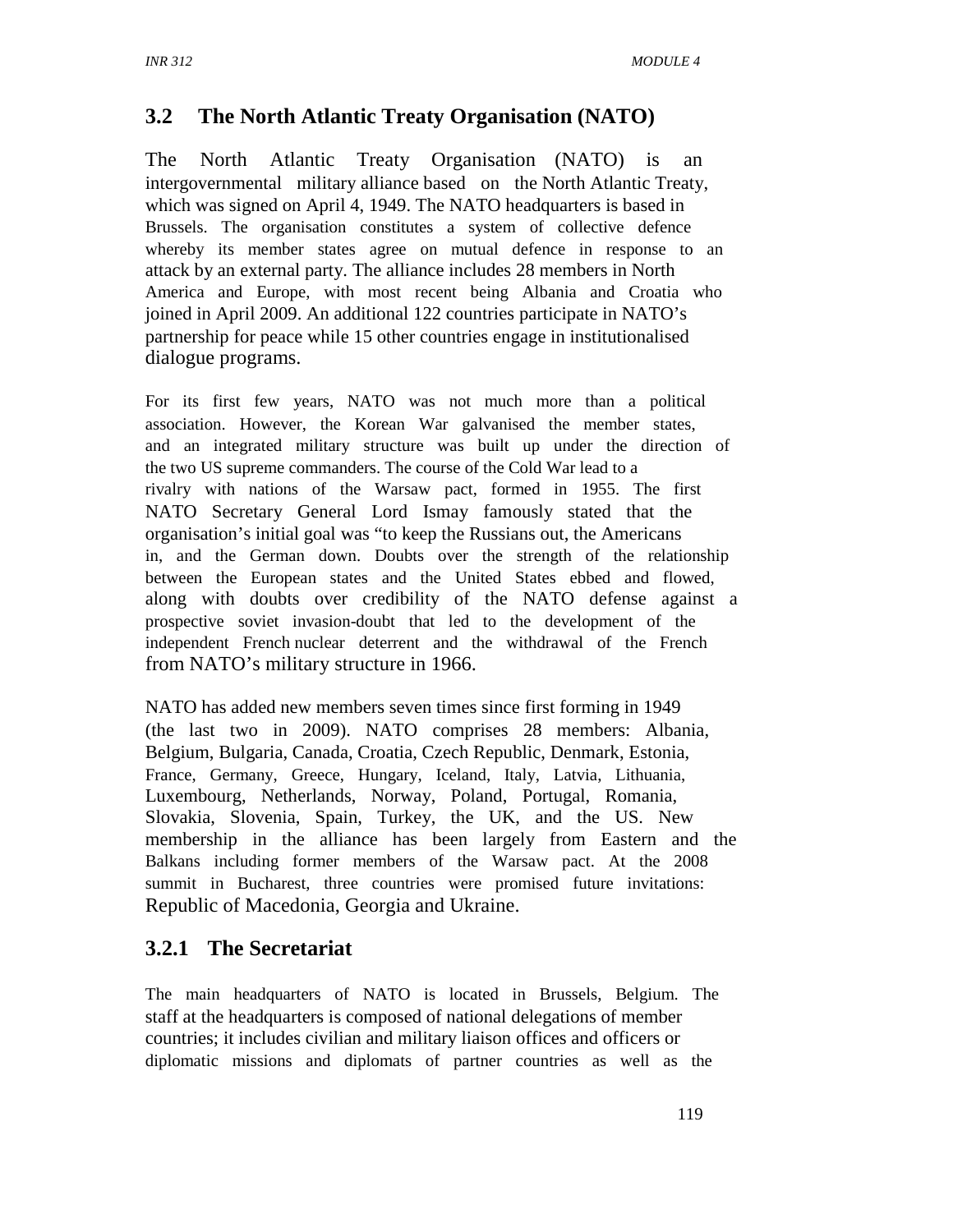## 3.2 The North Atlantic Treaty Organisation (NATO)

The North Atlantic Treaty Organisation (NATO) is an intergovernmental military alliance based on the North Atlantic Treaty, which was signed on April 4, 1949. The NATO headquarters is based in Brussels. The organisation constitutes a system of collective defence whereby its member states agree on mutual defence in response to an attack by an external party. The alliance includes 28 members in North America and Europe, with most recent being Albania and Croatia who joined in April 2009. An additional 122 countries participate in NATO's partnership for peace while 15 other countries engage in institutionalised dialogue programs.

For its first few years, NATO was not much more than a political association. However, the Korean War galvanised the member states, and an integrated military structure was built up under the direction of the two US supreme commanders. The course of the Cold War lead to a rivalry with nations of the Warsaw pact, formed in 1955. The first NATO Secretary General Lord Ismay famously stated that the organisation's initial goal was "to keep the Russians out, the Americans in, and the German down. Doubts over the strength of the relationship between the European states and the United States ebbed and flowed, along with doubts over credibility of the NATO defense against a prospective soviet invasion-doubt that led to the development of the independent French nuclear deterrent and the withdrawal of the French from NATO's military structure in 1966.

NATO has added new members seven times since first forming in 1949 (the last two in 2009). NATO comprises 28 members: Albania, Belgium, Bulgaria, Canada, Croatia, Czech Republic, Denmark, Estonia, France, Germany, Greece, Hungary, Iceland, Italy, Latvia, Lithuania, Luxembourg, Netherlands, Norway, Poland, Portugal, Romania, Slovakia, Slovenia, Spain, Turkey, the UK, and the US. New membership in the alliance has been largely from Eastern and the Balkans including former members of the Warsaw pact. At the 2008 summit in Bucharest, three countries were promised future invitations: Republic of Macedonia, Georgia and Ukraine.

### 3.2.1 The Secretariat

The main headquarters of NATO is located in Brussels, Belgium. The staff at the headquarters is composed of national delegations of member countries; it includes civilian and military liaison offices and officers or diplomatic missions and diplomats of partner countries as well as the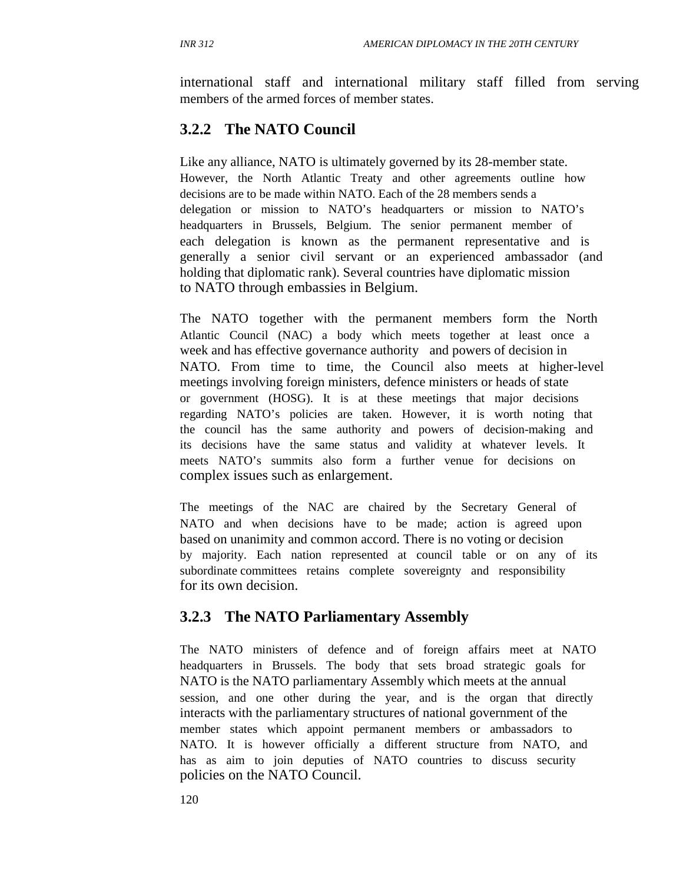international staff and international military staff filled from serving members of the armed forces of member states.

### 3.2.2 The NATO Council

Like any alliance, NATO is ultimately governed by its 28-member state. However, the North Atlantic Treaty and other agreements outline how decisions are to be made within NATO. Each of the 28 members sends a delegation or mission to NATO's headquarters or mission to NATO's headquarters in Brussels, Belgium. The senior permanent member of each delegation is known as the permanent representative and is generally a senior civil servant or an experienced ambassador (and holding that diplomatic rank). Several countries have diplomatic mission to NATO through embassies in Belgium.

The NATO together with the permanent members form the North Atlantic Council (NAC) a body which meets together at least once a week and has effective governance authority and powers of decision in NATO. From time to time, the Council also meets at higher-level meetings involving foreign ministers, defence ministers or heads of state or government (HOSG). It is at these meetings that major decisions regarding NATO's policies are taken. However, it is worth noting that the council has the same authority and powers of decision-making and its decisions have the same status and validity at whatever levels. It meets NATO's summits also form a further venue for decisions on complex issues such as enlargement.

The meetings of the NAC are chaired by the Secretary General of NATO and when decisions have to be made; action is agreed upon based on unanimity and common accord. There is no voting or decision by majority. Each nation represented at council table or on any of its subordinate committees retains complete sovereignty and responsibility for its own decision.

### 3.2.3 The NATO Parliamentary Assembly

The NATO ministers of defence and of foreign affairs meet at NATO headquarters in Brussels. The body that sets broad strategic goals for NATO is the NATO parliamentary Assembly which meets at the annual session, and one other during the year, and is the organ that directly interacts with the parliamentary structures of national government of the member states which appoint permanent members or ambassadors to NATO. It is however officially a different structure from NATO, and has as aim to join deputies of NATO countries to discuss security policies on the NATO Council.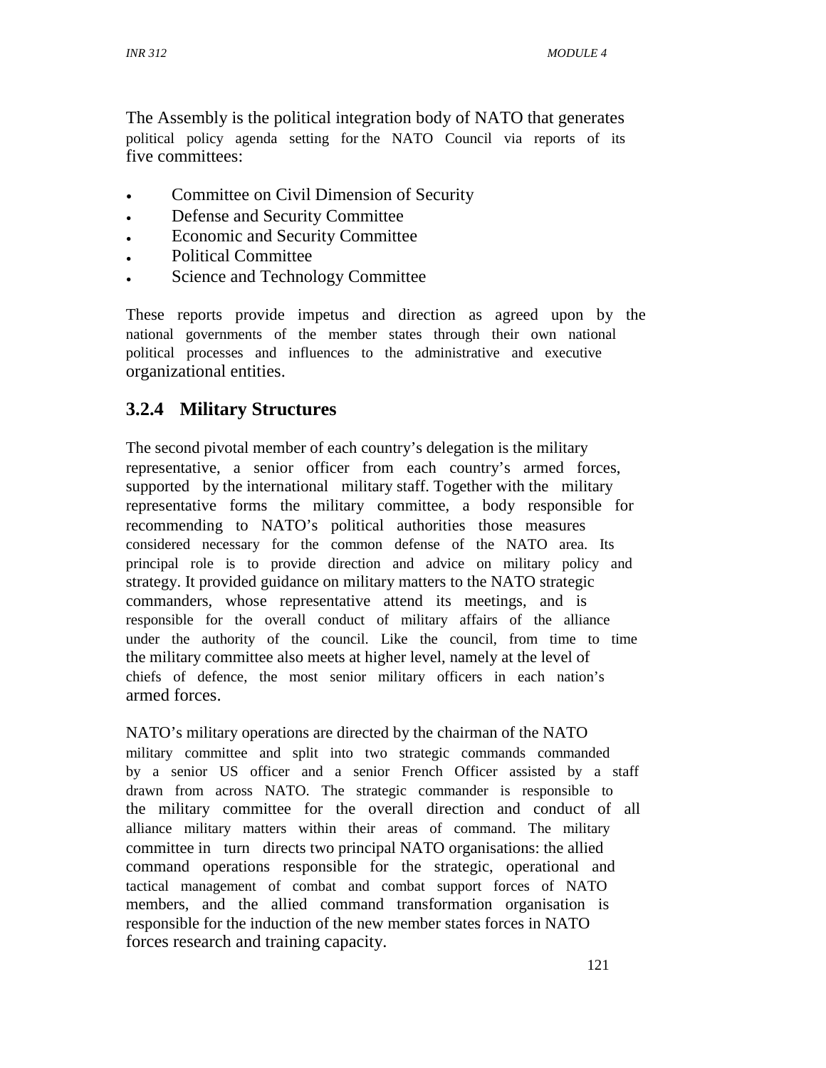The Assembly is the political integration body of NATO that generates political policy agenda setting for the NATO Council via reports of its five committees:

- Committee on Civil Dimension of Security
- Defense and Security Committee
- Economic and Security Committee
- Political Committee
- Science and Technology Committee

These reports provide impetus and direction as agreed upon by the national governments of the member states through their own national political processes and influences to the administrative and executive organizational entities.

### 3.2.4 Military Structures

The second pivotal member of each country's delegation is the military representative, a senior officer from each country's armed forces, supported by the international military staff. Together with the military representative forms the military committee, a body responsible for recommending to NATO's political authorities those measures considered necessary for the common defense of the NATO area. Its principal role is to provide direction and advice on military policy and strategy. It provided guidance on military matters to the NATO strategic commanders, whose representative attend its meetings, and is responsible for the overall conduct of military affairs of the alliance under the authority of the council. Like the council, from time to time the military committee also meets at higher level, namely at the level of chiefs of defence, the most senior military officers in each nation's armed forces.

NATO's military operations are directed by the chairman of the NATO military committee and split into two strategic commands commanded by a senior US officer and a senior French Officer assisted by a staff drawn from across NATO. The strategic commander is responsible to the military committee for the overall direction and conduct of all alliance military matters within their areas of command. The military committee in turn directs two principal NATO organisations: the allied command operations responsible for the strategic, operational and tactical management of combat and combat support forces of NATO members, and the allied command transformation organisation is responsible for the induction of the new member states forces in NATO forces research and training capacity.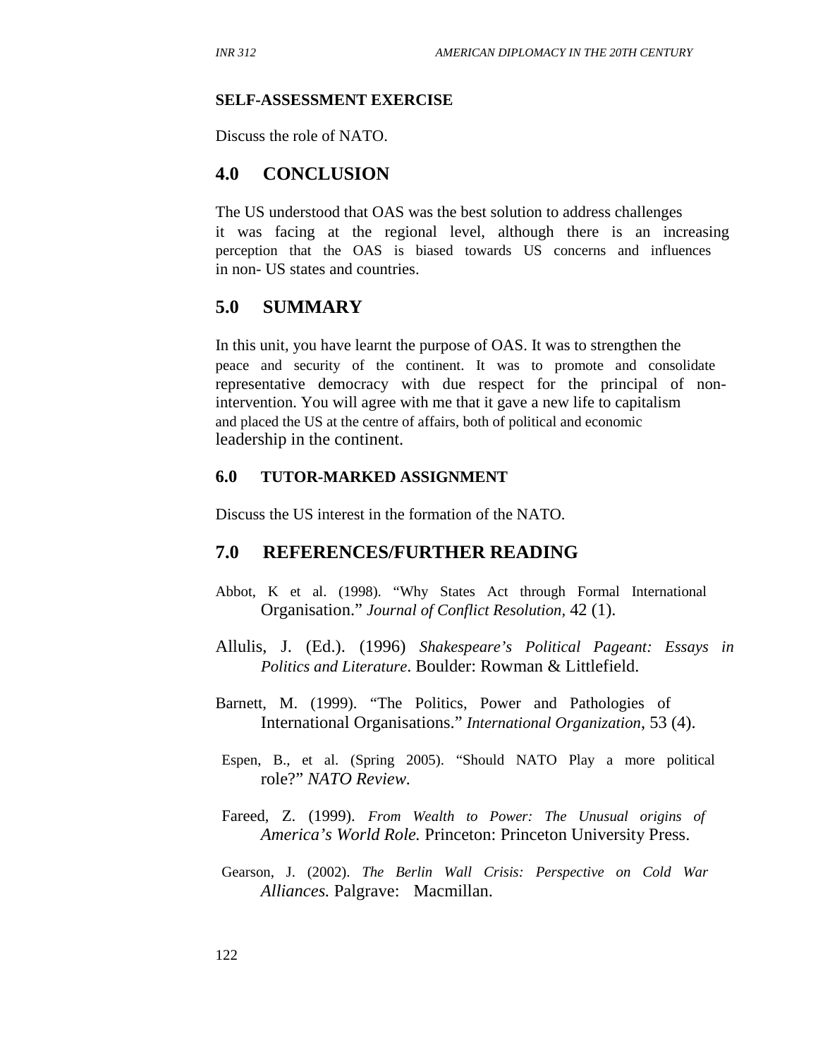**SELF-ASSESSMENT EXERCISE**

Discuss the role of NATO.

## 4.0 CONCLUSION

The US understood that OAS was the best solution to address challenges it was facing at the regional level, although there is an increasing perception that the OAS is biased towards US concerns and influences in non- US states and countries.

## 5.0 SUMMARY

In this unit, you have learnt the purpose of OAS. It was to strengthen the peace and security of the continent. It was to promote and consolidate representative democracy with due respect for the principal of non-intervention. You will agree with me that it gave a new life to capitalism and placed the US at the centre of affairs, both of political and economic leadership in the continent.

### 6.0 TUTOR-MARKED ASSIGNMENT

Discuss the US interest in the formation of the NATO.

## 7.0 REFERENCES/FURTHER READING

Abbot, K et al. (1998). "Why States Act through Formal International Organisation." *Journal of Conflict Resolution*, 42 (1).

Allulis, J. (Ed.). (1996) *Shakespeare's Political Pageant: Essays in Politics and Literature*. Boulder: Rowman & Littlefield.

Barnett, M. (1999). "The Politics, Power and Pathologies of International Organisations." *International Organization*, 53 (4).

Espen, B., et al. (Spring 2005). "Should NATO Play a more political role?" *NATO Review*.

Fareed, Z. (1999). *From Wealth to Power: The Unusual origins of America's World Role.* Princeton: Princeton University Press.

Gearson, J. (2002). *The Berlin Wall Crisis: Perspective on Cold War Alliances.* Palgrave: Macmillan.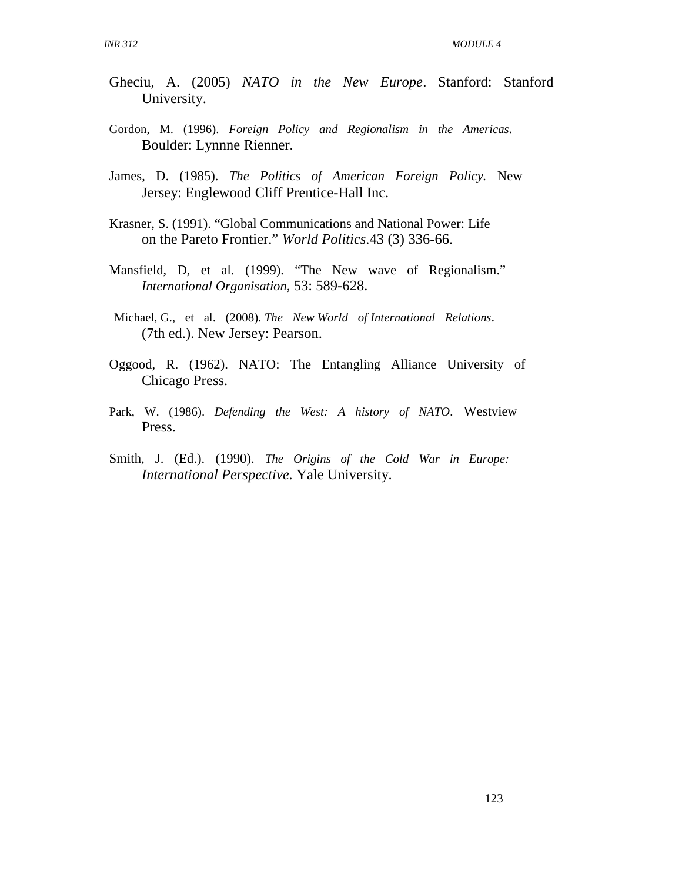Gheciu, A. (2005) *NATO in the New Europe*. Stanford: Stanford University.

Gordon, M. (1996). *Foreign Policy and Regionalism in the Americas*. Boulder: Lynnne Rienner.

James, D. (1985). *The Politics of American Foreign Policy.* New Jersey: Englewood Cliff Prentice-Hall Inc.

Krasner, S. (1991). "Global Communications and National Power: Life on the Pareto Frontier." *World Politics*.43 (3) 336-66.

Mansfield, D, et al. (1999). "The New wave of Regionalism." *International Organisation,* 53: 589-628.

Michael, G., et al. (2008). *The New World of International Relations*. (7th ed.). New Jersey: Pearson.

Oggood, R. (1962). NATO: The Entangling Alliance University of Chicago Press.

Park, W. (1986). *Defending the West: A history of NATO*. Westview Press.

Smith, J. (Ed.). (1990). *The Origins of the Cold War in Europe: International Perspective.* Yale University.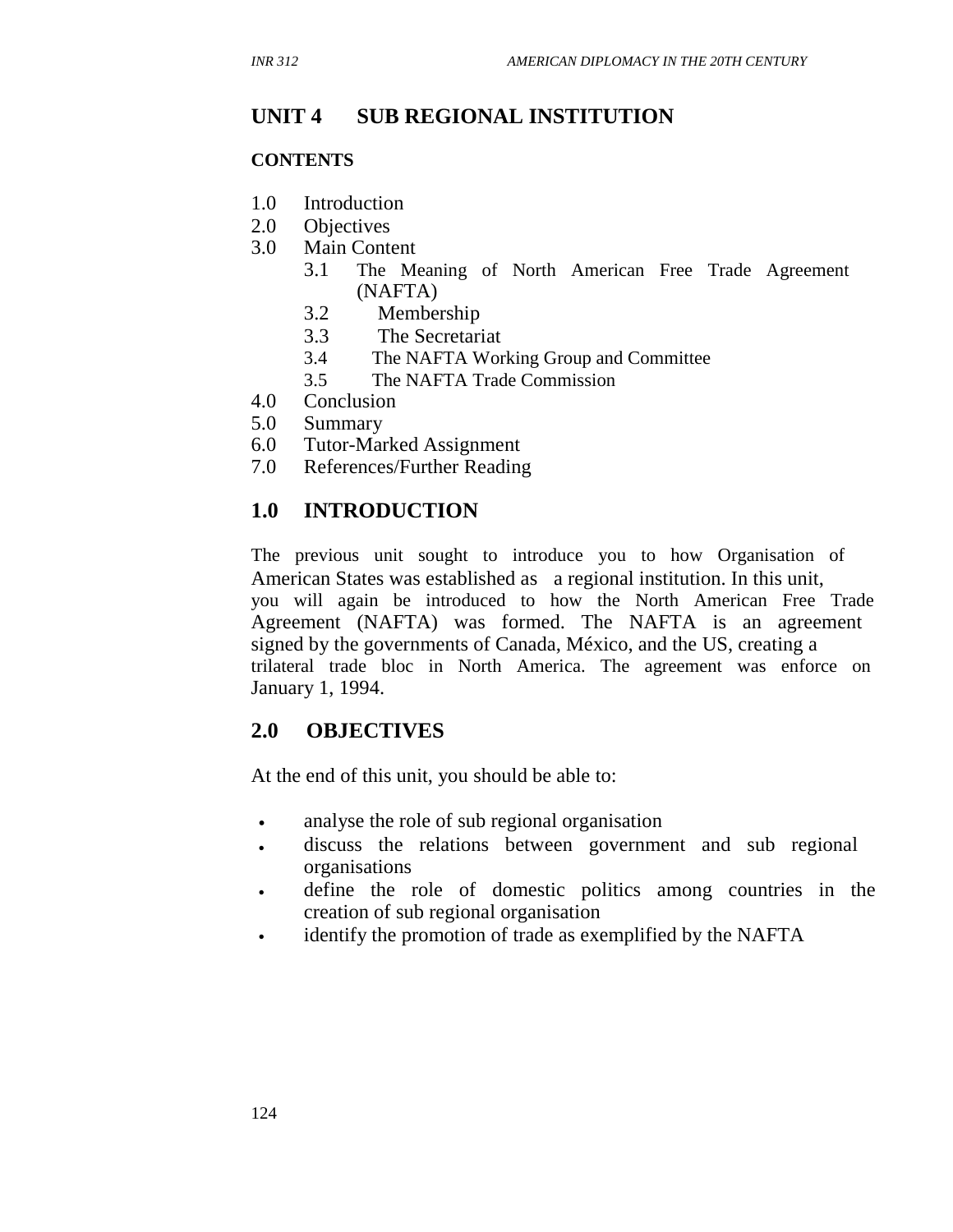# UNIT 4 SUB REGIONAL INSTITUTION

**CONTENTS**

1.0 Introduction
2.0 Objectives
3.0 Main Content
   3.1 The Meaning of North American Free Trade Agreement (NAFTA)
   3.2 Membership
   3.3 The Secretariat
   3.4 The NAFTA Working Group and Committee
   3.5 The NAFTA Trade Commission
4.0 Conclusion
5.0 Summary
6.0 Tutor-Marked Assignment
7.0 References/Further Reading

## 1.0 INTRODUCTION

The previous unit sought to introduce you to how Organisation of American States was established as a regional institution. In this unit, you will again be introduced to how the North American Free Trade Agreement (NAFTA) was formed. The NAFTA is an agreement signed by the governments of Canada, México, and the US, creating a trilateral trade bloc in North America. The agreement was enforce on January 1, 1994.

## 2.0 OBJECTIVES

At the end of this unit, you should be able to:

- analyse the role of sub regional organisation
- discuss the relations between government and sub regional organisations
- define the role of domestic politics among countries in the creation of sub regional organisation
- identify the promotion of trade as exemplified by the NAFTA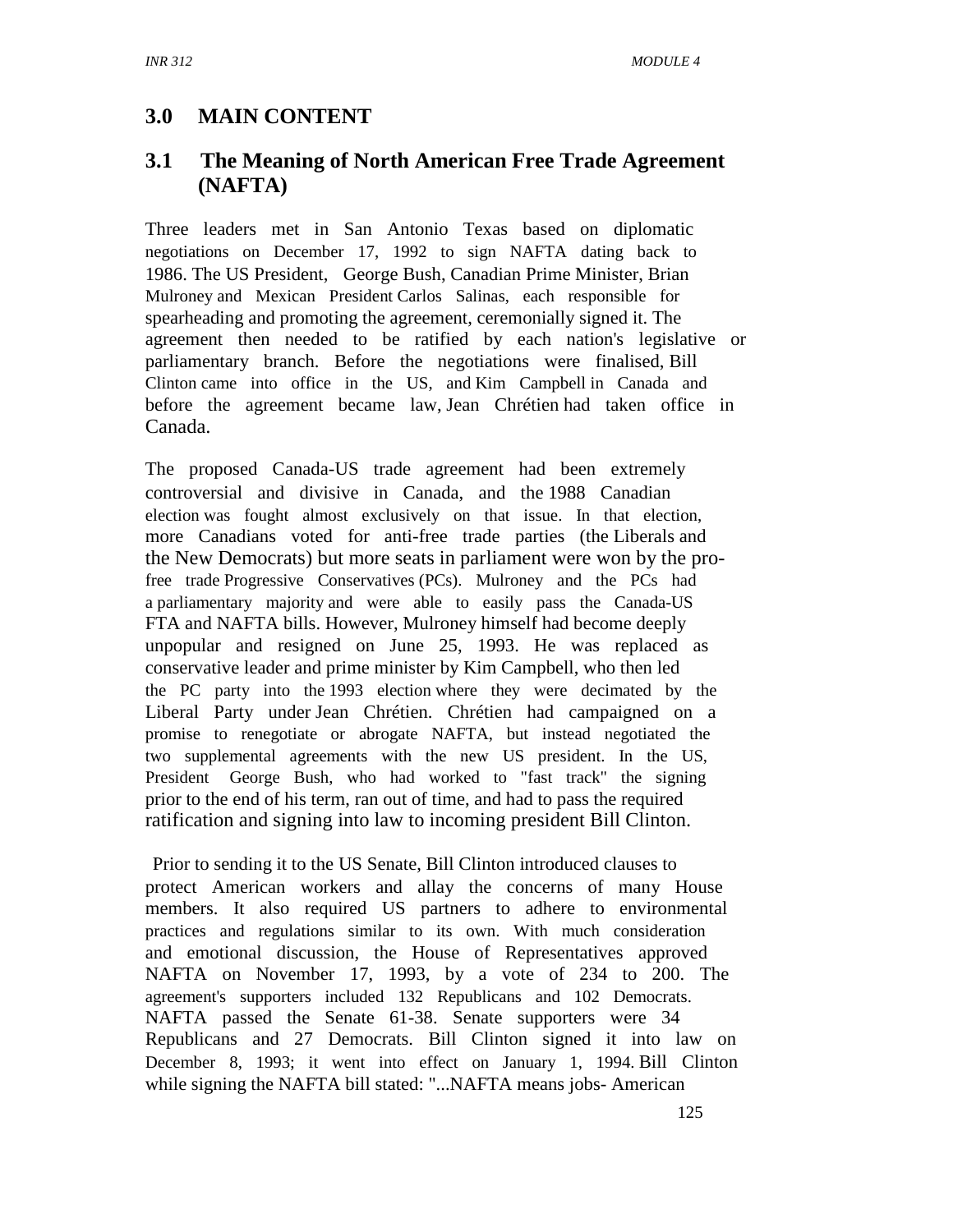## 3.0 MAIN CONTENT

### 3.1 The Meaning of North American Free Trade Agreement (NAFTA)

Three leaders met in San Antonio Texas based on diplomatic negotiations on December 17, 1992 to sign NAFTA dating back to 1986. The US President, George Bush, Canadian Prime Minister, Brian Mulroney and Mexican President Carlos Salinas, each responsible for spearheading and promoting the agreement, ceremonially signed it. The agreement then needed to be ratified by each nation's legislative or parliamentary branch. Before the negotiations were finalised, Bill Clinton came into office in the US, and Kim Campbell in Canada and before the agreement became law, Jean Chrétien had taken office in Canada.

The proposed Canada-US trade agreement had been extremely controversial and divisive in Canada, and the 1988 Canadian election was fought almost exclusively on that issue. In that election, more Canadians voted for anti-free trade parties (the Liberals and the New Democrats) but more seats in parliament were won by the pro-free trade Progressive Conservatives (PCs). Mulroney and the PCs had a parliamentary majority and were able to easily pass the Canada-US FTA and NAFTA bills. However, Mulroney himself had become deeply unpopular and resigned on June 25, 1993. He was replaced as conservative leader and prime minister by Kim Campbell, who then led the PC party into the 1993 election where they were decimated by the Liberal Party under Jean Chrétien. Chrétien had campaigned on a promise to renegotiate or abrogate NAFTA, but instead negotiated the two supplemental agreements with the new US president. In the US, President George Bush, who had worked to "fast track" the signing prior to the end of his term, ran out of time, and had to pass the required ratification and signing into law to incoming president Bill Clinton.

Prior to sending it to the US Senate, Bill Clinton introduced clauses to protect American workers and allay the concerns of many House members. It also required US partners to adhere to environmental practices and regulations similar to its own. With much consideration and emotional discussion, the House of Representatives approved NAFTA on November 17, 1993, by a vote of 234 to 200. The agreement's supporters included 132 Republicans and 102 Democrats. NAFTA passed the Senate 61-38. Senate supporters were 34 Republicans and 27 Democrats. Bill Clinton signed it into law on December 8, 1993; it went into effect on January 1, 1994. Bill Clinton while signing the NAFTA bill stated: "...NAFTA means jobs- American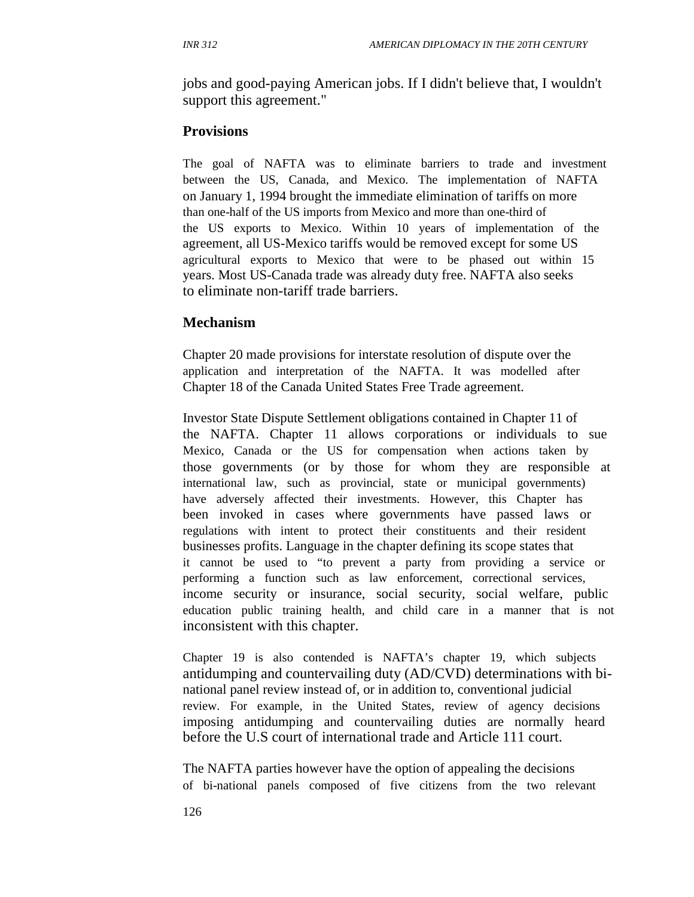jobs and good-paying American jobs. If I didn't believe that, I wouldn't support this agreement."

### Provisions

The goal of NAFTA was to eliminate barriers to trade and investment between the US, Canada, and Mexico. The implementation of NAFTA on January 1, 1994 brought the immediate elimination of tariffs on more than one-half of the US imports from Mexico and more than one-third of the US exports to Mexico. Within 10 years of implementation of the agreement, all US-Mexico tariffs would be removed except for some US agricultural exports to Mexico that were to be phased out within 15 years. Most US-Canada trade was already duty free. NAFTA also seeks to eliminate non-tariff trade barriers.

### Mechanism

Chapter 20 made provisions for interstate resolution of dispute over the application and interpretation of the NAFTA. It was modelled after Chapter 18 of the Canada United States Free Trade agreement.

Investor State Dispute Settlement obligations contained in Chapter 11 of the NAFTA. Chapter 11 allows corporations or individuals to sue Mexico, Canada or the US for compensation when actions taken by those governments (or by those for whom they are responsible at international law, such as provincial, state or municipal governments) have adversely affected their investments. However, this Chapter has been invoked in cases where governments have passed laws or regulations with intent to protect their constituents and their resident businesses profits. Language in the chapter defining its scope states that it cannot be used to "to prevent a party from providing a service or performing a function such as law enforcement, correctional services, income security or insurance, social security, social welfare, public education public training health, and child care in a manner that is not inconsistent with this chapter.

Chapter 19 is also contended is NAFTA's chapter 19, which subjects antidumping and countervailing duty (AD/CVD) determinations with bi-national panel review instead of, or in addition to, conventional judicial review. For example, in the United States, review of agency decisions imposing antidumping and countervailing duties are normally heard before the U.S court of international trade and Article 111 court.

The NAFTA parties however have the option of appealing the decisions of bi-national panels composed of five citizens from the two relevant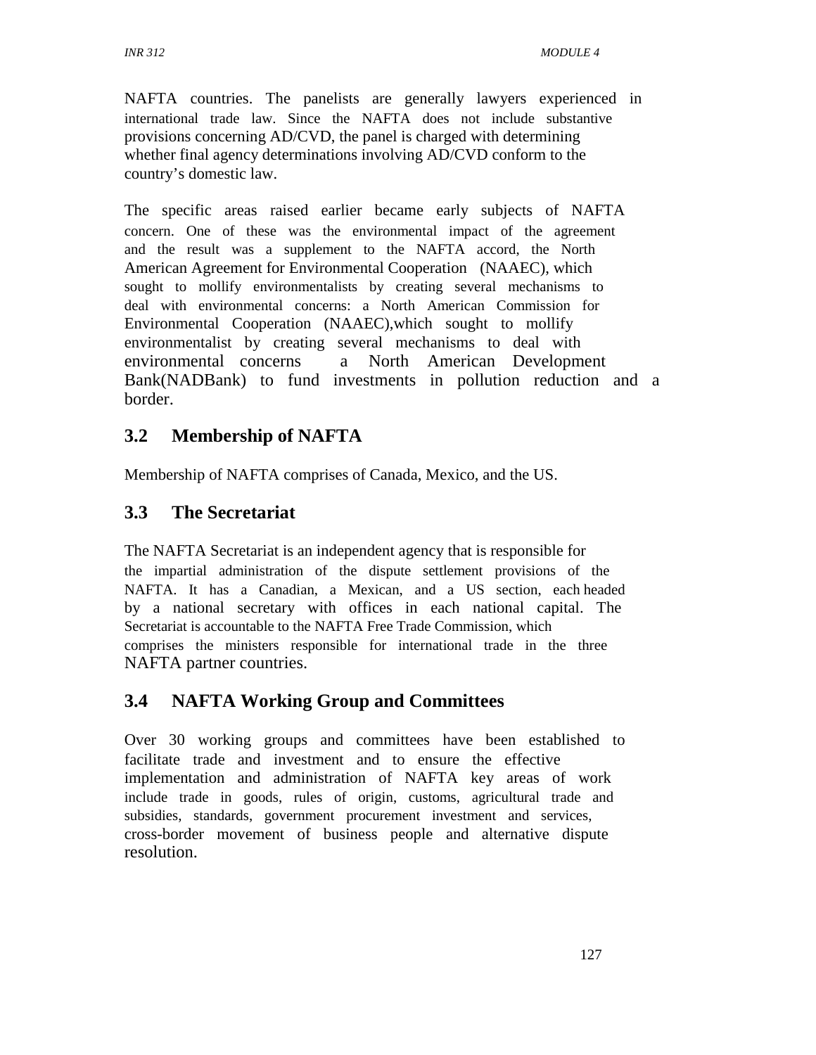NAFTA countries. The panelists are generally lawyers experienced in international trade law. Since the NAFTA does not include substantive provisions concerning AD/CVD, the panel is charged with determining whether final agency determinations involving AD/CVD conform to the country's domestic law.

The specific areas raised earlier became early subjects of NAFTA concern. One of these was the environmental impact of the agreement and the result was a supplement to the NAFTA accord, the North American Agreement for Environmental Cooperation (NAAEC), which sought to mollify environmentalists by creating several mechanisms to deal with environmental concerns: a North American Commission for Environmental Cooperation (NAAEC),which sought to mollify environmentalist by creating several mechanisms to deal with environmental concerns a North American Development Bank(NADBank) to fund investments in pollution reduction and a border.

## 3.2 Membership of NAFTA

Membership of NAFTA comprises of Canada, Mexico, and the US.

## 3.3 The Secretariat

The NAFTA Secretariat is an independent agency that is responsible for the impartial administration of the dispute settlement provisions of the NAFTA. It has a Canadian, a Mexican, and a US section, each headed by a national secretary with offices in each national capital. The Secretariat is accountable to the NAFTA Free Trade Commission, which comprises the ministers responsible for international trade in the three NAFTA partner countries.

## 3.4 NAFTA Working Group and Committees

Over 30 working groups and committees have been established to facilitate trade and investment and to ensure the effective implementation and administration of NAFTA key areas of work include trade in goods, rules of origin, customs, agricultural trade and subsidies, standards, government procurement investment and services, cross-border movement of business people and alternative dispute resolution.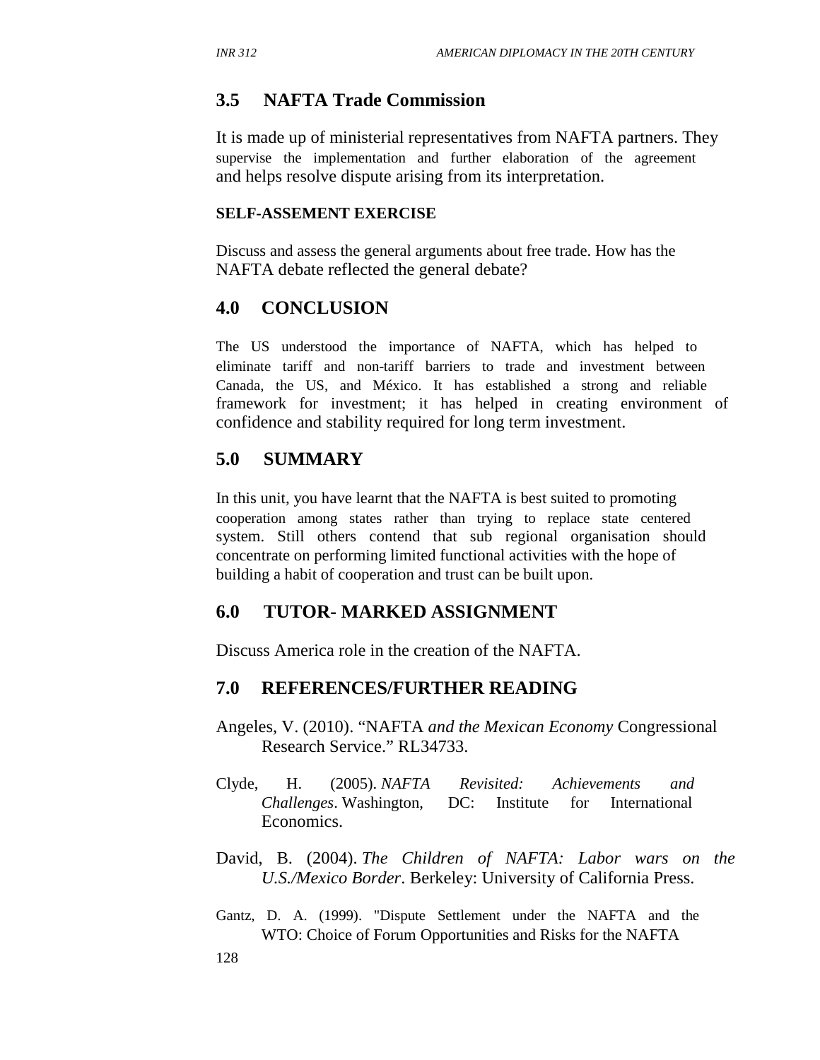## 3.5 NAFTA Trade Commission

It is made up of ministerial representatives from NAFTA partners. They supervise the implementation and further elaboration of the agreement and helps resolve dispute arising from its interpretation.

**SELF-ASSEMENT EXERCISE**

Discuss and assess the general arguments about free trade. How has the NAFTA debate reflected the general debate?

## 4.0 CONCLUSION

The US understood the importance of NAFTA, which has helped to eliminate tariff and non-tariff barriers to trade and investment between Canada, the US, and México. It has established a strong and reliable framework for investment; it has helped in creating environment of confidence and stability required for long term investment.

## 5.0 SUMMARY

In this unit, you have learnt that the NAFTA is best suited to promoting cooperation among states rather than trying to replace state centered system. Still others contend that sub regional organisation should concentrate on performing limited functional activities with the hope of building a habit of cooperation and trust can be built upon.

## 6.0 TUTOR- MARKED ASSIGNMENT

Discuss America role in the creation of the NAFTA.

## 7.0 REFERENCES/FURTHER READING

Angeles, V. (2010). "NAFTA *and the Mexican Economy* Congressional Research Service." RL34733.

Clyde, H. (2005). *NAFTA Revisited: Achievements and Challenges*. Washington, DC: Institute for International Economics.

David, B. (2004). *The Children of NAFTA: Labor wars on the U.S./Mexico Border*. Berkeley: University of California Press.

Gantz, D. A. (1999). "Dispute Settlement under the NAFTA and the WTO: Choice of Forum Opportunities and Risks for the NAFTA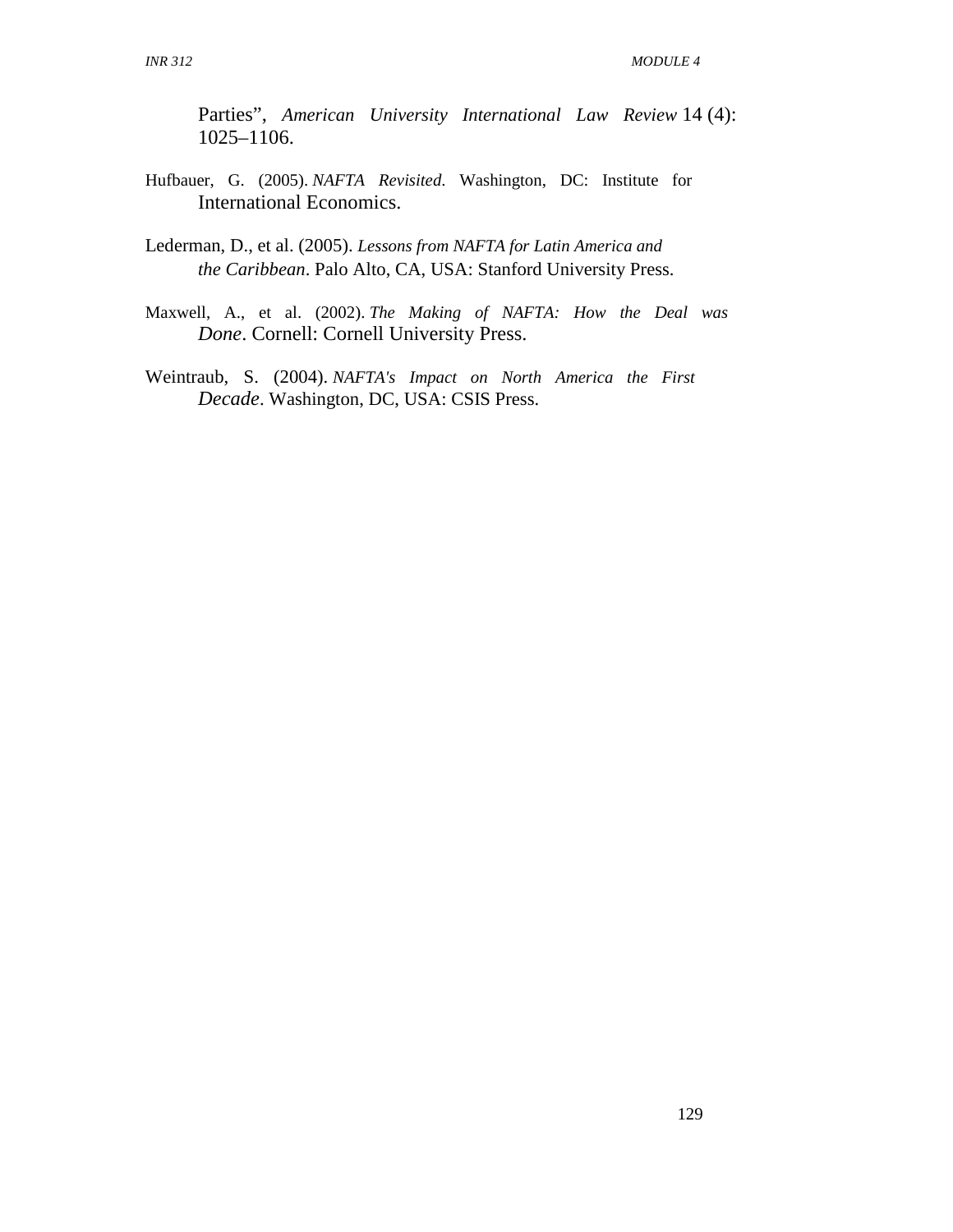Parties", *American University International Law Review* 14 (4): 1025–1106.

Hufbauer, G. (2005). *NAFTA Revisited*. Washington, DC: Institute for International Economics.

Lederman, D., et al. (2005). *Lessons from NAFTA for Latin America and the Caribbean*. Palo Alto, CA, USA: Stanford University Press.

Maxwell, A., et al. (2002). *The Making of NAFTA: How the Deal was Done*. Cornell: Cornell University Press.

Weintraub, S. (2004). *NAFTA's Impact on North America the First Decade*. Washington, DC, USA: CSIS Press.